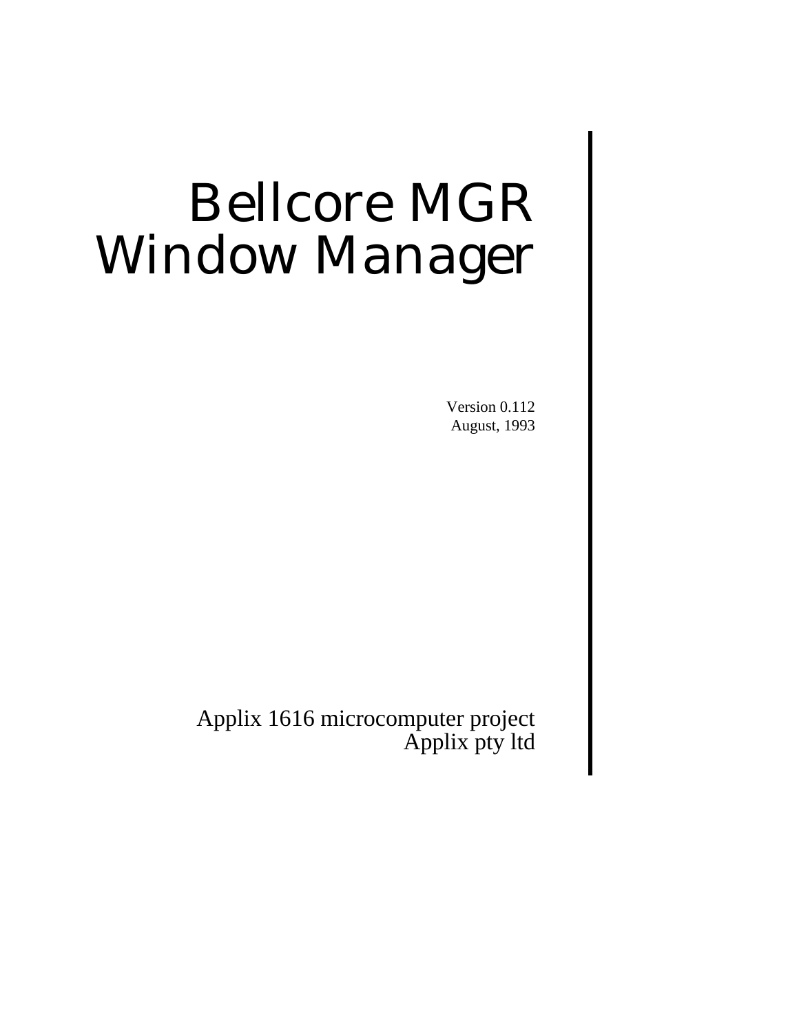# Bellcore MGR Window Manager

Version 0.112
August, 1993

Applix 1616 microcomputer project
Applix pty ltd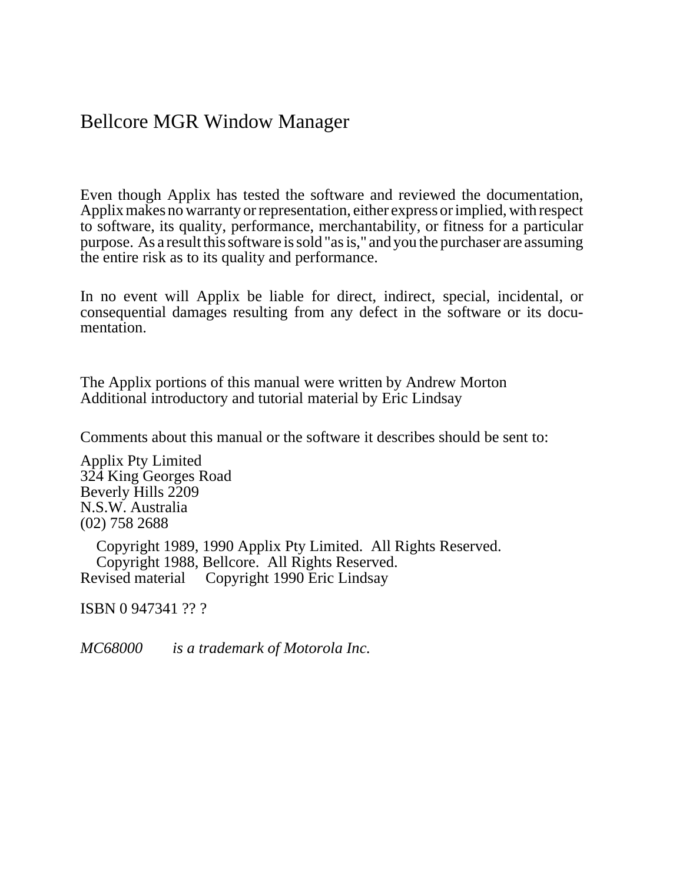# Bellcore MGR Window Manager

Even though Applix has tested the software and reviewed the documentation, Applix makes no warranty or representation, either express or implied, with respect to software, its quality, performance, merchantability, or fitness for a particular purpose. As a result this software is sold "as is," and you the purchaser are assuming the entire risk as to its quality and performance.

In no event will Applix be liable for direct, indirect, special, incidental, or consequential damages resulting from any defect in the software or its documentation.

The Applix portions of this manual were written by Andrew Morton
Additional introductory and tutorial material by Eric Lindsay

Comments about this manual or the software it describes should be sent to:

Applix Pty Limited
324 King Georges Road
Beverly Hills 2209
N.S.W. Australia
(02) 758 2688

Copyright 1989, 1990 Applix Pty Limited. All Rights Reserved.
Copyright 1988, Bellcore. All Rights Reserved.
Revised material Copyright 1990 Eric Lindsay

ISBN 0 947341 ?? ?

*MC68000 is a trademark of Motorola Inc.*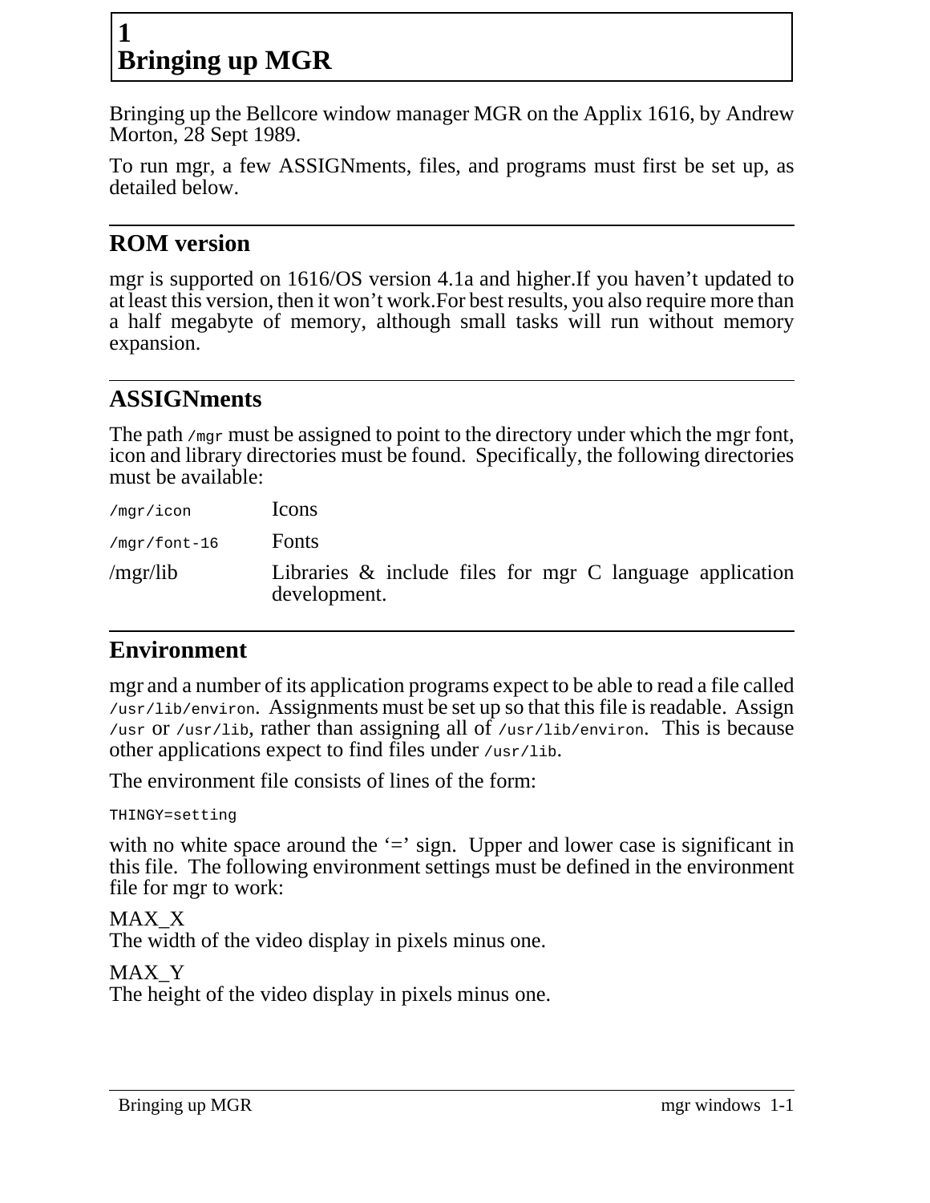# 1 Bringing up MGR

Bringing up the Bellcore window manager MGR on the Applix 1616, by Andrew Morton, 28 Sept 1989.

To run mgr, a few ASSIGNments, files, and programs must first be set up, as detailed below.

## ROM version

mgr is supported on 1616/OS version 4.1a and higher.If you haven't updated to at least this version, then it won't work.For best results, you also require more than a half megabyte of memory, although small tasks will run without memory expansion.

## ASSIGNments

The path `/mgr` must be assigned to point to the directory under which the mgr font, icon and library directories must be found. Specifically, the following directories must be available:

| | |
|---|---|
| `/mgr/icon` | Icons |
| `/mgr/font-16` | Fonts |
| /mgr/lib | Libraries & include files for mgr C language application development. |

## Environment

mgr and a number of its application programs expect to be able to read a file called `/usr/lib/environ`. Assignments must be set up so that this file is readable. Assign `/usr` or `/usr/lib`, rather than assigning all of `/usr/lib/environ`. This is because other applications expect to find files under `/usr/lib`.

The environment file consists of lines of the form:

```
THINGY=setting
```

with no white space around the '=' sign. Upper and lower case is significant in this file. The following environment settings must be defined in the environment file for mgr to work:

MAX_X
The width of the video display in pixels minus one.

MAX_Y
The height of the video display in pixels minus one.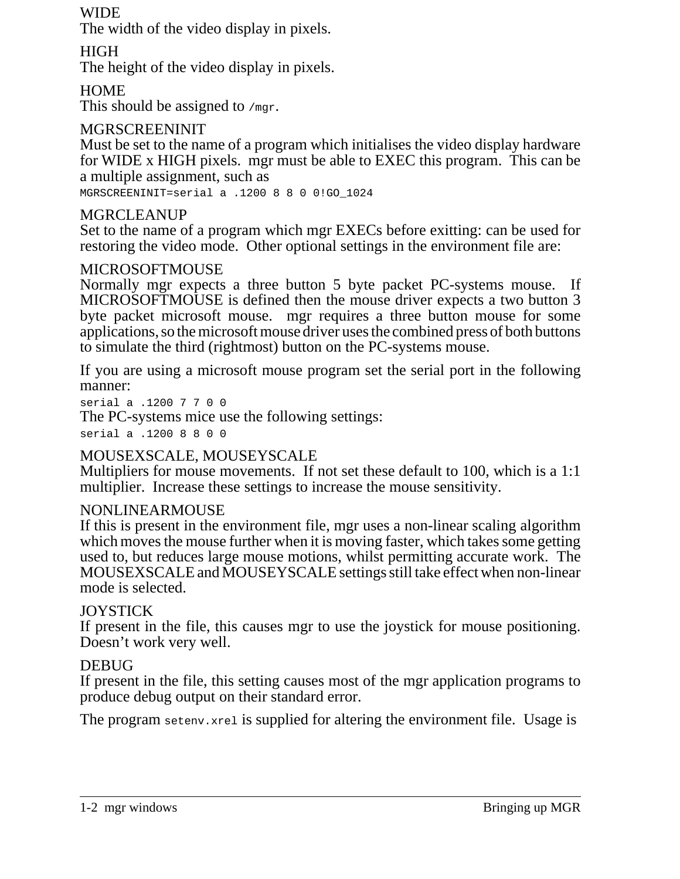WIDE
The width of the video display in pixels.

HIGH
The height of the video display in pixels.

HOME
This should be assigned to `/mgr`.

MGRSCREENINIT
Must be set to the name of a program which initialises the video display hardware for WIDE x HIGH pixels. mgr must be able to EXEC this program. This can be a multiple assignment, such as

```
MGRSCREENINIT=serial a .1200 8 8 0 0!GO_1024
```

MGRCLEANUP
Set to the name of a program which mgr EXECs before exitting: can be used for restoring the video mode. Other optional settings in the environment file are:

MICROSOFTMOUSE
Normally mgr expects a three button 5 byte packet PC-systems mouse. If MICROSOFTMOUSE is defined then the mouse driver expects a two button 3 byte packet microsoft mouse. mgr requires a three button mouse for some applications, so the microsoft mouse driver uses the combined press of both buttons to simulate the third (rightmost) button on the PC-systems mouse.

If you are using a microsoft mouse program set the serial port in the following manner:

```
serial a .1200 7 7 0 0
```

The PC-systems mice use the following settings:

```
serial a .1200 8 8 0 0
```

MOUSEXSCALE, MOUSEYSCALE
Multipliers for mouse movements. If not set these default to 100, which is a 1:1 multiplier. Increase these settings to increase the mouse sensitivity.

NONLINEARMOUSE
If this is present in the environment file, mgr uses a non-linear scaling algorithm which moves the mouse further when it is moving faster, which takes some getting used to, but reduces large mouse motions, whilst permitting accurate work. The MOUSEXSCALE and MOUSEYSCALE settings still take effect when non-linear mode is selected.

JOYSTICK
If present in the file, this causes mgr to use the joystick for mouse positioning. Doesn't work very well.

DEBUG
If present in the file, this setting causes most of the mgr application programs to produce debug output on their standard error.

The program `setenv.xrel` is supplied for altering the environment file. Usage is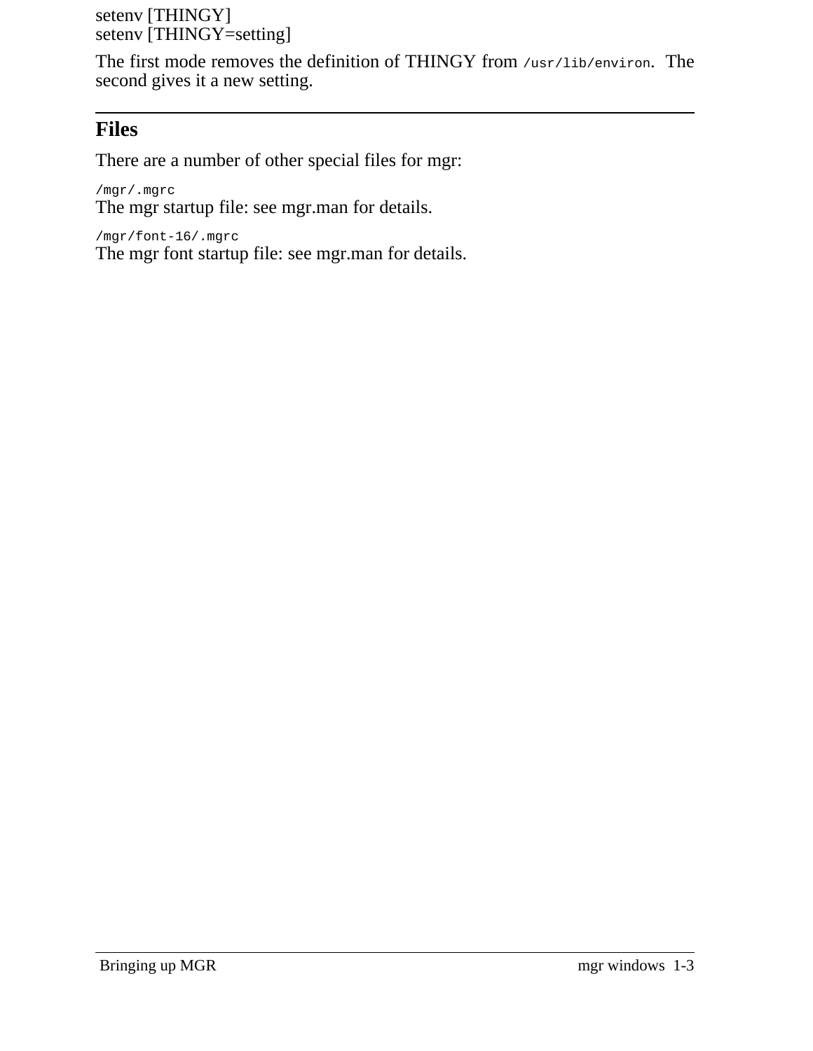setenv [THINGY]
setenv [THINGY=setting]

The first mode removes the definition of THINGY from `/usr/lib/environ`. The second gives it a new setting.

## Files

There are a number of other special files for mgr:

`/mgr/.mgrc`
The mgr startup file: see mgr.man for details.

`/mgr/font-16/.mgrc`
The mgr font startup file: see mgr.man for details.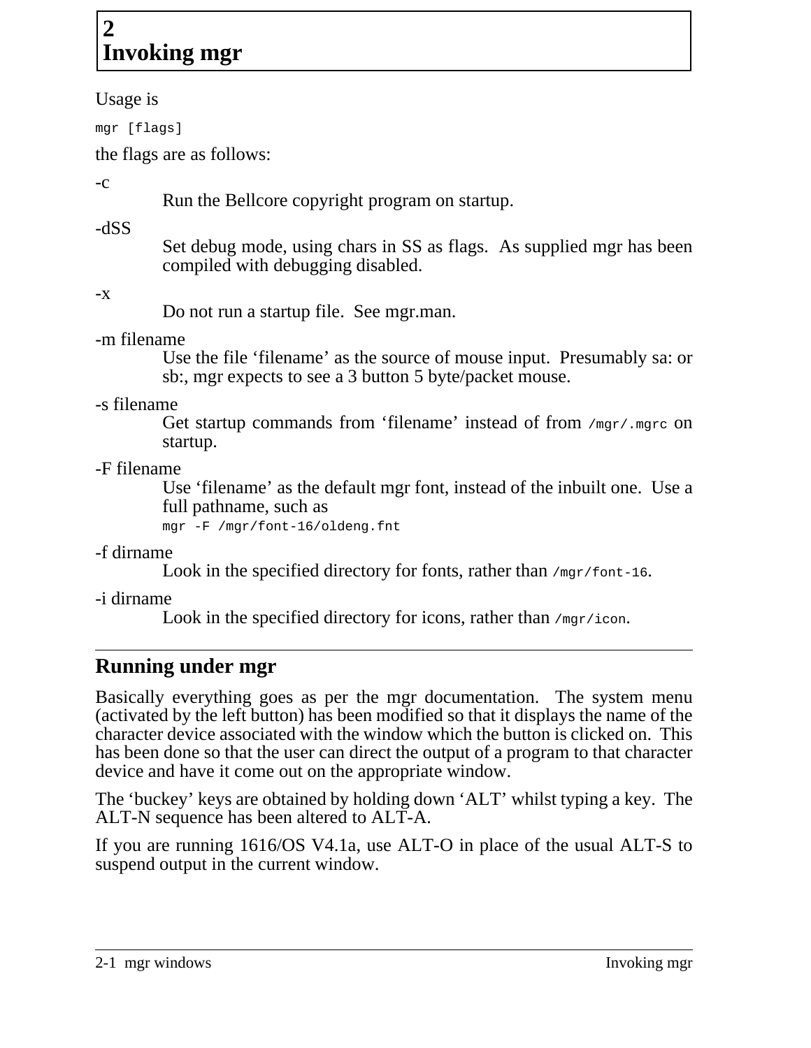# 2 Invoking mgr

Usage is

```
mgr [flags]
```

the flags are as follows:

-c
: Run the Bellcore copyright program on startup.

-dSS
: Set debug mode, using chars in SS as flags. As supplied mgr has been compiled with debugging disabled.

-x
: Do not run a startup file. See mgr.man.

-m filename
: Use the file ‘filename’ as the source of mouse input. Presumably sa: or sb:, mgr expects to see a 3 button 5 byte/packet mouse.

-s filename
: Get startup commands from ‘filename’ instead of from `/mgr/.mgrc` on startup.

-F filename
: Use ‘filename’ as the default mgr font, instead of the inbuilt one. Use a full pathname, such as

```
mgr -F /mgr/font-16/oldeng.fnt
```

-f dirname
: Look in the specified directory for fonts, rather than `/mgr/font-16`.

-i dirname
: Look in the specified directory for icons, rather than `/mgr/icon`.

## Running under mgr

Basically everything goes as per the mgr documentation. The system menu (activated by the left button) has been modified so that it displays the name of the character device associated with the window which the button is clicked on. This has been done so that the user can direct the output of a program to that character device and have it come out on the appropriate window.

The ‘buckey’ keys are obtained by holding down ‘ALT’ whilst typing a key. The ALT-N sequence has been altered to ALT-A.

If you are running 1616/OS V4.1a, use ALT-O in place of the usual ALT-S to suspend output in the current window.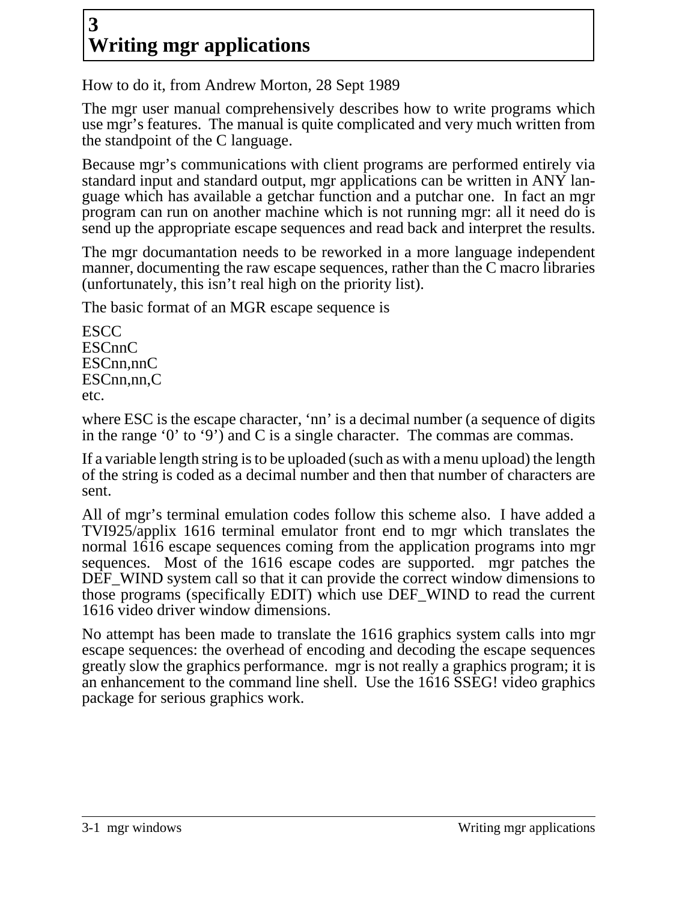# 3 Writing mgr applications

How to do it, from Andrew Morton, 28 Sept 1989

The mgr user manual comprehensively describes how to write programs which use mgr's features. The manual is quite complicated and very much written from the standpoint of the C language.

Because mgr's communications with client programs are performed entirely via standard input and standard output, mgr applications can be written in ANY language which has available a getchar function and a putchar one. In fact an mgr program can run on another machine which is not running mgr: all it need do is send up the appropriate escape sequences and read back and interpret the results.

The mgr documantation needs to be reworked in a more language independent manner, documenting the raw escape sequences, rather than the C macro libraries (unfortunately, this isn't real high on the priority list).

The basic format of an MGR escape sequence is

ESCC  
ESCnnC  
ESCnn,nnC  
ESCnn,nn,C  
etc.

where ESC is the escape character, 'nn' is a decimal number (a sequence of digits in the range '0' to '9') and C is a single character. The commas are commas.

If a variable length string is to be uploaded (such as with a menu upload) the length of the string is coded as a decimal number and then that number of characters are sent.

All of mgr's terminal emulation codes follow this scheme also. I have added a TVI925/applix 1616 terminal emulator front end to mgr which translates the normal 1616 escape sequences coming from the application programs into mgr sequences. Most of the 1616 escape codes are supported. mgr patches the DEF_WIND system call so that it can provide the correct window dimensions to those programs (specifically EDIT) which use DEF_WIND to read the current 1616 video driver window dimensions.

No attempt has been made to translate the 1616 graphics system calls into mgr escape sequences: the overhead of encoding and decoding the escape sequences greatly slow the graphics performance. mgr is not really a graphics program; it is an enhancement to the command line shell. Use the 1616 SSEG! video graphics package for serious graphics work.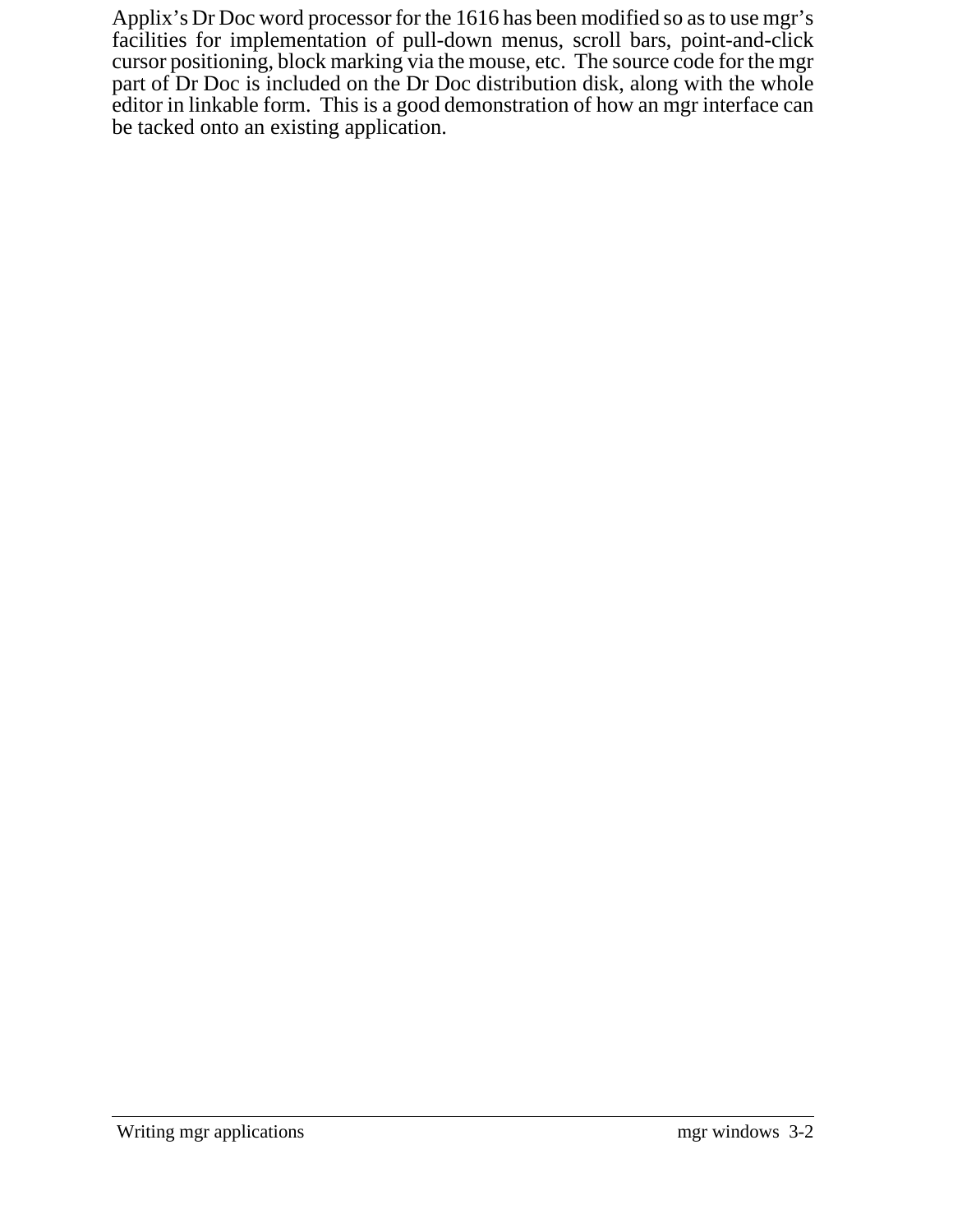Applix's Dr Doc word processor for the 1616 has been modified so as to use mgr's facilities for implementation of pull-down menus, scroll bars, point-and-click cursor positioning, block marking via the mouse, etc. The source code for the mgr part of Dr Doc is included on the Dr Doc distribution disk, along with the whole editor in linkable form. This is a good demonstration of how an mgr interface can be tacked onto an existing application.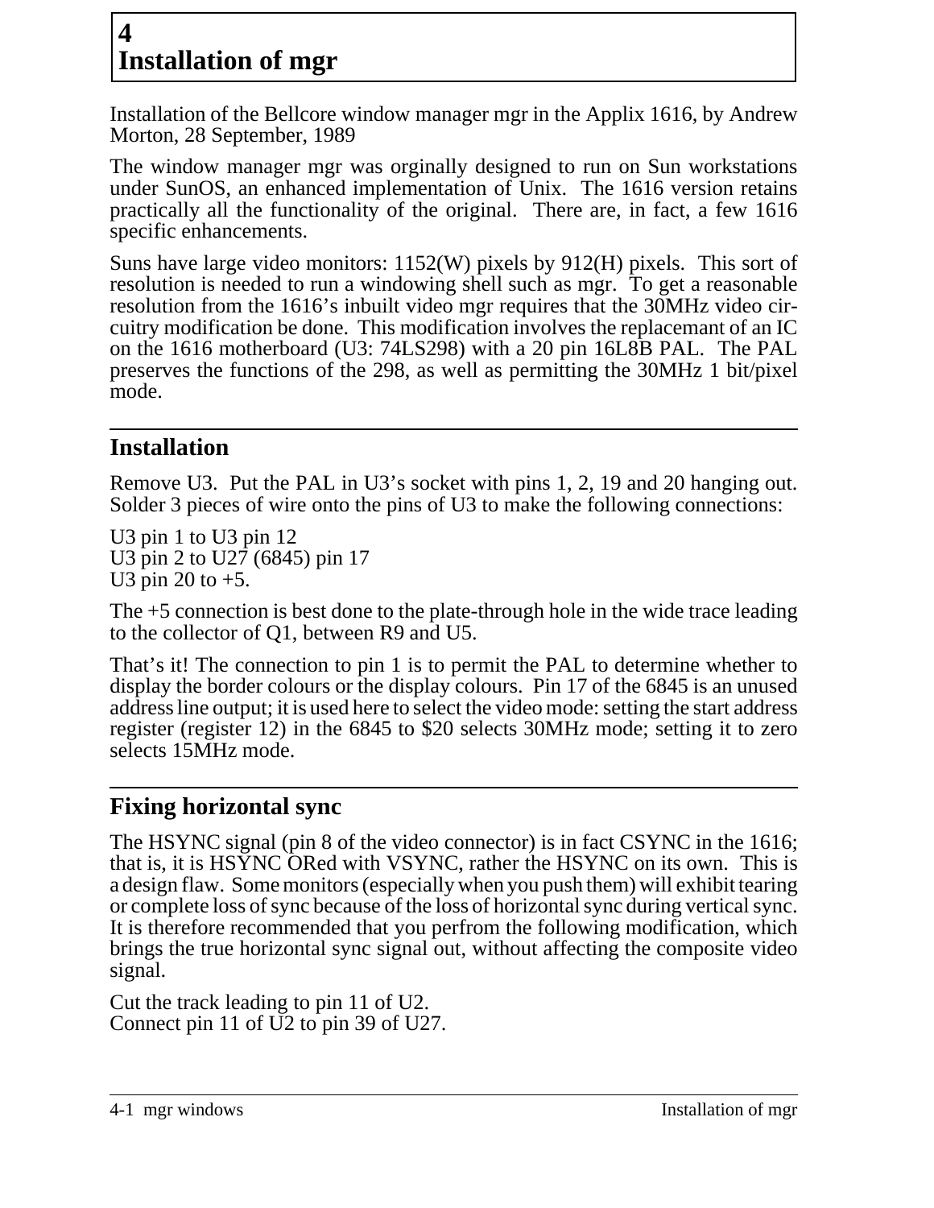# 4 Installation of mgr

Installation of the Bellcore window manager mgr in the Applix 1616, by Andrew Morton, 28 September, 1989

The window manager mgr was orginally designed to run on Sun workstations under SunOS, an enhanced implementation of Unix. The 1616 version retains practically all the functionality of the original. There are, in fact, a few 1616 specific enhancements.

Suns have large video monitors: 1152(W) pixels by 912(H) pixels. This sort of resolution is needed to run a windowing shell such as mgr. To get a reasonable resolution from the 1616's inbuilt video mgr requires that the 30MHz video circuitry modification be done. This modification involves the replacemant of an IC on the 1616 motherboard (U3: 74LS298) with a 20 pin 16L8B PAL. The PAL preserves the functions of the 298, as well as permitting the 30MHz 1 bit/pixel mode.

## Installation

Remove U3. Put the PAL in U3's socket with pins 1, 2, 19 and 20 hanging out. Solder 3 pieces of wire onto the pins of U3 to make the following connections:

U3 pin 1 to U3 pin 12
U3 pin 2 to U27 (6845) pin 17
U3 pin 20 to +5.

The +5 connection is best done to the plate-through hole in the wide trace leading to the collector of Q1, between R9 and U5.

That's it! The connection to pin 1 is to permit the PAL to determine whether to display the border colours or the display colours. Pin 17 of the 6845 is an unused address line output; it is used here to select the video mode: setting the start address register (register 12) in the 6845 to $20 selects 30MHz mode; setting it to zero selects 15MHz mode.

## Fixing horizontal sync

The HSYNC signal (pin 8 of the video connector) is in fact CSYNC in the 1616; that is, it is HSYNC ORed with VSYNC, rather the HSYNC on its own. This is a design flaw. Some monitors (especially when you push them) will exhibit tearing or complete loss of sync because of the loss of horizontal sync during vertical sync. It is therefore recommended that you perfrom the following modification, which brings the true horizontal sync signal out, without affecting the composite video signal.

Cut the track leading to pin 11 of U2.
Connect pin 11 of U2 to pin 39 of U27.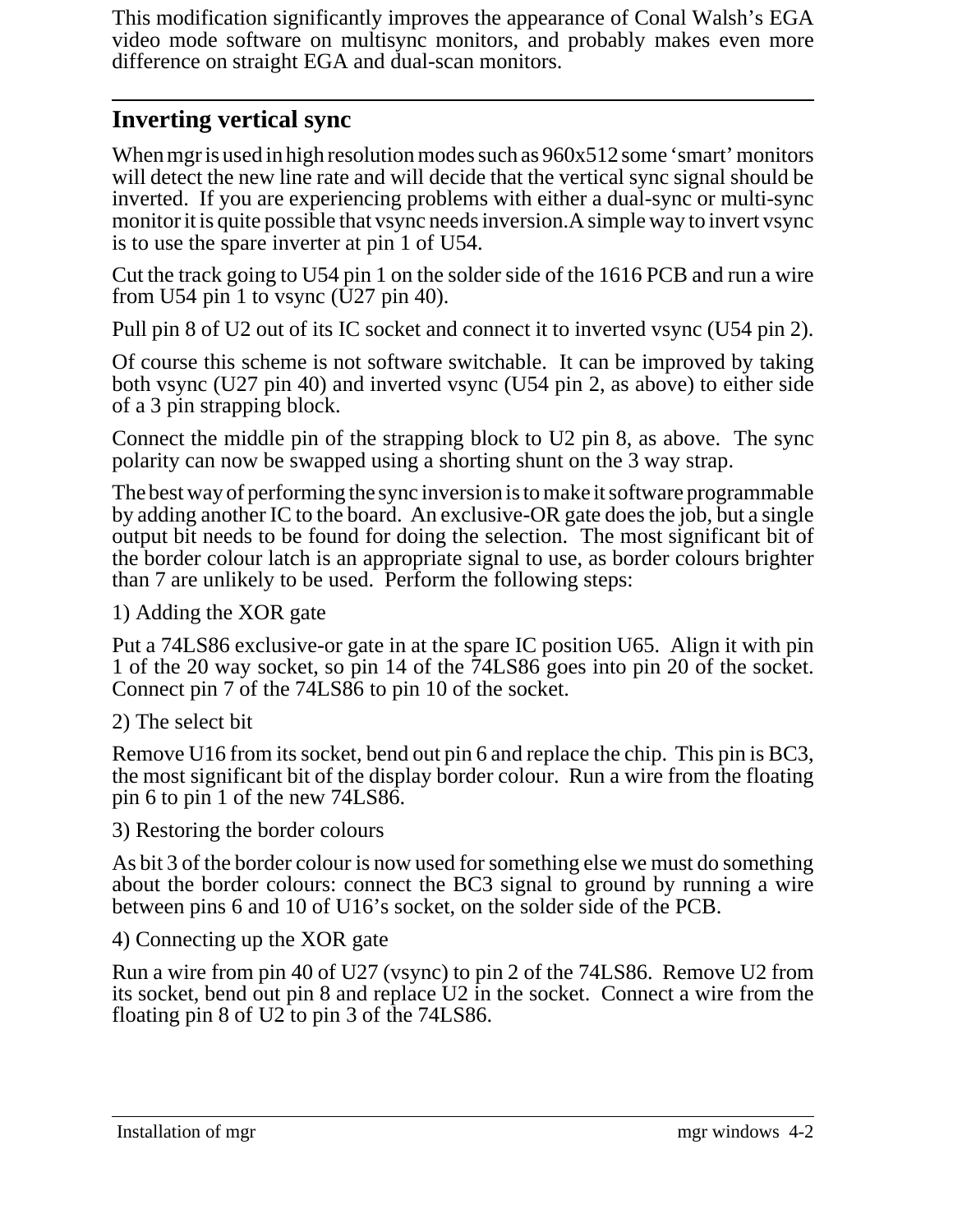This modification significantly improves the appearance of Conal Walsh's EGA video mode software on multisync monitors, and probably makes even more difference on straight EGA and dual-scan monitors.

---

## Inverting vertical sync

When mgr is used in high resolution modes such as 960x512 some 'smart' monitors will detect the new line rate and will decide that the vertical sync signal should be inverted. If you are experiencing problems with either a dual-sync or multi-sync monitor it is quite possible that vsync needs inversion.A simple way to invert vsync is to use the spare inverter at pin 1 of U54.

Cut the track going to U54 pin 1 on the solder side of the 1616 PCB and run a wire from U54 pin 1 to vsync (U27 pin 40).

Pull pin 8 of U2 out of its IC socket and connect it to inverted vsync (U54 pin 2).

Of course this scheme is not software switchable. It can be improved by taking both vsync (U27 pin 40) and inverted vsync (U54 pin 2, as above) to either side of a 3 pin strapping block.

Connect the middle pin of the strapping block to U2 pin 8, as above. The sync polarity can now be swapped using a shorting shunt on the 3 way strap.

The best way of performing the sync inversion is to make it software programmable by adding another IC to the board. An exclusive-OR gate does the job, but a single output bit needs to be found for doing the selection. The most significant bit of the border colour latch is an appropriate signal to use, as border colours brighter than 7 are unlikely to be used. Perform the following steps:

1) Adding the XOR gate

Put a 74LS86 exclusive-or gate in at the spare IC position U65. Align it with pin 1 of the 20 way socket, so pin 14 of the 74LS86 goes into pin 20 of the socket. Connect pin 7 of the 74LS86 to pin 10 of the socket.

2) The select bit

Remove U16 from its socket, bend out pin 6 and replace the chip. This pin is BC3, the most significant bit of the display border colour. Run a wire from the floating pin 6 to pin 1 of the new 74LS86.

3) Restoring the border colours

As bit 3 of the border colour is now used for something else we must do something about the border colours: connect the BC3 signal to ground by running a wire between pins 6 and 10 of U16's socket, on the solder side of the PCB.

4) Connecting up the XOR gate

Run a wire from pin 40 of U27 (vsync) to pin 2 of the 74LS86. Remove U2 from its socket, bend out pin 8 and replace U2 in the socket. Connect a wire from the floating pin 8 of U2 to pin 3 of the 74LS86.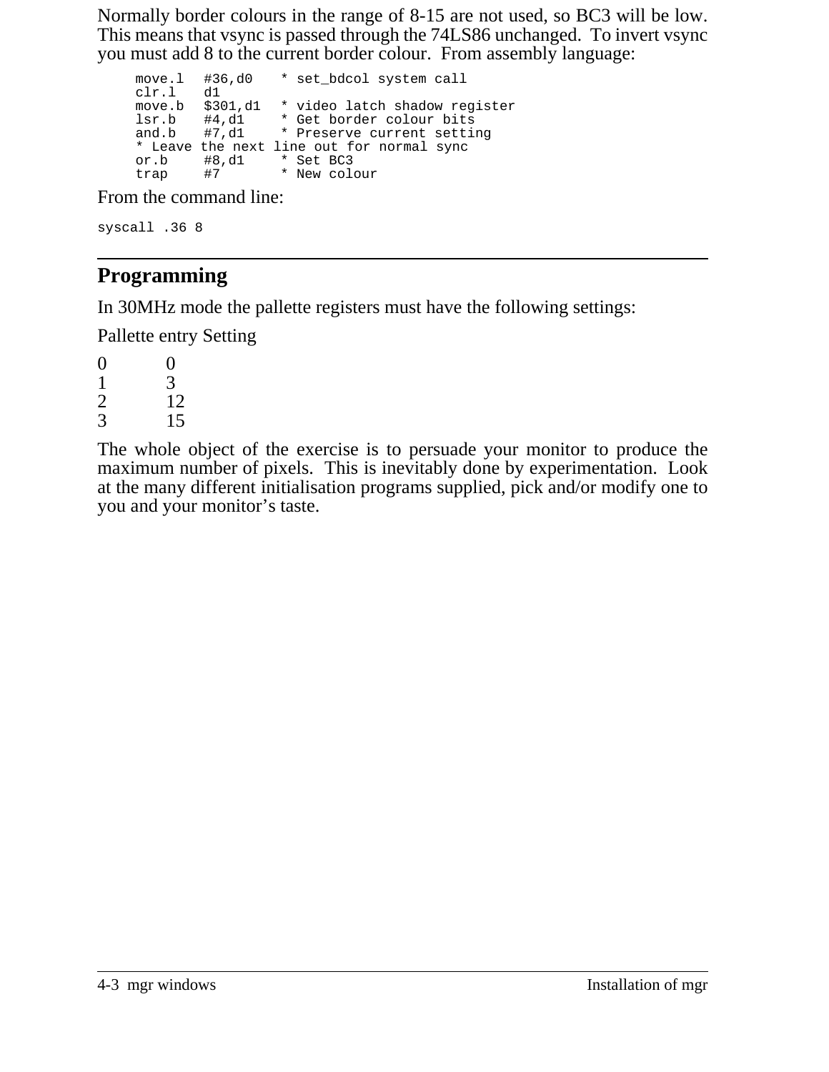Normally border colours in the range of 8-15 are not used, so BC3 will be low. This means that vsync is passed through the 74LS86 unchanged. To invert vsync you must add 8 to the current border colour. From assembly language:

```
move.l  #36,d0    * set_bdcol system call
clr.l   d1
move.b  $301,d1   * video latch shadow register
lsr.b   #4,d1     * Get border colour bits
and.b   #7,d1     * Preserve current setting
* Leave the next line out for normal sync
or.b    #8,d1     * Set BC3
trap    #7        * New colour
```

From the command line:

```
syscall .36 8
```

---

## Programming

In 30MHz mode the pallette registers must have the following settings:

| Pallette entry | Setting |
|---|---|
| 0 | 0 |
| 1 | 3 |
| 2 | 12 |
| 3 | 15 |

The whole object of the exercise is to persuade your monitor to produce the maximum number of pixels. This is inevitably done by experimentation. Look at the many different initialisation programs supplied, pick and/or modify one to you and your monitor's taste.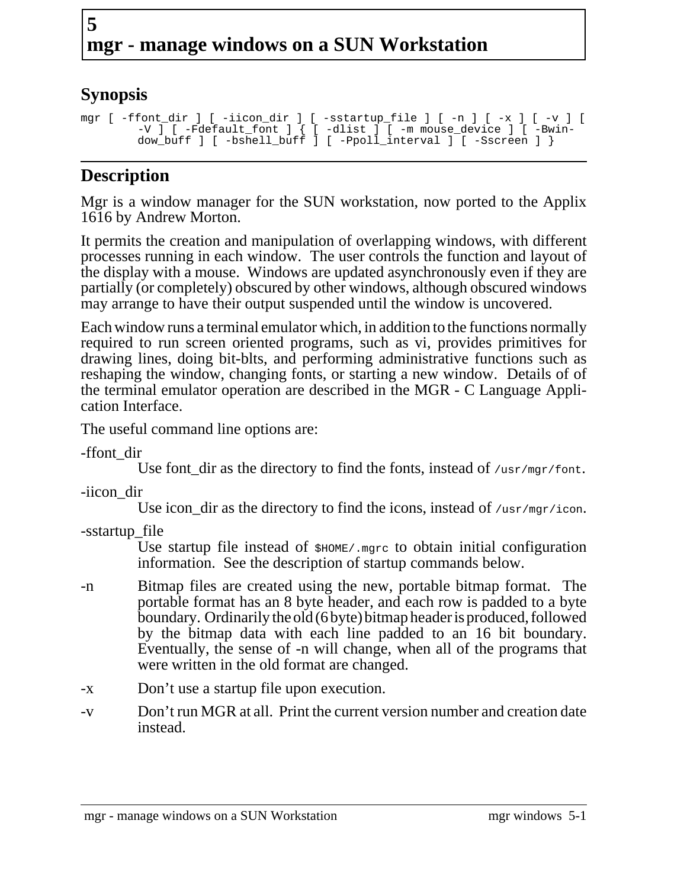# 5
# mgr - manage windows on a SUN Workstation

## Synopsis

```
mgr [ -ffont_dir ] [ -iicon_dir ] [ -sstartup_file ] [ -n ] [ -x ] [ -v ] [
        -V ] [ -Fdefault_font ] { [ -dlist ] [ -m mouse_device ] [ -Bwin-
        dow_buff ] [ -bshell_buff ] [ -Ppoll_interval ] [ -Sscreen ] }
```

## Description

Mgr is a window manager for the SUN workstation, now ported to the Applix 1616 by Andrew Morton.

It permits the creation and manipulation of overlapping windows, with different processes running in each window. The user controls the function and layout of the display with a mouse. Windows are updated asynchronously even if they are partially (or completely) obscured by other windows, although obscured windows may arrange to have their output suspended until the window is uncovered.

Each window runs a terminal emulator which, in addition to the functions normally required to run screen oriented programs, such as vi, provides primitives for drawing lines, doing bit-blts, and performing administrative functions such as reshaping the window, changing fonts, or starting a new window. Details of of the terminal emulator operation are described in the MGR - C Language Application Interface.

The useful command line options are:

-ffont_dir
: Use font_dir as the directory to find the fonts, instead of `/usr/mgr/font`.

-iicon_dir
: Use icon_dir as the directory to find the icons, instead of `/usr/mgr/icon`.

-sstartup_file
: Use startup file instead of `$HOME/.mgrc` to obtain initial configuration information. See the description of startup commands below.

-n
: Bitmap files are created using the new, portable bitmap format. The portable format has an 8 byte header, and each row is padded to a byte boundary. Ordinarily the old (6 byte) bitmap header is produced, followed by the bitmap data with each line padded to an 16 bit boundary. Eventually, the sense of -n will change, when all of the programs that were written in the old format are changed.

-x
: Don't use a startup file upon execution.

-v
: Don't run MGR at all. Print the current version number and creation date instead.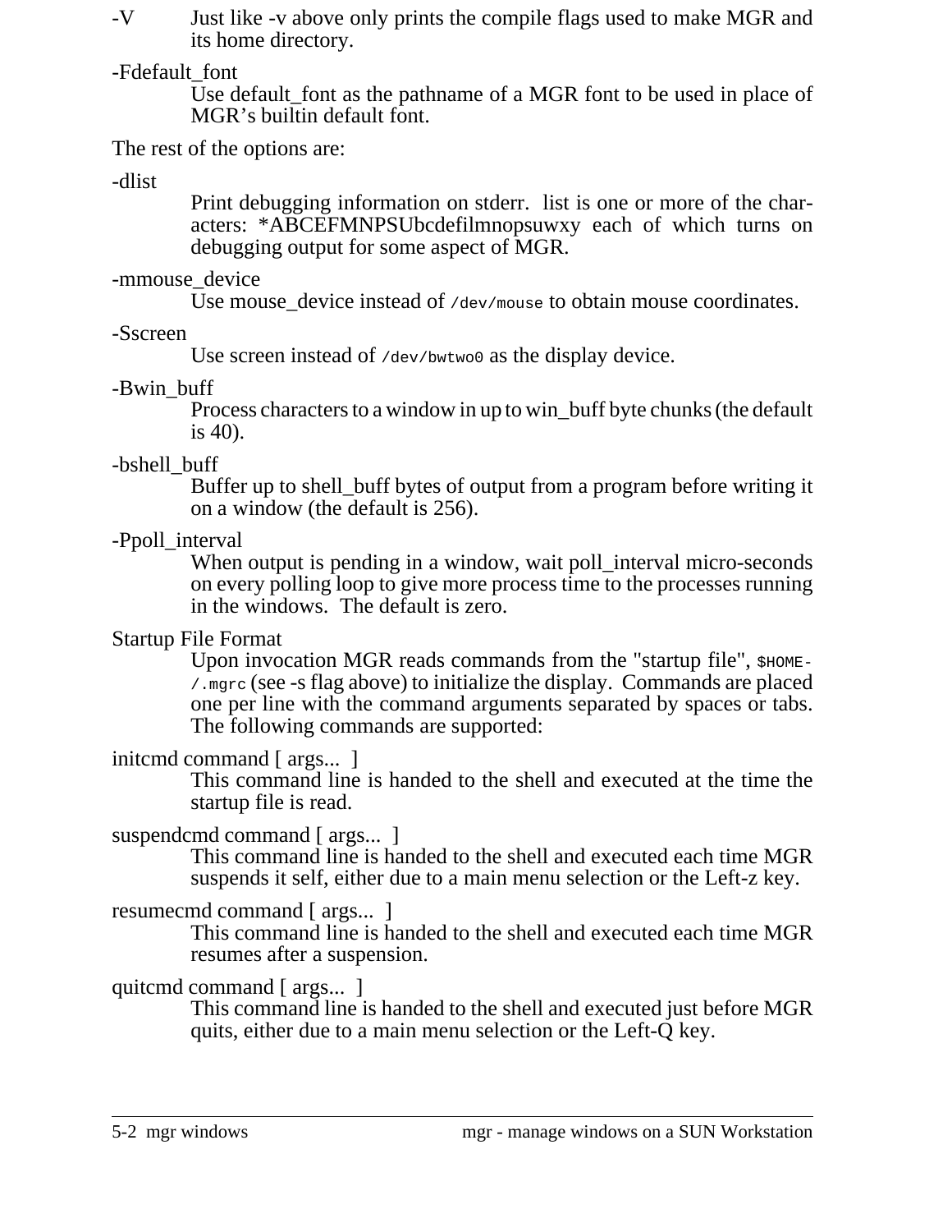-V
: Just like -v above only prints the compile flags used to make MGR and its home directory.

-Fdefault_font
: Use default_font as the pathname of a MGR font to be used in place of MGR's builtin default font.

The rest of the options are:

-dlist
: Print debugging information on stderr. list is one or more of the characters: *ABCEFMNPSUbcdefilmnopsuwxy each of which turns on debugging output for some aspect of MGR.

-mmouse_device
: Use mouse_device instead of `/dev/mouse` to obtain mouse coordinates.

-Sscreen
: Use screen instead of `/dev/bwtwo0` as the display device.

-Bwin_buff
: Process characters to a window in up to win_buff byte chunks (the default is 40).

-bshell_buff
: Buffer up to shell_buff bytes of output from a program before writing it on a window (the default is 256).

-Ppoll_interval
: When output is pending in a window, wait poll_interval micro-seconds on every polling loop to give more process time to the processes running in the windows. The default is zero.

Startup File Format
: Upon invocation MGR reads commands from the "startup file", `$HOME/.mgrc` (see -s flag above) to initialize the display. Commands are placed one per line with the command arguments separated by spaces or tabs. The following commands are supported:

initcmd command [ args... ]
: This command line is handed to the shell and executed at the time the startup file is read.

suspendcmd command [ args... ]
: This command line is handed to the shell and executed each time MGR suspends it self, either due to a main menu selection or the Left-z key.

resumecmd command [ args... ]
: This command line is handed to the shell and executed each time MGR resumes after a suspension.

quitcmd command [ args... ]
: This command line is handed to the shell and executed just before MGR quits, either due to a main menu selection or the Left-Q key.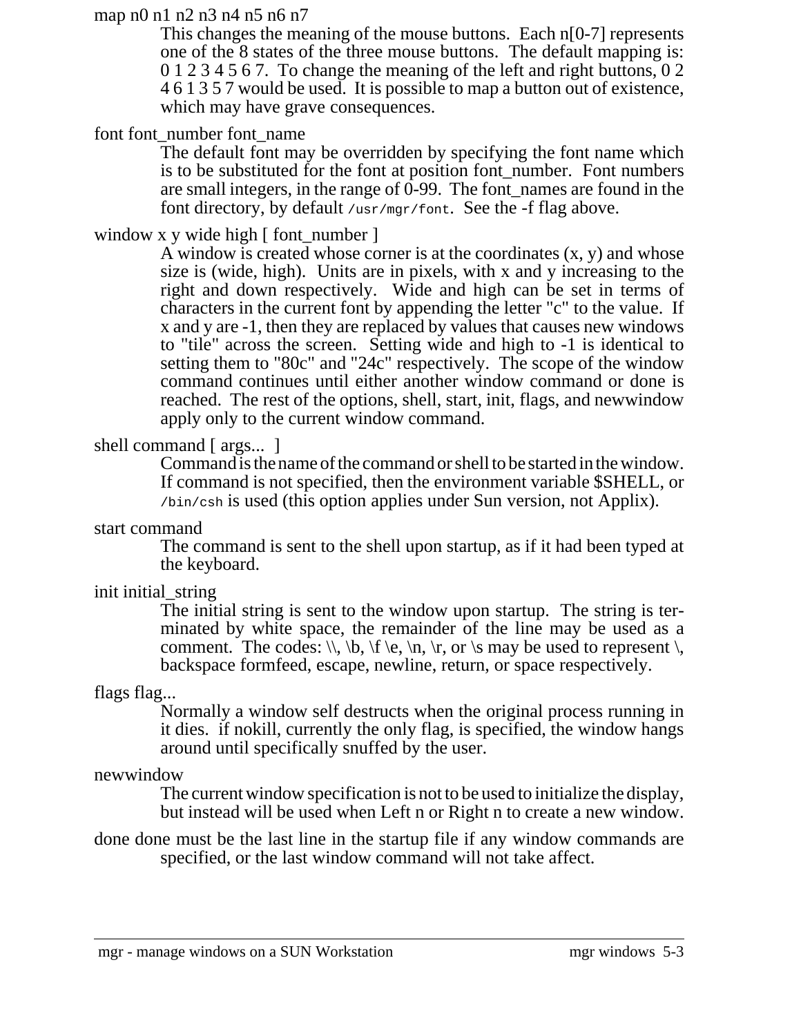map n0 n1 n2 n3 n4 n5 n6 n7

> This changes the meaning of the mouse buttons. Each n[0-7] represents one of the 8 states of the three mouse buttons. The default mapping is: 0 1 2 3 4 5 6 7. To change the meaning of the left and right buttons, 0 2 4 6 1 3 5 7 would be used. It is possible to map a button out of existence, which may have grave consequences.

font font_number font_name

> The default font may be overridden by specifying the font name which is to be substituted for the font at position font_number. Font numbers are small integers, in the range of 0-99. The font_names are found in the font directory, by default `/usr/mgr/font`. See the -f flag above.

window x y wide high [ font_number ]

> A window is created whose corner is at the coordinates (x, y) and whose size is (wide, high). Units are in pixels, with x and y increasing to the right and down respectively. Wide and high can be set in terms of characters in the current font by appending the letter "c" to the value. If x and y are -1, then they are replaced by values that causes new windows to "tile" across the screen. Setting wide and high to -1 is identical to setting them to "80c" and "24c" respectively. The scope of the window command continues until either another window command or done is reached. The rest of the options, shell, start, init, flags, and newwindow apply only to the current window command.

shell command [ args... ]

> Command is the name of the command or shell to be started in the window. If command is not specified, then the environment variable $SHELL, or `/bin/csh` is used (this option applies under Sun version, not Applix).

start command

> The command is sent to the shell upon startup, as if it had been typed at the keyboard.

init initial_string

> The initial string is sent to the window upon startup. The string is terminated by white space, the remainder of the line may be used as a comment. The codes: \\, \b, \f \e, \n, \r, or \s may be used to represent \, backspace formfeed, escape, newline, return, or space respectively.

flags flag...

> Normally a window self destructs when the original process running in it dies. if nokill, currently the only flag, is specified, the window hangs around until specifically snuffed by the user.

newwindow

> The current window specification is not to be used to initialize the display, but instead will be used when Left n or Right n to create a new window.

done done must be the last line in the startup file if any window commands are specified, or the last window command will not take affect.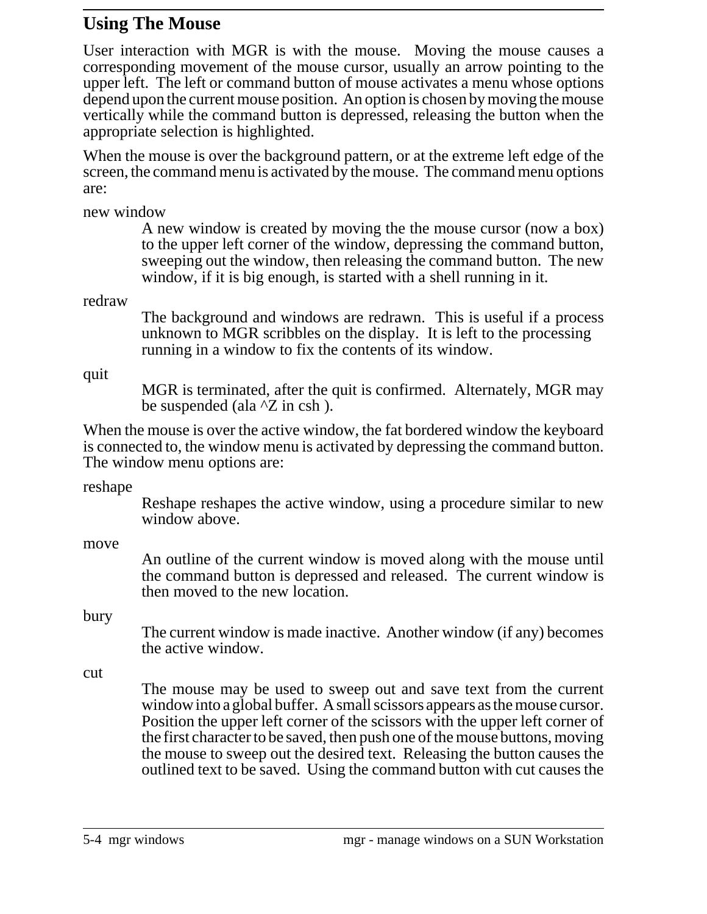## Using The Mouse

User interaction with MGR is with the mouse. Moving the mouse causes a corresponding movement of the mouse cursor, usually an arrow pointing to the upper left. The left or command button of mouse activates a menu whose options depend upon the current mouse position. An option is chosen by moving the mouse vertically while the command button is depressed, releasing the button when the appropriate selection is highlighted.

When the mouse is over the background pattern, or at the extreme left edge of the screen, the command menu is activated by the mouse. The command menu options are:

new window
: A new window is created by moving the the mouse cursor (now a box) to the upper left corner of the window, depressing the command button, sweeping out the window, then releasing the command button. The new window, if it is big enough, is started with a shell running in it.

redraw
: The background and windows are redrawn. This is useful if a process unknown to MGR scribbles on the display. It is left to the processing running in a window to fix the contents of its window.

quit
: MGR is terminated, after the quit is confirmed. Alternately, MGR may be suspended (ala ^Z in csh ).

When the mouse is over the active window, the fat bordered window the keyboard is connected to, the window menu is activated by depressing the command button. The window menu options are:

reshape
: Reshape reshapes the active window, using a procedure similar to new window above.

move
: An outline of the current window is moved along with the mouse until the command button is depressed and released. The current window is then moved to the new location.

bury
: The current window is made inactive. Another window (if any) becomes the active window.

cut
: The mouse may be used to sweep out and save text from the current window into a global buffer. A small scissors appears as the mouse cursor. Position the upper left corner of the scissors with the upper left corner of the first character to be saved, then push one of the mouse buttons, moving the mouse to sweep out the desired text. Releasing the button causes the outlined text to be saved. Using the command button with cut causes the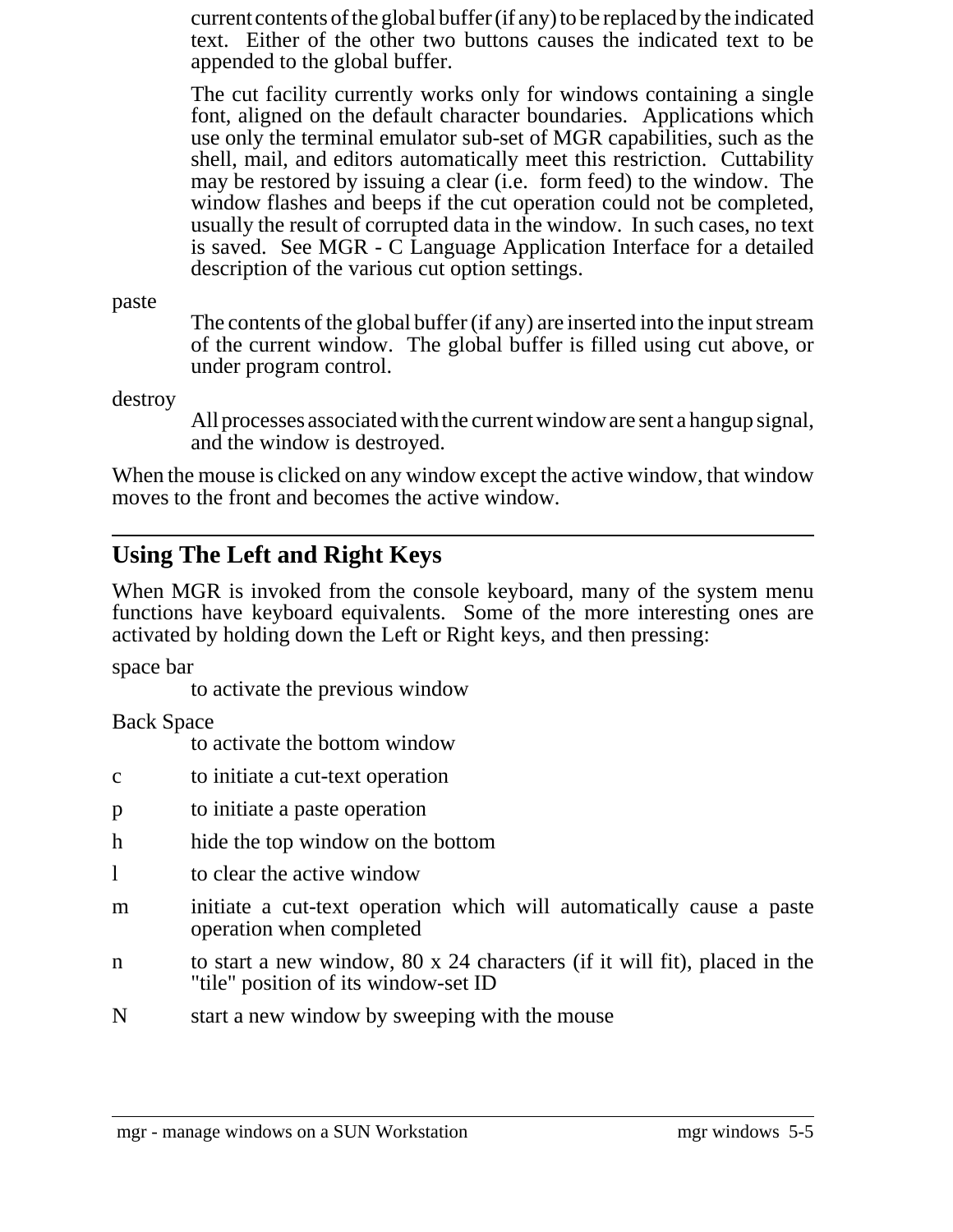current contents of the global buffer (if any) to be replaced by the indicated text. Either of the other two buttons causes the indicated text to be appended to the global buffer.

The cut facility currently works only for windows containing a single font, aligned on the default character boundaries. Applications which use only the terminal emulator sub-set of MGR capabilities, such as the shell, mail, and editors automatically meet this restriction. Cuttability may be restored by issuing a clear (i.e. form feed) to the window. The window flashes and beeps if the cut operation could not be completed, usually the result of corrupted data in the window. In such cases, no text is saved. See MGR - C Language Application Interface for a detailed description of the various cut option settings.

paste

The contents of the global buffer (if any) are inserted into the input stream of the current window. The global buffer is filled using cut above, or under program control.

destroy

All processes associated with the current window are sent a hangup signal, and the window is destroyed.

When the mouse is clicked on any window except the active window, that window moves to the front and becomes the active window.

## Using The Left and Right Keys

When MGR is invoked from the console keyboard, many of the system menu functions have keyboard equivalents. Some of the more interesting ones are activated by holding down the Left or Right keys, and then pressing:

space bar
: to activate the previous window

Back Space
: to activate the bottom window

c
: to initiate a cut-text operation

p
: to initiate a paste operation

h
: hide the top window on the bottom

l
: to clear the active window

m
: initiate a cut-text operation which will automatically cause a paste operation when completed

n
: to start a new window, 80 x 24 characters (if it will fit), placed in the "tile" position of its window-set ID

N
: start a new window by sweeping with the mouse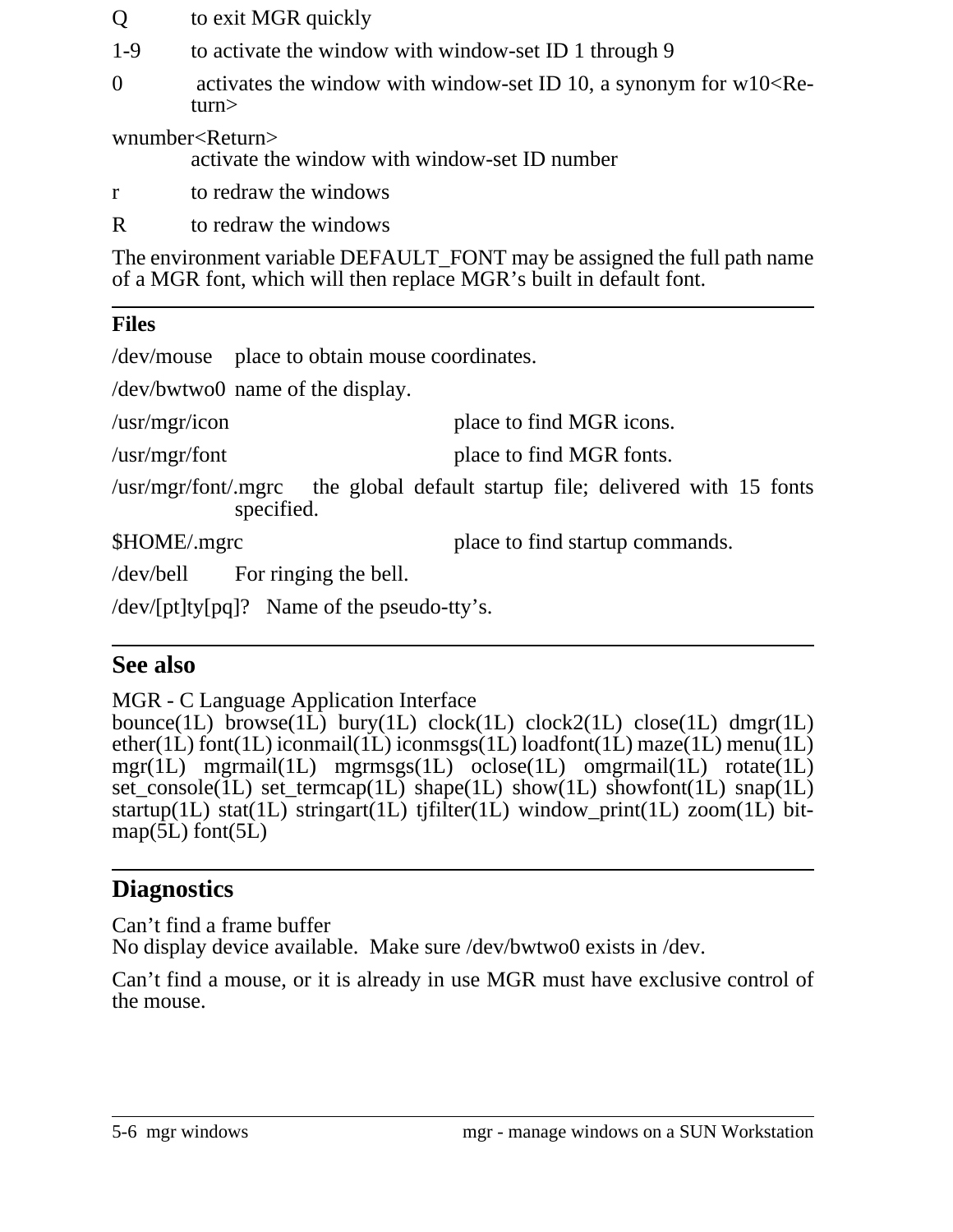Q to exit MGR quickly

1-9 to activate the window with window-set ID 1 through 9

0 activates the window with window-set ID 10, a synonym for w10<Return>

wnumber<Return>
activate the window with window-set ID number

r to redraw the windows

R to redraw the windows

The environment variable DEFAULT_FONT may be assigned the full path name of a MGR font, which will then replace MGR's built in default font.

**Files**

/dev/mouse place to obtain mouse coordinates.

/dev/bwtwo0 name of the display.

/usr/mgr/icon place to find MGR icons.

/usr/mgr/font place to find MGR fonts.

/usr/mgr/font/.mgrc the global default startup file; delivered with 15 fonts specified.

$HOME/.mgrc place to find startup commands.

/dev/bell For ringing the bell.

/dev/[pt]ty[pq]? Name of the pseudo-tty's.

## See also

MGR - C Language Application Interface
bounce(1L) browse(1L) bury(1L) clock(1L) clock2(1L) close(1L) dmgr(1L) ether(1L) font(1L) iconmail(1L) iconmsgs(1L) loadfont(1L) maze(1L) menu(1L) mgr(1L) mgrmail(1L) mgrmsgs(1L) oclose(1L) omgrmail(1L) rotate(1L) set_console(1L) set_termcap(1L) shape(1L) show(1L) showfont(1L) snap(1L) startup(1L) stat(1L) stringart(1L) tjfilter(1L) window_print(1L) zoom(1L) bitmap(5L) font(5L)

## Diagnostics

Can't find a frame buffer
No display device available. Make sure /dev/bwtwo0 exists in /dev.

Can't find a mouse, or it is already in use MGR must have exclusive control of the mouse.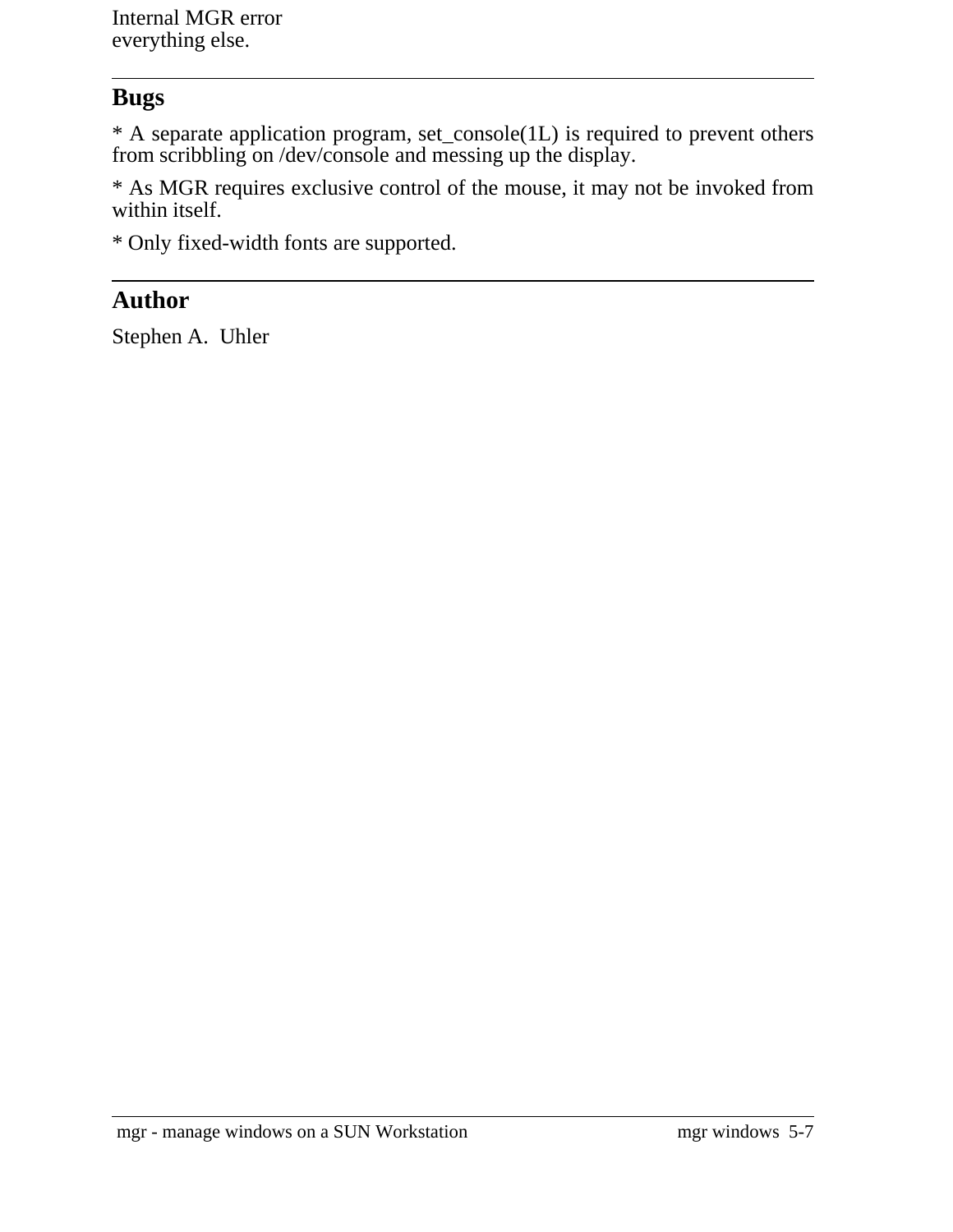Internal MGR error
everything else.

## Bugs

* A separate application program, set_console(1L) is required to prevent others from scribbling on /dev/console and messing up the display.

* As MGR requires exclusive control of the mouse, it may not be invoked from within itself.

* Only fixed-width fonts are supported.

## Author

Stephen A. Uhler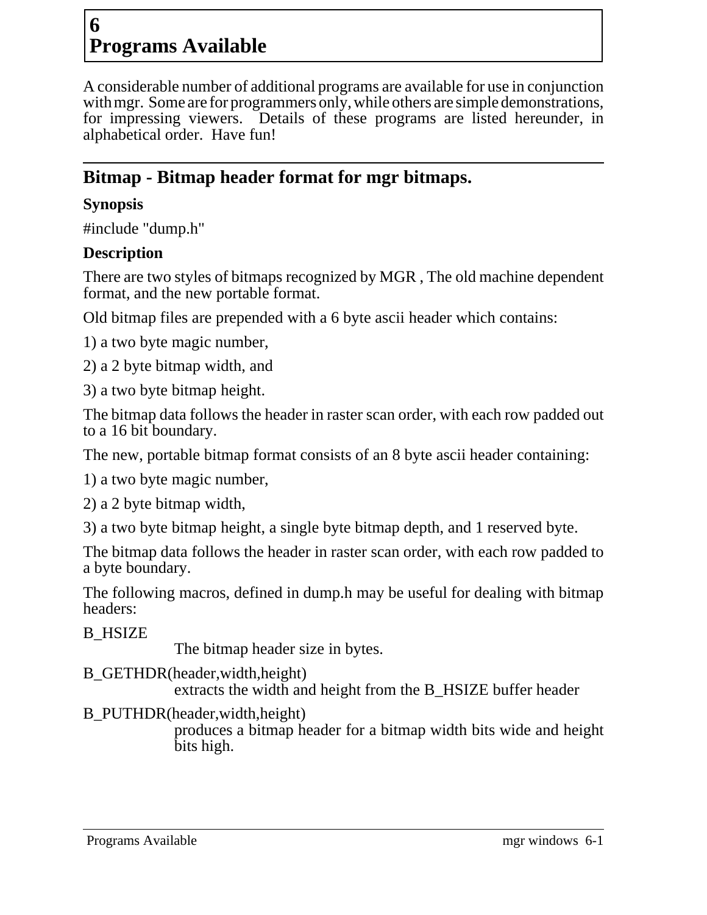# 6
# Programs Available

A considerable number of additional programs are available for use in conjunction with mgr. Some are for programmers only, while others are simple demonstrations, for impressing viewers. Details of these programs are listed hereunder, in alphabetical order. Have fun!

## Bitmap - Bitmap header format for mgr bitmaps.

### Synopsis

#include "dump.h"

### Description

There are two styles of bitmaps recognized by MGR , The old machine dependent format, and the new portable format.

Old bitmap files are prepended with a 6 byte ascii header which contains:

1) a two byte magic number,

2) a 2 byte bitmap width, and

3) a two byte bitmap height.

The bitmap data follows the header in raster scan order, with each row padded out to a 16 bit boundary.

The new, portable bitmap format consists of an 8 byte ascii header containing:

1) a two byte magic number,

2) a 2 byte bitmap width,

3) a two byte bitmap height, a single byte bitmap depth, and 1 reserved byte.

The bitmap data follows the header in raster scan order, with each row padded to a byte boundary.

The following macros, defined in dump.h may be useful for dealing with bitmap headers:

B_HSIZE
: The bitmap header size in bytes.

B_GETHDR(header,width,height)
: extracts the width and height from the B_HSIZE buffer header

B_PUTHDR(header,width,height)
: produces a bitmap header for a bitmap width bits wide and height bits high.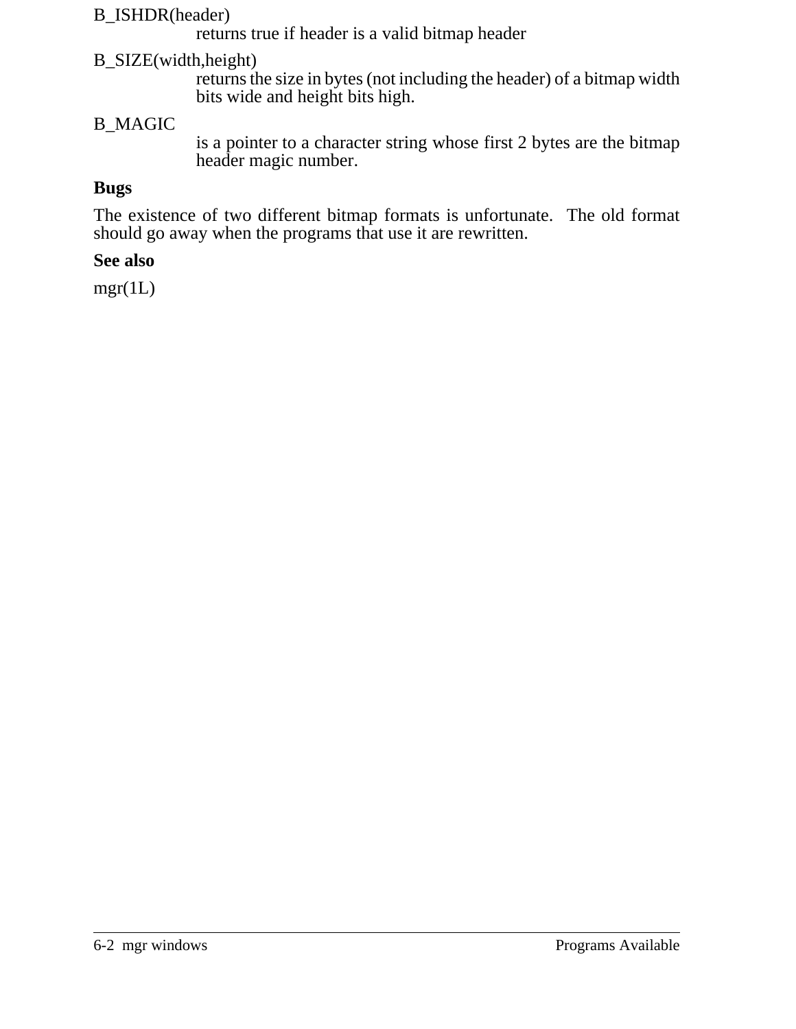B_ISHDR(header)
: returns true if header is a valid bitmap header

B_SIZE(width,height)
: returns the size in bytes (not including the header) of a bitmap width bits wide and height bits high.

B_MAGIC
: is a pointer to a character string whose first 2 bytes are the bitmap header magic number.

**Bugs**

The existence of two different bitmap formats is unfortunate. The old format should go away when the programs that use it are rewritten.

**See also**

mgr(1L)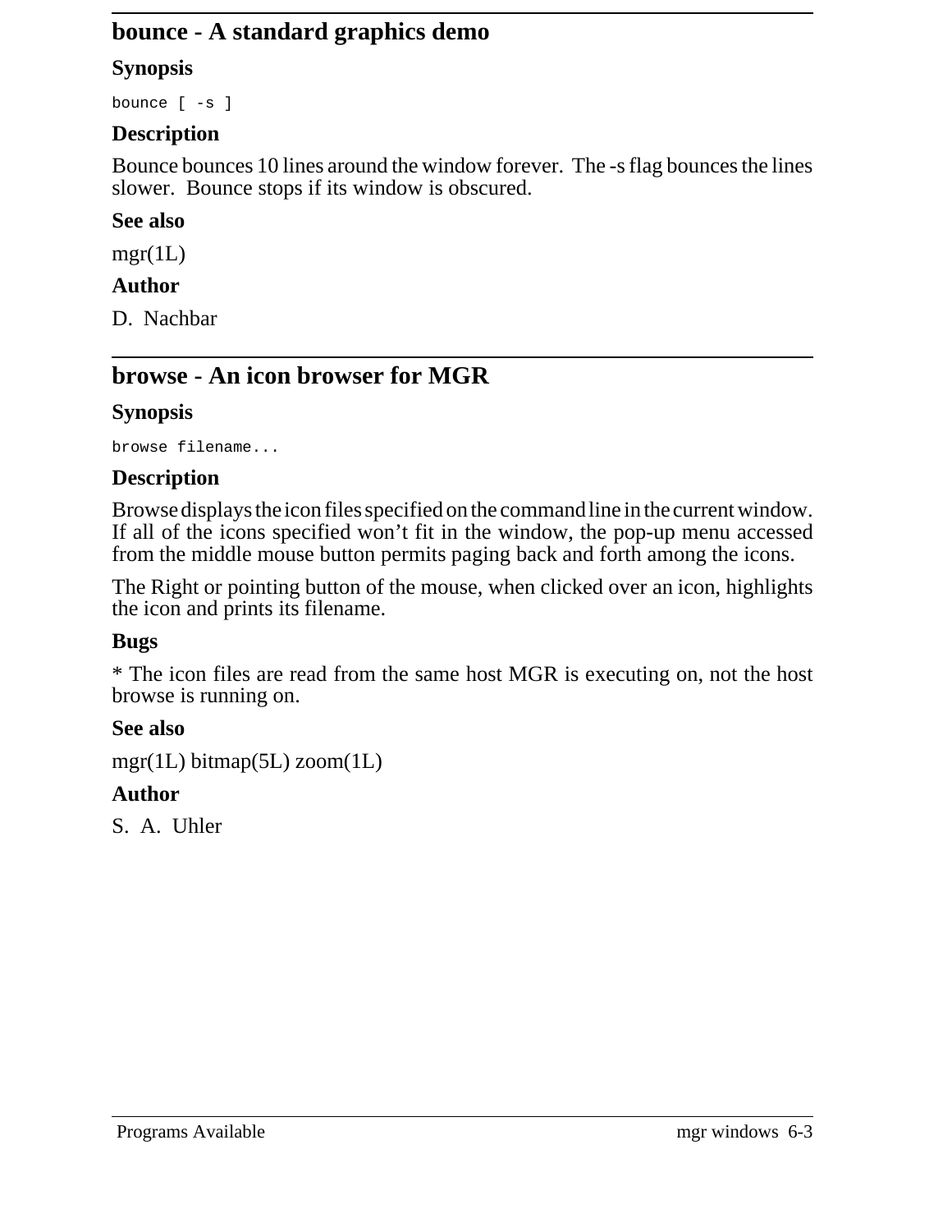## bounce - A standard graphics demo

### Synopsis

```
bounce [ -s ]
```

### Description

Bounce bounces 10 lines around the window forever. The -s flag bounces the lines slower. Bounce stops if its window is obscured.

### See also

mgr(1L)

### Author

D. Nachbar

## browse - An icon browser for MGR

### Synopsis

```
browse filename...
```

### Description

Browse displays the icon files specified on the command line in the current window. If all of the icons specified won't fit in the window, the pop-up menu accessed from the middle mouse button permits paging back and forth among the icons.

The Right or pointing button of the mouse, when clicked over an icon, highlights the icon and prints its filename.

### Bugs

* The icon files are read from the same host MGR is executing on, not the host browse is running on.

### See also

mgr(1L) bitmap(5L) zoom(1L)

### Author

S. A. Uhler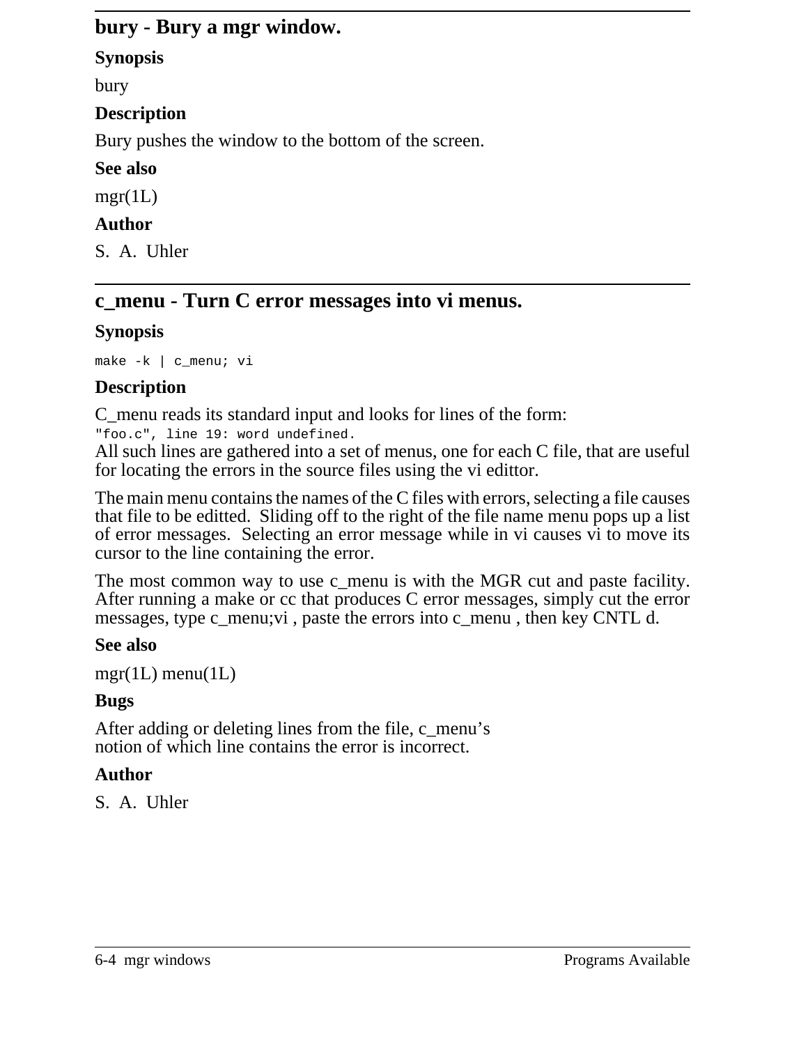## bury - Bury a mgr window.

### Synopsis

bury

### Description

Bury pushes the window to the bottom of the screen.

### See also

mgr(1L)

### Author

S. A. Uhler

## c_menu - Turn C error messages into vi menus.

### Synopsis

```
make -k | c_menu; vi
```

### Description

C_menu reads its standard input and looks for lines of the form:

```
"foo.c", line 19: word undefined.
```

All such lines are gathered into a set of menus, one for each C file, that are useful for locating the errors in the source files using the vi edittor.

The main menu contains the names of the C files with errors, selecting a file causes that file to be editted. Sliding off to the right of the file name menu pops up a list of error messages. Selecting an error message while in vi causes vi to move its cursor to the line containing the error.

The most common way to use c_menu is with the MGR cut and paste facility. After running a make or cc that produces C error messages, simply cut the error messages, type c_menu;vi , paste the errors into c_menu , then key CNTL d.

### See also

mgr(1L) menu(1L)

### Bugs

After adding or deleting lines from the file, c_menu's notion of which line contains the error is incorrect.

### Author

S. A. Uhler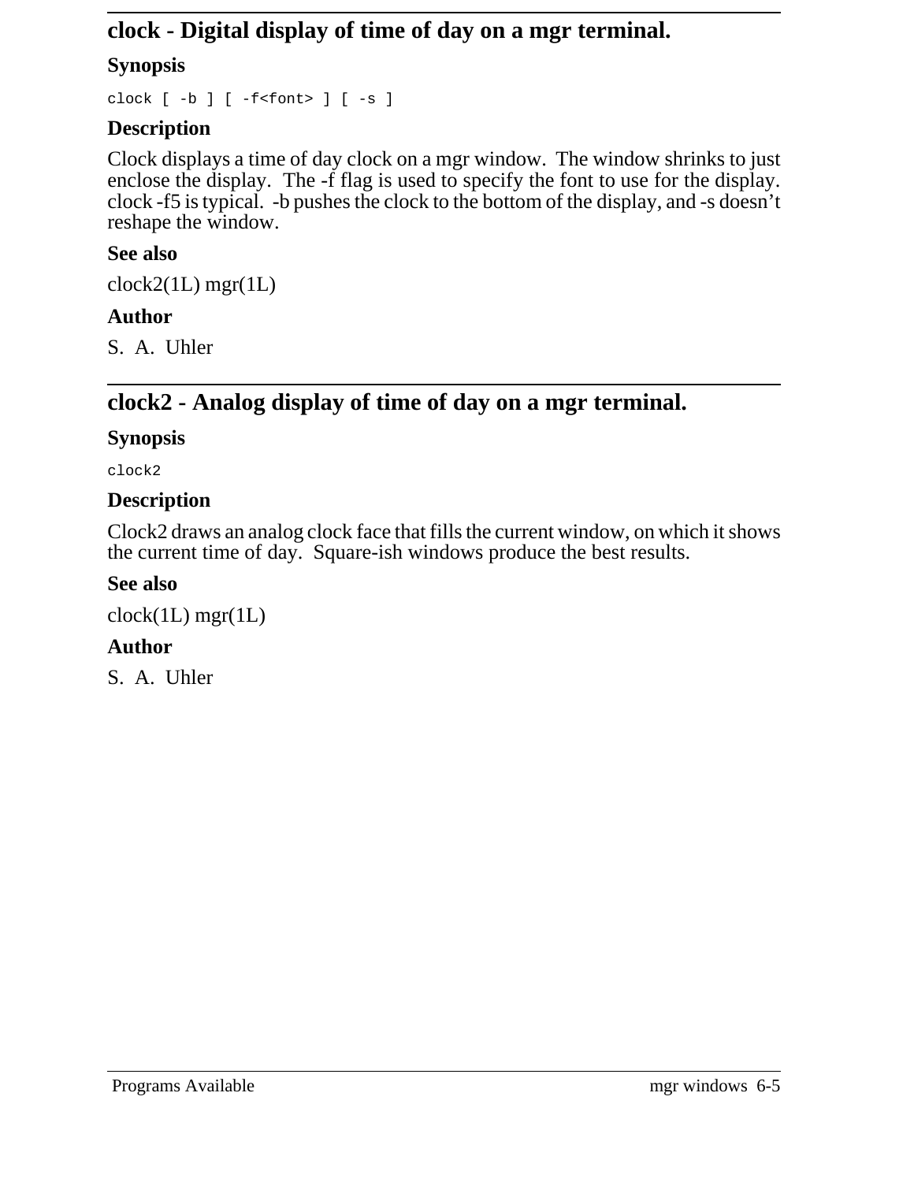## clock - Digital display of time of day on a mgr terminal.

### Synopsis

```
clock [ -b ] [ -f<font> ] [ -s ]
```

### Description

Clock displays a time of day clock on a mgr window. The window shrinks to just enclose the display. The -f flag is used to specify the font to use for the display. clock -f5 is typical. -b pushes the clock to the bottom of the display, and -s doesn't reshape the window.

### See also

clock2(1L) mgr(1L)

### Author

S. A. Uhler

## clock2 - Analog display of time of day on a mgr terminal.

### Synopsis

```
clock2
```

### Description

Clock2 draws an analog clock face that fills the current window, on which it shows the current time of day. Square-ish windows produce the best results.

### See also

clock(1L) mgr(1L)

### Author

S. A. Uhler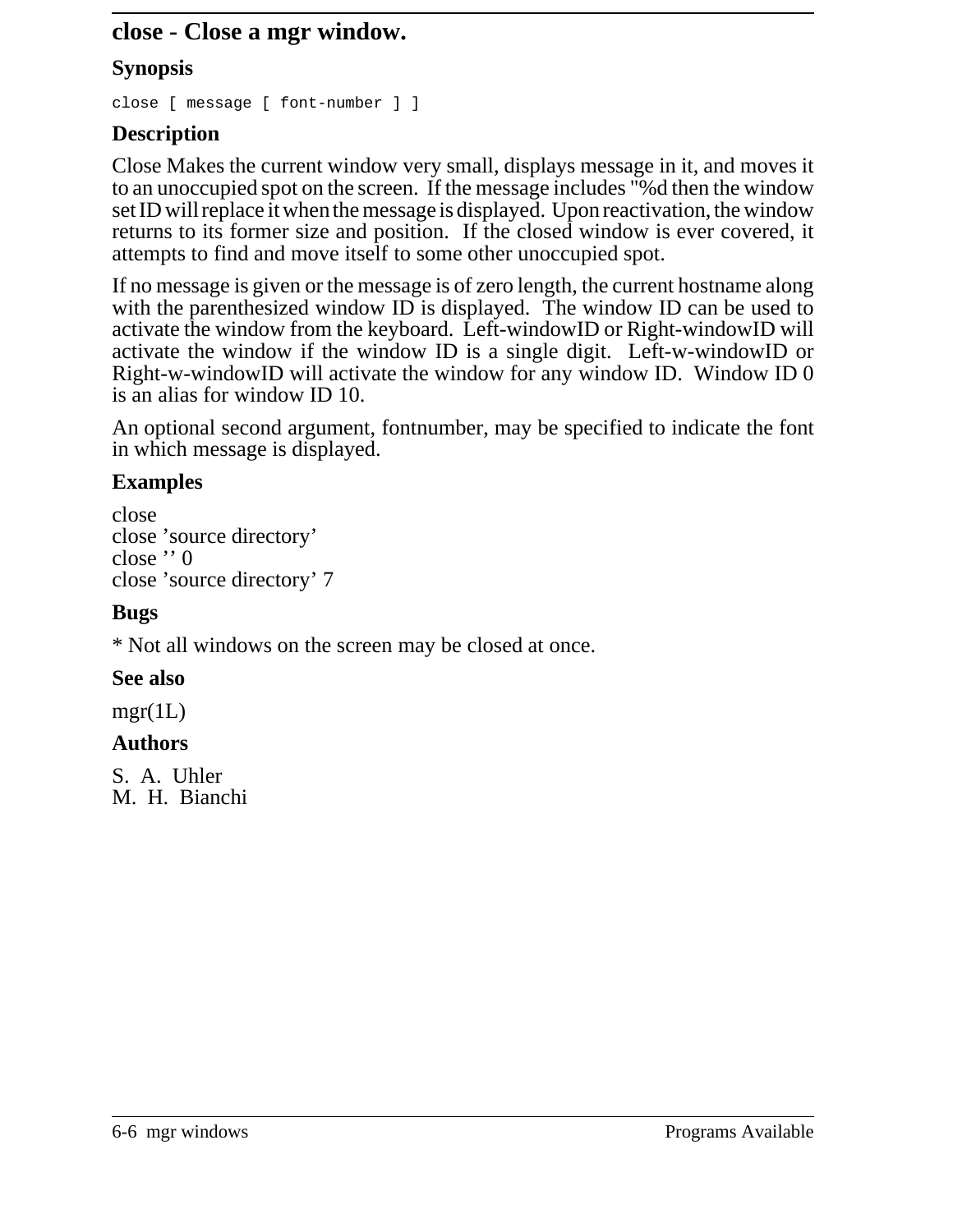# close - Close a mgr window.

## Synopsis

```
close [ message [ font-number ] ]
```

## Description

Close Makes the current window very small, displays message in it, and moves it to an unoccupied spot on the screen. If the message includes "%d then the window set ID will replace it when the message is displayed. Upon reactivation, the window returns to its former size and position. If the closed window is ever covered, it attempts to find and move itself to some other unoccupied spot.

If no message is given or the message is of zero length, the current hostname along with the parenthesized window ID is displayed. The window ID can be used to activate the window from the keyboard. Left-windowID or Right-windowID will activate the window if the window ID is a single digit. Left-w-windowID or Right-w-windowID will activate the window for any window ID. Window ID 0 is an alias for window ID 10.

An optional second argument, fontnumber, may be specified to indicate the font in which message is displayed.

## Examples

close
close 'source directory'
close '' 0
close 'source directory' 7

## Bugs

* Not all windows on the screen may be closed at once.

## See also

mgr(1L)

## Authors

S. A. Uhler
M. H. Bianchi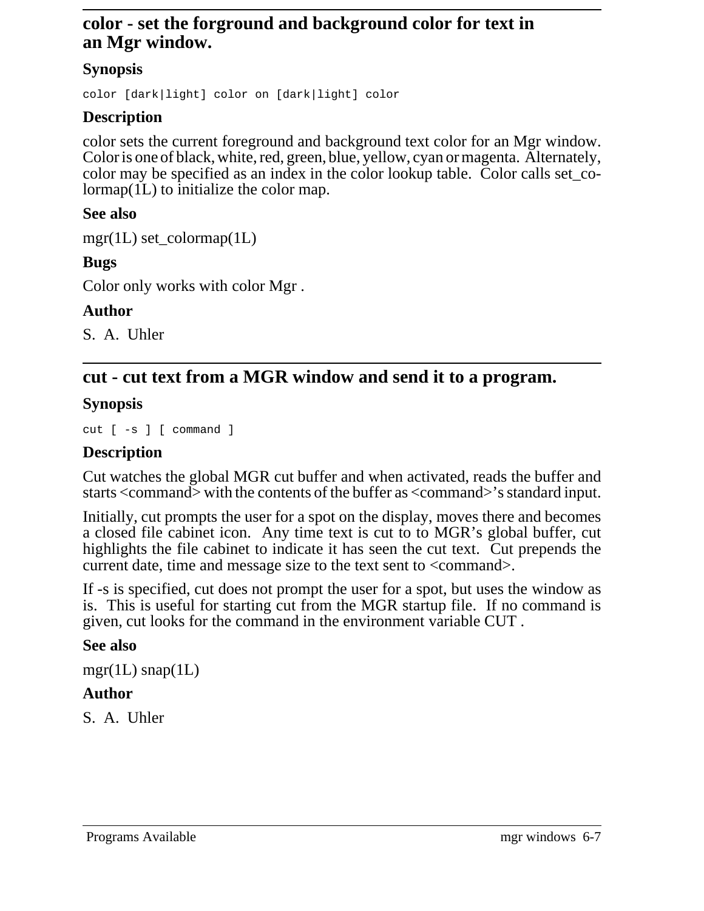## color - set the forground and background color for text in an Mgr window.

### Synopsis

```
color [dark|light] color on [dark|light] color
```

### Description

color sets the current foreground and background text color for an Mgr window. Color is one of black, white, red, green, blue, yellow, cyan or magenta. Alternately, color may be specified as an index in the color lookup table. Color calls set_colormap(1L) to initialize the color map.

### See also

mgr(1L) set_colormap(1L)

### Bugs

Color only works with color Mgr .

### Author

S. A. Uhler

## cut - cut text from a MGR window and send it to a program.

### Synopsis

```
cut [ -s ] [ command ]
```

### Description

Cut watches the global MGR cut buffer and when activated, reads the buffer and starts <command> with the contents of the buffer as <command>'s standard input.

Initially, cut prompts the user for a spot on the display, moves there and becomes a closed file cabinet icon. Any time text is cut to to MGR's global buffer, cut highlights the file cabinet to indicate it has seen the cut text. Cut prepends the current date, time and message size to the text sent to <command>.

If -s is specified, cut does not prompt the user for a spot, but uses the window as is. This is useful for starting cut from the MGR startup file. If no command is given, cut looks for the command in the environment variable CUT .

### See also

mgr(1L) snap(1L)

### Author

S. A. Uhler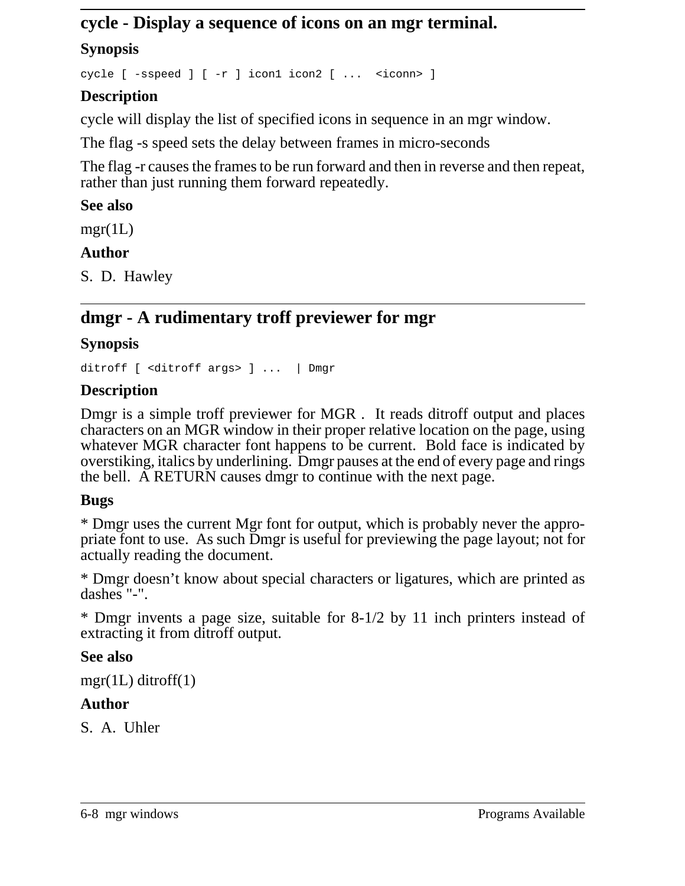## cycle - Display a sequence of icons on an mgr terminal.

### Synopsis

```
cycle [ -sspeed ] [ -r ] icon1 icon2 [ ...  <iconn> ]
```

### Description

cycle will display the list of specified icons in sequence in an mgr window.

The flag -s speed sets the delay between frames in micro-seconds

The flag -r causes the frames to be run forward and then in reverse and then repeat, rather than just running them forward repeatedly.

### See also

mgr(1L)

### Author

S. D. Hawley

## dmgr - A rudimentary troff previewer for mgr

### Synopsis

```
ditroff [ <ditroff args> ] ...  | Dmgr
```

### Description

Dmgr is a simple troff previewer for MGR . It reads ditroff output and places characters on an MGR window in their proper relative location on the page, using whatever MGR character font happens to be current. Bold face is indicated by overstiking, italics by underlining. Dmgr pauses at the end of every page and rings the bell. A RETURN causes dmgr to continue with the next page.

### Bugs

* Dmgr uses the current Mgr font for output, which is probably never the appropriate font to use. As such Dmgr is useful for previewing the page layout; not for actually reading the document.

* Dmgr doesn't know about special characters or ligatures, which are printed as dashes "-".

* Dmgr invents a page size, suitable for 8-1/2 by 11 inch printers instead of extracting it from ditroff output.

### See also

mgr(1L) ditroff(1)

### Author

S. A. Uhler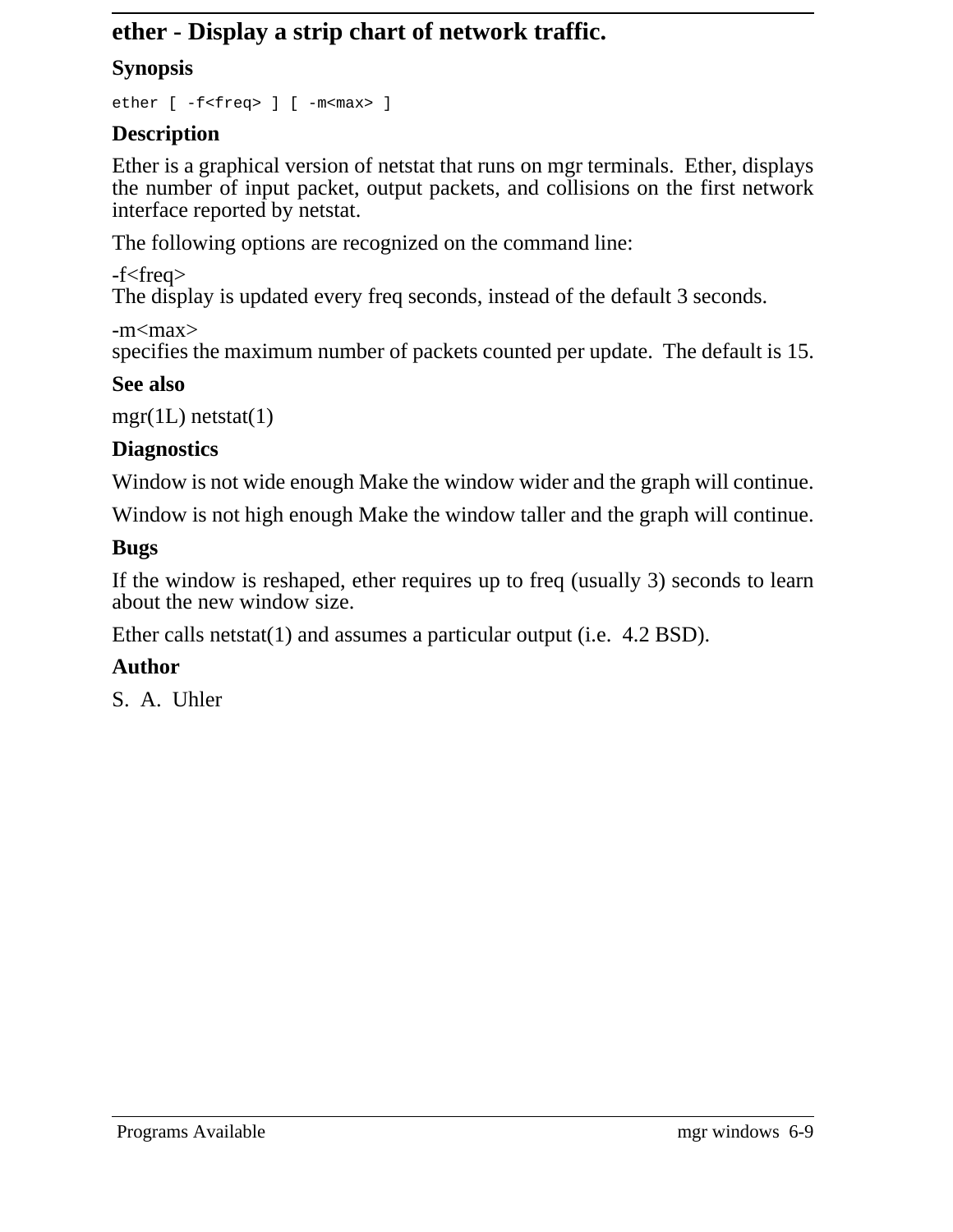# ether - Display a strip chart of network traffic.

## Synopsis

```
ether [ -f<freq> ] [ -m<max> ]
```

## Description

Ether is a graphical version of netstat that runs on mgr terminals. Ether, displays the number of input packet, output packets, and collisions on the first network interface reported by netstat.

The following options are recognized on the command line:

-f<freq>
The display is updated every freq seconds, instead of the default 3 seconds.

-m<max>
specifies the maximum number of packets counted per update. The default is 15.

## See also

mgr(1L) netstat(1)

## Diagnostics

Window is not wide enough Make the window wider and the graph will continue.

Window is not high enough Make the window taller and the graph will continue.

## Bugs

If the window is reshaped, ether requires up to freq (usually 3) seconds to learn about the new window size.

Ether calls netstat(1) and assumes a particular output (i.e. 4.2 BSD).

## Author

S. A. Uhler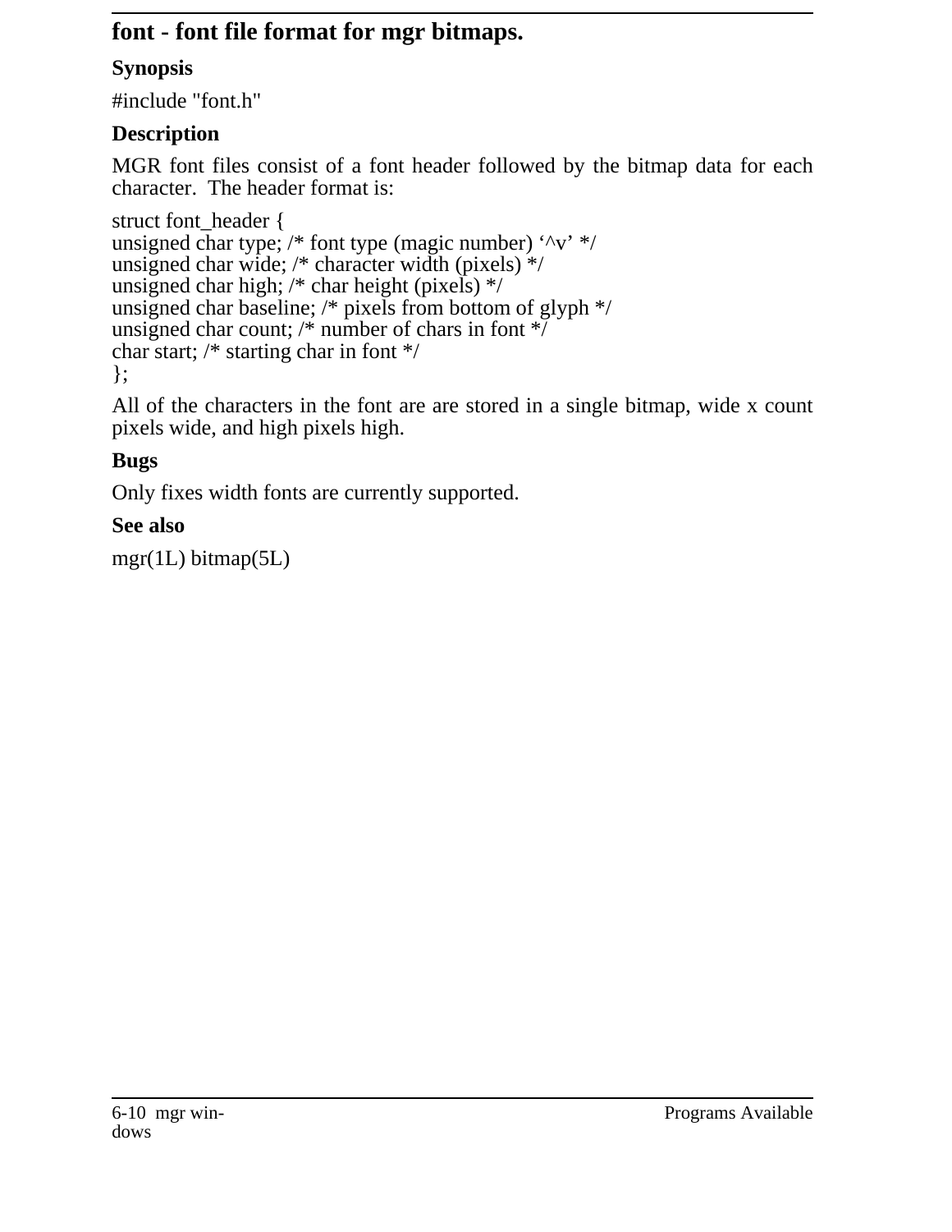# font - font file format for mgr bitmaps.

## Synopsis

#include "font.h"

## Description

MGR font files consist of a font header followed by the bitmap data for each character. The header format is:

```
struct font_header {
unsigned char type; /* font type (magic number) ‘^v’ */
unsigned char wide; /* character width (pixels) */
unsigned char high; /* char height (pixels) */
unsigned char baseline; /* pixels from bottom of glyph */
unsigned char count; /* number of chars in font */
char start; /* starting char in font */
};
```

All of the characters in the font are are stored in a single bitmap, wide x count pixels wide, and high pixels high.

## Bugs

Only fixes width fonts are currently supported.

## See also

mgr(1L) bitmap(5L)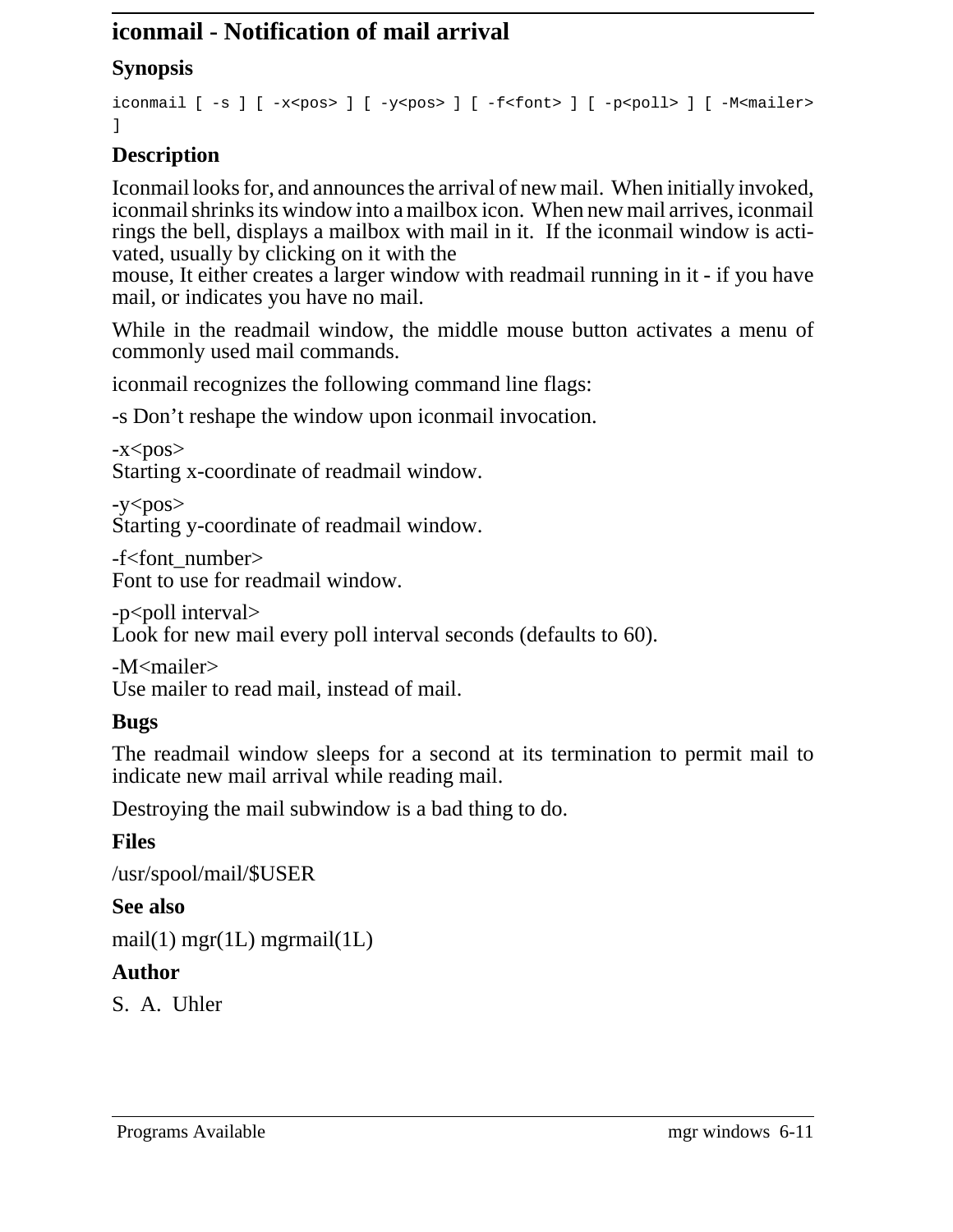## iconmail - Notification of mail arrival

### Synopsis

```
iconmail [ -s ] [ -x<pos> ] [ -y<pos> ] [ -f<font> ] [ -p<poll> ] [ -M<mailer>
]
```

### Description

Iconmail looks for, and announces the arrival of new mail. When initially invoked, iconmail shrinks its window into a mailbox icon. When new mail arrives, iconmail rings the bell, displays a mailbox with mail in it. If the iconmail window is activated, usually by clicking on it with the
mouse, It either creates a larger window with readmail running in it - if you have mail, or indicates you have no mail.

While in the readmail window, the middle mouse button activates a menu of commonly used mail commands.

iconmail recognizes the following command line flags:

-s Don't reshape the window upon iconmail invocation.

-x<pos>
Starting x-coordinate of readmail window.

-y<pos>
Starting y-coordinate of readmail window.

-f<font_number>
Font to use for readmail window.

-p<poll interval>
Look for new mail every poll interval seconds (defaults to 60).

-M<mailer>
Use mailer to read mail, instead of mail.

### Bugs

The readmail window sleeps for a second at its termination to permit mail to indicate new mail arrival while reading mail.

Destroying the mail subwindow is a bad thing to do.

### Files

/usr/spool/mail/$USER

### See also

mail(1) mgr(1L) mgrmail(1L)

### Author

S. A. Uhler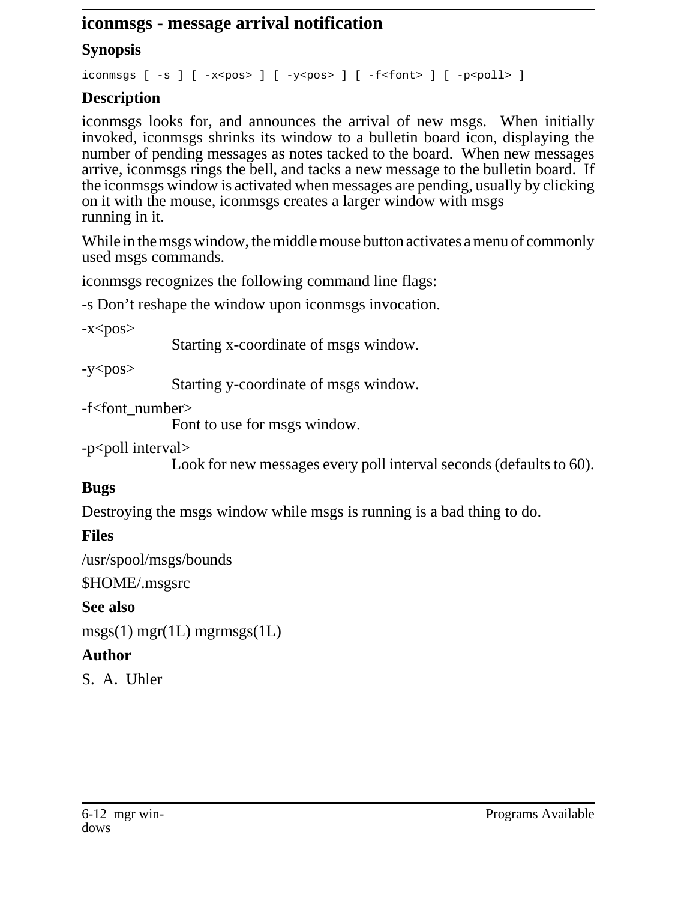# iconmsgs - message arrival notification

## Synopsis

```
iconmsgs [ -s ] [ -x<pos> ] [ -y<pos> ] [ -f<font> ] [ -p<poll> ]
```

## Description

iconmsgs looks for, and announces the arrival of new msgs. When initially invoked, iconmsgs shrinks its window to a bulletin board icon, displaying the number of pending messages as notes tacked to the board. When new messages arrive, iconmsgs rings the bell, and tacks a new message to the bulletin board. If the iconmsgs window is activated when messages are pending, usually by clicking on it with the mouse, iconmsgs creates a larger window with msgs running in it.

While in the msgs window, the middle mouse button activates a menu of commonly used msgs commands.

iconmsgs recognizes the following command line flags:

-s Don't reshape the window upon iconmsgs invocation.

-x<pos>
: Starting x-coordinate of msgs window.

-y<pos>
: Starting y-coordinate of msgs window.

-f<font_number>
: Font to use for msgs window.

-p<poll interval>
: Look for new messages every poll interval seconds (defaults to 60).

## Bugs

Destroying the msgs window while msgs is running is a bad thing to do.

## Files

/usr/spool/msgs/bounds

$HOME/.msgsrc

## See also

msgs(1) mgr(1L) mgrmsgs(1L)

## Author

S. A. Uhler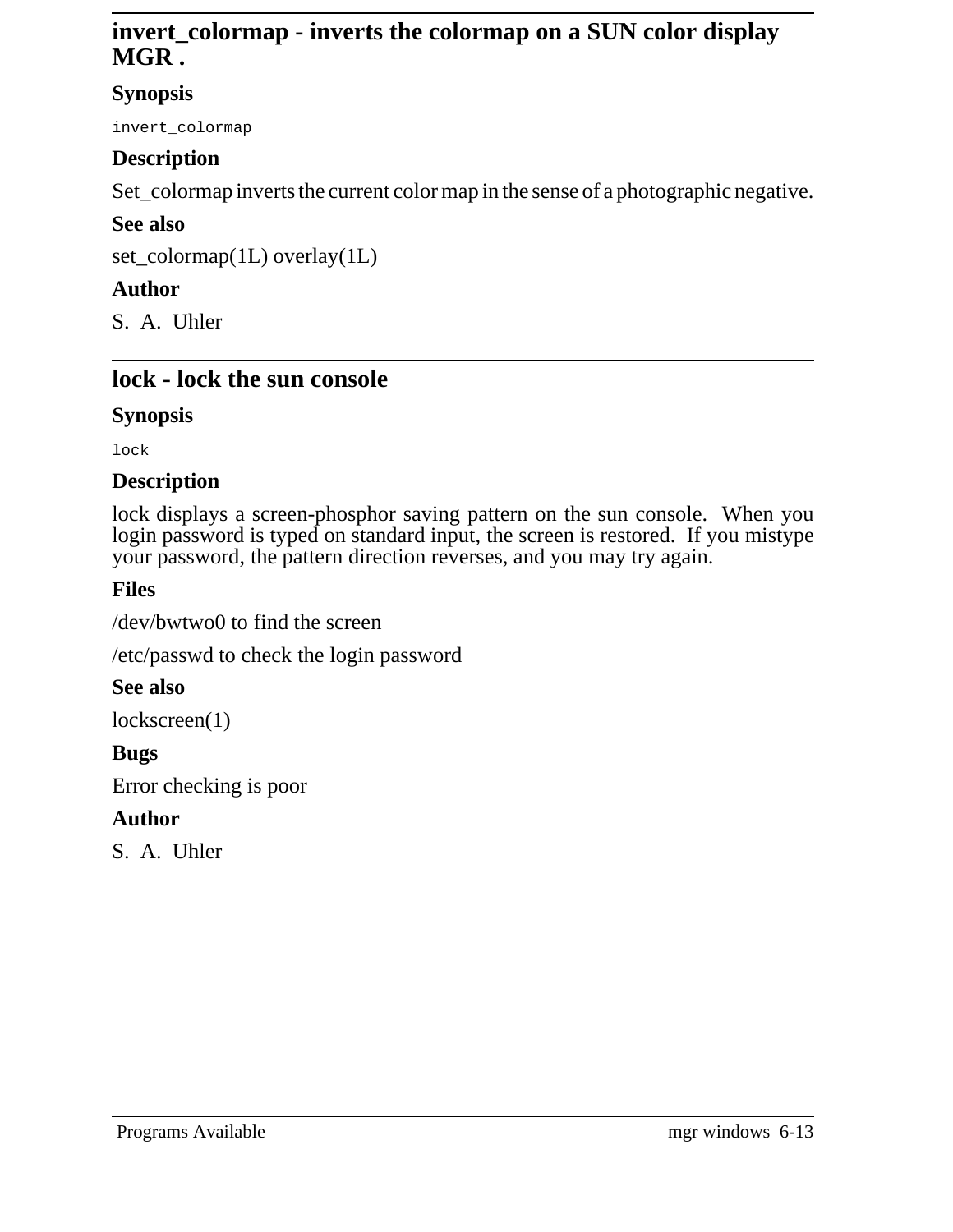## invert_colormap - inverts the colormap on a SUN color display MGR .

### Synopsis

```
invert_colormap
```

### Description

Set_colormap inverts the current color map in the sense of a photographic negative.

### See also

set_colormap(1L) overlay(1L)

### Author

S. A. Uhler

## lock - lock the sun console

### Synopsis

```
lock
```

### Description

lock displays a screen-phosphor saving pattern on the sun console. When you login password is typed on standard input, the screen is restored. If you mistype your password, the pattern direction reverses, and you may try again.

### Files

/dev/bwtwo0 to find the screen

/etc/passwd to check the login password

### See also

lockscreen(1)

### Bugs

Error checking is poor

### Author

S. A. Uhler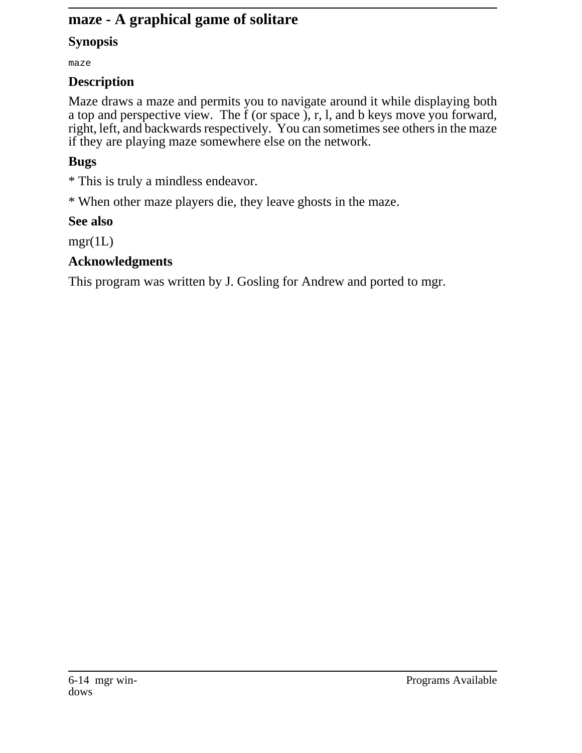## maze - A graphical game of solitare

### Synopsis

`maze`

### Description

Maze draws a maze and permits you to navigate around it while displaying both a top and perspective view. The f (or space ), r, l, and b keys move you forward, right, left, and backwards respectively. You can sometimes see others in the maze if they are playing maze somewhere else on the network.

### Bugs

* This is truly a mindless endeavor.

* When other maze players die, they leave ghosts in the maze.

### See also

mgr(1L)

### Acknowledgments

This program was written by J. Gosling for Andrew and ported to mgr.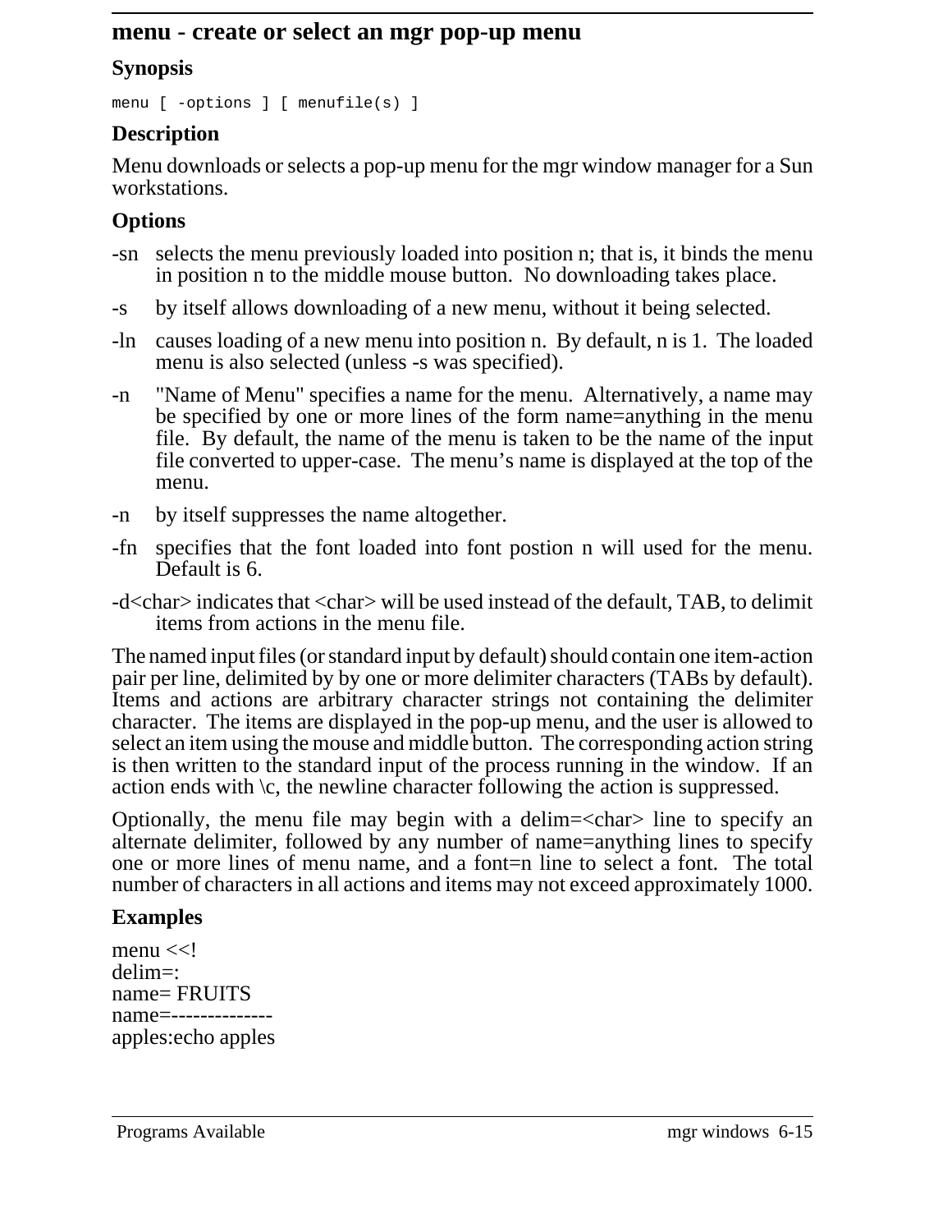## menu - create or select an mgr pop-up menu

### Synopsis

```
menu [ -options ] [ menufile(s) ]
```

### Description

Menu downloads or selects a pop-up menu for the mgr window manager for a Sun workstations.

### Options

- -sn selects the menu previously loaded into position n; that is, it binds the menu in position n to the middle mouse button. No downloading takes place.
- -s by itself allows downloading of a new menu, without it being selected.
- -ln causes loading of a new menu into position n. By default, n is 1. The loaded menu is also selected (unless -s was specified).
- -n "Name of Menu" specifies a name for the menu. Alternatively, a name may be specified by one or more lines of the form name=anything in the menu file. By default, the name of the menu is taken to be the name of the input file converted to upper-case. The menu's name is displayed at the top of the menu.
- -n by itself suppresses the name altogether.
- -fn specifies that the font loaded into font postion n will used for the menu. Default is 6.
- -d<char> indicates that <char> will be used instead of the default, TAB, to delimit items from actions in the menu file.

The named input files (or standard input by default) should contain one item-action pair per line, delimited by by one or more delimiter characters (TABs by default). Items and actions are arbitrary character strings not containing the delimiter character. The items are displayed in the pop-up menu, and the user is allowed to select an item using the mouse and middle button. The corresponding action string is then written to the standard input of the process running in the window. If an action ends with \c, the newline character following the action is suppressed.

Optionally, the menu file may begin with a delim=<char> line to specify an alternate delimiter, followed by any number of name=anything lines to specify one or more lines of menu name, and a font=n line to select a font. The total number of characters in all actions and items may not exceed approximately 1000.

### Examples

```
menu <<!
delim=:
name= FRUITS
name=--------------
apples:echo apples
```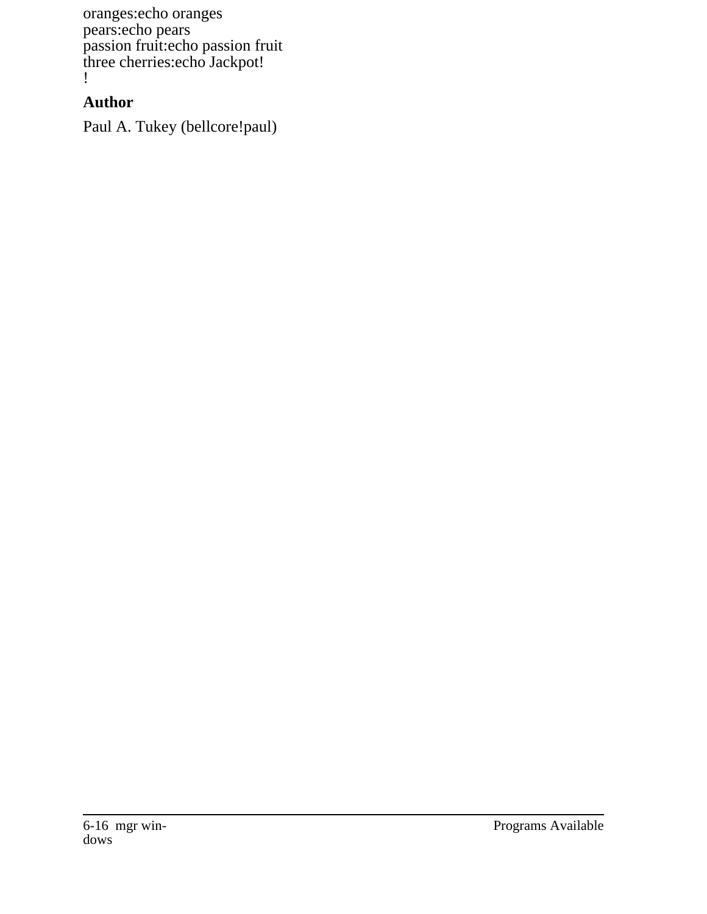```
oranges:echo oranges
pears:echo pears
passion fruit:echo passion fruit
three cherries:echo Jackpot!
!
```

### Author

Paul A. Tukey (bellcore!paul)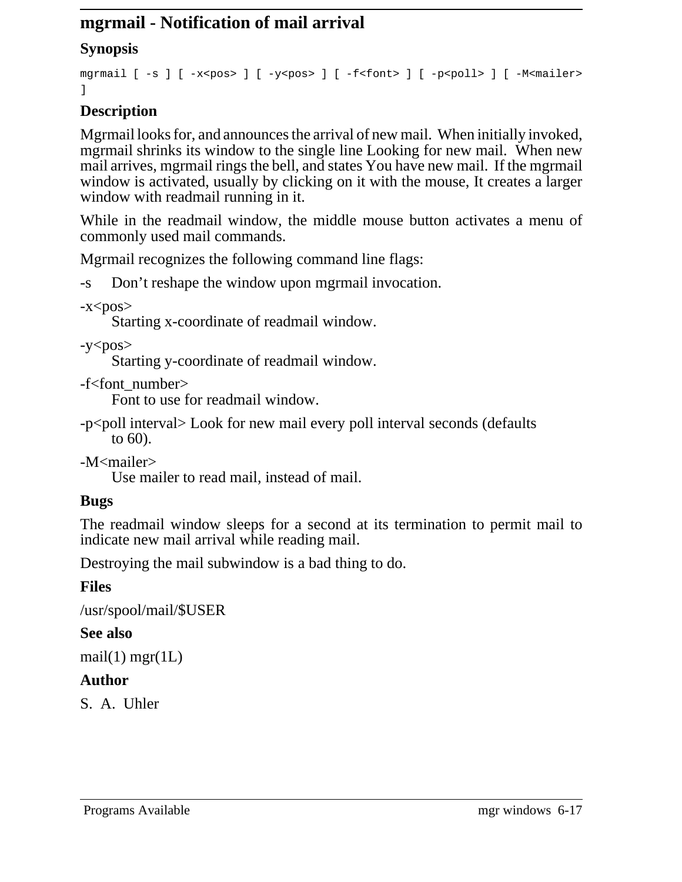# mgrmail - Notification of mail arrival

## Synopsis

```
mgrmail [ -s ] [ -x<pos> ] [ -y<pos> ] [ -f<font> ] [ -p<poll> ] [ -M<mailer> ]
```

## Description

Mgrmail looks for, and announces the arrival of new mail. When initially invoked, mgrmail shrinks its window to the single line Looking for new mail. When new mail arrives, mgrmail rings the bell, and states You have new mail. If the mgrmail window is activated, usually by clicking on it with the mouse, It creates a larger window with readmail running in it.

While in the readmail window, the middle mouse button activates a menu of commonly used mail commands.

Mgrmail recognizes the following command line flags:

-s Don't reshape the window upon mgrmail invocation.

-x<pos>
Starting x-coordinate of readmail window.

-y<pos>
Starting y-coordinate of readmail window.

-f<font_number>
Font to use for readmail window.

-p<poll interval> Look for new mail every poll interval seconds (defaults to 60).

-M<mailer>
Use mailer to read mail, instead of mail.

## Bugs

The readmail window sleeps for a second at its termination to permit mail to indicate new mail arrival while reading mail.

Destroying the mail subwindow is a bad thing to do.

## Files

/usr/spool/mail/$USER

## See also

mail(1) mgr(1L)

## Author

S. A. Uhler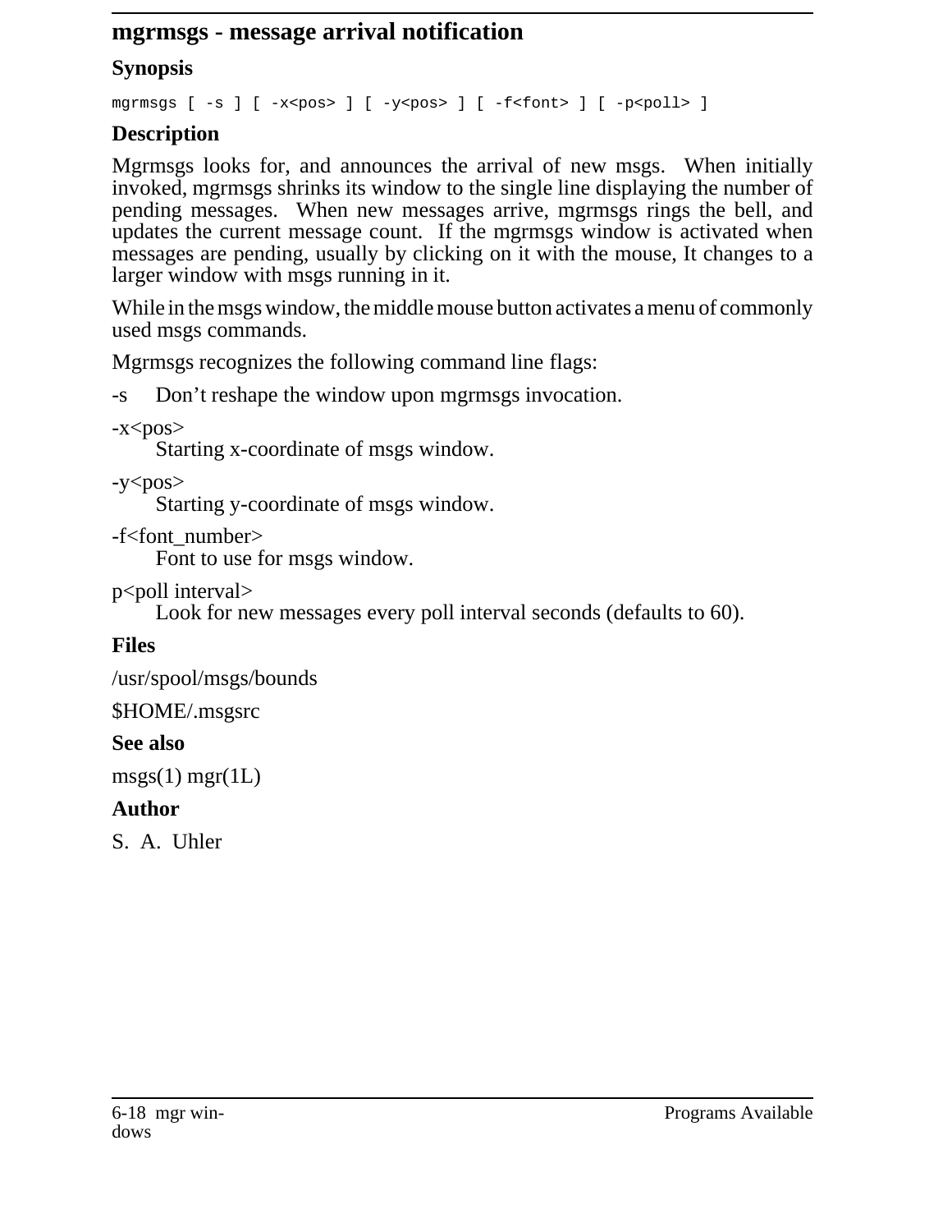# mgrmsgs - message arrival notification

## Synopsis

```
mgrmsgs [ -s ] [ -x<pos> ] [ -y<pos> ] [ -f<font> ] [ -p<poll> ]
```

## Description

Mgrmsgs looks for, and announces the arrival of new msgs. When initially invoked, mgrmsgs shrinks its window to the single line displaying the number of pending messages. When new messages arrive, mgrmsgs rings the bell, and updates the current message count. If the mgrmsgs window is activated when messages are pending, usually by clicking on it with the mouse, It changes to a larger window with msgs running in it.

While in the msgs window, the middle mouse button activates a menu of commonly used msgs commands.

Mgrmsgs recognizes the following command line flags:

-s Don't reshape the window upon mgrmsgs invocation.

-x<pos>
    Starting x-coordinate of msgs window.

-y<pos>
    Starting y-coordinate of msgs window.

-f<font_number>
    Font to use for msgs window.

p<poll interval>
    Look for new messages every poll interval seconds (defaults to 60).

## Files

/usr/spool/msgs/bounds

$HOME/.msgsrc

## See also

msgs(1) mgr(1L)

## Author

S. A. Uhler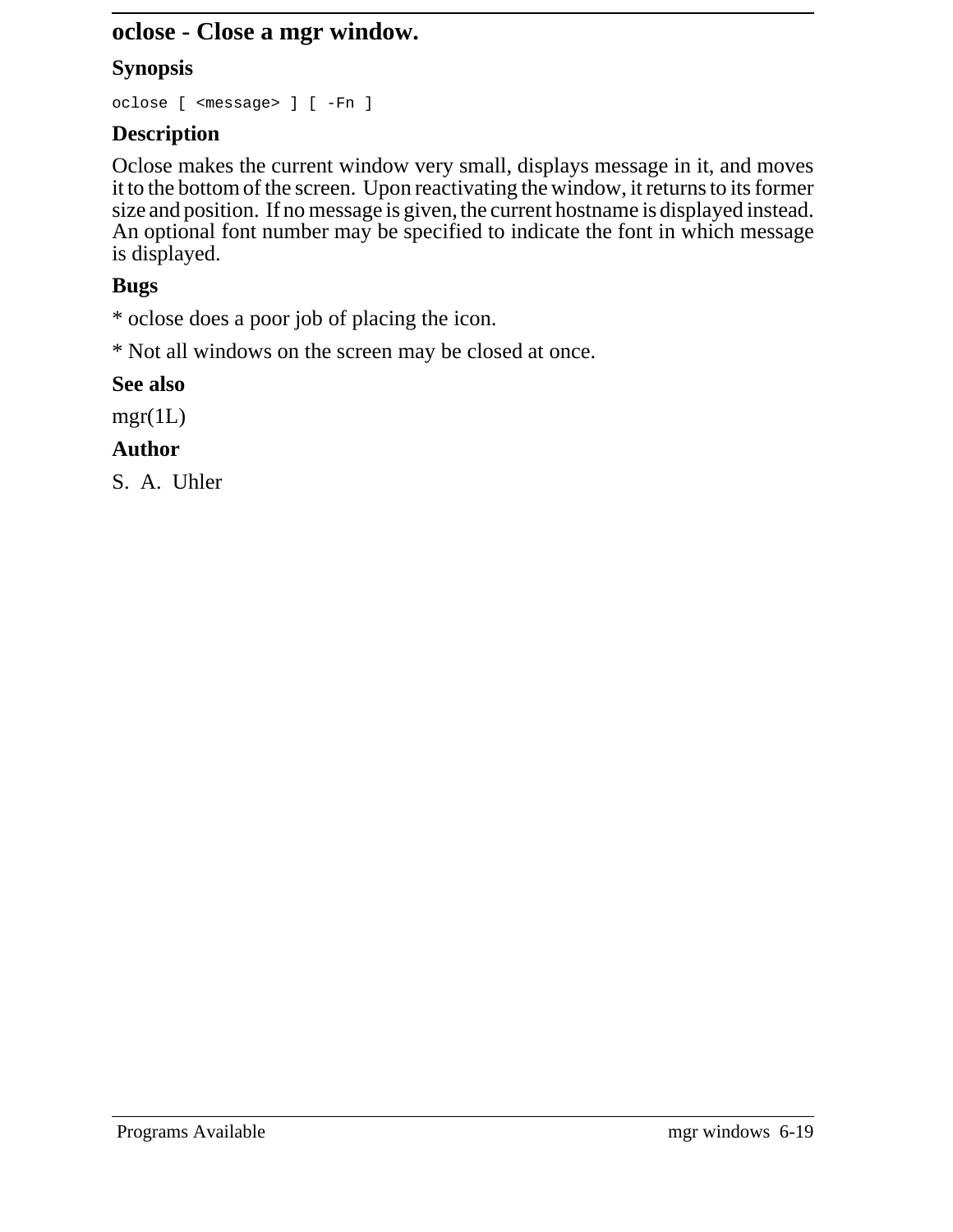# oclose - Close a mgr window.

## Synopsis

```
oclose [ <message> ] [ -Fn ]
```

## Description

Oclose makes the current window very small, displays message in it, and moves it to the bottom of the screen. Upon reactivating the window, it returns to its former size and position. If no message is given, the current hostname is displayed instead. An optional font number may be specified to indicate the font in which message is displayed.

## Bugs

* oclose does a poor job of placing the icon.

* Not all windows on the screen may be closed at once.

## See also

mgr(1L)

## Author

S. A. Uhler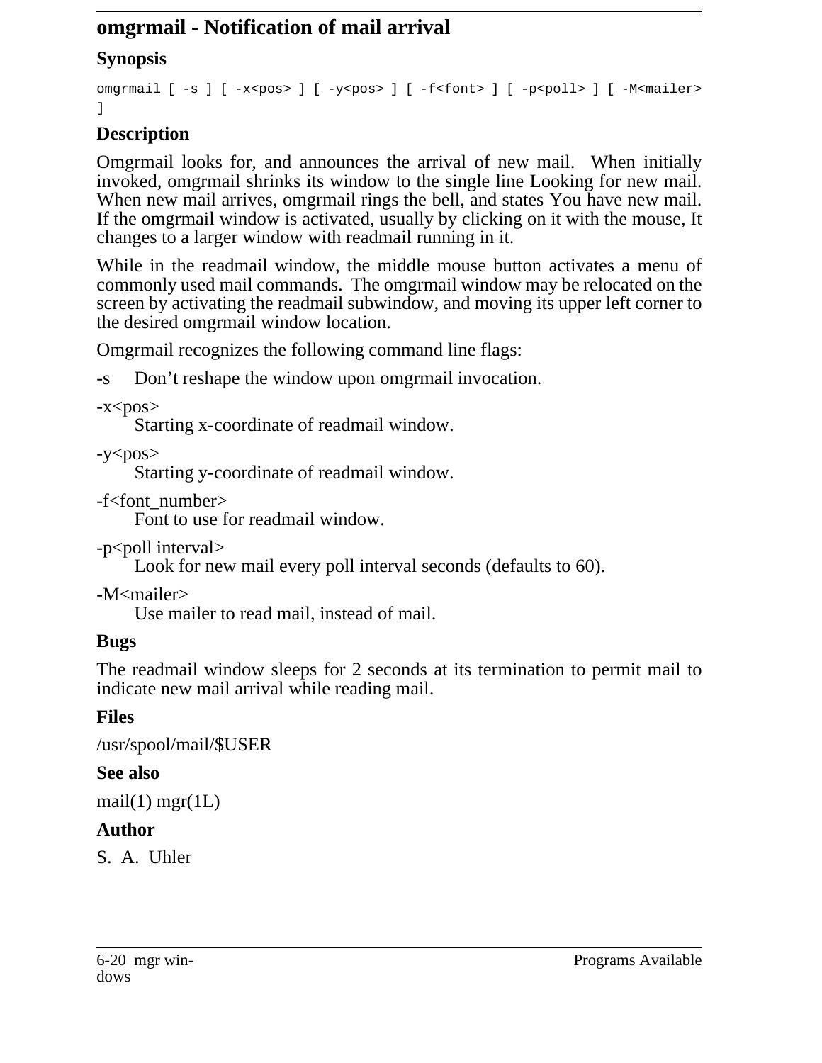# omgrmail - Notification of mail arrival

## Synopsis

```
omgrmail [ -s ] [ -x<pos> ] [ -y<pos> ] [ -f<font> ] [ -p<poll> ] [ -M<mailer> ]
```

## Description

Omgrmail looks for, and announces the arrival of new mail. When initially invoked, omgrmail shrinks its window to the single line Looking for new mail. When new mail arrives, omgrmail rings the bell, and states You have new mail. If the omgrmail window is activated, usually by clicking on it with the mouse, It changes to a larger window with readmail running in it.

While in the readmail window, the middle mouse button activates a menu of commonly used mail commands. The omgrmail window may be relocated on the screen by activating the readmail subwindow, and moving its upper left corner to the desired omgrmail window location.

Omgrmail recognizes the following command line flags:

-s
: Don't reshape the window upon omgrmail invocation.

-x<pos>
: Starting x-coordinate of readmail window.

-y<pos>
: Starting y-coordinate of readmail window.

-f<font_number>
: Font to use for readmail window.

-p<poll interval>
: Look for new mail every poll interval seconds (defaults to 60).

-M<mailer>
: Use mailer to read mail, instead of mail.

## Bugs

The readmail window sleeps for 2 seconds at its termination to permit mail to indicate new mail arrival while reading mail.

## Files

/usr/spool/mail/$USER

## See also

mail(1) mgr(1L)

## Author

S. A. Uhler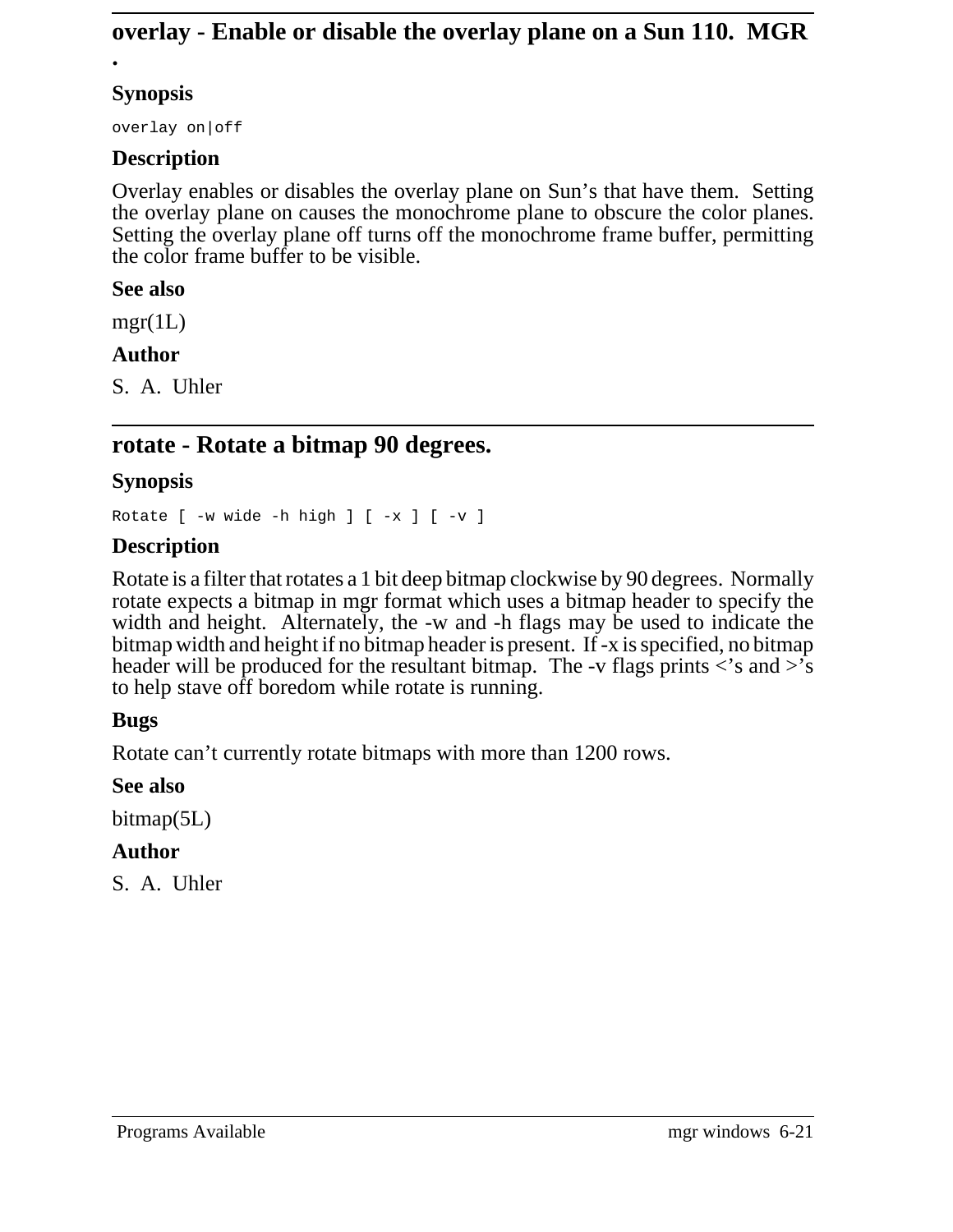## overlay - Enable or disable the overlay plane on a Sun 110. MGR .

### Synopsis

```
overlay on|off
```

### Description

Overlay enables or disables the overlay plane on Sun's that have them. Setting the overlay plane on causes the monochrome plane to obscure the color planes. Setting the overlay plane off turns off the monochrome frame buffer, permitting the color frame buffer to be visible.

### See also

mgr(1L)

### Author

S. A. Uhler

## rotate - Rotate a bitmap 90 degrees.

### Synopsis

```
Rotate [ -w wide -h high ] [ -x ] [ -v ]
```

### Description

Rotate is a filter that rotates a 1 bit deep bitmap clockwise by 90 degrees. Normally rotate expects a bitmap in mgr format which uses a bitmap header to specify the width and height. Alternately, the -w and -h flags may be used to indicate the bitmap width and height if no bitmap header is present. If -x is specified, no bitmap header will be produced for the resultant bitmap. The -v flags prints <'s and >'s to help stave off boredom while rotate is running.

### Bugs

Rotate can't currently rotate bitmaps with more than 1200 rows.

### See also

bitmap(5L)

### Author

S. A. Uhler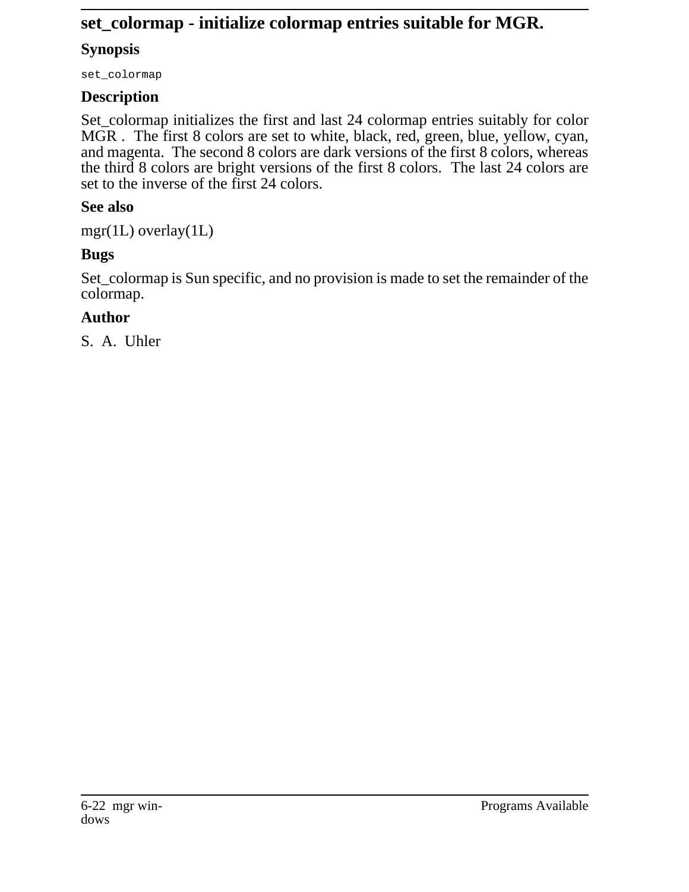# set_colormap - initialize colormap entries suitable for MGR.

## Synopsis

```
set_colormap
```

## Description

Set_colormap initializes the first and last 24 colormap entries suitably for color MGR . The first 8 colors are set to white, black, red, green, blue, yellow, cyan, and magenta. The second 8 colors are dark versions of the first 8 colors, whereas the third 8 colors are bright versions of the first 8 colors. The last 24 colors are set to the inverse of the first 24 colors.

## See also

mgr(1L) overlay(1L)

## Bugs

Set_colormap is Sun specific, and no provision is made to set the remainder of the colormap.

## Author

S. A. Uhler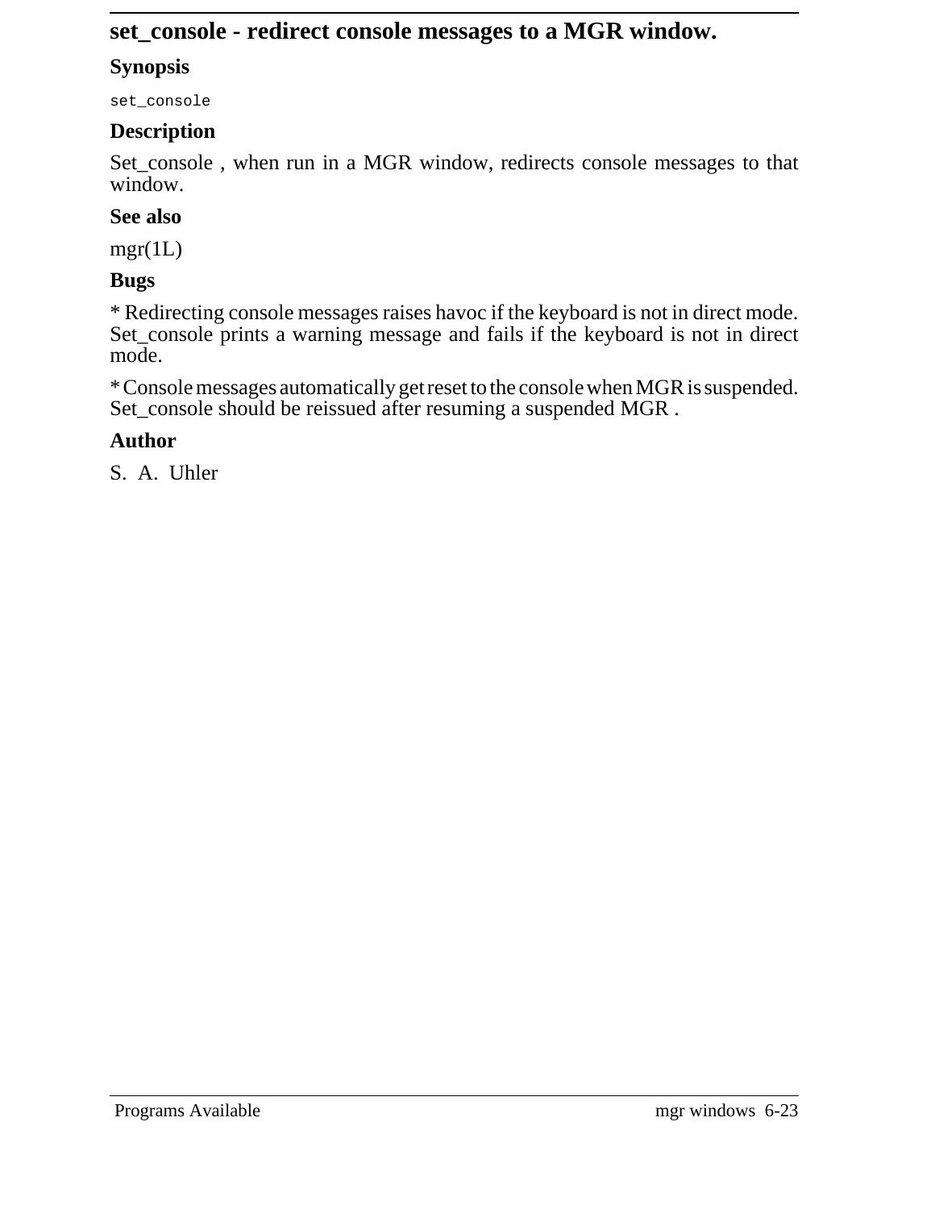## set_console - redirect console messages to a MGR window.

### Synopsis

```
set_console
```

### Description

Set_console , when run in a MGR window, redirects console messages to that window.

### See also

mgr(1L)

### Bugs

* Redirecting console messages raises havoc if the keyboard is not in direct mode. Set_console prints a warning message and fails if the keyboard is not in direct mode.

* Console messages automatically get reset to the console when MGR is suspended. Set_console should be reissued after resuming a suspended MGR .

### Author

S. A. Uhler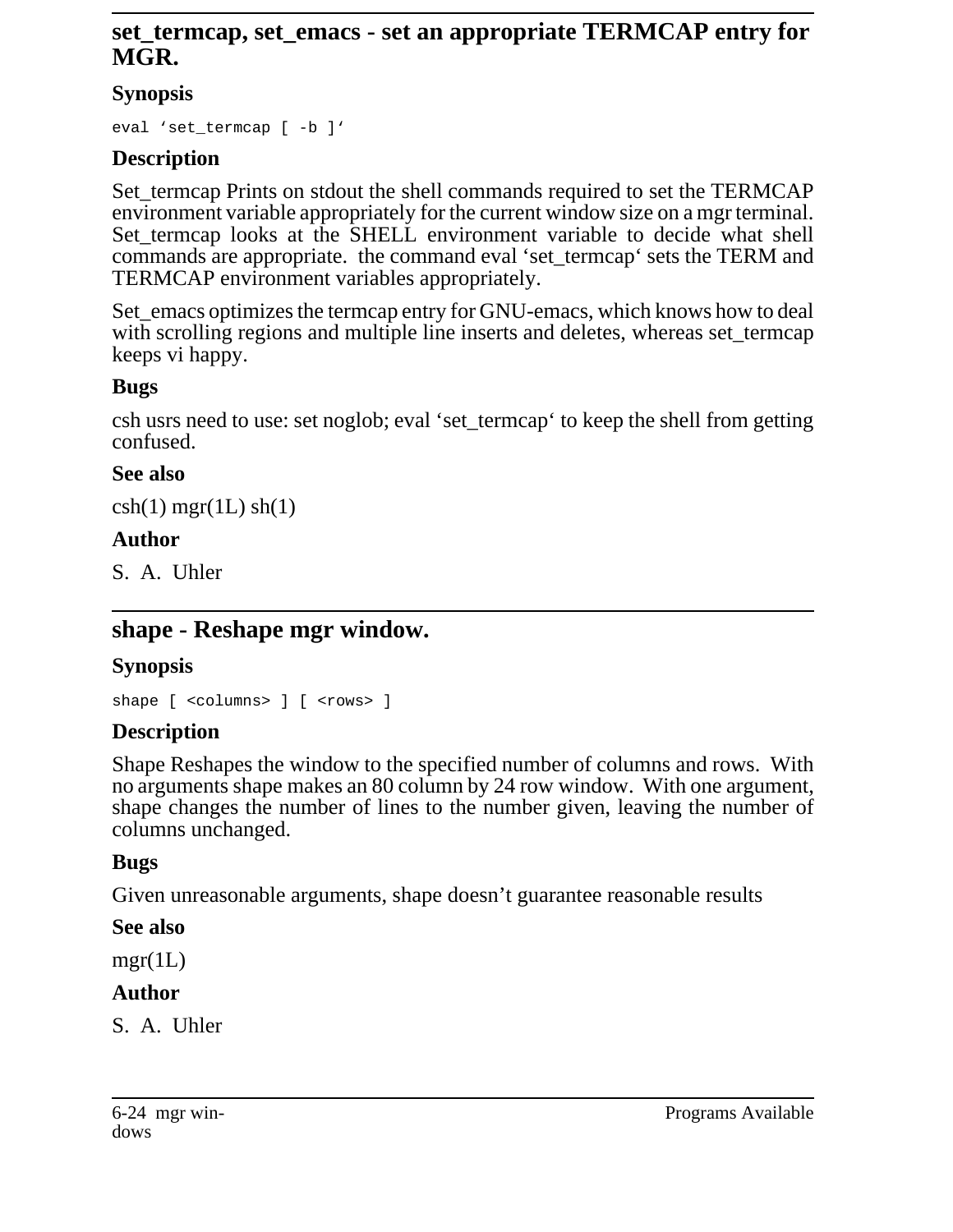## set_termcap, set_emacs - set an appropriate TERMCAP entry for MGR.

### Synopsis

```
eval ‘set_termcap [ -b ]‘
```

### Description

Set_termcap Prints on stdout the shell commands required to set the TERMCAP environment variable appropriately for the current window size on a mgr terminal. Set_termcap looks at the SHELL environment variable to decide what shell commands are appropriate. the command eval ‘set_termcap‘ sets the TERM and TERMCAP environment variables appropriately.

Set_emacs optimizes the termcap entry for GNU-emacs, which knows how to deal with scrolling regions and multiple line inserts and deletes, whereas set_termcap keeps vi happy.

### Bugs

csh usrs need to use: set noglob; eval ‘set_termcap‘ to keep the shell from getting confused.

### See also

csh(1) mgr(1L) sh(1)

### Author

S. A. Uhler

## shape - Reshape mgr window.

### Synopsis

```
shape [ <columns> ] [ <rows> ]
```

### Description

Shape Reshapes the window to the specified number of columns and rows. With no arguments shape makes an 80 column by 24 row window. With one argument, shape changes the number of lines to the number given, leaving the number of columns unchanged.

### Bugs

Given unreasonable arguments, shape doesn’t guarantee reasonable results

### See also

mgr(1L)

### Author

S. A. Uhler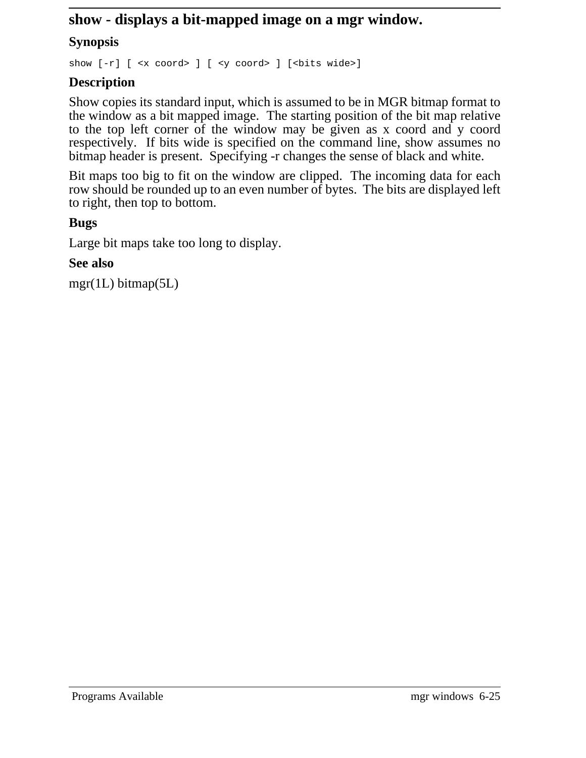## show - displays a bit-mapped image on a mgr window.

### Synopsis

```
show [-r] [ <x coord> ] [ <y coord> ] [<bits wide>]
```

### Description

Show copies its standard input, which is assumed to be in MGR bitmap format to the window as a bit mapped image. The starting position of the bit map relative to the top left corner of the window may be given as x coord and y coord respectively. If bits wide is specified on the command line, show assumes no bitmap header is present. Specifying -r changes the sense of black and white.

Bit maps too big to fit on the window are clipped. The incoming data for each row should be rounded up to an even number of bytes. The bits are displayed left to right, then top to bottom.

### Bugs

Large bit maps take too long to display.

### See also

mgr(1L) bitmap(5L)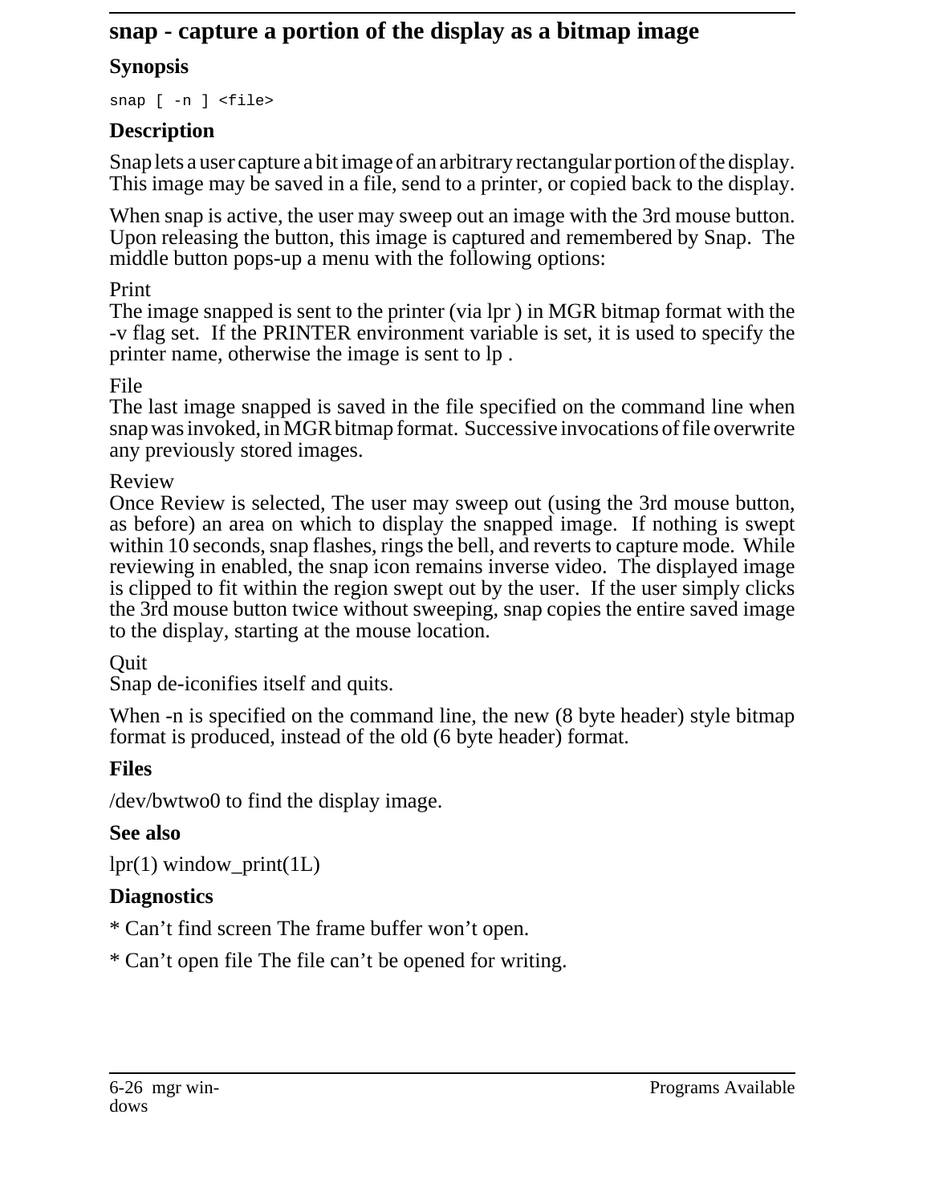## snap - capture a portion of the display as a bitmap image

### Synopsis

```
snap [ -n ] <file>
```

### Description

Snap lets a user capture a bit image of an arbitrary rectangular portion of the display. This image may be saved in a file, send to a printer, or copied back to the display.

When snap is active, the user may sweep out an image with the 3rd mouse button. Upon releasing the button, this image is captured and remembered by Snap. The middle button pops-up a menu with the following options:

Print
The image snapped is sent to the printer (via lpr ) in MGR bitmap format with the -v flag set. If the PRINTER environment variable is set, it is used to specify the printer name, otherwise the image is sent to lp .

File
The last image snapped is saved in the file specified on the command line when snap was invoked, in MGR bitmap format. Successive invocations of file overwrite any previously stored images.

Review
Once Review is selected, The user may sweep out (using the 3rd mouse button, as before) an area on which to display the snapped image. If nothing is swept within 10 seconds, snap flashes, rings the bell, and reverts to capture mode. While reviewing in enabled, the snap icon remains inverse video. The displayed image is clipped to fit within the region swept out by the user. If the user simply clicks the 3rd mouse button twice without sweeping, snap copies the entire saved image to the display, starting at the mouse location.

Quit
Snap de-iconifies itself and quits.

When -n is specified on the command line, the new (8 byte header) style bitmap format is produced, instead of the old (6 byte header) format.

### Files

/dev/bwtwo0 to find the display image.

### See also

lpr(1) window_print(1L)

### Diagnostics

* Can't find screen The frame buffer won't open.

* Can't open file The file can't be opened for writing.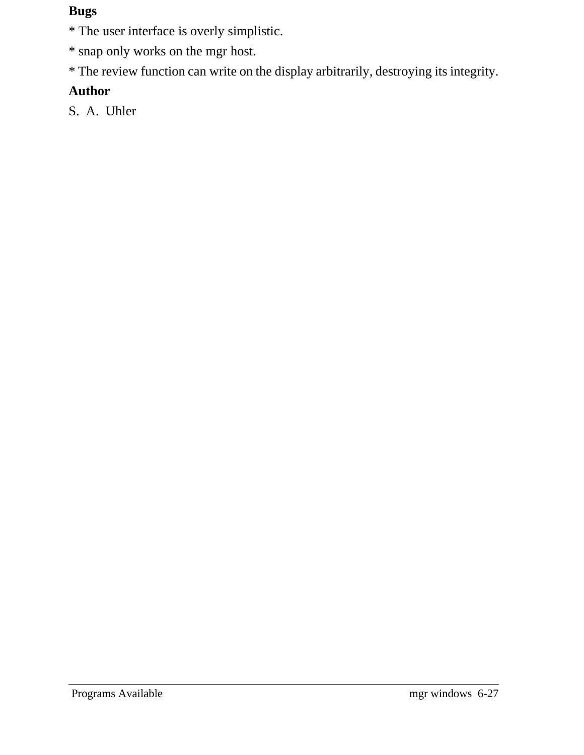**Bugs**

* The user interface is overly simplistic.

* snap only works on the mgr host.

* The review function can write on the display arbitrarily, destroying its integrity.

**Author**

S. A. Uhler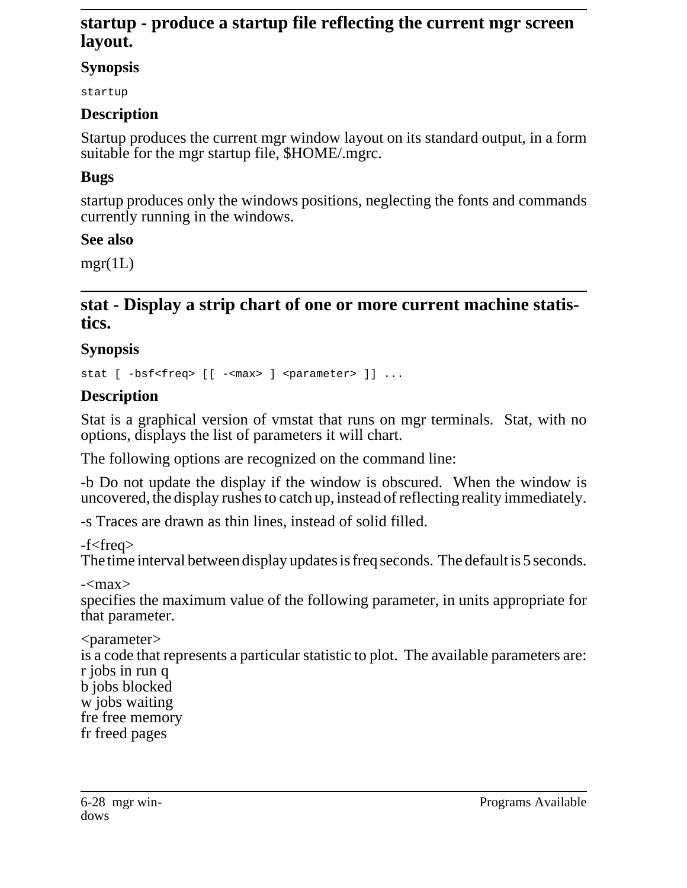## startup - produce a startup file reflecting the current mgr screen layout.

### Synopsis

```
startup
```

### Description

Startup produces the current mgr window layout on its standard output, in a form suitable for the mgr startup file, $HOME/.mgrc.

### Bugs

startup produces only the windows positions, neglecting the fonts and commands currently running in the windows.

### See also

mgr(1L)

## stat - Display a strip chart of one or more current machine statistics.

### Synopsis

```
stat [ -bsf<freq> [[ -<max> ] <parameter> ]] ...
```

### Description

Stat is a graphical version of vmstat that runs on mgr terminals. Stat, with no options, displays the list of parameters it will chart.

The following options are recognized on the command line:

-b Do not update the display if the window is obscured. When the window is uncovered, the display rushes to catch up, instead of reflecting reality immediately.

-s Traces are drawn as thin lines, instead of solid filled.

-f<freq>
The time interval between display updates is freq seconds. The default is 5 seconds.

-<max>
specifies the maximum value of the following parameter, in units appropriate for that parameter.

<parameter>
is a code that represents a particular statistic to plot. The available parameters are:
r jobs in run q
b jobs blocked
w jobs waiting
fre free memory
fr freed pages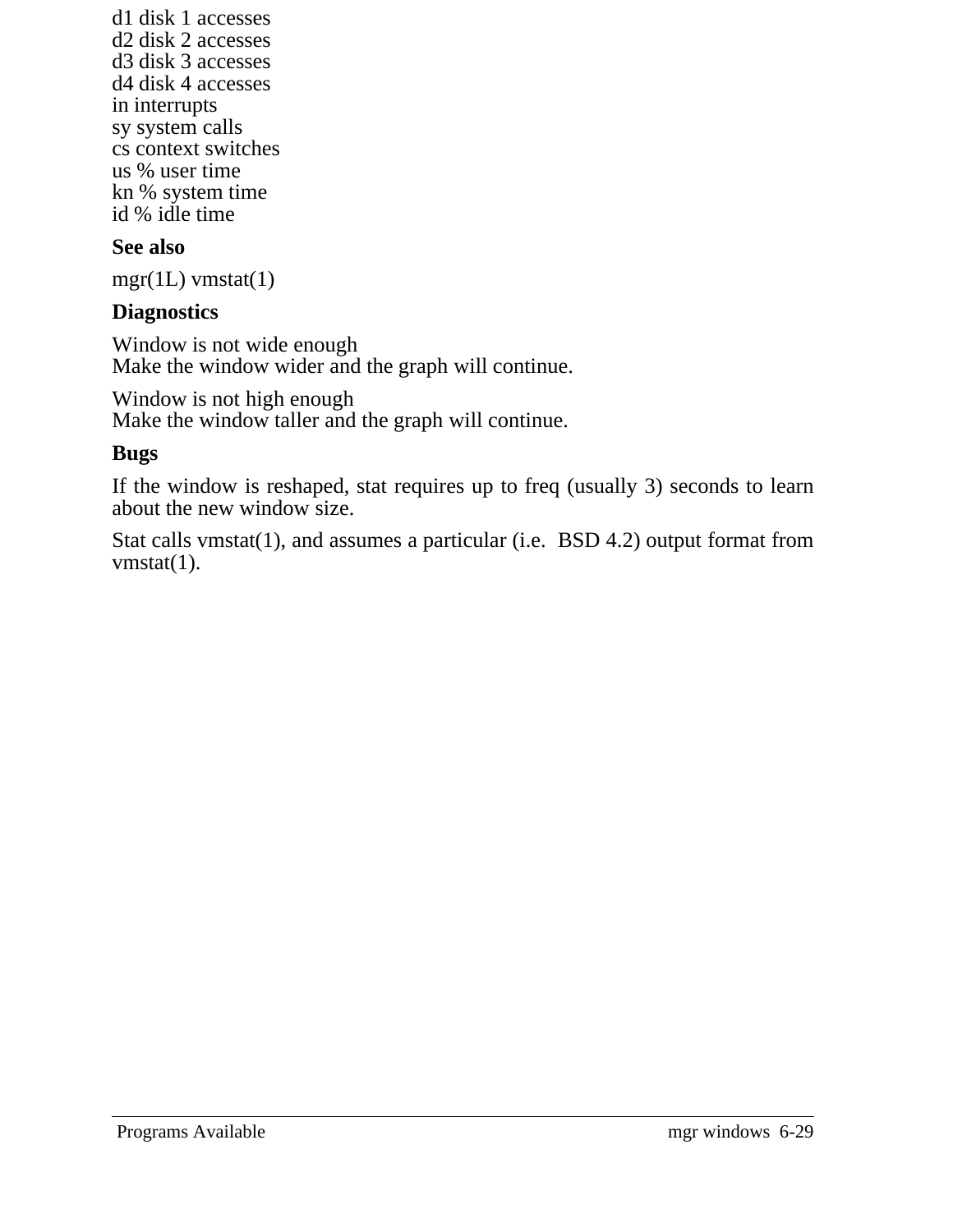d1 disk 1 accesses
d2 disk 2 accesses
d3 disk 3 accesses
d4 disk 4 accesses
in interrupts
sy system calls
cs context switches
us % user time
kn % system time
id % idle time

**See also**

mgr(1L) vmstat(1)

**Diagnostics**

Window is not wide enough
Make the window wider and the graph will continue.

Window is not high enough
Make the window taller and the graph will continue.

**Bugs**

If the window is reshaped, stat requires up to freq (usually 3) seconds to learn about the new window size.

Stat calls vmstat(1), and assumes a particular (i.e. BSD 4.2) output format from vmstat(1).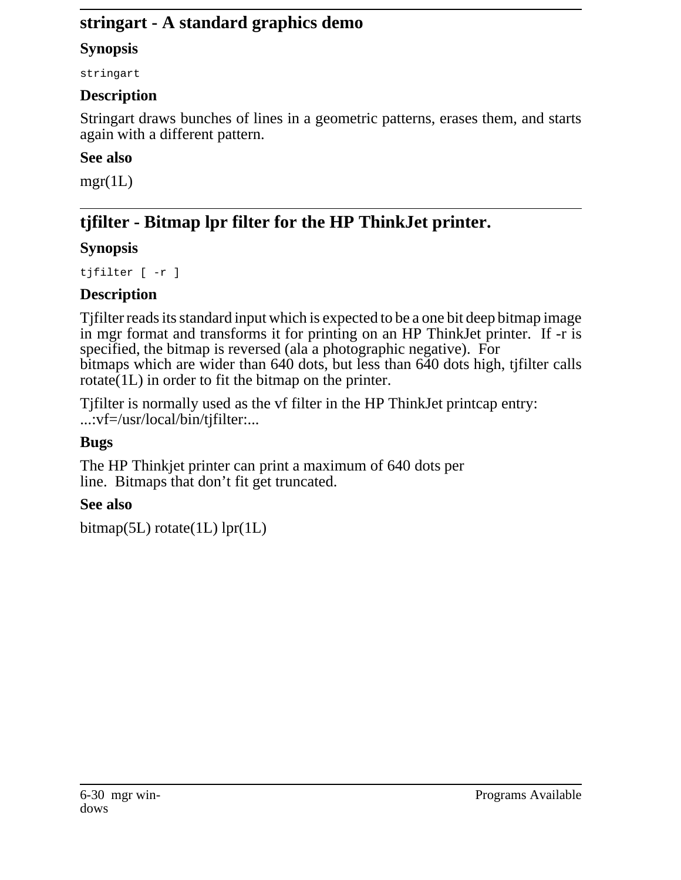## stringart - A standard graphics demo

### Synopsis

```
stringart
```

### Description

Stringart draws bunches of lines in a geometric patterns, erases them, and starts again with a different pattern.

### See also

mgr(1L)

## tjfilter - Bitmap lpr filter for the HP ThinkJet printer.

### Synopsis

```
tjfilter [ -r ]
```

### Description

Tjfilter reads its standard input which is expected to be a one bit deep bitmap image in mgr format and transforms it for printing on an HP ThinkJet printer. If -r is specified, the bitmap is reversed (ala a photographic negative). For bitmaps which are wider than 640 dots, but less than 640 dots high, tjfilter calls rotate(1L) in order to fit the bitmap on the printer.

Tjfilter is normally used as the vf filter in the HP ThinkJet printcap entry:
...:vf=/usr/local/bin/tjfilter:...

### Bugs

The HP Thinkjet printer can print a maximum of 640 dots per line. Bitmaps that don't fit get truncated.

### See also

bitmap(5L) rotate(1L) lpr(1L)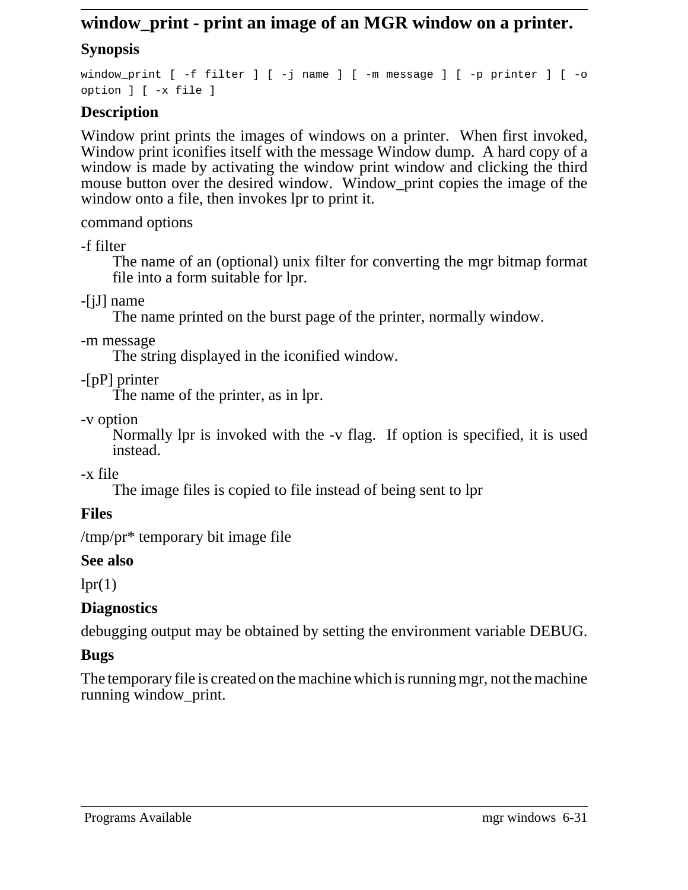## window_print - print an image of an MGR window on a printer.

### Synopsis

```
window_print [ -f filter ] [ -j name ] [ -m message ] [ -p printer ] [ -o option ] [ -x file ]
```

### Description

Window print prints the images of windows on a printer. When first invoked, Window print iconifies itself with the message Window dump. A hard copy of a window is made by activating the window print window and clicking the third mouse button over the desired window. Window_print copies the image of the window onto a file, then invokes lpr to print it.

command options

-f filter
: The name of an (optional) unix filter for converting the mgr bitmap format file into a form suitable for lpr.

-[jJ] name
: The name printed on the burst page of the printer, normally window.

-m message
: The string displayed in the iconified window.

-[pP] printer
: The name of the printer, as in lpr.

-v option
: Normally lpr is invoked with the -v flag. If option is specified, it is used instead.

-x file
: The image files is copied to file instead of being sent to lpr

### Files

/tmp/pr* temporary bit image file

### See also

lpr(1)

### Diagnostics

debugging output may be obtained by setting the environment variable DEBUG.

### Bugs

The temporary file is created on the machine which is running mgr, not the machine running window_print.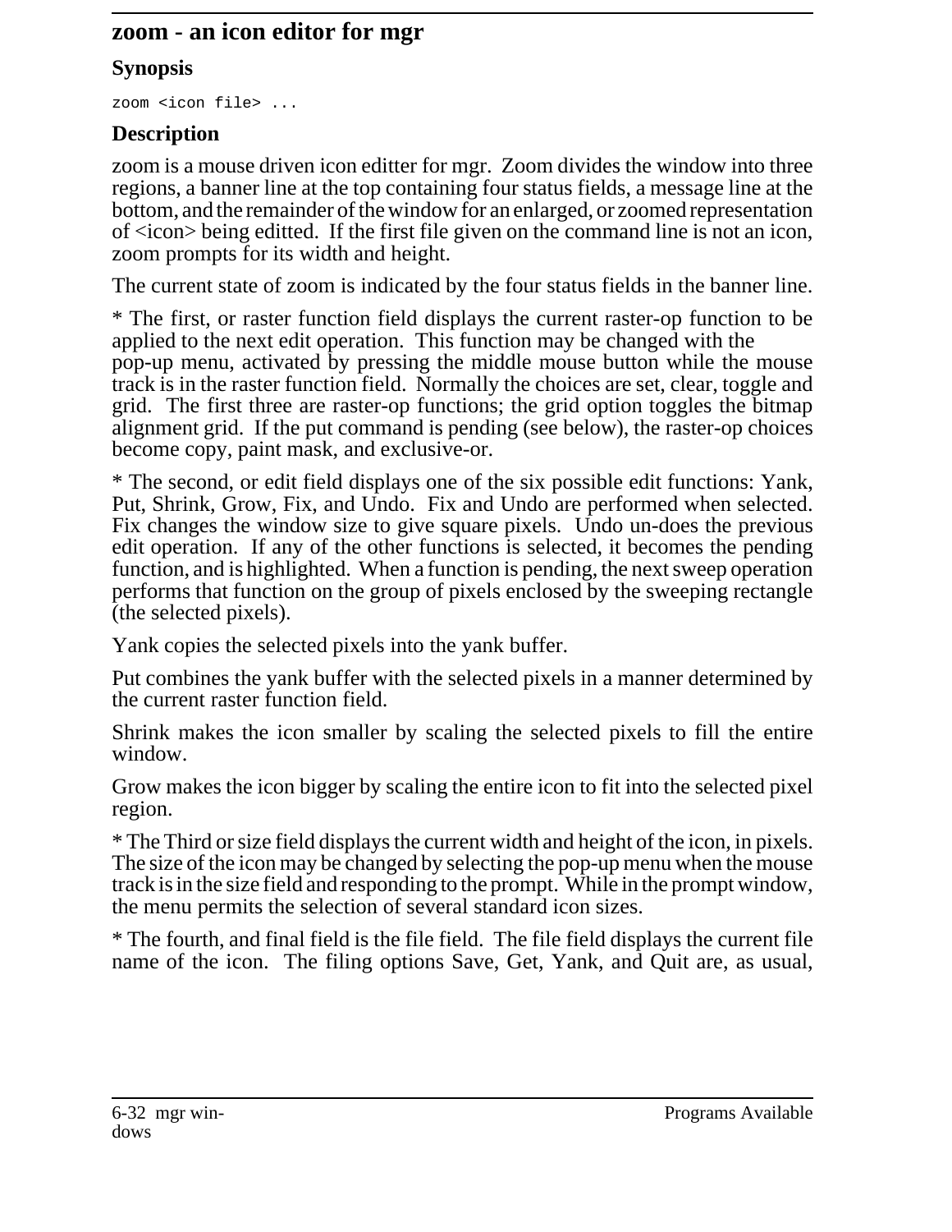## zoom - an icon editor for mgr

### Synopsis

```
zoom <icon file> ...
```

### Description

zoom is a mouse driven icon editter for mgr. Zoom divides the window into three regions, a banner line at the top containing four status fields, a message line at the bottom, and the remainder of the window for an enlarged, or zoomed representation of <icon> being editted. If the first file given on the command line is not an icon, zoom prompts for its width and height.

The current state of zoom is indicated by the four status fields in the banner line.

* The first, or raster function field displays the current raster-op function to be applied to the next edit operation. This function may be changed with the pop-up menu, activated by pressing the middle mouse button while the mouse track is in the raster function field. Normally the choices are set, clear, toggle and grid. The first three are raster-op functions; the grid option toggles the bitmap alignment grid. If the put command is pending (see below), the raster-op choices become copy, paint mask, and exclusive-or.

* The second, or edit field displays one of the six possible edit functions: Yank, Put, Shrink, Grow, Fix, and Undo. Fix and Undo are performed when selected. Fix changes the window size to give square pixels. Undo un-does the previous edit operation. If any of the other functions is selected, it becomes the pending function, and is highlighted. When a function is pending, the next sweep operation performs that function on the group of pixels enclosed by the sweeping rectangle (the selected pixels).

Yank copies the selected pixels into the yank buffer.

Put combines the yank buffer with the selected pixels in a manner determined by the current raster function field.

Shrink makes the icon smaller by scaling the selected pixels to fill the entire window.

Grow makes the icon bigger by scaling the entire icon to fit into the selected pixel region.

* The Third or size field displays the current width and height of the icon, in pixels. The size of the icon may be changed by selecting the pop-up menu when the mouse track is in the size field and responding to the prompt. While in the prompt window, the menu permits the selection of several standard icon sizes.

* The fourth, and final field is the file field. The file field displays the current file name of the icon. The filing options Save, Get, Yank, and Quit are, as usual,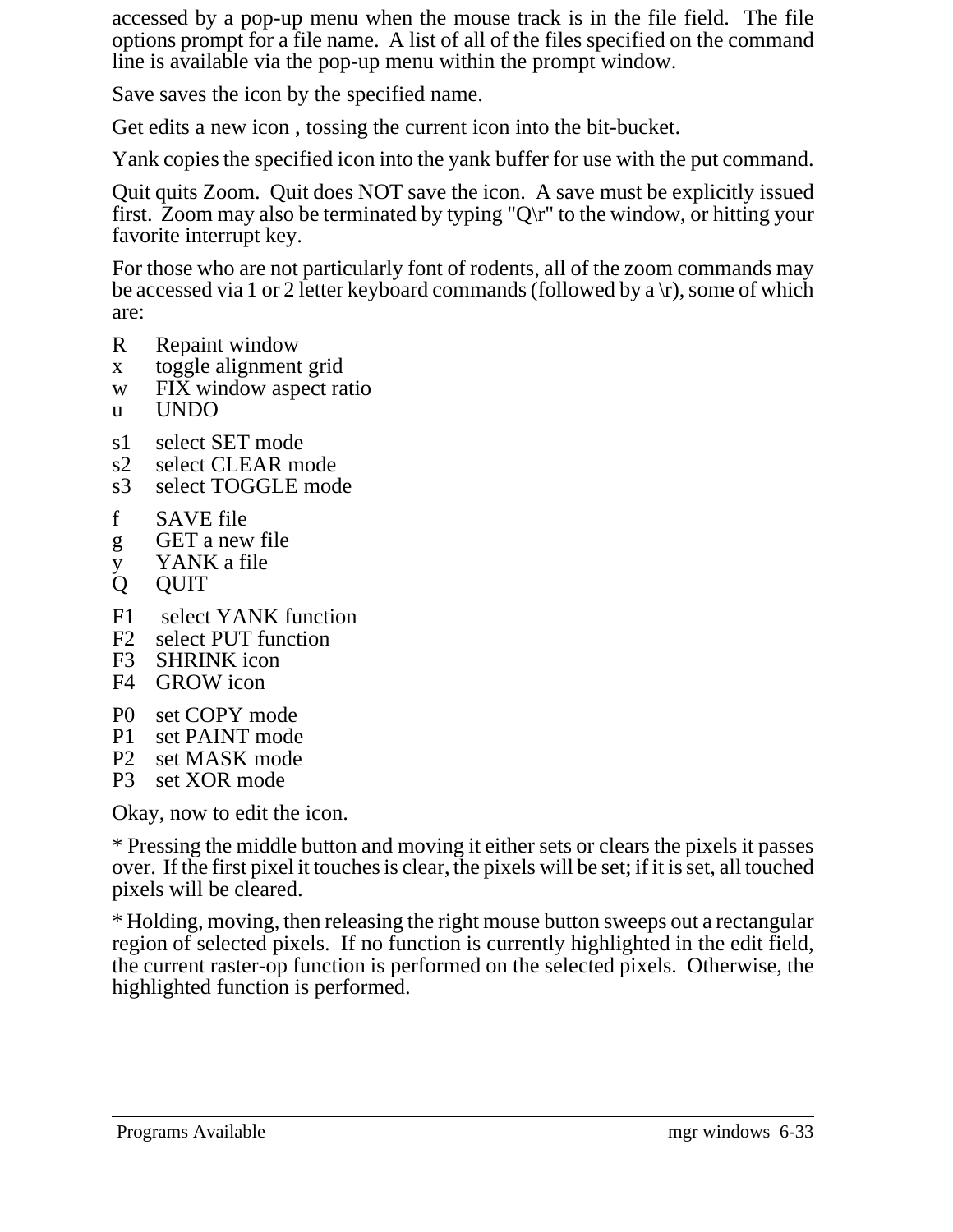accessed by a pop-up menu when the mouse track is in the file field. The file options prompt for a file name. A list of all of the files specified on the command line is available via the pop-up menu within the prompt window.

Save saves the icon by the specified name.

Get edits a new icon , tossing the current icon into the bit-bucket.

Yank copies the specified icon into the yank buffer for use with the put command.

Quit quits Zoom. Quit does NOT save the icon. A save must be explicitly issued first. Zoom may also be terminated by typing "Q\r" to the window, or hitting your favorite interrupt key.

For those who are not particularly font of rodents, all of the zoom commands may be accessed via 1 or 2 letter keyboard commands (followed by a \r), some of which are:

R      Repaint window
x      toggle alignment grid
w      FIX window aspect ratio
u      UNDO

s1     select SET mode
s2     select CLEAR mode
s3     select TOGGLE mode

f      SAVE file
g      GET a new file
y      YANK a file
Q      QUIT

F1     select YANK function
F2     select PUT function
F3     SHRINK icon
F4     GROW icon

P0     set COPY mode
P1     set PAINT mode
P2     set MASK mode
P3     set XOR mode

Okay, now to edit the icon.

* Pressing the middle button and moving it either sets or clears the pixels it passes over. If the first pixel it touches is clear, the pixels will be set; if it is set, all touched pixels will be cleared.

* Holding, moving, then releasing the right mouse button sweeps out a rectangular region of selected pixels. If no function is currently highlighted in the edit field, the current raster-op function is performed on the selected pixels. Otherwise, the highlighted function is performed.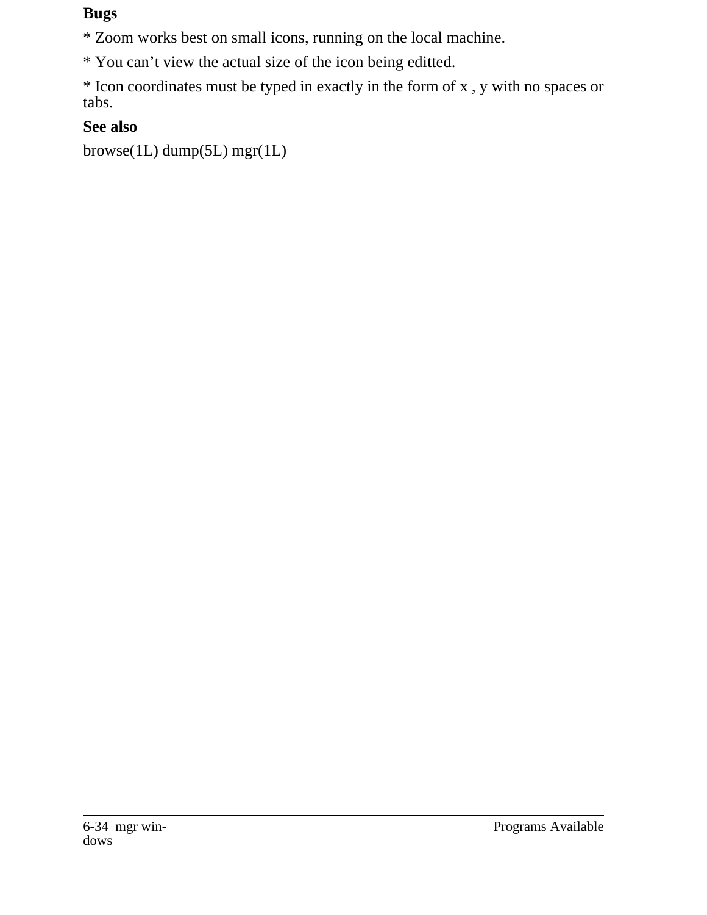**Bugs**

* Zoom works best on small icons, running on the local machine.

* You can’t view the actual size of the icon being editted.

* Icon coordinates must be typed in exactly in the form of x , y with no spaces or tabs.

**See also**

browse(1L) dump(5L) mgr(1L)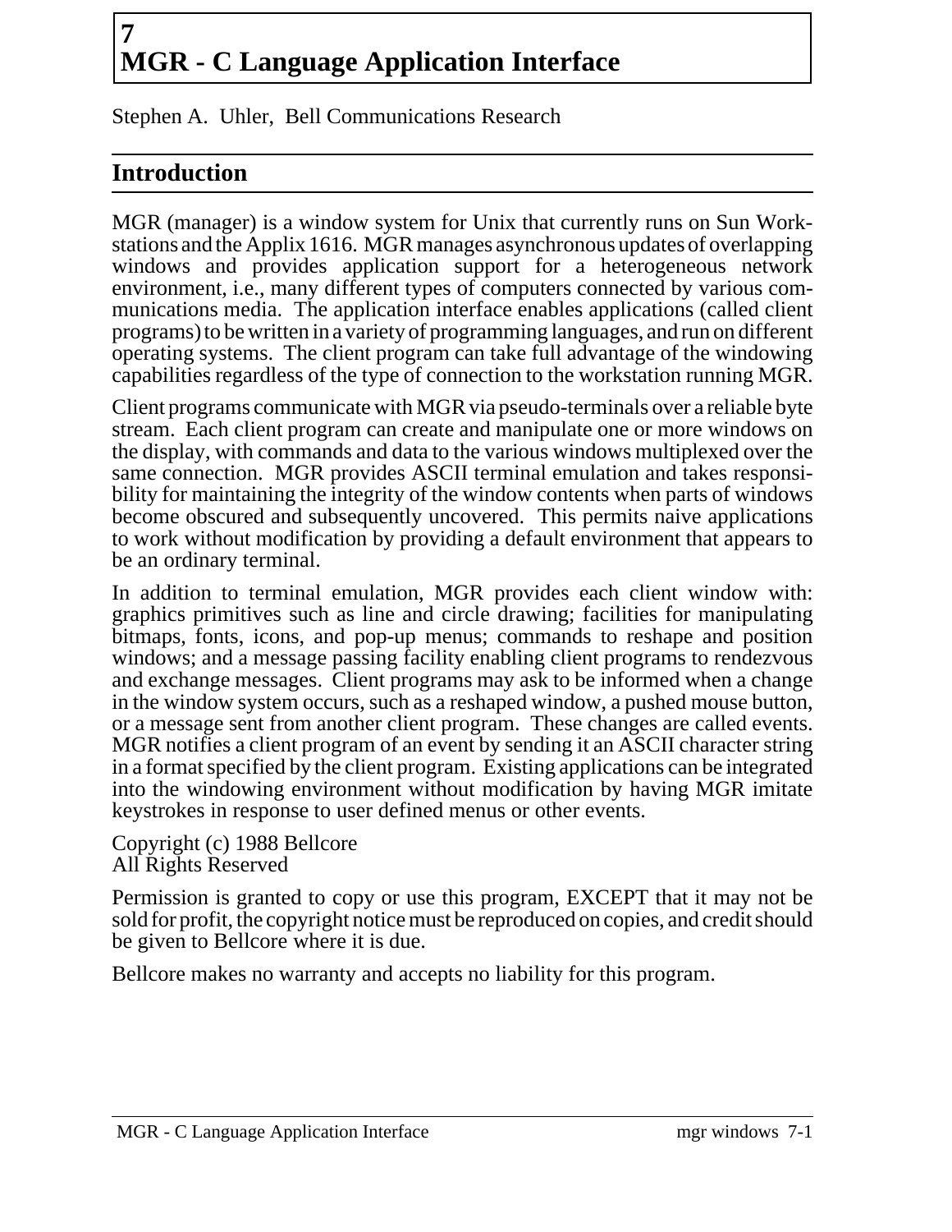# 7 MGR - C Language Application Interface

Stephen A. Uhler, Bell Communications Research

## Introduction

MGR (manager) is a window system for Unix that currently runs on Sun Workstations and the Applix 1616. MGR manages asynchronous updates of overlapping windows and provides application support for a heterogeneous network environment, i.e., many different types of computers connected by various communications media. The application interface enables applications (called client programs) to be written in a variety of programming languages, and run on different operating systems. The client program can take full advantage of the windowing capabilities regardless of the type of connection to the workstation running MGR.

Client programs communicate with MGR via pseudo-terminals over a reliable byte stream. Each client program can create and manipulate one or more windows on the display, with commands and data to the various windows multiplexed over the same connection. MGR provides ASCII terminal emulation and takes responsibility for maintaining the integrity of the window contents when parts of windows become obscured and subsequently uncovered. This permits naive applications to work without modification by providing a default environment that appears to be an ordinary terminal.

In addition to terminal emulation, MGR provides each client window with: graphics primitives such as line and circle drawing; facilities for manipulating bitmaps, fonts, icons, and pop-up menus; commands to reshape and position windows; and a message passing facility enabling client programs to rendezvous and exchange messages. Client programs may ask to be informed when a change in the window system occurs, such as a reshaped window, a pushed mouse button, or a message sent from another client program. These changes are called events. MGR notifies a client program of an event by sending it an ASCII character string in a format specified by the client program. Existing applications can be integrated into the windowing environment without modification by having MGR imitate keystrokes in response to user defined menus or other events.

Copyright (c) 1988 Bellcore
All Rights Reserved

Permission is granted to copy or use this program, EXCEPT that it may not be sold for profit, the copyright notice must be reproduced on copies, and credit should be given to Bellcore where it is due.

Bellcore makes no warranty and accepts no liability for this program.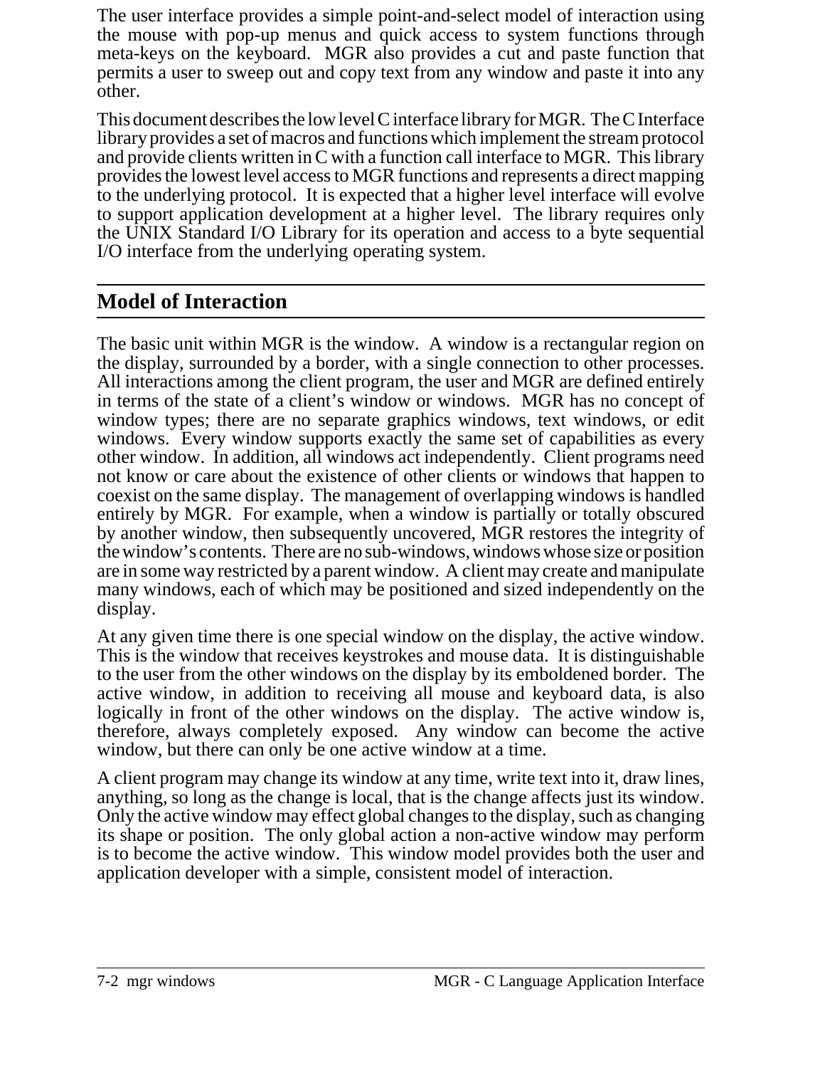The user interface provides a simple point-and-select model of interaction using the mouse with pop-up menus and quick access to system functions through meta-keys on the keyboard. MGR also provides a cut and paste function that permits a user to sweep out and copy text from any window and paste it into any other.

This document describes the low level C interface library for MGR. The C Interface library provides a set of macros and functions which implement the stream protocol and provide clients written in C with a function call interface to MGR. This library provides the lowest level access to MGR functions and represents a direct mapping to the underlying protocol. It is expected that a higher level interface will evolve to support application development at a higher level. The library requires only the UNIX Standard I/O Library for its operation and access to a byte sequential I/O interface from the underlying operating system.

## Model of Interaction

The basic unit within MGR is the window. A window is a rectangular region on the display, surrounded by a border, with a single connection to other processes. All interactions among the client program, the user and MGR are defined entirely in terms of the state of a client's window or windows. MGR has no concept of window types; there are no separate graphics windows, text windows, or edit windows. Every window supports exactly the same set of capabilities as every other window. In addition, all windows act independently. Client programs need not know or care about the existence of other clients or windows that happen to coexist on the same display. The management of overlapping windows is handled entirely by MGR. For example, when a window is partially or totally obscured by another window, then subsequently uncovered, MGR restores the integrity of the window's contents. There are no sub-windows, windows whose size or position are in some way restricted by a parent window. A client may create and manipulate many windows, each of which may be positioned and sized independently on the display.

At any given time there is one special window on the display, the active window. This is the window that receives keystrokes and mouse data. It is distinguishable to the user from the other windows on the display by its emboldened border. The active window, in addition to receiving all mouse and keyboard data, is also logically in front of the other windows on the display. The active window is, therefore, always completely exposed. Any window can become the active window, but there can only be one active window at a time.

A client program may change its window at any time, write text into it, draw lines, anything, so long as the change is local, that is the change affects just its window. Only the active window may effect global changes to the display, such as changing its shape or position. The only global action a non-active window may perform is to become the active window. This window model provides both the user and application developer with a simple, consistent model of interaction.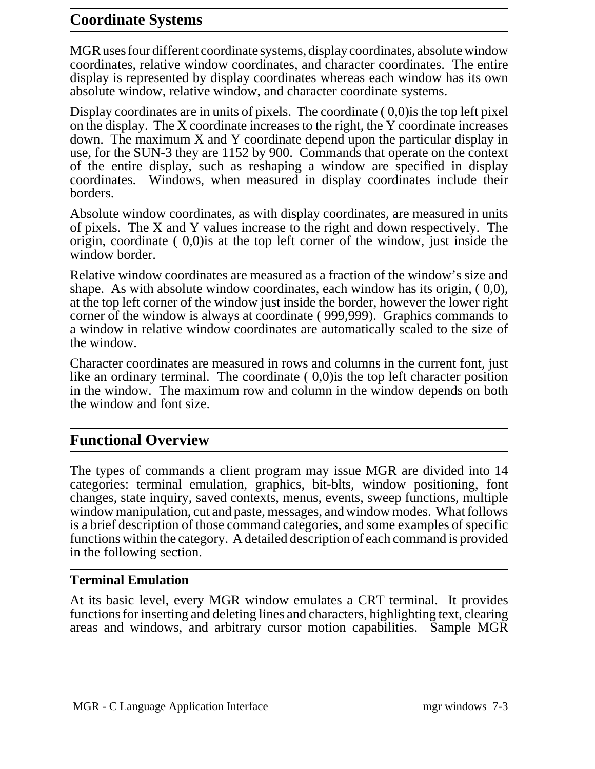## Coordinate Systems

MGR uses four different coordinate systems, display coordinates, absolute window coordinates, relative window coordinates, and character coordinates. The entire display is represented by display coordinates whereas each window has its own absolute window, relative window, and character coordinate systems.

Display coordinates are in units of pixels. The coordinate ( 0,0)is the top left pixel on the display. The X coordinate increases to the right, the Y coordinate increases down. The maximum X and Y coordinate depend upon the particular display in use, for the SUN-3 they are 1152 by 900. Commands that operate on the context of the entire display, such as reshaping a window are specified in display coordinates. Windows, when measured in display coordinates include their borders.

Absolute window coordinates, as with display coordinates, are measured in units of pixels. The X and Y values increase to the right and down respectively. The origin, coordinate ( 0,0)is at the top left corner of the window, just inside the window border.

Relative window coordinates are measured as a fraction of the window's size and shape. As with absolute window coordinates, each window has its origin, ( 0,0), at the top left corner of the window just inside the border, however the lower right corner of the window is always at coordinate ( 999,999). Graphics commands to a window in relative window coordinates are automatically scaled to the size of the window.

Character coordinates are measured in rows and columns in the current font, just like an ordinary terminal. The coordinate ( 0,0)is the top left character position in the window. The maximum row and column in the window depends on both the window and font size.

## Functional Overview

The types of commands a client program may issue MGR are divided into 14 categories: terminal emulation, graphics, bit-blts, window positioning, font changes, state inquiry, saved contexts, menus, events, sweep functions, multiple window manipulation, cut and paste, messages, and window modes. What follows is a brief description of those command categories, and some examples of specific functions within the category. A detailed description of each command is provided in the following section.

### Terminal Emulation

At its basic level, every MGR window emulates a CRT terminal. It provides functions for inserting and deleting lines and characters, highlighting text, clearing areas and windows, and arbitrary cursor motion capabilities. Sample MGR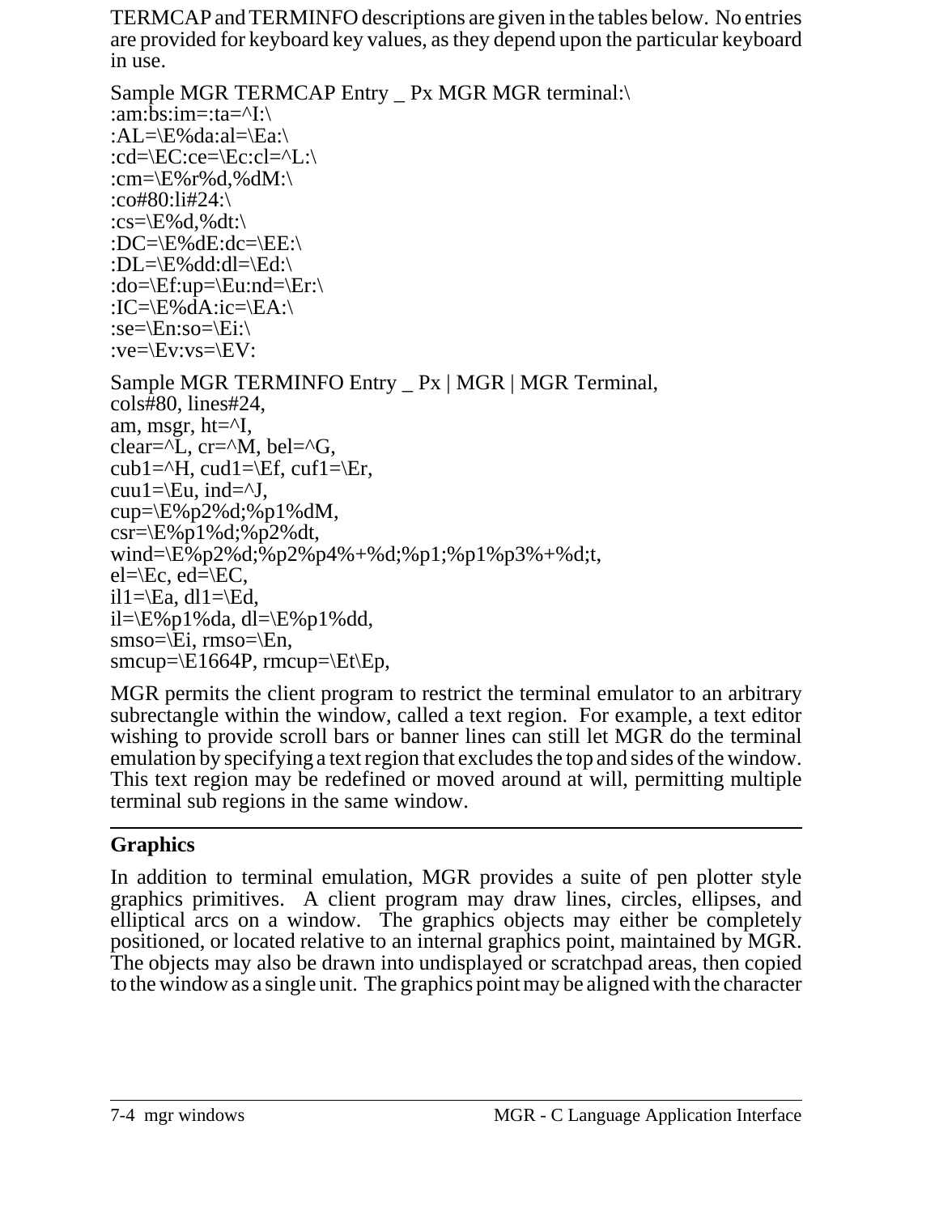TERMCAP and TERMINFO descriptions are given in the tables below. No entries are provided for keyboard key values, as they depend upon the particular keyboard in use.

```
Sample MGR TERMCAP Entry _ Px MGR MGR terminal:\
:am:bs:im=:ta=^I:\
:AL=\E%da:al=\Ea:\
:cd=\EC:ce=\Ec:cl=^L:\
:cm=\E%r%d,%dM:\
:co#80:li#24:\
:cs=\E%d,%dt:\
:DC=\E%dE:dc=\EE:\
:DL=\E%dd:dl=\Ed:\
:do=\Ef:up=\Eu:nd=\Er:\
:IC=\E%dA:ic=\EA:\
:se=\En:so=\Ei:\
:ve=\Ev:vs=\EV:
```

```
Sample MGR TERMINFO Entry _ Px | MGR | MGR Terminal,
cols#80, lines#24,
am, msgr, ht=^I,
clear=^L, cr=^M, bel=^G,
cub1=^H, cud1=\Ef, cuf1=\Er,
cuu1=\Eu, ind=^J,
cup=\E%p2%d;%p1%dM,
csr=\E%p1%d;%p2%dt,
wind=\E%p2%d;%p2%p4%+%d;%p1;%p1%p3%+%d;t,
el=\Ec, ed=\EC,
il1=\Ea, dl1=\Ed,
il=\E%p1%da, dl=\E%p1%dd,
smso=\Ei, rmso=\En,
smcup=\E1664P, rmcup=\Et\Ep,
```

MGR permits the client program to restrict the terminal emulator to an arbitrary subrectangle within the window, called a text region. For example, a text editor wishing to provide scroll bars or banner lines can still let MGR do the terminal emulation by specifying a text region that excludes the top and sides of the window. This text region may be redefined or moved around at will, permitting multiple terminal sub regions in the same window.

## Graphics

In addition to terminal emulation, MGR provides a suite of pen plotter style graphics primitives. A client program may draw lines, circles, ellipses, and elliptical arcs on a window. The graphics objects may either be completely positioned, or located relative to an internal graphics point, maintained by MGR. The objects may also be drawn into undisplayed or scratchpad areas, then copied to the window as a single unit. The graphics point may be aligned with the character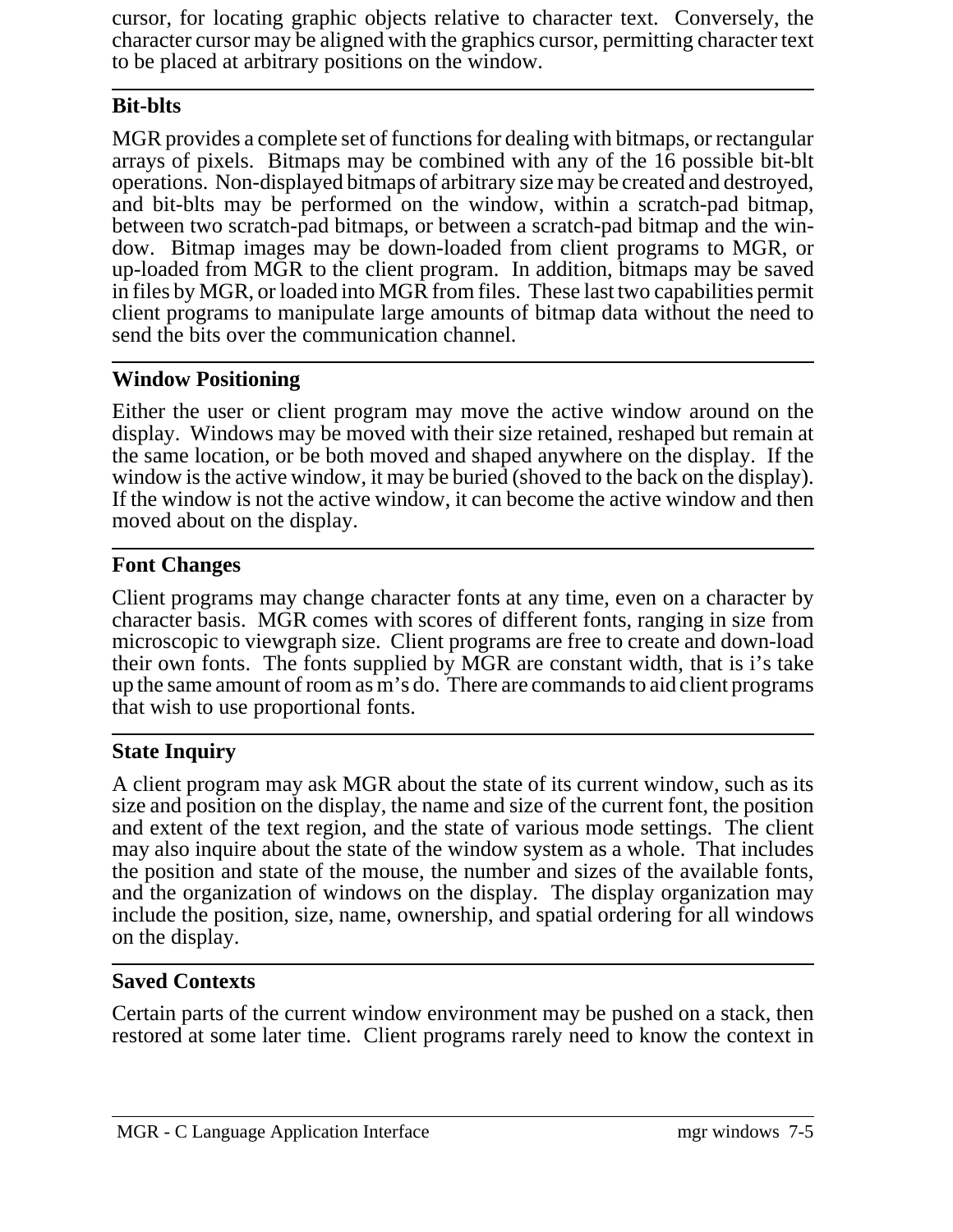cursor, for locating graphic objects relative to character text. Conversely, the character cursor may be aligned with the graphics cursor, permitting character text to be placed at arbitrary positions on the window.

---

**Bit-blts**

MGR provides a complete set of functions for dealing with bitmaps, or rectangular arrays of pixels. Bitmaps may be combined with any of the 16 possible bit-blt operations. Non-displayed bitmaps of arbitrary size may be created and destroyed, and bit-blts may be performed on the window, within a scratch-pad bitmap, between two scratch-pad bitmaps, or between a scratch-pad bitmap and the window. Bitmap images may be down-loaded from client programs to MGR, or up-loaded from MGR to the client program. In addition, bitmaps may be saved in files by MGR, or loaded into MGR from files. These last two capabilities permit client programs to manipulate large amounts of bitmap data without the need to send the bits over the communication channel.

---

**Window Positioning**

Either the user or client program may move the active window around on the display. Windows may be moved with their size retained, reshaped but remain at the same location, or be both moved and shaped anywhere on the display. If the window is the active window, it may be buried (shoved to the back on the display). If the window is not the active window, it can become the active window and then moved about on the display.

---

**Font Changes**

Client programs may change character fonts at any time, even on a character by character basis. MGR comes with scores of different fonts, ranging in size from microscopic to viewgraph size. Client programs are free to create and down-load their own fonts. The fonts supplied by MGR are constant width, that is i's take up the same amount of room as m's do. There are commands to aid client programs that wish to use proportional fonts.

---

**State Inquiry**

A client program may ask MGR about the state of its current window, such as its size and position on the display, the name and size of the current font, the position and extent of the text region, and the state of various mode settings. The client may also inquire about the state of the window system as a whole. That includes the position and state of the mouse, the number and sizes of the available fonts, and the organization of windows on the display. The display organization may include the position, size, name, ownership, and spatial ordering for all windows on the display.

---

**Saved Contexts**

Certain parts of the current window environment may be pushed on a stack, then restored at some later time. Client programs rarely need to know the context in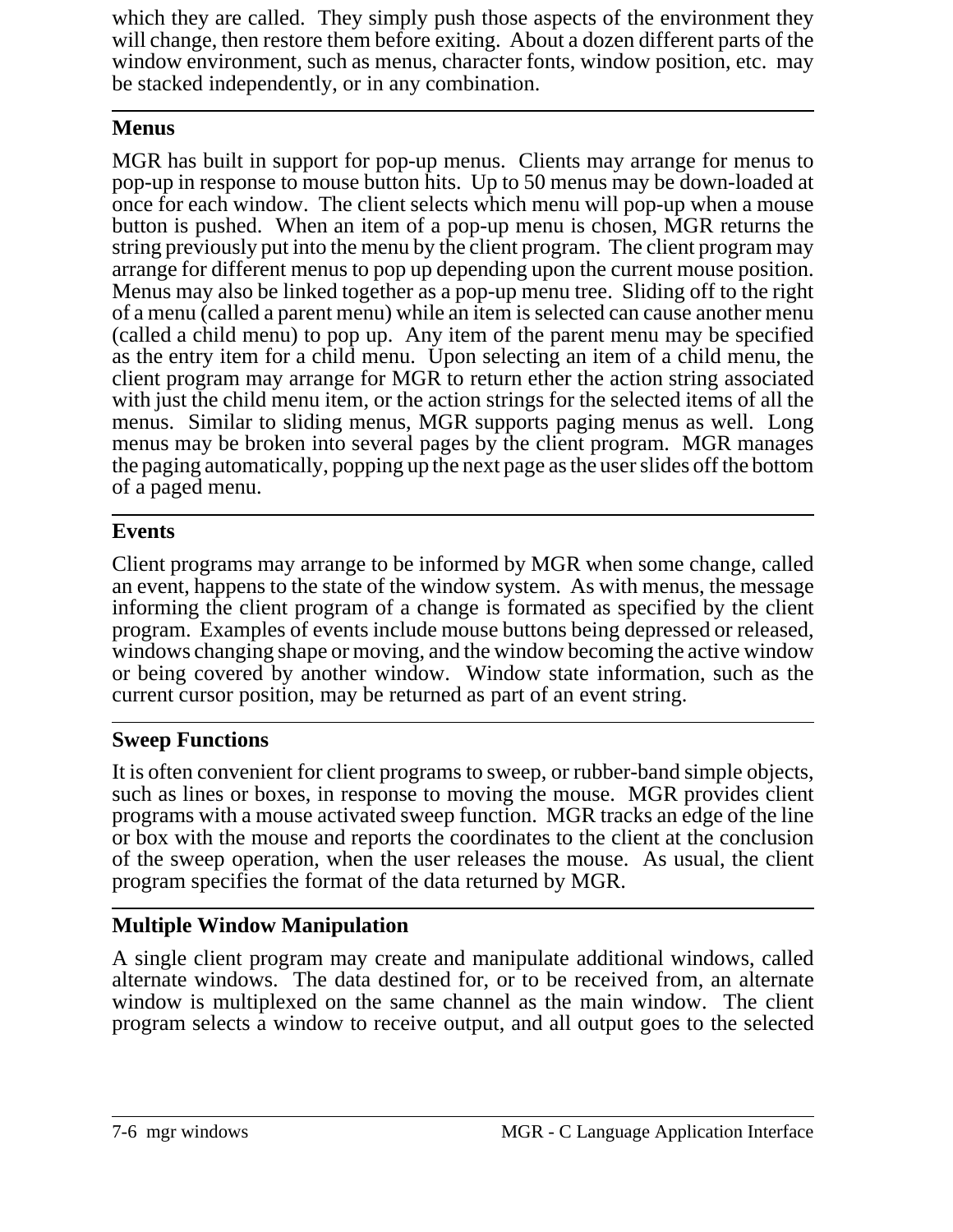which they are called. They simply push those aspects of the environment they will change, then restore them before exiting. About a dozen different parts of the window environment, such as menus, character fonts, window position, etc. may be stacked independently, or in any combination.

### Menus

MGR has built in support for pop-up menus. Clients may arrange for menus to pop-up in response to mouse button hits. Up to 50 menus may be down-loaded at once for each window. The client selects which menu will pop-up when a mouse button is pushed. When an item of a pop-up menu is chosen, MGR returns the string previously put into the menu by the client program. The client program may arrange for different menus to pop up depending upon the current mouse position. Menus may also be linked together as a pop-up menu tree. Sliding off to the right of a menu (called a parent menu) while an item is selected can cause another menu (called a child menu) to pop up. Any item of the parent menu may be specified as the entry item for a child menu. Upon selecting an item of a child menu, the client program may arrange for MGR to return ether the action string associated with just the child menu item, or the action strings for the selected items of all the menus. Similar to sliding menus, MGR supports paging menus as well. Long menus may be broken into several pages by the client program. MGR manages the paging automatically, popping up the next page as the user slides off the bottom of a paged menu.

### Events

Client programs may arrange to be informed by MGR when some change, called an event, happens to the state of the window system. As with menus, the message informing the client program of a change is formated as specified by the client program. Examples of events include mouse buttons being depressed or released, windows changing shape or moving, and the window becoming the active window or being covered by another window. Window state information, such as the current cursor position, may be returned as part of an event string.

### Sweep Functions

It is often convenient for client programs to sweep, or rubber-band simple objects, such as lines or boxes, in response to moving the mouse. MGR provides client programs with a mouse activated sweep function. MGR tracks an edge of the line or box with the mouse and reports the coordinates to the client at the conclusion of the sweep operation, when the user releases the mouse. As usual, the client program specifies the format of the data returned by MGR.

### Multiple Window Manipulation

A single client program may create and manipulate additional windows, called alternate windows. The data destined for, or to be received from, an alternate window is multiplexed on the same channel as the main window. The client program selects a window to receive output, and all output goes to the selected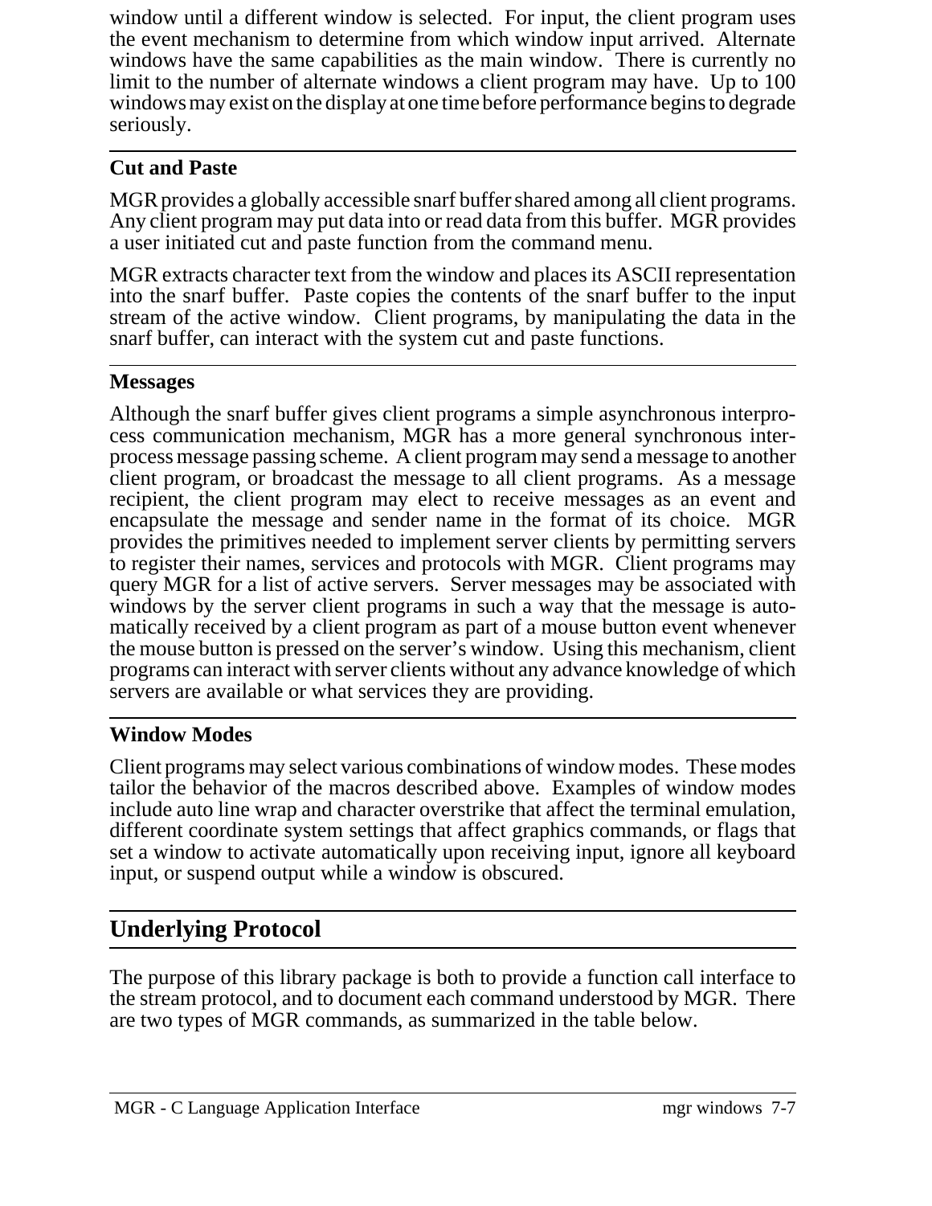window until a different window is selected. For input, the client program uses the event mechanism to determine from which window input arrived. Alternate windows have the same capabilities as the main window. There is currently no limit to the number of alternate windows a client program may have. Up to 100 windows may exist on the display at one time before performance begins to degrade seriously.

### Cut and Paste

MGR provides a globally accessible snarf buffer shared among all client programs. Any client program may put data into or read data from this buffer. MGR provides a user initiated cut and paste function from the command menu.

MGR extracts character text from the window and places its ASCII representation into the snarf buffer. Paste copies the contents of the snarf buffer to the input stream of the active window. Client programs, by manipulating the data in the snarf buffer, can interact with the system cut and paste functions.

### Messages

Although the snarf buffer gives client programs a simple asynchronous interprocess communication mechanism, MGR has a more general synchronous interprocess message passing scheme. A client program may send a message to another client program, or broadcast the message to all client programs. As a message recipient, the client program may elect to receive messages as an event and encapsulate the message and sender name in the format of its choice. MGR provides the primitives needed to implement server clients by permitting servers to register their names, services and protocols with MGR. Client programs may query MGR for a list of active servers. Server messages may be associated with windows by the server client programs in such a way that the message is automatically received by a client program as part of a mouse button event whenever the mouse button is pressed on the server's window. Using this mechanism, client programs can interact with server clients without any advance knowledge of which servers are available or what services they are providing.

### Window Modes

Client programs may select various combinations of window modes. These modes tailor the behavior of the macros described above. Examples of window modes include auto line wrap and character overstrike that affect the terminal emulation, different coordinate system settings that affect graphics commands, or flags that set a window to activate automatically upon receiving input, ignore all keyboard input, or suspend output while a window is obscured.

## Underlying Protocol

The purpose of this library package is both to provide a function call interface to the stream protocol, and to document each command understood by MGR. There are two types of MGR commands, as summarized in the table below.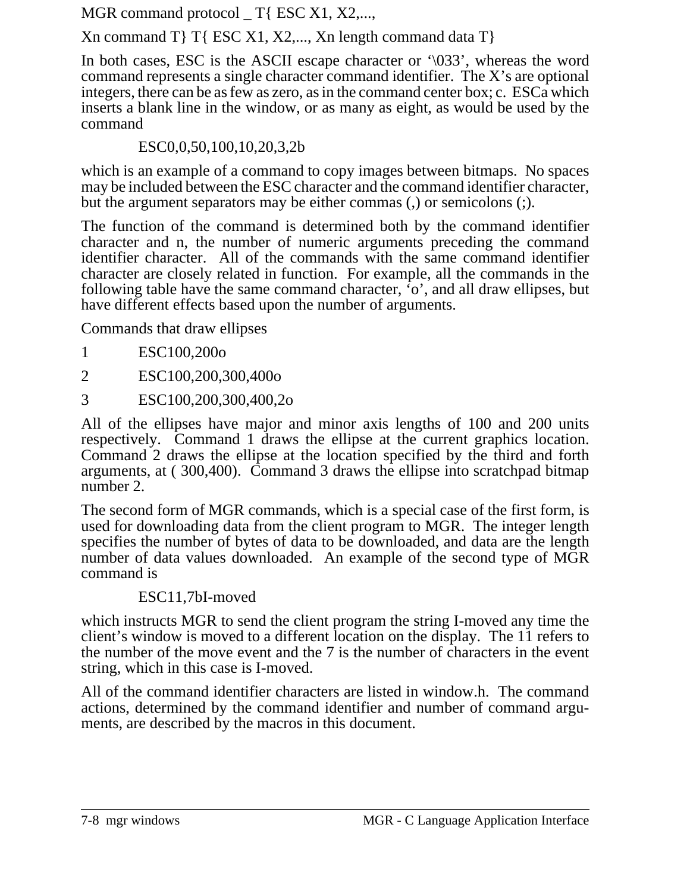MGR command protocol _ T{ ESC X1, X2,...,

Xn command T} T{ ESC X1, X2,..., Xn length command data T}

In both cases, ESC is the ASCII escape character or '\033', whereas the word command represents a single character command identifier. The X's are optional integers, there can be as few as zero, as in the command center box; c. ESCa which inserts a blank line in the window, or as many as eight, as would be used by the command

ESC0,0,50,100,10,20,3,2b

which is an example of a command to copy images between bitmaps. No spaces may be included between the ESC character and the command identifier character, but the argument separators may be either commas (,) or semicolons (;).

The function of the command is determined both by the command identifier character and n, the number of numeric arguments preceding the command identifier character. All of the commands with the same command identifier character are closely related in function. For example, all the commands in the following table have the same command character, 'o', and all draw ellipses, but have different effects based upon the number of arguments.

Commands that draw ellipses

| | |
|---|---|
| 1 | ESC100,200o |
| 2 | ESC100,200,300,400o |
| 3 | ESC100,200,300,400,2o |

All of the ellipses have major and minor axis lengths of 100 and 200 units respectively. Command 1 draws the ellipse at the current graphics location. Command 2 draws the ellipse at the location specified by the third and forth arguments, at ( 300,400). Command 3 draws the ellipse into scratchpad bitmap number 2.

The second form of MGR commands, which is a special case of the first form, is used for downloading data from the client program to MGR. The integer length specifies the number of bytes of data to be downloaded, and data are the length number of data values downloaded. An example of the second type of MGR command is

ESC11,7bI-moved

which instructs MGR to send the client program the string I-moved any time the client's window is moved to a different location on the display. The 11 refers to the number of the move event and the 7 is the number of characters in the event string, which in this case is I-moved.

All of the command identifier characters are listed in window.h. The command actions, determined by the command identifier and number of command arguments, are described by the macros in this document.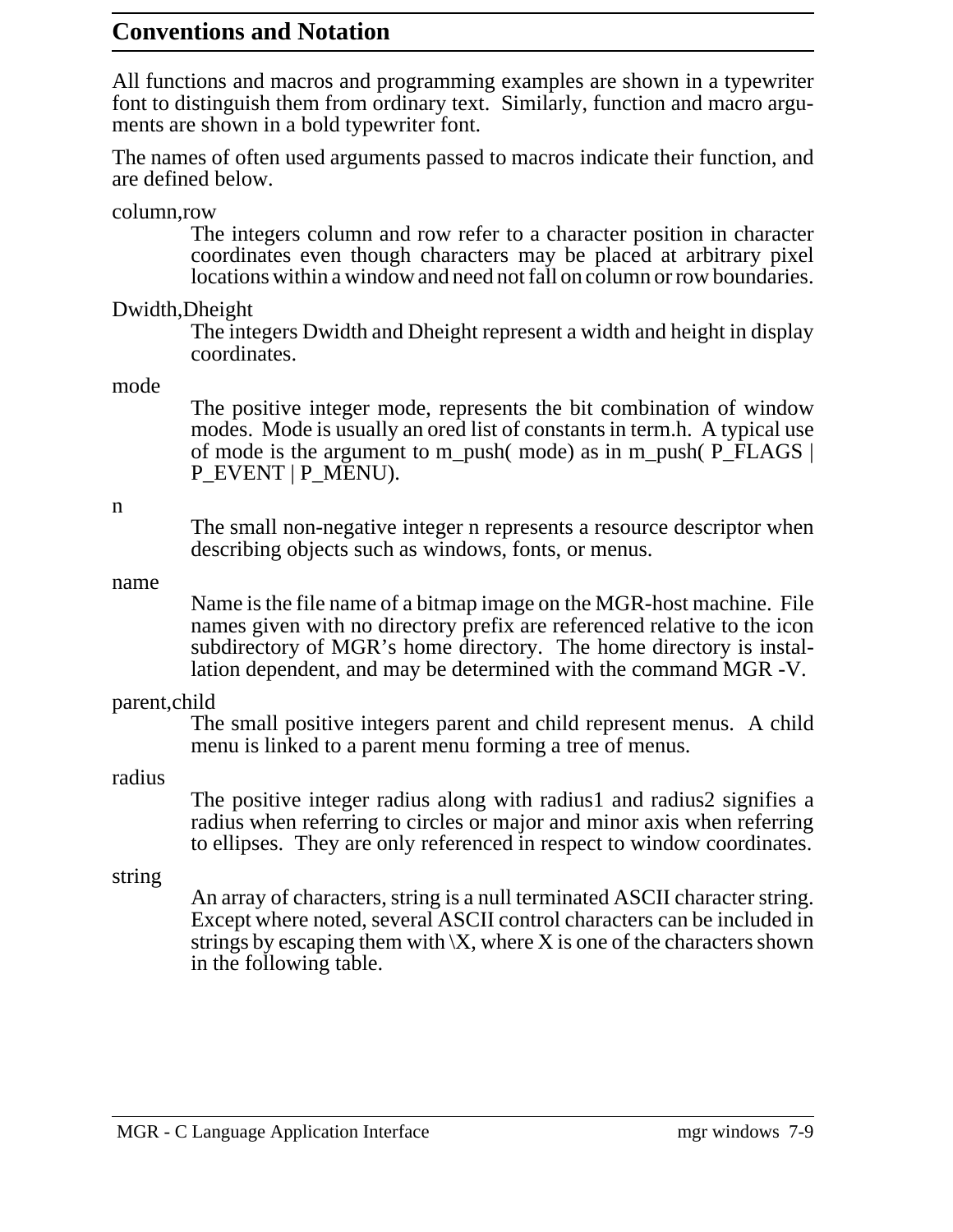## Conventions and Notation

All functions and macros and programming examples are shown in a typewriter font to distinguish them from ordinary text. Similarly, function and macro arguments are shown in a bold typewriter font.

The names of often used arguments passed to macros indicate their function, and are defined below.

column,row
: The integers column and row refer to a character position in character coordinates even though characters may be placed at arbitrary pixel locations within a window and need not fall on column or row boundaries.

Dwidth,Dheight
: The integers Dwidth and Dheight represent a width and height in display coordinates.

mode
: The positive integer mode, represents the bit combination of window modes. Mode is usually an ored list of constants in term.h. A typical use of mode is the argument to m_push( mode) as in m_push( P_FLAGS | P_EVENT | P_MENU).

n
: The small non-negative integer n represents a resource descriptor when describing objects such as windows, fonts, or menus.

name
: Name is the file name of a bitmap image on the MGR-host machine. File names given with no directory prefix are referenced relative to the icon subdirectory of MGR's home directory. The home directory is installation dependent, and may be determined with the command MGR -V.

parent,child
: The small positive integers parent and child represent menus. A child menu is linked to a parent menu forming a tree of menus.

radius
: The positive integer radius along with radius1 and radius2 signifies a radius when referring to circles or major and minor axis when referring to ellipses. They are only referenced in respect to window coordinates.

string
: An array of characters, string is a null terminated ASCII character string. Except where noted, several ASCII control characters can be included in strings by escaping them with \X, where X is one of the characters shown in the following table.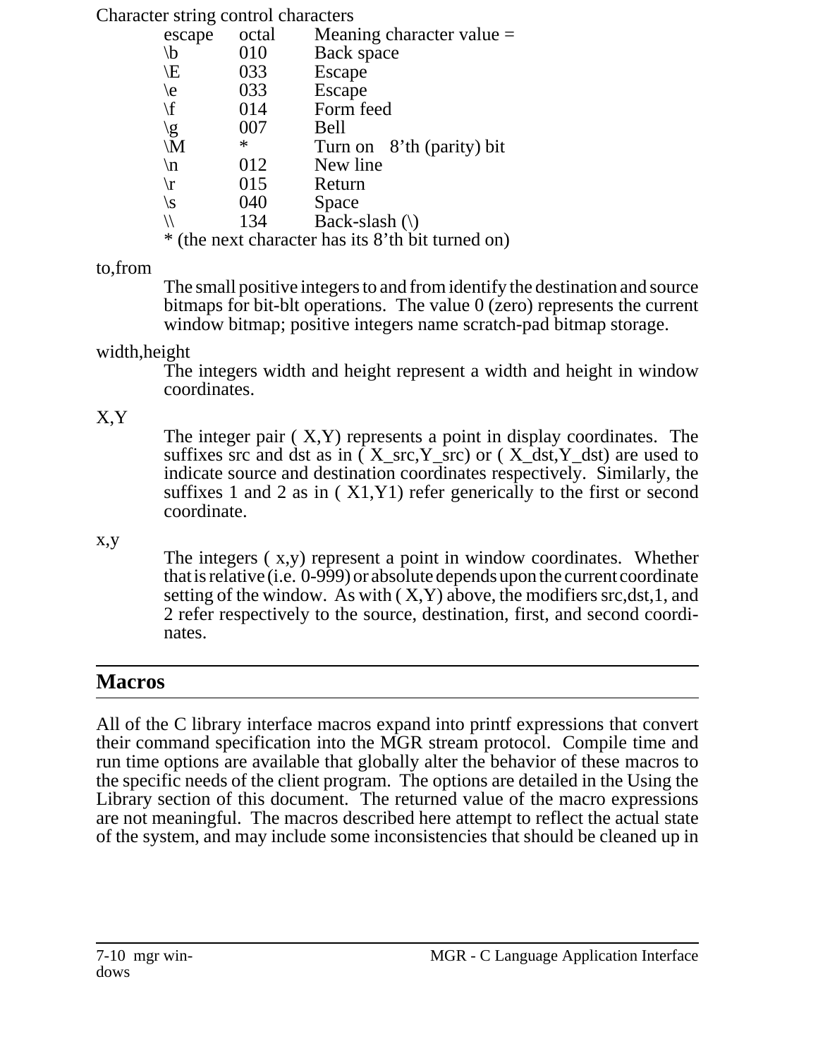Character string control characters

| escape | octal | Meaning character value = |
|---|---|---|
| \b | 010 | Back space |
| \E | 033 | Escape |
| \e | 033 | Escape |
| \f | 014 | Form feed |
| \g | 007 | Bell |
| \M | * | Turn on 8'th (parity) bit |
| \n | 012 | New line |
| \r | 015 | Return |
| \s | 040 | Space |
| \\ | 134 | Back-slash (\) |

* (the next character has its 8'th bit turned on)

to,from

The small positive integers to and from identify the destination and source bitmaps for bit-blt operations. The value 0 (zero) represents the current window bitmap; positive integers name scratch-pad bitmap storage.

width,height

The integers width and height represent a width and height in window coordinates.

X,Y

The integer pair ( X,Y) represents a point in display coordinates. The suffixes src and dst as in ( X_src,Y_src) or ( X_dst,Y_dst) are used to indicate source and destination coordinates respectively. Similarly, the suffixes 1 and 2 as in ( X1,Y1) refer generically to the first or second coordinate.

x,y

The integers ( x,y) represent a point in window coordinates. Whether that is relative (i.e. 0-999) or absolute depends upon the current coordinate setting of the window. As with ( X,Y) above, the modifiers src,dst,1, and 2 refer respectively to the source, destination, first, and second coordinates.

## Macros

All of the C library interface macros expand into printf expressions that convert their command specification into the MGR stream protocol. Compile time and run time options are available that globally alter the behavior of these macros to the specific needs of the client program. The options are detailed in the Using the Library section of this document. The returned value of the macro expressions are not meaningful. The macros described here attempt to reflect the actual state of the system, and may include some inconsistencies that should be cleaned up in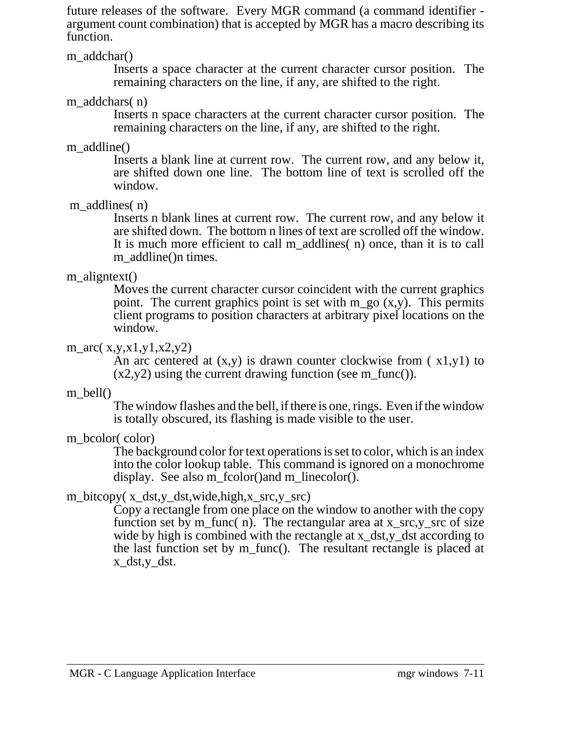future releases of the software. Every MGR command (a command identifier - argument count combination) that is accepted by MGR has a macro describing its function.

m_addchar()
: Inserts a space character at the current character cursor position. The remaining characters on the line, if any, are shifted to the right.

m_addchars( n)
: Inserts n space characters at the current character cursor position. The remaining characters on the line, if any, are shifted to the right.

m_addline()
: Inserts a blank line at current row. The current row, and any below it, are shifted down one line. The bottom line of text is scrolled off the window.

m_addlines( n)
: Inserts n blank lines at current row. The current row, and any below it are shifted down. The bottom n lines of text are scrolled off the window. It is much more efficient to call m_addlines( n) once, than it is to call m_addline()n times.

m_aligntext()
: Moves the current character cursor coincident with the current graphics point. The current graphics point is set with m_go (x,y). This permits client programs to position characters at arbitrary pixel locations on the window.

m_arc( x,y,x1,y1,x2,y2)
: An arc centered at (x,y) is drawn counter clockwise from ( x1,y1) to (x2,y2) using the current drawing function (see m_func()).

m_bell()
: The window flashes and the bell, if there is one, rings. Even if the window is totally obscured, its flashing is made visible to the user.

m_bcolor( color)
: The background color for text operations is set to color, which is an index into the color lookup table. This command is ignored on a monochrome display. See also m_fcolor()and m_linecolor().

m_bitcopy( x_dst,y_dst,wide,high,x_src,y_src)
: Copy a rectangle from one place on the window to another with the copy function set by m_func( n). The rectangular area at x_src,y_src of size wide by high is combined with the rectangle at x_dst,y_dst according to the last function set by m_func(). The resultant rectangle is placed at x_dst,y_dst.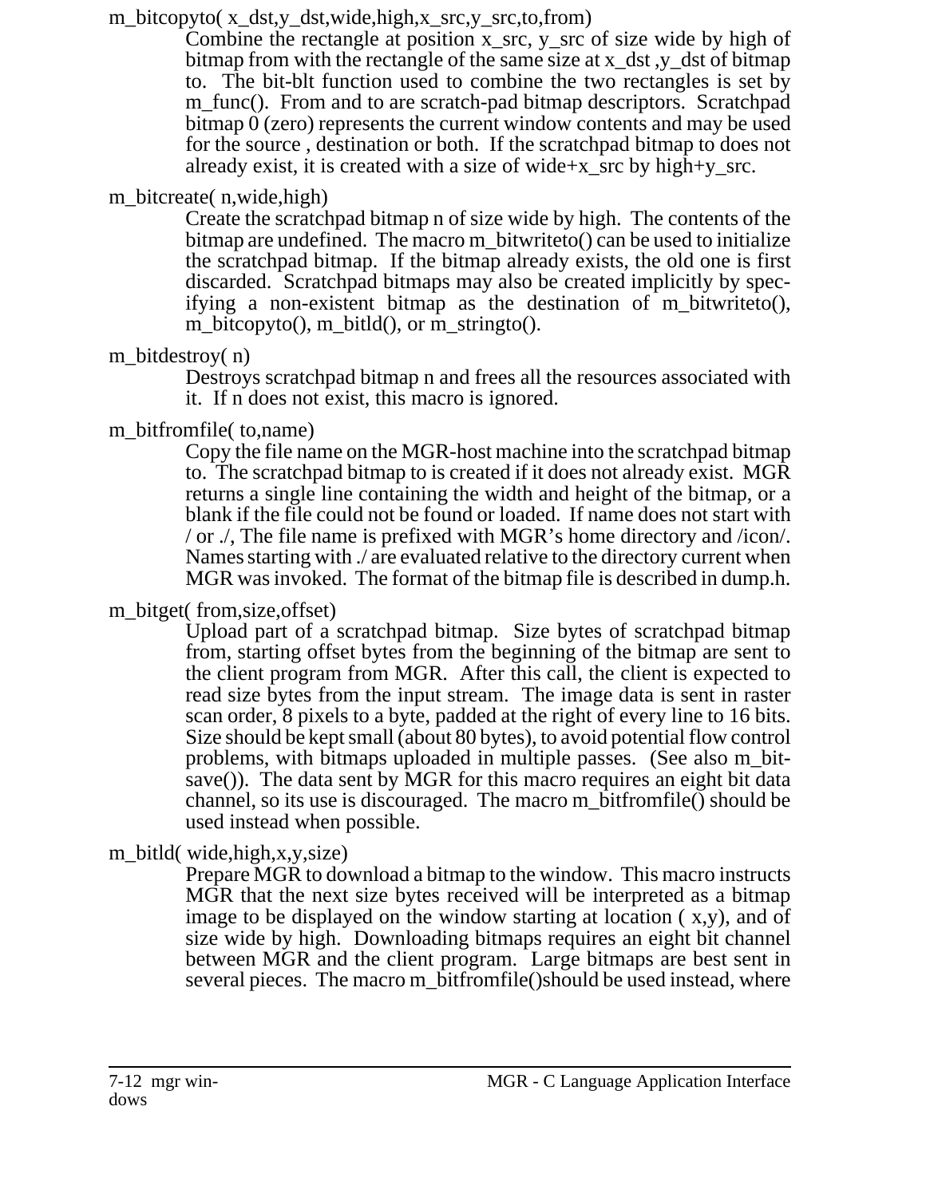m_bitcopyto( x_dst,y_dst,wide,high,x_src,y_src,to,from)

Combine the rectangle at position x_src, y_src of size wide by high of bitmap from with the rectangle of the same size at x_dst ,y_dst of bitmap to. The bit-blt function used to combine the two rectangles is set by m_func(). From and to are scratch-pad bitmap descriptors. Scratchpad bitmap 0 (zero) represents the current window contents and may be used for the source , destination or both. If the scratchpad bitmap to does not already exist, it is created with a size of wide+x_src by high+y_src.

m_bitcreate( n,wide,high)

Create the scratchpad bitmap n of size wide by high. The contents of the bitmap are undefined. The macro m_bitwriteto() can be used to initialize the scratchpad bitmap. If the bitmap already exists, the old one is first discarded. Scratchpad bitmaps may also be created implicitly by specifying a non-existent bitmap as the destination of m_bitwriteto(), m_bitcopyto(), m_bitld(), or m_stringto().

m_bitdestroy( n)

Destroys scratchpad bitmap n and frees all the resources associated with it. If n does not exist, this macro is ignored.

m_bitfromfile( to,name)

Copy the file name on the MGR-host machine into the scratchpad bitmap to. The scratchpad bitmap to is created if it does not already exist. MGR returns a single line containing the width and height of the bitmap, or a blank if the file could not be found or loaded. If name does not start with / or ./, The file name is prefixed with MGR's home directory and /icon/. Names starting with ./ are evaluated relative to the directory current when MGR was invoked. The format of the bitmap file is described in dump.h.

m_bitget( from,size,offset)

Upload part of a scratchpad bitmap. Size bytes of scratchpad bitmap from, starting offset bytes from the beginning of the bitmap are sent to the client program from MGR. After this call, the client is expected to read size bytes from the input stream. The image data is sent in raster scan order, 8 pixels to a byte, padded at the right of every line to 16 bits. Size should be kept small (about 80 bytes), to avoid potential flow control problems, with bitmaps uploaded in multiple passes. (See also m_bitsave()). The data sent by MGR for this macro requires an eight bit data channel, so its use is discouraged. The macro m_bitfromfile() should be used instead when possible.

m_bitld( wide,high,x,y,size)

Prepare MGR to download a bitmap to the window. This macro instructs MGR that the next size bytes received will be interpreted as a bitmap image to be displayed on the window starting at location ( x,y), and of size wide by high. Downloading bitmaps requires an eight bit channel between MGR and the client program. Large bitmaps are best sent in several pieces. The macro m_bitfromfile()should be used instead, where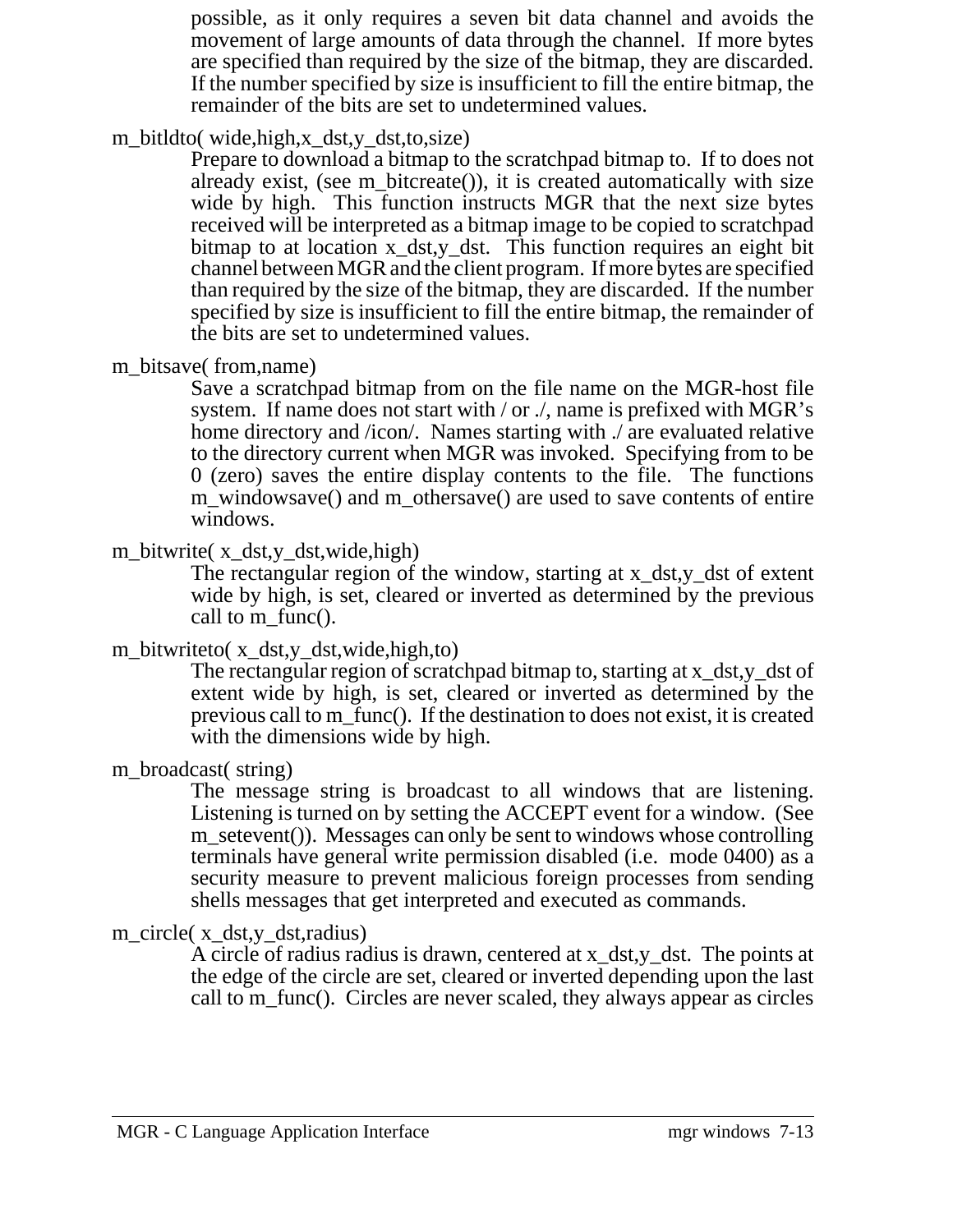possible, as it only requires a seven bit data channel and avoids the movement of large amounts of data through the channel. If more bytes are specified than required by the size of the bitmap, they are discarded. If the number specified by size is insufficient to fill the entire bitmap, the remainder of the bits are set to undetermined values.

m_bitldto( wide,high,x_dst,y_dst,to,size)
: Prepare to download a bitmap to the scratchpad bitmap to. If to does not already exist, (see m_bitcreate()), it is created automatically with size wide by high. This function instructs MGR that the next size bytes received will be interpreted as a bitmap image to be copied to scratchpad bitmap to at location x_dst,y_dst. This function requires an eight bit channel between MGR and the client program. If more bytes are specified than required by the size of the bitmap, they are discarded. If the number specified by size is insufficient to fill the entire bitmap, the remainder of the bits are set to undetermined values.

m_bitsave( from,name)
: Save a scratchpad bitmap from on the file name on the MGR-host file system. If name does not start with / or ./, name is prefixed with MGR's home directory and /icon/. Names starting with ./ are evaluated relative to the directory current when MGR was invoked. Specifying from to be 0 (zero) saves the entire display contents to the file. The functions m_windowsave() and m_othersave() are used to save contents of entire windows.

m_bitwrite( x_dst,y_dst,wide,high)
: The rectangular region of the window, starting at x_dst,y_dst of extent wide by high, is set, cleared or inverted as determined by the previous call to m_func().

m_bitwriteto( x_dst,y_dst,wide,high,to)
: The rectangular region of scratchpad bitmap to, starting at x_dst,y_dst of extent wide by high, is set, cleared or inverted as determined by the previous call to m_func(). If the destination to does not exist, it is created with the dimensions wide by high.

m_broadcast( string)
: The message string is broadcast to all windows that are listening. Listening is turned on by setting the ACCEPT event for a window. (See m_setevent()). Messages can only be sent to windows whose controlling terminals have general write permission disabled (i.e. mode 0400) as a security measure to prevent malicious foreign processes from sending shells messages that get interpreted and executed as commands.

m_circle( x_dst,y_dst,radius)
: A circle of radius radius is drawn, centered at x_dst,y_dst. The points at the edge of the circle are set, cleared or inverted depending upon the last call to m_func(). Circles are never scaled, they always appear as circles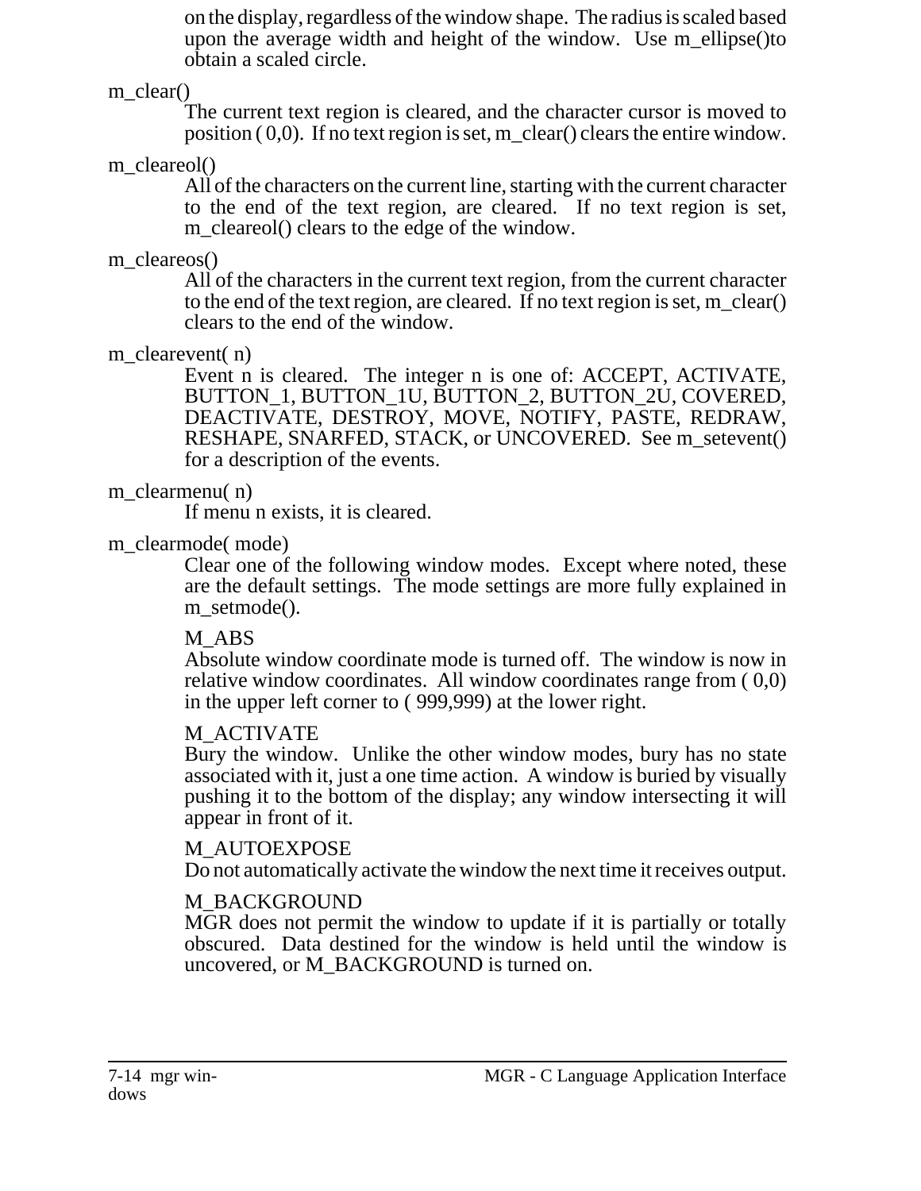on the display, regardless of the window shape. The radius is scaled based upon the average width and height of the window. Use m_ellipse()to obtain a scaled circle.

m_clear()

The current text region is cleared, and the character cursor is moved to position ( 0,0). If no text region is set, m_clear() clears the entire window.

m_cleareol()

All of the characters on the current line, starting with the current character to the end of the text region, are cleared. If no text region is set, m_cleareol() clears to the edge of the window.

m_cleareos()

All of the characters in the current text region, from the current character to the end of the text region, are cleared. If no text region is set, m_clear() clears to the end of the window.

m_clearevent( n)

Event n is cleared. The integer n is one of: ACCEPT, ACTIVATE, BUTTON_1, BUTTON_1U, BUTTON_2, BUTTON_2U, COVERED, DEACTIVATE, DESTROY, MOVE, NOTIFY, PASTE, REDRAW, RESHAPE, SNARFED, STACK, or UNCOVERED. See m_setevent() for a description of the events.

m_clearmenu( n)

If menu n exists, it is cleared.

m_clearmode( mode)

Clear one of the following window modes. Except where noted, these are the default settings. The mode settings are more fully explained in m_setmode().

M_ABS
Absolute window coordinate mode is turned off. The window is now in relative window coordinates. All window coordinates range from ( 0,0) in the upper left corner to ( 999,999) at the lower right.

M_ACTIVATE
Bury the window. Unlike the other window modes, bury has no state associated with it, just a one time action. A window is buried by visually pushing it to the bottom of the display; any window intersecting it will appear in front of it.

M_AUTOEXPOSE
Do not automatically activate the window the next time it receives output.

M_BACKGROUND
MGR does not permit the window to update if it is partially or totally obscured. Data destined for the window is held until the window is uncovered, or M_BACKGROUND is turned on.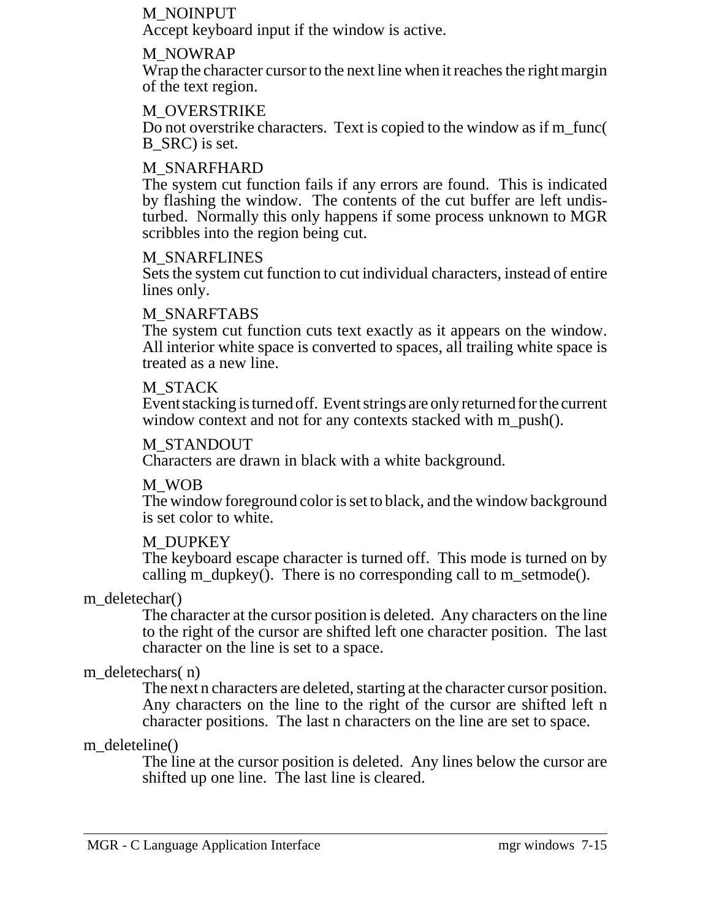M_NOINPUT
Accept keyboard input if the window is active.

M_NOWRAP
Wrap the character cursor to the next line when it reaches the right margin of the text region.

M_OVERSTRIKE
Do not overstrike characters. Text is copied to the window as if m_func( B_SRC) is set.

M_SNARFHARD
The system cut function fails if any errors are found. This is indicated by flashing the window. The contents of the cut buffer are left undisturbed. Normally this only happens if some process unknown to MGR scribbles into the region being cut.

M_SNARFLINES
Sets the system cut function to cut individual characters, instead of entire lines only.

M_SNARFTABS
The system cut function cuts text exactly as it appears on the window. All interior white space is converted to spaces, all trailing white space is treated as a new line.

M_STACK
Event stacking is turned off. Event strings are only returned for the current window context and not for any contexts stacked with m_push().

M_STANDOUT
Characters are drawn in black with a white background.

M_WOB
The window foreground color is set to black, and the window background is set color to white.

M_DUPKEY
The keyboard escape character is turned off. This mode is turned on by calling m_dupkey(). There is no corresponding call to m_setmode().

m_deletechar()
: The character at the cursor position is deleted. Any characters on the line to the right of the cursor are shifted left one character position. The last character on the line is set to a space.

m_deletechars( n)
: The next n characters are deleted, starting at the character cursor position. Any characters on the line to the right of the cursor are shifted left n character positions. The last n characters on the line are set to space.

m_deleteline()
: The line at the cursor position is deleted. Any lines below the cursor are shifted up one line. The last line is cleared.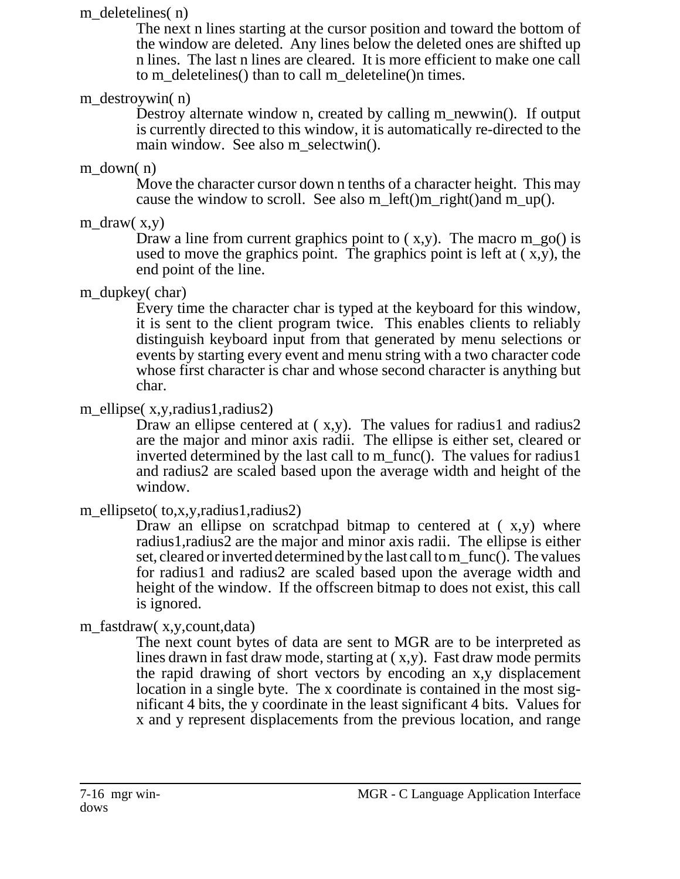m_deletelines( n)

The next n lines starting at the cursor position and toward the bottom of the window are deleted. Any lines below the deleted ones are shifted up n lines. The last n lines are cleared. It is more efficient to make one call to m_deletelines() than to call m_deleteline()n times.

m_destroywin( n)

Destroy alternate window n, created by calling m_newwin(). If output is currently directed to this window, it is automatically re-directed to the main window. See also m_selectwin().

m_down( n)

Move the character cursor down n tenths of a character height. This may cause the window to scroll. See also m_left()m_right()and m_up().

m_draw( x,y)

Draw a line from current graphics point to ( x,y). The macro m_go() is used to move the graphics point. The graphics point is left at ( x,y), the end point of the line.

m_dupkey( char)

Every time the character char is typed at the keyboard for this window, it is sent to the client program twice. This enables clients to reliably distinguish keyboard input from that generated by menu selections or events by starting every event and menu string with a two character code whose first character is char and whose second character is anything but char.

m_ellipse( x,y,radius1,radius2)

Draw an ellipse centered at ( x,y). The values for radius1 and radius2 are the major and minor axis radii. The ellipse is either set, cleared or inverted determined by the last call to m_func(). The values for radius1 and radius2 are scaled based upon the average width and height of the window.

m_ellipseto( to,x,y,radius1,radius2)

Draw an ellipse on scratchpad bitmap to centered at ( x,y) where radius1,radius2 are the major and minor axis radii. The ellipse is either set, cleared or inverted determined by the last call to m_func(). The values for radius1 and radius2 are scaled based upon the average width and height of the window. If the offscreen bitmap to does not exist, this call is ignored.

m_fastdraw( x,y,count,data)

The next count bytes of data are sent to MGR are to be interpreted as lines drawn in fast draw mode, starting at ( x,y). Fast draw mode permits the rapid drawing of short vectors by encoding an x,y displacement location in a single byte. The x coordinate is contained in the most significant 4 bits, the y coordinate in the least significant 4 bits. Values for x and y represent displacements from the previous location, and range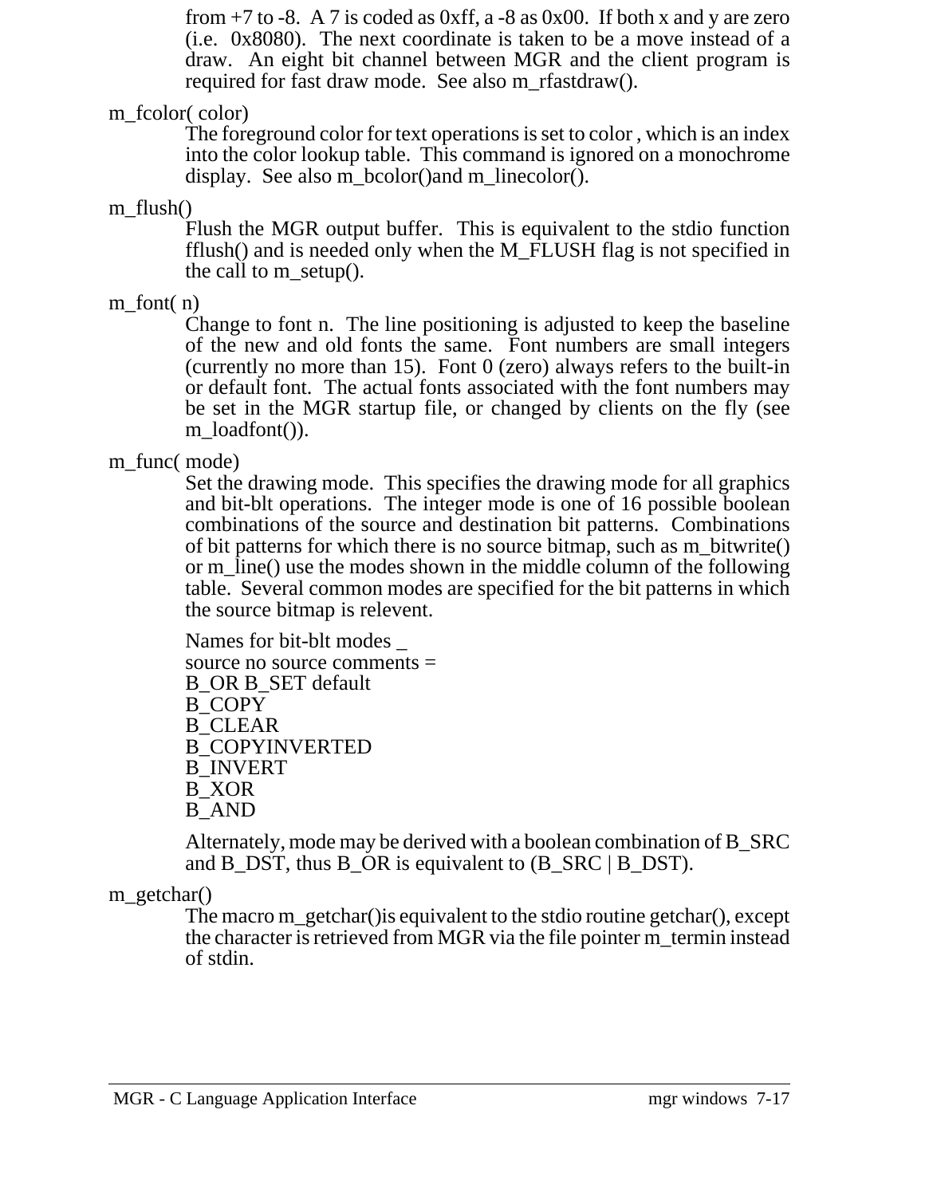from +7 to -8. A 7 is coded as 0xff, a -8 as 0x00. If both x and y are zero (i.e. 0x8080). The next coordinate is taken to be a move instead of a draw. An eight bit channel between MGR and the client program is required for fast draw mode. See also m_rfastdraw().

m_fcolor( color)

The foreground color for text operations is set to color , which is an index into the color lookup table. This command is ignored on a monochrome display. See also m_bcolor()and m_linecolor().

m_flush()

Flush the MGR output buffer. This is equivalent to the stdio function fflush() and is needed only when the M_FLUSH flag is not specified in the call to m_setup().

m_font( n)

Change to font n. The line positioning is adjusted to keep the baseline of the new and old fonts the same. Font numbers are small integers (currently no more than 15). Font 0 (zero) always refers to the built-in or default font. The actual fonts associated with the font numbers may be set in the MGR startup file, or changed by clients on the fly (see m_loadfont()).

m_func( mode)

Set the drawing mode. This specifies the drawing mode for all graphics and bit-blt operations. The integer mode is one of 16 possible boolean combinations of the source and destination bit patterns. Combinations of bit patterns for which there is no source bitmap, such as m_bitwrite() or m_line() use the modes shown in the middle column of the following table. Several common modes are specified for the bit patterns in which the source bitmap is relevent.

Names for bit-blt modes _
source no source comments =
B_OR B_SET default
B_COPY
B_CLEAR
B_COPYINVERTED
B_INVERT
B_XOR
B_AND

Alternately, mode may be derived with a boolean combination of B_SRC and B_DST, thus B_OR is equivalent to (B_SRC | B_DST).

m_getchar()

The macro m_getchar()is equivalent to the stdio routine getchar(), except the character is retrieved from MGR via the file pointer m_termin instead of stdin.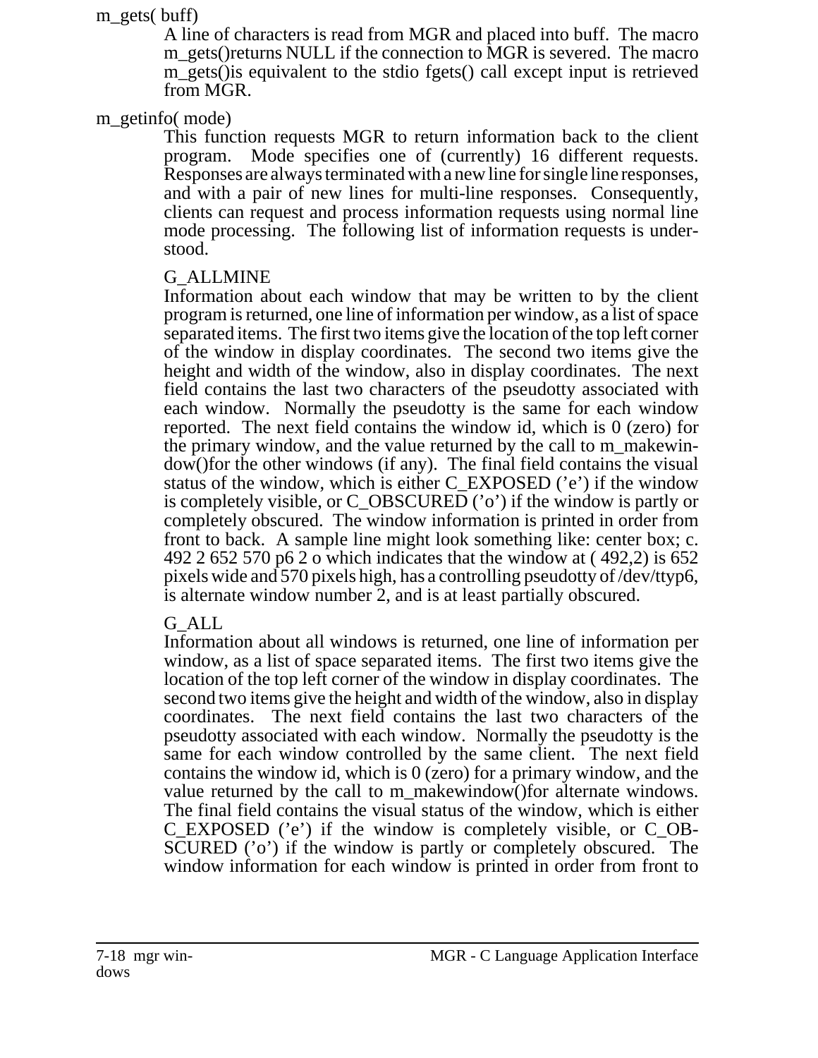m_gets( buff)

A line of characters is read from MGR and placed into buff. The macro m_gets()returns NULL if the connection to MGR is severed. The macro m_gets()is equivalent to the stdio fgets() call except input is retrieved from MGR.

m_getinfo( mode)

This function requests MGR to return information back to the client program. Mode specifies one of (currently) 16 different requests. Responses are always terminated with a new line for single line responses, and with a pair of new lines for multi-line responses. Consequently, clients can request and process information requests using normal line mode processing. The following list of information requests is understood.

G_ALLMINE

Information about each window that may be written to by the client program is returned, one line of information per window, as a list of space separated items. The first two items give the location of the top left corner of the window in display coordinates. The second two items give the height and width of the window, also in display coordinates. The next field contains the last two characters of the pseudotty associated with each window. Normally the pseudotty is the same for each window reported. The next field contains the window id, which is 0 (zero) for the primary window, and the value returned by the call to m_makewindow()for the other windows (if any). The final field contains the visual status of the window, which is either C_EXPOSED ('e') if the window is completely visible, or C_OBSCURED ('o') if the window is partly or completely obscured. The window information is printed in order from front to back. A sample line might look something like: center box; c. 492 2 652 570 p6 2 o which indicates that the window at ( 492,2) is 652 pixels wide and 570 pixels high, has a controlling pseudotty of /dev/ttyp6, is alternate window number 2, and is at least partially obscured.

G_ALL

Information about all windows is returned, one line of information per window, as a list of space separated items. The first two items give the location of the top left corner of the window in display coordinates. The second two items give the height and width of the window, also in display coordinates. The next field contains the last two characters of the pseudotty associated with each window. Normally the pseudotty is the same for each window controlled by the same client. The next field contains the window id, which is 0 (zero) for a primary window, and the value returned by the call to m_makewindow()for alternate windows. The final field contains the visual status of the window, which is either C_EXPOSED ('e') if the window is completely visible, or C_OBSCURED ('o') if the window is partly or completely obscured. The window information for each window is printed in order from front to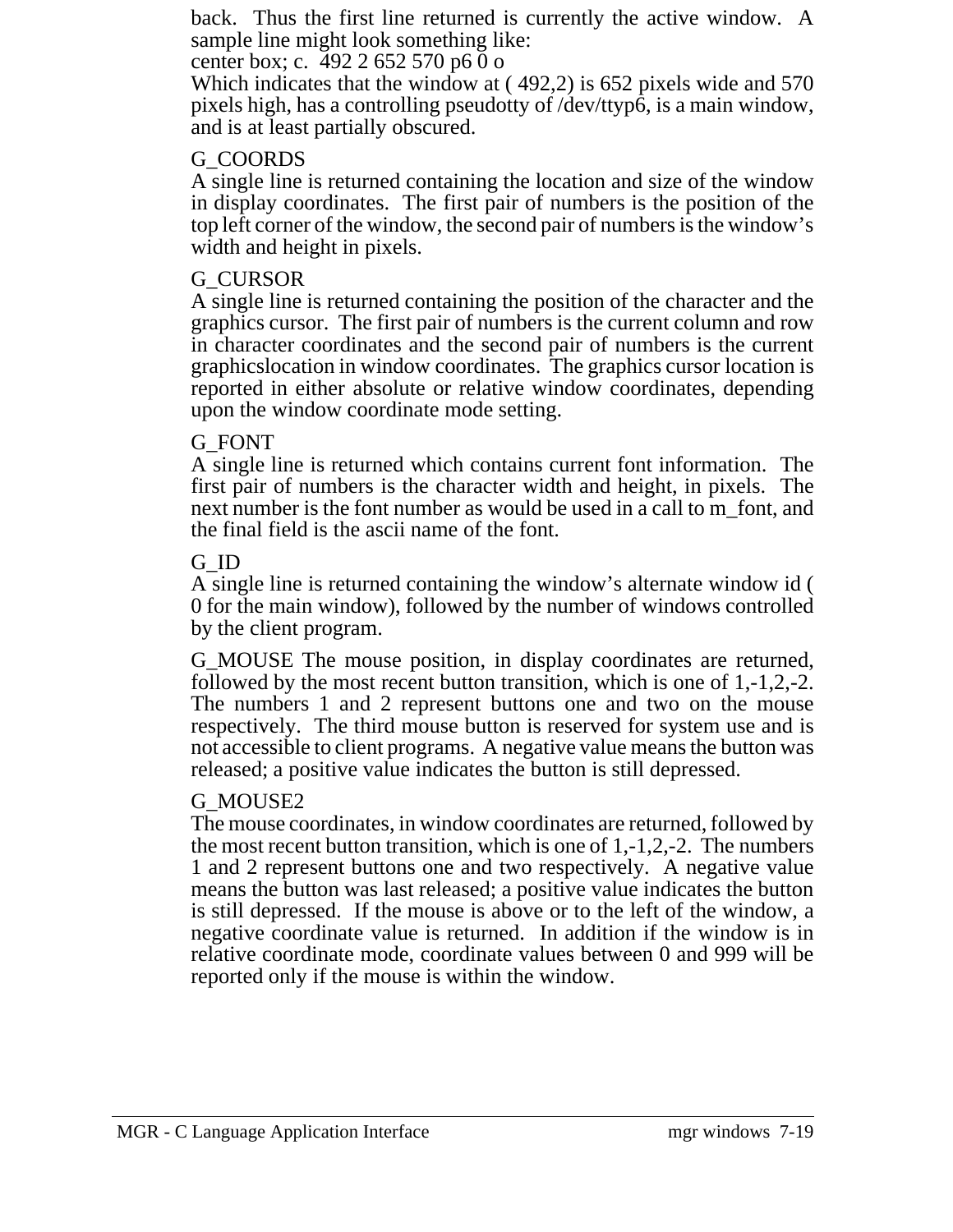back. Thus the first line returned is currently the active window. A sample line might look something like:

center box; c. 492 2 652 570 p6 0 o

Which indicates that the window at ( 492,2) is 652 pixels wide and 570 pixels high, has a controlling pseudotty of /dev/ttyp6, is a main window, and is at least partially obscured.

G_COORDS
A single line is returned containing the location and size of the window in display coordinates. The first pair of numbers is the position of the top left corner of the window, the second pair of numbers is the window's width and height in pixels.

G_CURSOR
A single line is returned containing the position of the character and the graphics cursor. The first pair of numbers is the current column and row in character coordinates and the second pair of numbers is the current graphicslocation in window coordinates. The graphics cursor location is reported in either absolute or relative window coordinates, depending upon the window coordinate mode setting.

G_FONT
A single line is returned which contains current font information. The first pair of numbers is the character width and height, in pixels. The next number is the font number as would be used in a call to m_font, and the final field is the ascii name of the font.

G_ID
A single line is returned containing the window's alternate window id ( 0 for the main window), followed by the number of windows controlled by the client program.

G_MOUSE The mouse position, in display coordinates are returned, followed by the most recent button transition, which is one of 1,-1,2,-2. The numbers 1 and 2 represent buttons one and two on the mouse respectively. The third mouse button is reserved for system use and is not accessible to client programs. A negative value means the button was released; a positive value indicates the button is still depressed.

G_MOUSE2
The mouse coordinates, in window coordinates are returned, followed by the most recent button transition, which is one of 1,-1,2,-2. The numbers 1 and 2 represent buttons one and two respectively. A negative value means the button was last released; a positive value indicates the button is still depressed. If the mouse is above or to the left of the window, a negative coordinate value is returned. In addition if the window is in relative coordinate mode, coordinate values between 0 and 999 will be reported only if the mouse is within the window.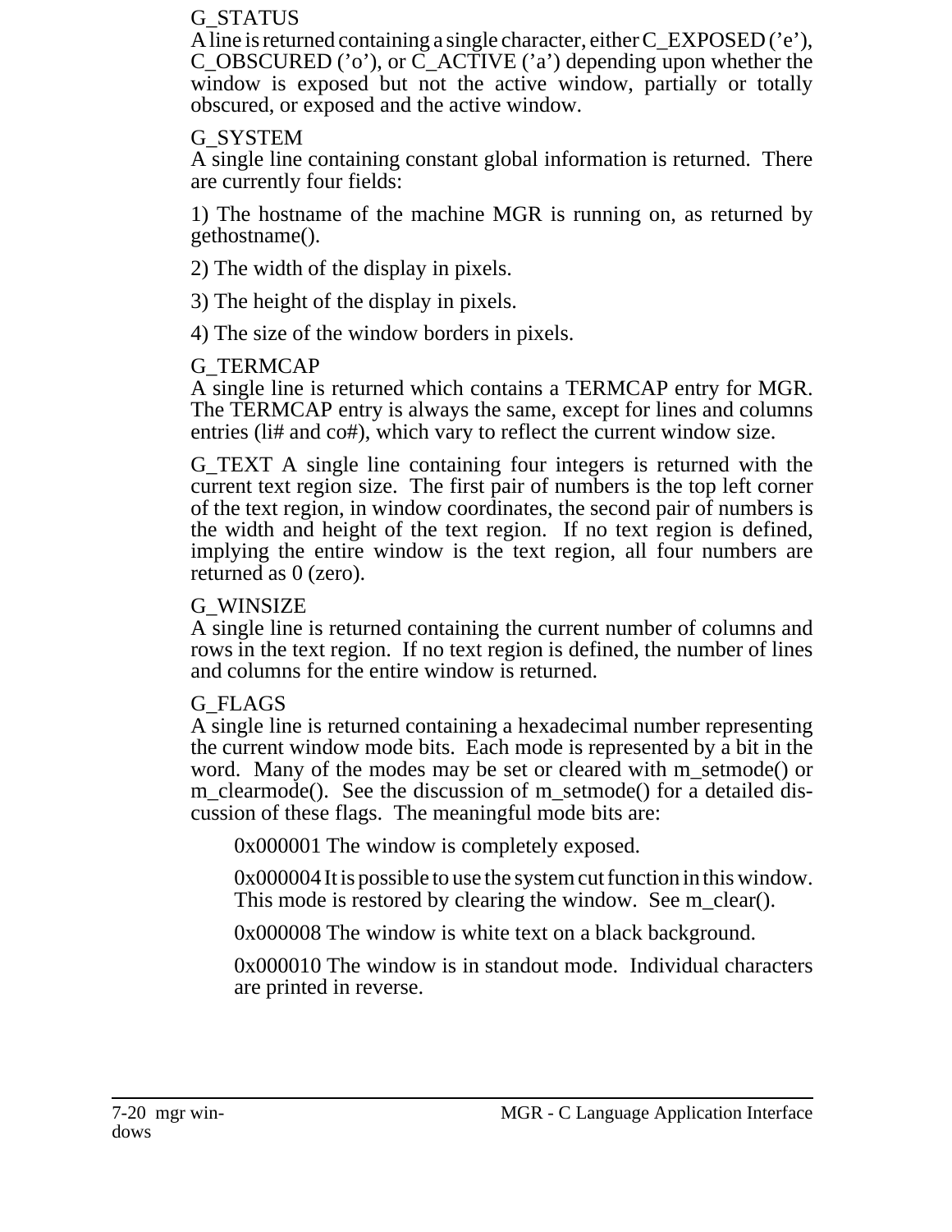G_STATUS
A line is returned containing a single character, either C_EXPOSED ('e'), C_OBSCURED ('o'), or C_ACTIVE ('a') depending upon whether the window is exposed but not the active window, partially or totally obscured, or exposed and the active window.

G_SYSTEM
A single line containing constant global information is returned. There are currently four fields:

1) The hostname of the machine MGR is running on, as returned by gethostname().

2) The width of the display in pixels.

3) The height of the display in pixels.

4) The size of the window borders in pixels.

G_TERMCAP
A single line is returned which contains a TERMCAP entry for MGR. The TERMCAP entry is always the same, except for lines and columns entries (li# and co#), which vary to reflect the current window size.

G_TEXT A single line containing four integers is returned with the current text region size. The first pair of numbers is the top left corner of the text region, in window coordinates, the second pair of numbers is the width and height of the text region. If no text region is defined, implying the entire window is the text region, all four numbers are returned as 0 (zero).

G_WINSIZE
A single line is returned containing the current number of columns and rows in the text region. If no text region is defined, the number of lines and columns for the entire window is returned.

G_FLAGS
A single line is returned containing a hexadecimal number representing the current window mode bits. Each mode is represented by a bit in the word. Many of the modes may be set or cleared with m_setmode() or m_clearmode(). See the discussion of m_setmode() for a detailed discussion of these flags. The meaningful mode bits are:

> 0x000001 The window is completely exposed.
>
> 0x000004 It is possible to use the system cut function in this window. This mode is restored by clearing the window. See m_clear().
>
> 0x000008 The window is white text on a black background.
>
> 0x000010 The window is in standout mode. Individual characters are printed in reverse.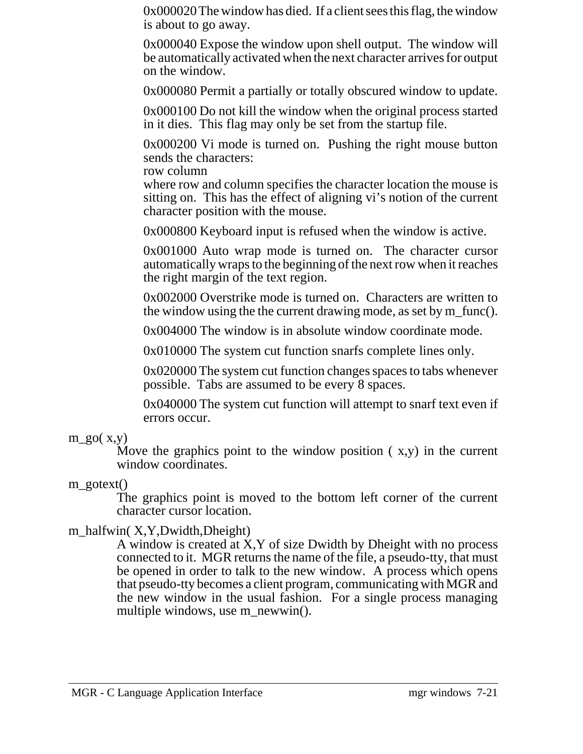0x000020 The window has died. If a client sees this flag, the window is about to go away.

0x000040 Expose the window upon shell output. The window will be automatically activated when the next character arrives for output on the window.

0x000080 Permit a partially or totally obscured window to update.

0x000100 Do not kill the window when the original process started in it dies. This flag may only be set from the startup file.

0x000200 Vi mode is turned on. Pushing the right mouse button sends the characters:
row column
where row and column specifies the character location the mouse is sitting on. This has the effect of aligning vi's notion of the current character position with the mouse.

0x000800 Keyboard input is refused when the window is active.

0x001000 Auto wrap mode is turned on. The character cursor automatically wraps to the beginning of the next row when it reaches the right margin of the text region.

0x002000 Overstrike mode is turned on. Characters are written to the window using the the current drawing mode, as set by m_func().

0x004000 The window is in absolute window coordinate mode.

0x010000 The system cut function snarfs complete lines only.

0x020000 The system cut function changes spaces to tabs whenever possible. Tabs are assumed to be every 8 spaces.

0x040000 The system cut function will attempt to snarf text even if errors occur.

m_go( x,y)

Move the graphics point to the window position ( x,y) in the current window coordinates.

m_gotext()

The graphics point is moved to the bottom left corner of the current character cursor location.

m_halfwin( X,Y,Dwidth,Dheight)

A window is created at X,Y of size Dwidth by Dheight with no process connected to it. MGR returns the name of the file, a pseudo-tty, that must be opened in order to talk to the new window. A process which opens that pseudo-tty becomes a client program, communicating with MGR and the new window in the usual fashion. For a single process managing multiple windows, use m_newwin().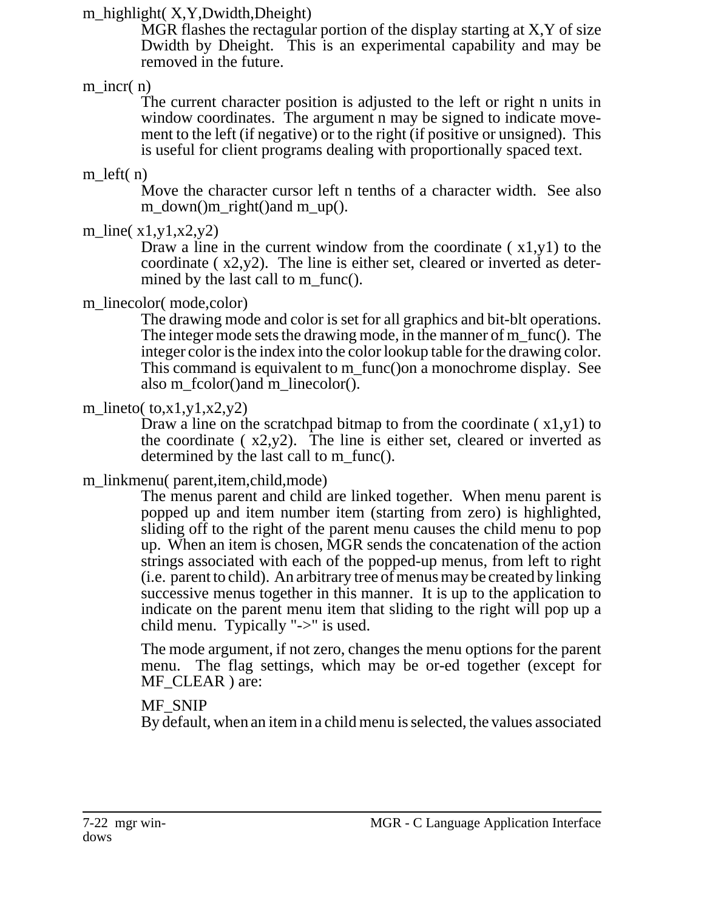m_highlight( X,Y,Dwidth,Dheight)

MGR flashes the rectagular portion of the display starting at X,Y of size Dwidth by Dheight. This is an experimental capability and may be removed in the future.

m_incr( n)

The current character position is adjusted to the left or right n units in window coordinates. The argument n may be signed to indicate movement to the left (if negative) or to the right (if positive or unsigned). This is useful for client programs dealing with proportionally spaced text.

m_left( n)

Move the character cursor left n tenths of a character width. See also m_down()m_right()and m_up().

m_line( x1,y1,x2,y2)

Draw a line in the current window from the coordinate ( x1,y1) to the coordinate ( x2,y2). The line is either set, cleared or inverted as determined by the last call to m_func().

m_linecolor( mode,color)

The drawing mode and color is set for all graphics and bit-blt operations. The integer mode sets the drawing mode, in the manner of m_func(). The integer color is the index into the color lookup table for the drawing color. This command is equivalent to m_func()on a monochrome display. See also m_fcolor()and m_linecolor().

m_lineto( to,x1,y1,x2,y2)

Draw a line on the scratchpad bitmap to from the coordinate ( x1,y1) to the coordinate ( x2,y2). The line is either set, cleared or inverted as determined by the last call to m_func().

m_linkmenu( parent,item,child,mode)

The menus parent and child are linked together. When menu parent is popped up and item number item (starting from zero) is highlighted, sliding off to the right of the parent menu causes the child menu to pop up. When an item is chosen, MGR sends the concatenation of the action strings associated with each of the popped-up menus, from left to right (i.e. parent to child). An arbitrary tree of menus may be created by linking successive menus together in this manner. It is up to the application to indicate on the parent menu item that sliding to the right will pop up a child menu. Typically "->" is used.

The mode argument, if not zero, changes the menu options for the parent menu. The flag settings, which may be or-ed together (except for MF_CLEAR ) are:

MF_SNIP

By default, when an item in a child menu is selected, the values associated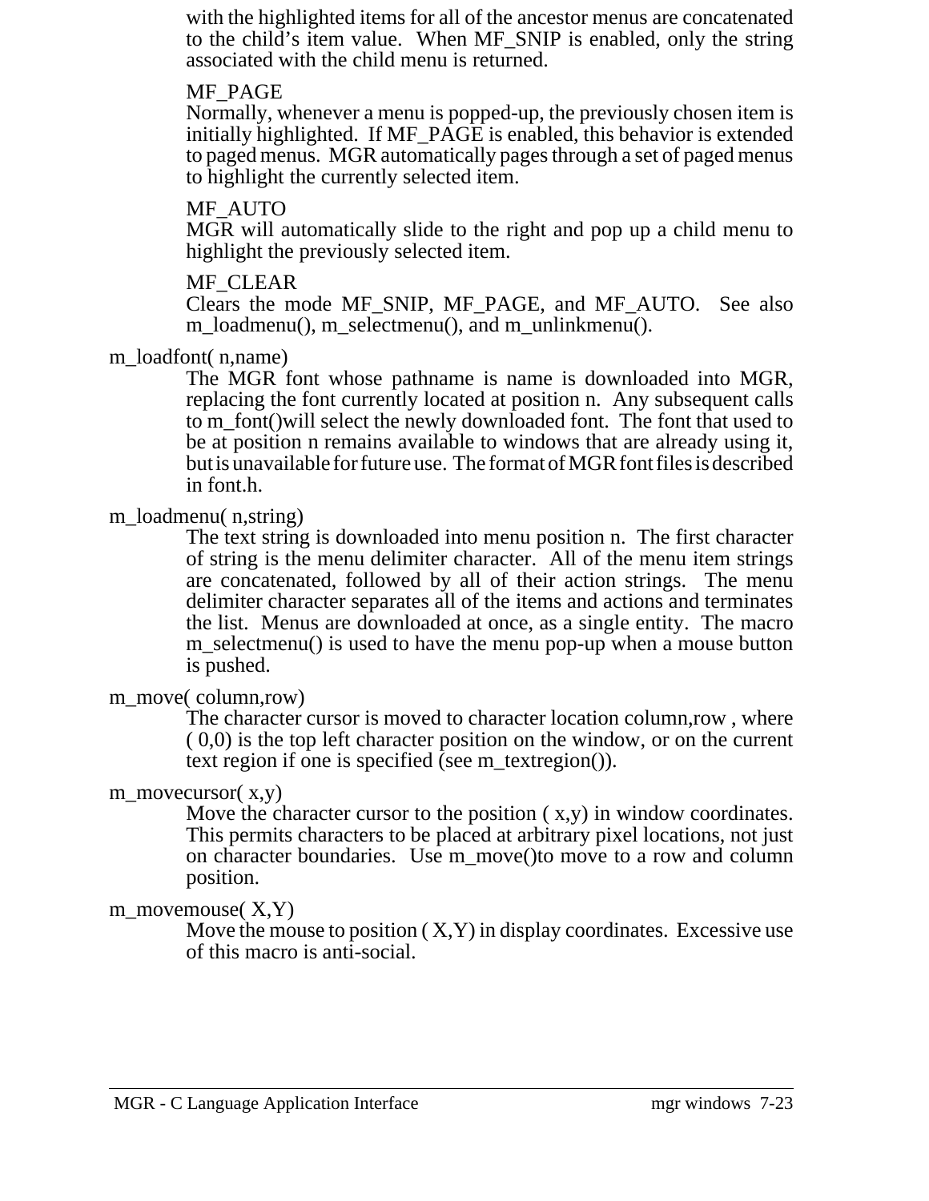with the highlighted items for all of the ancestor menus are concatenated to the child's item value. When MF_SNIP is enabled, only the string associated with the child menu is returned.

MF_PAGE
Normally, whenever a menu is popped-up, the previously chosen item is initially highlighted. If MF_PAGE is enabled, this behavior is extended to paged menus. MGR automatically pages through a set of paged menus to highlight the currently selected item.

MF_AUTO
MGR will automatically slide to the right and pop up a child menu to highlight the previously selected item.

MF_CLEAR
Clears the mode MF_SNIP, MF_PAGE, and MF_AUTO. See also m_loadmenu(), m_selectmenu(), and m_unlinkmenu().

m_loadfont( n,name)
: The MGR font whose pathname is name is downloaded into MGR, replacing the font currently located at position n. Any subsequent calls to m_font()will select the newly downloaded font. The font that used to be at position n remains available to windows that are already using it, but is unavailable for future use. The format of MGR font files is described in font.h.

m_loadmenu( n,string)
: The text string is downloaded into menu position n. The first character of string is the menu delimiter character. All of the menu item strings are concatenated, followed by all of their action strings. The menu delimiter character separates all of the items and actions and terminates the list. Menus are downloaded at once, as a single entity. The macro m_selectmenu() is used to have the menu pop-up when a mouse button is pushed.

m_move( column,row)
: The character cursor is moved to character location column,row , where ( 0,0) is the top left character position on the window, or on the current text region if one is specified (see m_textregion()).

m_movecursor( x,y)
: Move the character cursor to the position ( x,y) in window coordinates. This permits characters to be placed at arbitrary pixel locations, not just on character boundaries. Use m_move()to move to a row and column position.

m_movemouse( X,Y)
: Move the mouse to position ( X,Y) in display coordinates. Excessive use of this macro is anti-social.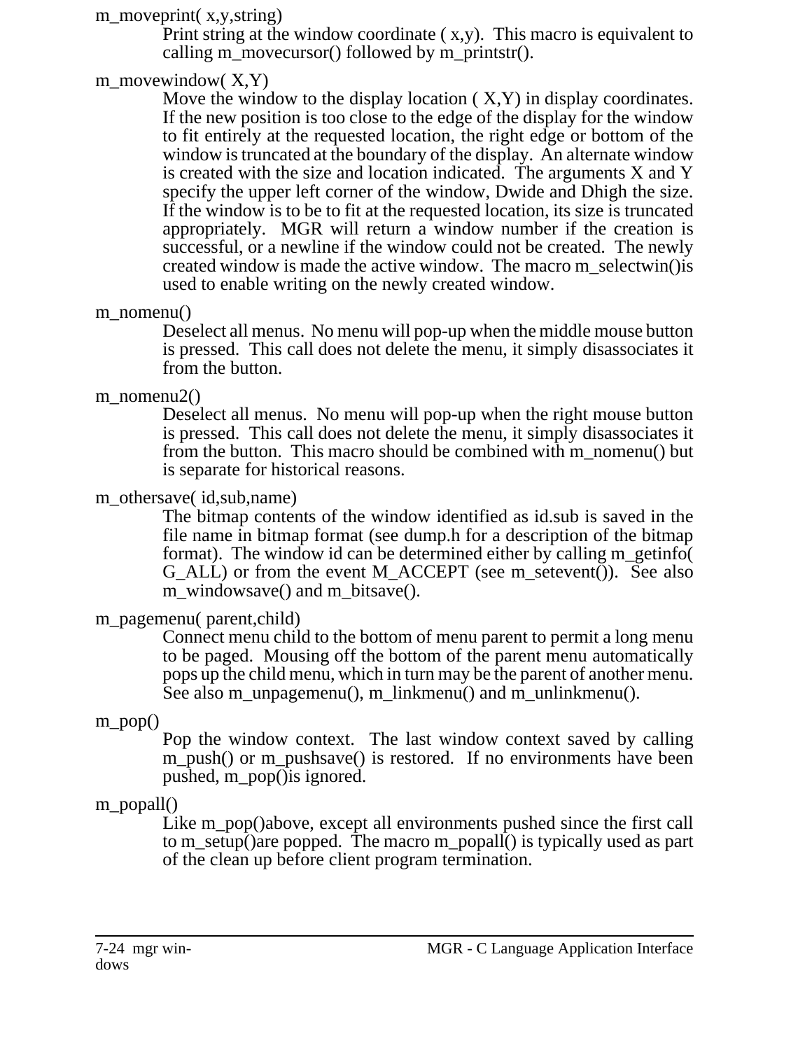m_moveprint( x,y,string)

Print string at the window coordinate ( x,y). This macro is equivalent to calling m_movecursor() followed by m_printstr().

m_movewindow( X,Y)

Move the window to the display location ( X,Y) in display coordinates. If the new position is too close to the edge of the display for the window to fit entirely at the requested location, the right edge or bottom of the window is truncated at the boundary of the display. An alternate window is created with the size and location indicated. The arguments X and Y specify the upper left corner of the window, Dwide and Dhigh the size. If the window is to be to fit at the requested location, its size is truncated appropriately. MGR will return a window number if the creation is successful, or a newline if the window could not be created. The newly created window is made the active window. The macro m_selectwin()is used to enable writing on the newly created window.

m_nomenu()

Deselect all menus. No menu will pop-up when the middle mouse button is pressed. This call does not delete the menu, it simply disassociates it from the button.

m_nomenu2()

Deselect all menus. No menu will pop-up when the right mouse button is pressed. This call does not delete the menu, it simply disassociates it from the button. This macro should be combined with m_nomenu() but is separate for historical reasons.

m_othersave( id,sub,name)

The bitmap contents of the window identified as id.sub is saved in the file name in bitmap format (see dump.h for a description of the bitmap format). The window id can be determined either by calling m_getinfo( G_ALL) or from the event M_ACCEPT (see m_setevent()). See also m_windowsave() and m_bitsave().

m_pagemenu( parent,child)

Connect menu child to the bottom of menu parent to permit a long menu to be paged. Mousing off the bottom of the parent menu automatically pops up the child menu, which in turn may be the parent of another menu. See also m_unpagemenu(), m_linkmenu() and m_unlinkmenu().

m_pop()

Pop the window context. The last window context saved by calling m_push() or m_pushsave() is restored. If no environments have been pushed, m_pop()is ignored.

m_popall()

Like m_pop()above, except all environments pushed since the first call to m_setup()are popped. The macro m_popall() is typically used as part of the clean up before client program termination.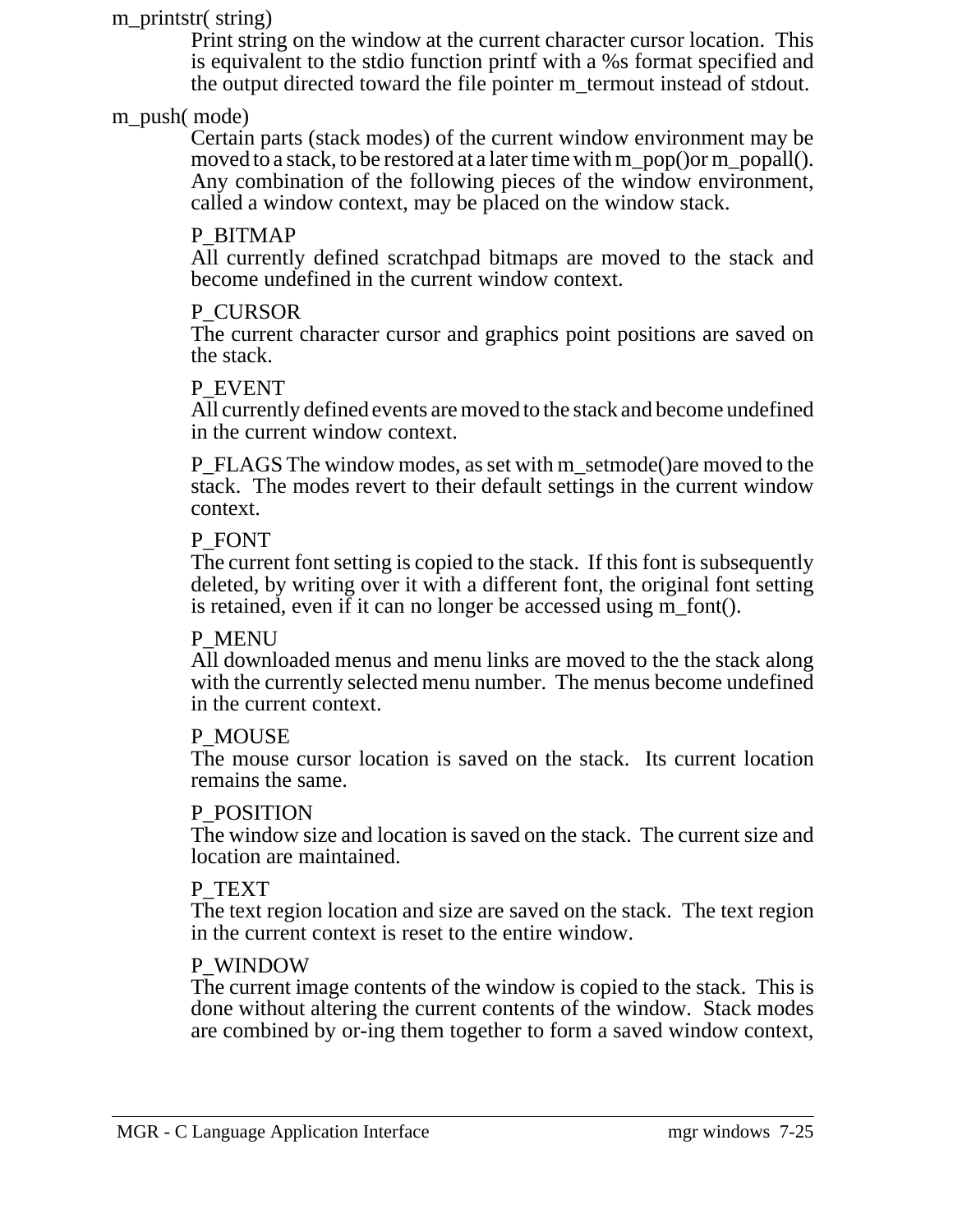m_printstr( string)

Print string on the window at the current character cursor location. This is equivalent to the stdio function printf with a %s format specified and the output directed toward the file pointer m_termout instead of stdout.

m_push( mode)

Certain parts (stack modes) of the current window environment may be moved to a stack, to be restored at a later time with m_pop()or m_popall(). Any combination of the following pieces of the window environment, called a window context, may be placed on the window stack.

P_BITMAP
All currently defined scratchpad bitmaps are moved to the stack and become undefined in the current window context.

P_CURSOR
The current character cursor and graphics point positions are saved on the stack.

P_EVENT
All currently defined events are moved to the stack and become undefined in the current window context.

P_FLAGS The window modes, as set with m_setmode()are moved to the stack. The modes revert to their default settings in the current window context.

P_FONT
The current font setting is copied to the stack. If this font is subsequently deleted, by writing over it with a different font, the original font setting is retained, even if it can no longer be accessed using m_font().

P_MENU
All downloaded menus and menu links are moved to the the stack along with the currently selected menu number. The menus become undefined in the current context.

P_MOUSE
The mouse cursor location is saved on the stack. Its current location remains the same.

P_POSITION
The window size and location is saved on the stack. The current size and location are maintained.

P_TEXT
The text region location and size are saved on the stack. The text region in the current context is reset to the entire window.

P_WINDOW
The current image contents of the window is copied to the stack. This is done without altering the current contents of the window. Stack modes are combined by or-ing them together to form a saved window context,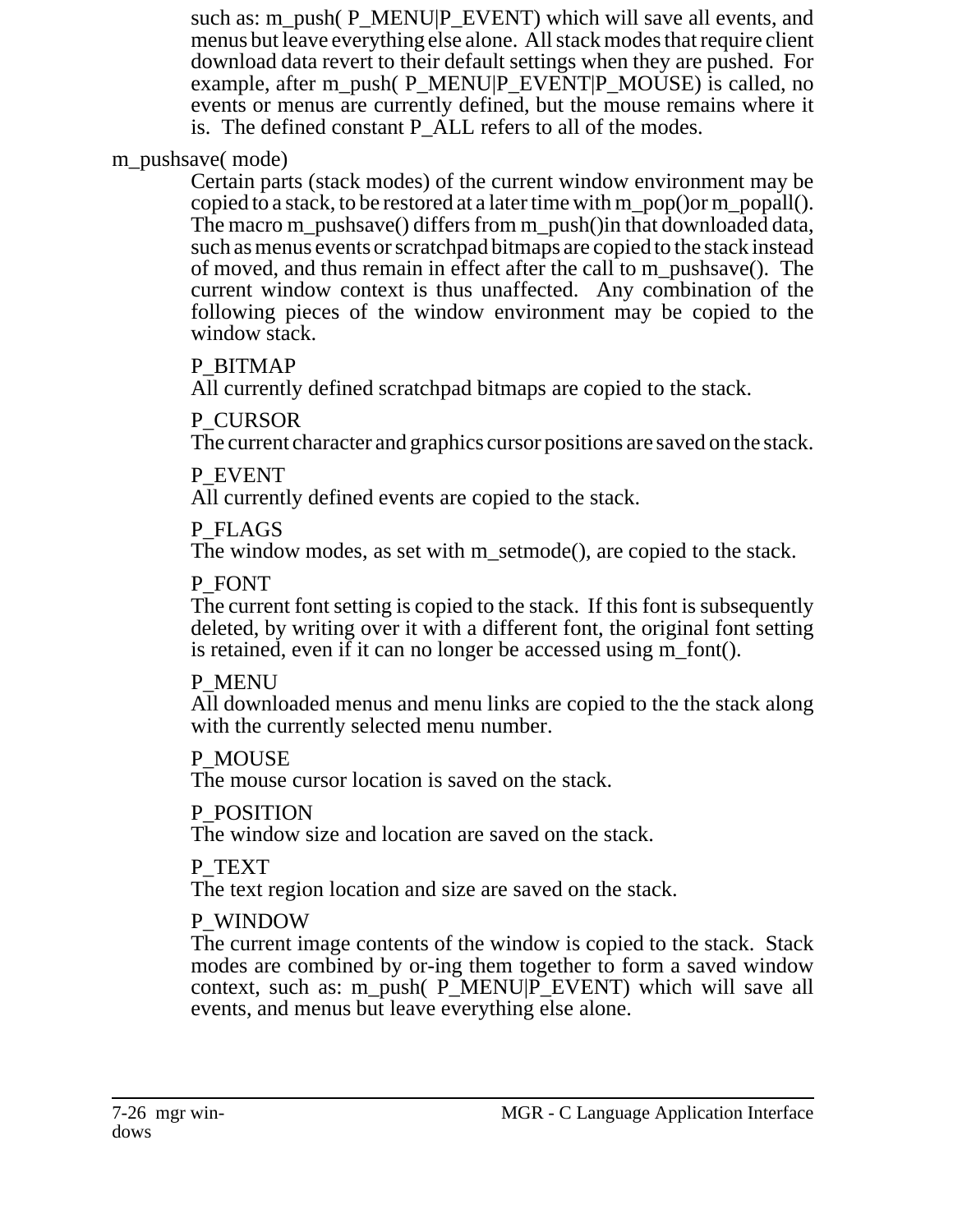such as: m_push( P_MENU|P_EVENT) which will save all events, and menus but leave everything else alone. All stack modes that require client download data revert to their default settings when they are pushed. For example, after m_push( P_MENU|P_EVENT|P_MOUSE) is called, no events or menus are currently defined, but the mouse remains where it is. The defined constant P_ALL refers to all of the modes.

m_pushsave( mode)

Certain parts (stack modes) of the current window environment may be copied to a stack, to be restored at a later time with m_pop()or m_popall(). The macro m_pushsave() differs from m_push()in that downloaded data, such as menus events or scratchpad bitmaps are copied to the stack instead of moved, and thus remain in effect after the call to m_pushsave(). The current window context is thus unaffected. Any combination of the following pieces of the window environment may be copied to the window stack.

P_BITMAP
All currently defined scratchpad bitmaps are copied to the stack.

P_CURSOR
The current character and graphics cursor positions are saved on the stack.

P_EVENT
All currently defined events are copied to the stack.

P_FLAGS
The window modes, as set with m_setmode(), are copied to the stack.

P_FONT
The current font setting is copied to the stack. If this font is subsequently deleted, by writing over it with a different font, the original font setting is retained, even if it can no longer be accessed using m_font().

P_MENU
All downloaded menus and menu links are copied to the the stack along with the currently selected menu number.

P_MOUSE
The mouse cursor location is saved on the stack.

P_POSITION
The window size and location are saved on the stack.

P_TEXT
The text region location and size are saved on the stack.

P_WINDOW
The current image contents of the window is copied to the stack. Stack modes are combined by or-ing them together to form a saved window context, such as: m_push( P_MENU|P_EVENT) which will save all events, and menus but leave everything else alone.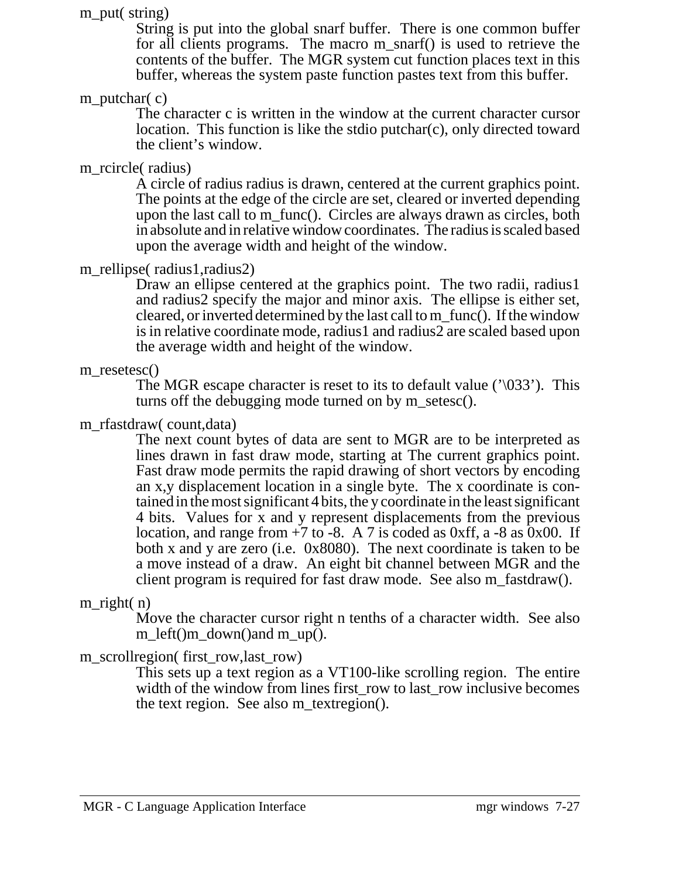m_put( string)

String is put into the global snarf buffer. There is one common buffer for all clients programs. The macro m_snarf() is used to retrieve the contents of the buffer. The MGR system cut function places text in this buffer, whereas the system paste function pastes text from this buffer.

m_putchar( c)

The character c is written in the window at the current character cursor location. This function is like the stdio putchar(c), only directed toward the client's window.

m_rcircle( radius)

A circle of radius radius is drawn, centered at the current graphics point. The points at the edge of the circle are set, cleared or inverted depending upon the last call to m_func(). Circles are always drawn as circles, both in absolute and in relative window coordinates. The radius is scaled based upon the average width and height of the window.

m_rellipse( radius1,radius2)

Draw an ellipse centered at the graphics point. The two radii, radius1 and radius2 specify the major and minor axis. The ellipse is either set, cleared, or inverted determined by the last call to m_func(). If the window is in relative coordinate mode, radius1 and radius2 are scaled based upon the average width and height of the window.

m_resetesc()

The MGR escape character is reset to its to default value ('\033'). This turns off the debugging mode turned on by m_setesc().

m_rfastdraw( count,data)

The next count bytes of data are sent to MGR are to be interpreted as lines drawn in fast draw mode, starting at The current graphics point. Fast draw mode permits the rapid drawing of short vectors by encoding an x,y displacement location in a single byte. The x coordinate is contained in the most significant 4 bits, the y coordinate in the least significant 4 bits. Values for x and y represent displacements from the previous location, and range from +7 to -8. A 7 is coded as 0xff, a -8 as 0x00. If both x and y are zero (i.e. 0x8080). The next coordinate is taken to be a move instead of a draw. An eight bit channel between MGR and the client program is required for fast draw mode. See also m_fastdraw().

m_right( n)

Move the character cursor right n tenths of a character width. See also m_left()m_down()and m_up().

m_scrollregion( first_row,last_row)

This sets up a text region as a VT100-like scrolling region. The entire width of the window from lines first_row to last_row inclusive becomes the text region. See also m_textregion().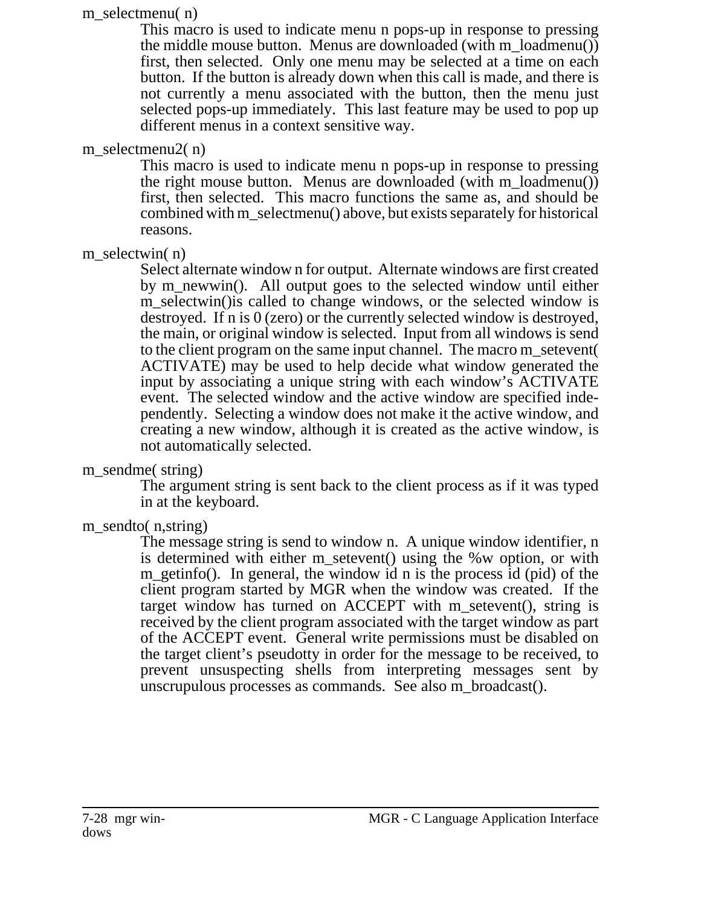m_selectmenu( n)

This macro is used to indicate menu n pops-up in response to pressing the middle mouse button. Menus are downloaded (with m_loadmenu()) first, then selected. Only one menu may be selected at a time on each button. If the button is already down when this call is made, and there is not currently a menu associated with the button, then the menu just selected pops-up immediately. This last feature may be used to pop up different menus in a context sensitive way.

m_selectmenu2( n)

This macro is used to indicate menu n pops-up in response to pressing the right mouse button. Menus are downloaded (with m_loadmenu()) first, then selected. This macro functions the same as, and should be combined with m_selectmenu() above, but exists separately for historical reasons.

m_selectwin( n)

Select alternate window n for output. Alternate windows are first created by m_newwin(). All output goes to the selected window until either m_selectwin()is called to change windows, or the selected window is destroyed. If n is 0 (zero) or the currently selected window is destroyed, the main, or original window is selected. Input from all windows is send to the client program on the same input channel. The macro m_setevent( ACTIVATE) may be used to help decide what window generated the input by associating a unique string with each window's ACTIVATE event. The selected window and the active window are specified independently. Selecting a window does not make it the active window, and creating a new window, although it is created as the active window, is not automatically selected.

m_sendme( string)

The argument string is sent back to the client process as if it was typed in at the keyboard.

m_sendto( n,string)

The message string is send to window n. A unique window identifier, n is determined with either m_setevent() using the %w option, or with m_getinfo(). In general, the window id n is the process id (pid) of the client program started by MGR when the window was created. If the target window has turned on ACCEPT with m_setevent(), string is received by the client program associated with the target window as part of the ACCEPT event. General write permissions must be disabled on the target client's pseudotty in order for the message to be received, to prevent unsuspecting shells from interpreting messages sent by unscrupulous processes as commands. See also m_broadcast().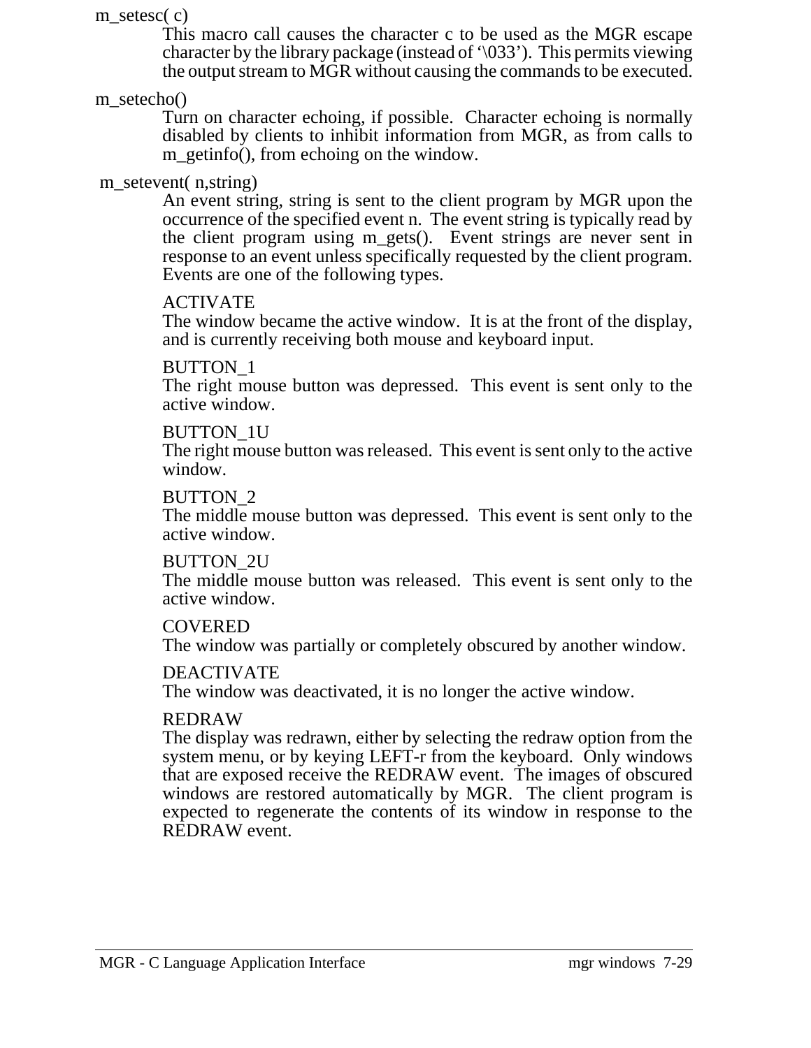m_setesc( c)

This macro call causes the character c to be used as the MGR escape character by the library package (instead of '\033'). This permits viewing the output stream to MGR without causing the commands to be executed.

m_setecho()

Turn on character echoing, if possible. Character echoing is normally disabled by clients to inhibit information from MGR, as from calls to m_getinfo(), from echoing on the window.

m_setevent( n,string)

An event string, string is sent to the client program by MGR upon the occurrence of the specified event n. The event string is typically read by the client program using m_gets(). Event strings are never sent in response to an event unless specifically requested by the client program. Events are one of the following types.

ACTIVATE
The window became the active window. It is at the front of the display, and is currently receiving both mouse and keyboard input.

BUTTON_1
The right mouse button was depressed. This event is sent only to the active window.

BUTTON_1U
The right mouse button was released. This event is sent only to the active window.

BUTTON_2
The middle mouse button was depressed. This event is sent only to the active window.

BUTTON_2U
The middle mouse button was released. This event is sent only to the active window.

COVERED
The window was partially or completely obscured by another window.

DEACTIVATE
The window was deactivated, it is no longer the active window.

REDRAW
The display was redrawn, either by selecting the redraw option from the system menu, or by keying LEFT-r from the keyboard. Only windows that are exposed receive the REDRAW event. The images of obscured windows are restored automatically by MGR. The client program is expected to regenerate the contents of its window in response to the REDRAW event.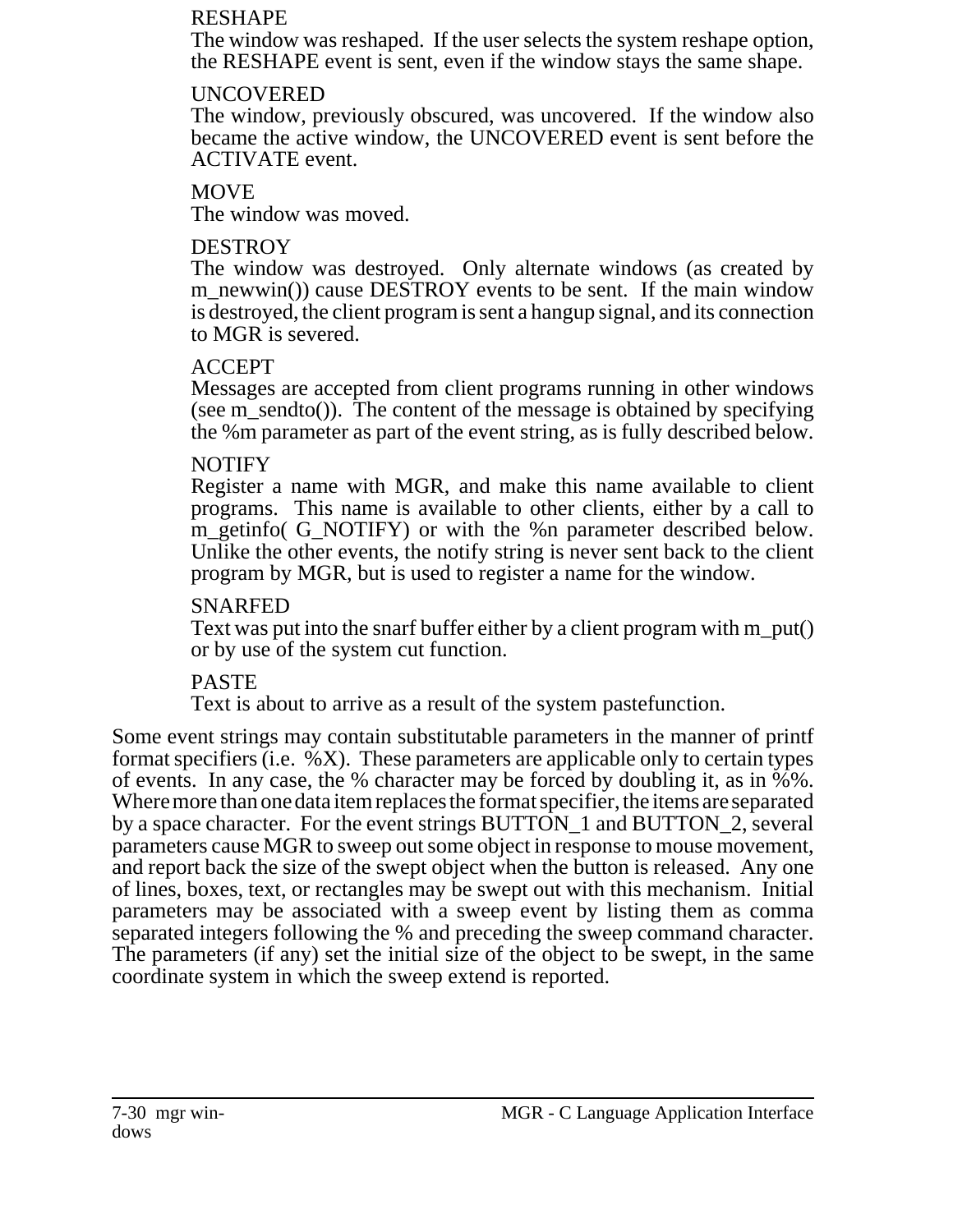RESHAPE
The window was reshaped. If the user selects the system reshape option, the RESHAPE event is sent, even if the window stays the same shape.

UNCOVERED
The window, previously obscured, was uncovered. If the window also became the active window, the UNCOVERED event is sent before the ACTIVATE event.

MOVE
The window was moved.

DESTROY
The window was destroyed. Only alternate windows (as created by m_newwin()) cause DESTROY events to be sent. If the main window is destroyed, the client program is sent a hangup signal, and its connection to MGR is severed.

ACCEPT
Messages are accepted from client programs running in other windows (see m_sendto()). The content of the message is obtained by specifying the %m parameter as part of the event string, as is fully described below.

NOTIFY
Register a name with MGR, and make this name available to client programs. This name is available to other clients, either by a call to m_getinfo( G_NOTIFY) or with the %n parameter described below. Unlike the other events, the notify string is never sent back to the client program by MGR, but is used to register a name for the window.

SNARFED
Text was put into the snarf buffer either by a client program with m_put() or by use of the system cut function.

PASTE
Text is about to arrive as a result of the system pastefunction.

Some event strings may contain substitutable parameters in the manner of printf format specifiers (i.e. %X). These parameters are applicable only to certain types of events. In any case, the % character may be forced by doubling it, as in %%. Where more than one data item replaces the format specifier, the items are separated by a space character. For the event strings BUTTON_1 and BUTTON_2, several parameters cause MGR to sweep out some object in response to mouse movement, and report back the size of the swept object when the button is released. Any one of lines, boxes, text, or rectangles may be swept out with this mechanism. Initial parameters may be associated with a sweep event by listing them as comma separated integers following the % and preceding the sweep command character. The parameters (if any) set the initial size of the object to be swept, in the same coordinate system in which the sweep extend is reported.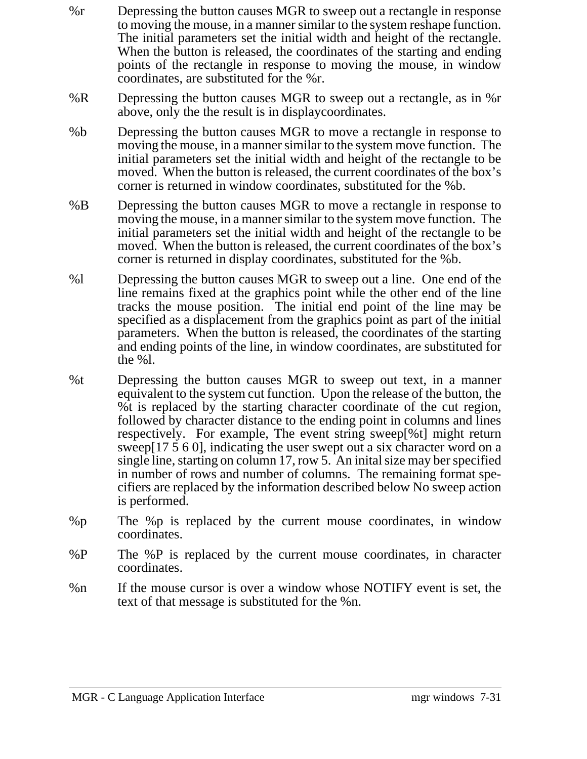%r Depressing the button causes MGR to sweep out a rectangle in response to moving the mouse, in a manner similar to the system reshape function. The initial parameters set the initial width and height of the rectangle. When the button is released, the coordinates of the starting and ending points of the rectangle in response to moving the mouse, in window coordinates, are substituted for the %r.

%R Depressing the button causes MGR to sweep out a rectangle, as in %r above, only the the result is in displaycoordinates.

%b Depressing the button causes MGR to move a rectangle in response to moving the mouse, in a manner similar to the system move function. The initial parameters set the initial width and height of the rectangle to be moved. When the button is released, the current coordinates of the box's corner is returned in window coordinates, substituted for the %b.

%B Depressing the button causes MGR to move a rectangle in response to moving the mouse, in a manner similar to the system move function. The initial parameters set the initial width and height of the rectangle to be moved. When the button is released, the current coordinates of the box's corner is returned in display coordinates, substituted for the %b.

%l Depressing the button causes MGR to sweep out a line. One end of the line remains fixed at the graphics point while the other end of the line tracks the mouse position. The initial end point of the line may be specified as a displacement from the graphics point as part of the initial parameters. When the button is released, the coordinates of the starting and ending points of the line, in window coordinates, are substituted for the %l.

%t Depressing the button causes MGR to sweep out text, in a manner equivalent to the system cut function. Upon the release of the button, the %t is replaced by the starting character coordinate of the cut region, followed by character distance to the ending point in columns and lines respectively. For example, The event string sweep[%t] might return sweep[17 5 6 0], indicating the user swept out a six character word on a single line, starting on column 17, row 5. An inital size may ber specified in number of rows and number of columns. The remaining format specifiers are replaced by the information described below No sweep action is performed.

%p The %p is replaced by the current mouse coordinates, in window coordinates.

%P The %P is replaced by the current mouse coordinates, in character coordinates.

%n If the mouse cursor is over a window whose NOTIFY event is set, the text of that message is substituted for the %n.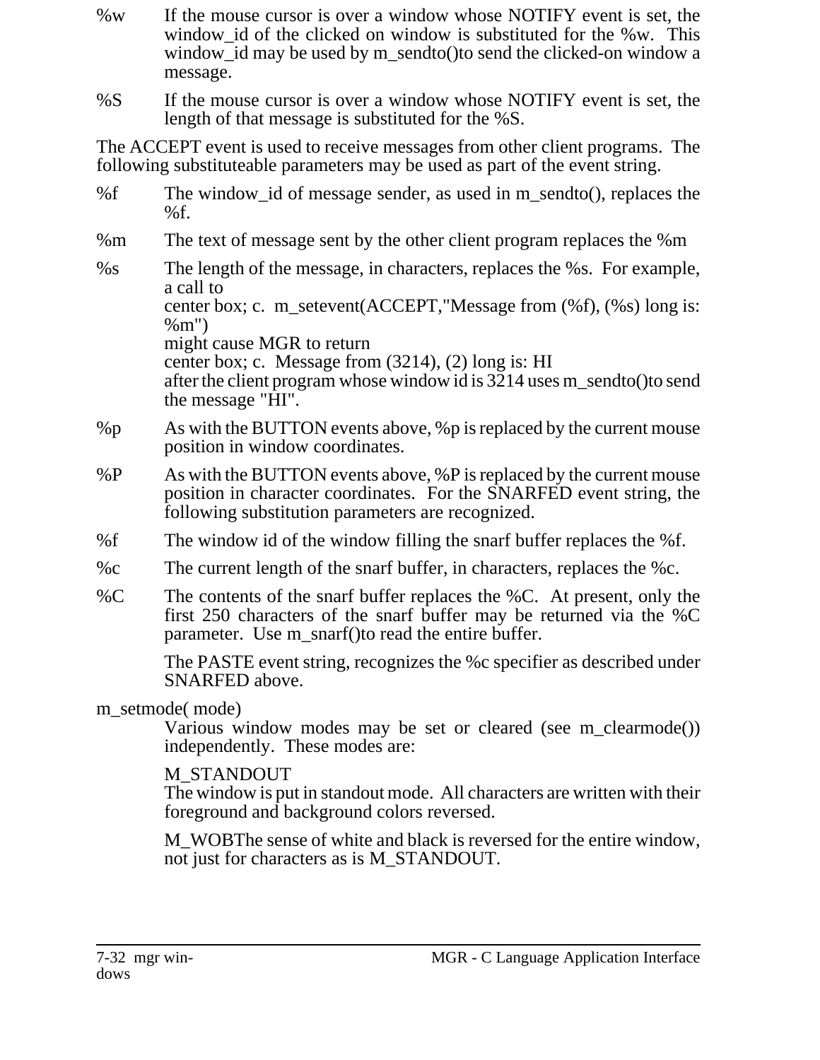%w If the mouse cursor is over a window whose NOTIFY event is set, the window_id of the clicked on window is substituted for the %w. This window_id may be used by m_sendto()to send the clicked-on window a message.

%S If the mouse cursor is over a window whose NOTIFY event is set, the length of that message is substituted for the %S.

The ACCEPT event is used to receive messages from other client programs. The following substituteable parameters may be used as part of the event string.

%f The window_id of message sender, as used in m_sendto(), replaces the %f.

%m The text of message sent by the other client program replaces the %m

%s The length of the message, in characters, replaces the %s. For example, a call to
center box; c. m_setevent(ACCEPT,"Message from (%f), (%s) long is: %m")
might cause MGR to return
center box; c. Message from (3214), (2) long is: HI
after the client program whose window id is 3214 uses m_sendto()to send the message "HI".

%p As with the BUTTON events above, %p is replaced by the current mouse position in window coordinates.

%P As with the BUTTON events above, %P is replaced by the current mouse position in character coordinates. For the SNARFED event string, the following substitution parameters are recognized.

%f The window id of the window filling the snarf buffer replaces the %f.

%c The current length of the snarf buffer, in characters, replaces the %c.

%C The contents of the snarf buffer replaces the %C. At present, only the first 250 characters of the snarf buffer may be returned via the %C parameter. Use m_snarf()to read the entire buffer.

The PASTE event string, recognizes the %c specifier as described under SNARFED above.

m_setmode( mode)

Various window modes may be set or cleared (see m_clearmode()) independently. These modes are:

M_STANDOUT
The window is put in standout mode. All characters are written with their foreground and background colors reversed.

M_WOBThe sense of white and black is reversed for the entire window, not just for characters as is M_STANDOUT.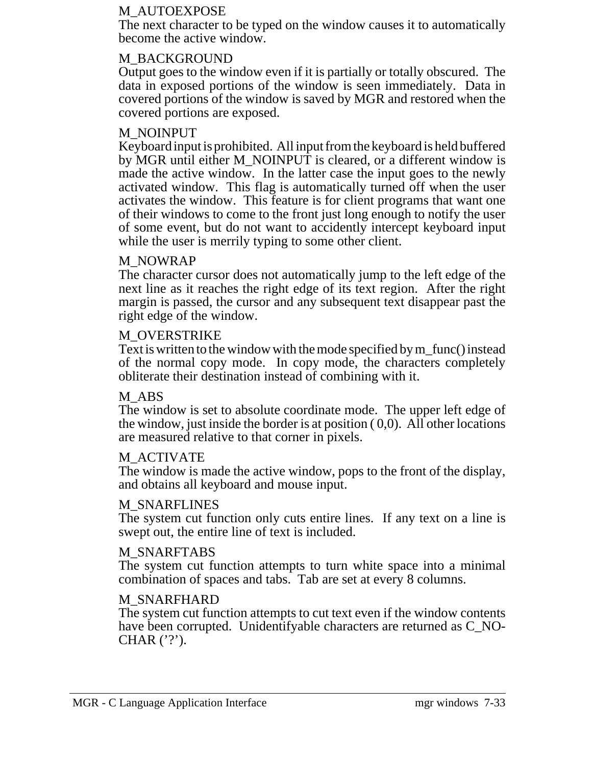M_AUTOEXPOSE
The next character to be typed on the window causes it to automatically become the active window.

M_BACKGROUND
Output goes to the window even if it is partially or totally obscured. The data in exposed portions of the window is seen immediately. Data in covered portions of the window is saved by MGR and restored when the covered portions are exposed.

M_NOINPUT
Keyboard input is prohibited. All input from the keyboard is held buffered by MGR until either M_NOINPUT is cleared, or a different window is made the active window. In the latter case the input goes to the newly activated window. This flag is automatically turned off when the user activates the window. This feature is for client programs that want one of their windows to come to the front just long enough to notify the user of some event, but do not want to accidently intercept keyboard input while the user is merrily typing to some other client.

M_NOWRAP
The character cursor does not automatically jump to the left edge of the next line as it reaches the right edge of its text region. After the right margin is passed, the cursor and any subsequent text disappear past the right edge of the window.

M_OVERSTRIKE
Text is written to the window with the mode specified by m_func() instead of the normal copy mode. In copy mode, the characters completely obliterate their destination instead of combining with it.

M_ABS
The window is set to absolute coordinate mode. The upper left edge of the window, just inside the border is at position ( 0,0). All other locations are measured relative to that corner in pixels.

M_ACTIVATE
The window is made the active window, pops to the front of the display, and obtains all keyboard and mouse input.

M_SNARFLINES
The system cut function only cuts entire lines. If any text on a line is swept out, the entire line of text is included.

M_SNARFTABS
The system cut function attempts to turn white space into a minimal combination of spaces and tabs. Tab are set at every 8 columns.

M_SNARFHARD
The system cut function attempts to cut text even if the window contents have been corrupted. Unidentifyable characters are returned as C_NOCHAR ('?').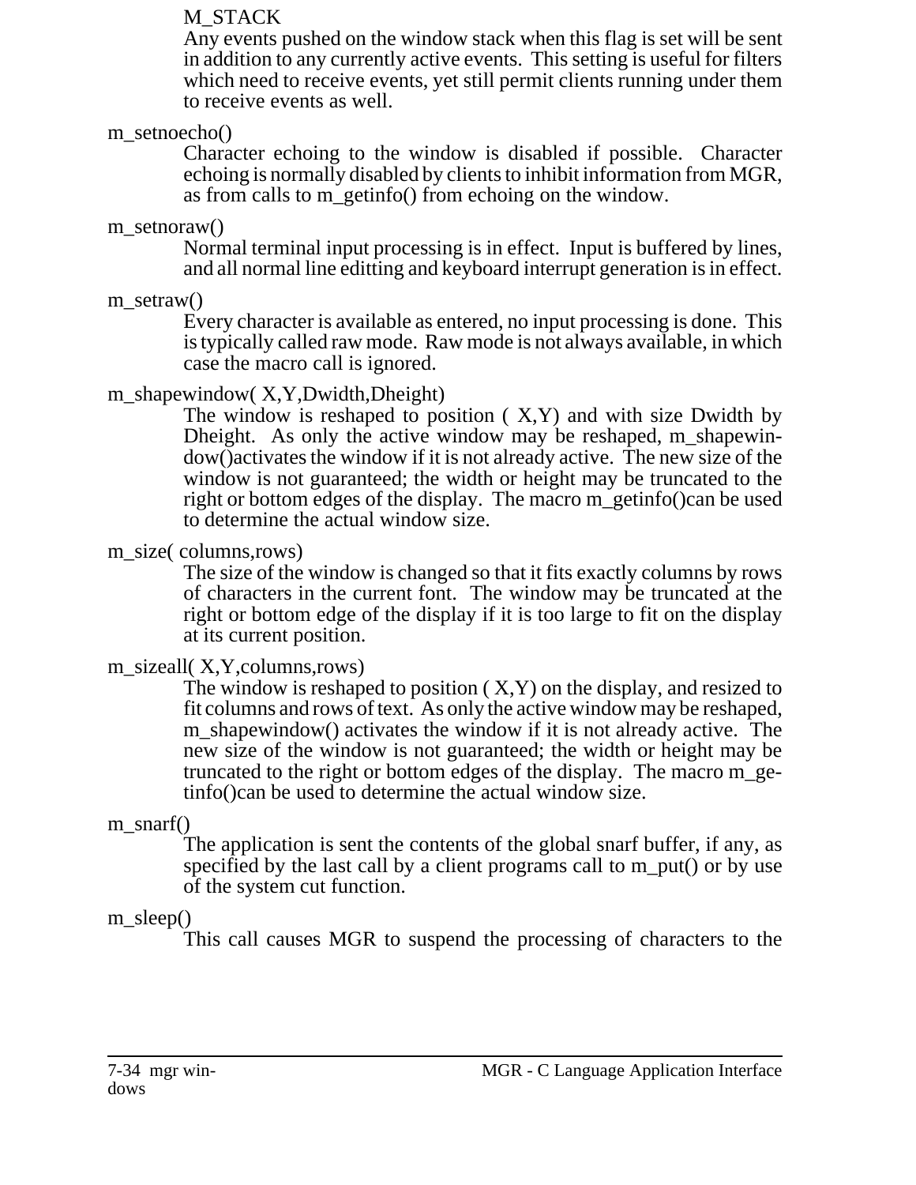M_STACK

Any events pushed on the window stack when this flag is set will be sent in addition to any currently active events. This setting is useful for filters which need to receive events, yet still permit clients running under them to receive events as well.

m_setnoecho()

Character echoing to the window is disabled if possible. Character echoing is normally disabled by clients to inhibit information from MGR, as from calls to m_getinfo() from echoing on the window.

m_setnoraw()

Normal terminal input processing is in effect. Input is buffered by lines, and all normal line editting and keyboard interrupt generation is in effect.

m_setraw()

Every character is available as entered, no input processing is done. This is typically called raw mode. Raw mode is not always available, in which case the macro call is ignored.

m_shapewindow( X,Y,Dwidth,Dheight)

The window is reshaped to position ( X,Y) and with size Dwidth by Dheight. As only the active window may be reshaped, m_shapewindow()activates the window if it is not already active. The new size of the window is not guaranteed; the width or height may be truncated to the right or bottom edges of the display. The macro m_getinfo()can be used to determine the actual window size.

m_size( columns,rows)

The size of the window is changed so that it fits exactly columns by rows of characters in the current font. The window may be truncated at the right or bottom edge of the display if it is too large to fit on the display at its current position.

m_sizeall( X,Y,columns,rows)

The window is reshaped to position ( X,Y) on the display, and resized to fit columns and rows of text. As only the active window may be reshaped, m_shapewindow() activates the window if it is not already active. The new size of the window is not guaranteed; the width or height may be truncated to the right or bottom edges of the display. The macro m_getinfo()can be used to determine the actual window size.

m_snarf()

The application is sent the contents of the global snarf buffer, if any, as specified by the last call by a client programs call to m_put() or by use of the system cut function.

m_sleep()

This call causes MGR to suspend the processing of characters to the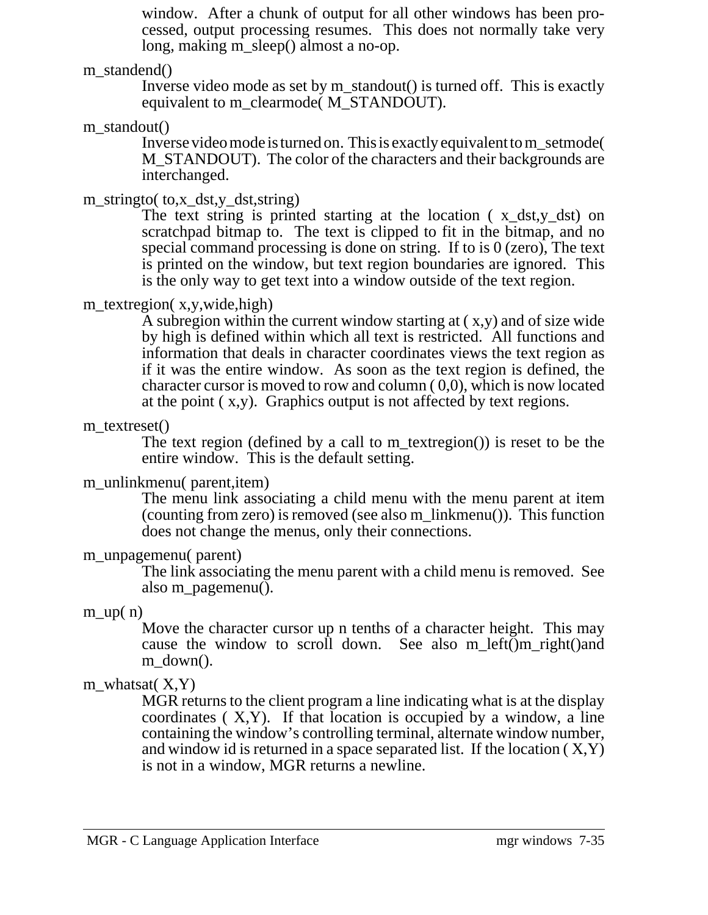window. After a chunk of output for all other windows has been processed, output processing resumes. This does not normally take very long, making m_sleep() almost a no-op.

m_standend()
: Inverse video mode as set by m_standout() is turned off. This is exactly equivalent to m_clearmode( M_STANDOUT).

m_standout()
: Inverse video mode is turned on. This is exactly equivalent to m_setmode( M_STANDOUT). The color of the characters and their backgrounds are interchanged.

m_stringto( to,x_dst,y_dst,string)
: The text string is printed starting at the location ( x_dst,y_dst) on scratchpad bitmap to. The text is clipped to fit in the bitmap, and no special command processing is done on string. If to is 0 (zero), The text is printed on the window, but text region boundaries are ignored. This is the only way to get text into a window outside of the text region.

m_textregion( x,y,wide,high)
: A subregion within the current window starting at ( x,y) and of size wide by high is defined within which all text is restricted. All functions and information that deals in character coordinates views the text region as if it was the entire window. As soon as the text region is defined, the character cursor is moved to row and column ( 0,0), which is now located at the point ( x,y). Graphics output is not affected by text regions.

m_textreset()
: The text region (defined by a call to m_textregion()) is reset to be the entire window. This is the default setting.

m_unlinkmenu( parent,item)
: The menu link associating a child menu with the menu parent at item (counting from zero) is removed (see also m_linkmenu()). This function does not change the menus, only their connections.

m_unpagemenu( parent)
: The link associating the menu parent with a child menu is removed. See also m_pagemenu().

m_up( n)
: Move the character cursor up n tenths of a character height. This may cause the window to scroll down. See also m_left()m_right()and m_down().

m_whatsat( X,Y)
: MGR returns to the client program a line indicating what is at the display coordinates ( X,Y). If that location is occupied by a window, a line containing the window's controlling terminal, alternate window number, and window id is returned in a space separated list. If the location ( X,Y) is not in a window, MGR returns a newline.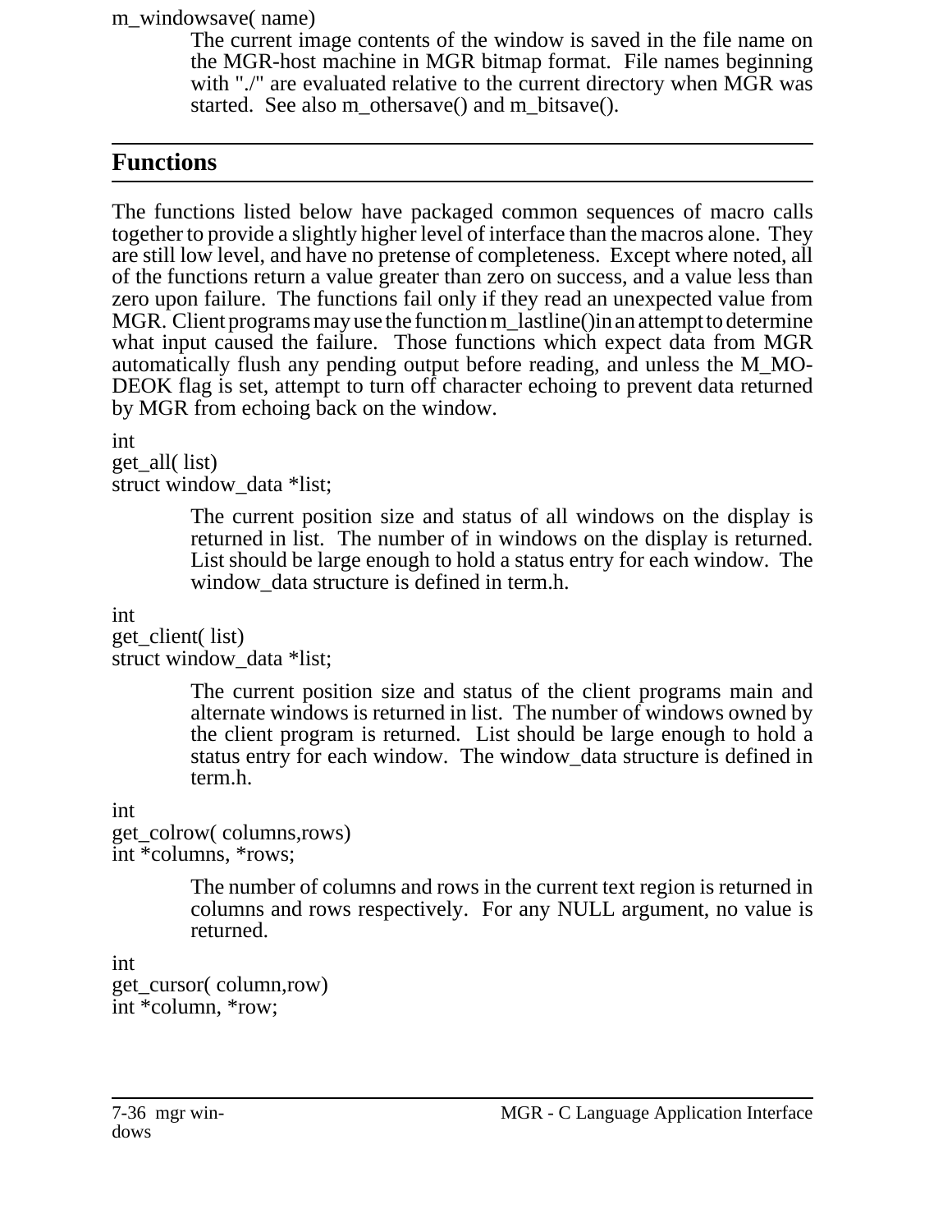m_windowsave( name)

The current image contents of the window is saved in the file name on the MGR-host machine in MGR bitmap format. File names beginning with "./" are evaluated relative to the current directory when MGR was started. See also m_othersave() and m_bitsave().

## Functions

The functions listed below have packaged common sequences of macro calls together to provide a slightly higher level of interface than the macros alone. They are still low level, and have no pretense of completeness. Except where noted, all of the functions return a value greater than zero on success, and a value less than zero upon failure. The functions fail only if they read an unexpected value from MGR. Client programs may use the function m_lastline() in an attempt to determine what input caused the failure. Those functions which expect data from MGR automatically flush any pending output before reading, and unless the M_MODEOK flag is set, attempt to turn off character echoing to prevent data returned by MGR from echoing back on the window.

int
get_all( list)
struct window_data *list;

The current position size and status of all windows on the display is returned in list. The number of in windows on the display is returned. List should be large enough to hold a status entry for each window. The window_data structure is defined in term.h.

int
get_client( list)
struct window_data *list;

The current position size and status of the client programs main and alternate windows is returned in list. The number of windows owned by the client program is returned. List should be large enough to hold a status entry for each window. The window_data structure is defined in term.h.

int
get_colrow( columns,rows)
int *columns, *rows;

The number of columns and rows in the current text region is returned in columns and rows respectively. For any NULL argument, no value is returned.

int
get_cursor( column,row)
int *column, *row;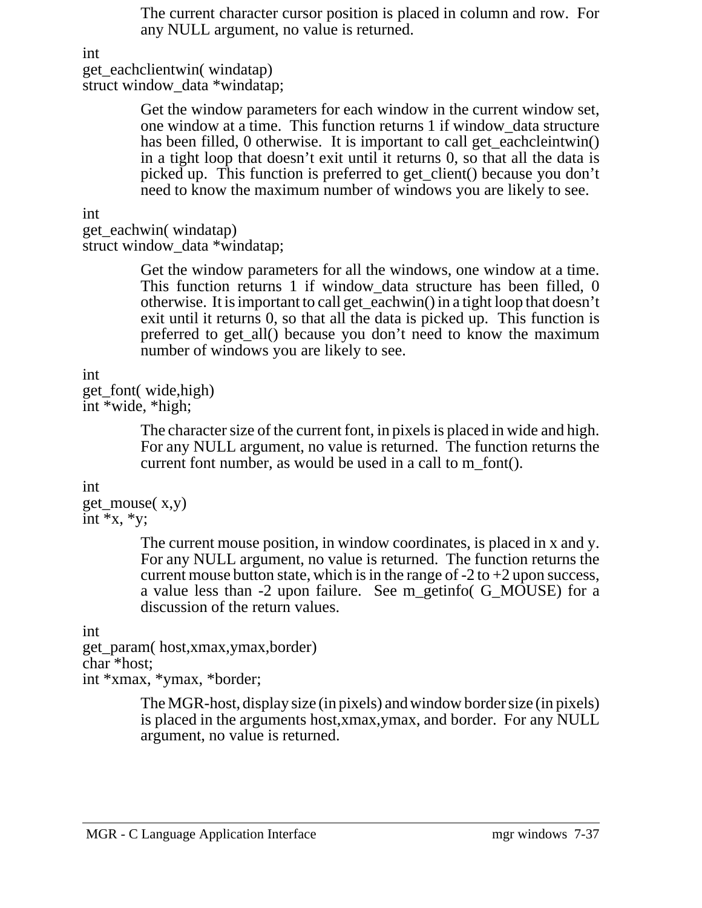The current character cursor position is placed in column and row. For any NULL argument, no value is returned.

```
int
get_eachclientwin( windatap)
struct window_data *windatap;
```

Get the window parameters for each window in the current window set, one window at a time. This function returns 1 if window_data structure has been filled, 0 otherwise. It is important to call get_eachcleintwin() in a tight loop that doesn't exit until it returns 0, so that all the data is picked up. This function is preferred to get_client() because you don't need to know the maximum number of windows you are likely to see.

```
int
get_eachwin( windatap)
struct window_data *windatap;
```

Get the window parameters for all the windows, one window at a time. This function returns 1 if window_data structure has been filled, 0 otherwise. It is important to call get_eachwin() in a tight loop that doesn't exit until it returns 0, so that all the data is picked up. This function is preferred to get_all() because you don't need to know the maximum number of windows you are likely to see.

```
int
get_font( wide,high)
int *wide, *high;
```

The character size of the current font, in pixels is placed in wide and high. For any NULL argument, no value is returned. The function returns the current font number, as would be used in a call to m_font().

```
int
get_mouse( x,y)
int *x, *y;
```

The current mouse position, in window coordinates, is placed in x and y. For any NULL argument, no value is returned. The function returns the current mouse button state, which is in the range of -2 to +2 upon success, a value less than -2 upon failure. See m_getinfo( G_MOUSE) for a discussion of the return values.

```
int
get_param( host,xmax,ymax,border)
char *host;
int *xmax, *ymax, *border;
```

The MGR-host, display size (in pixels) and window border size (in pixels) is placed in the arguments host,xmax,ymax, and border. For any NULL argument, no value is returned.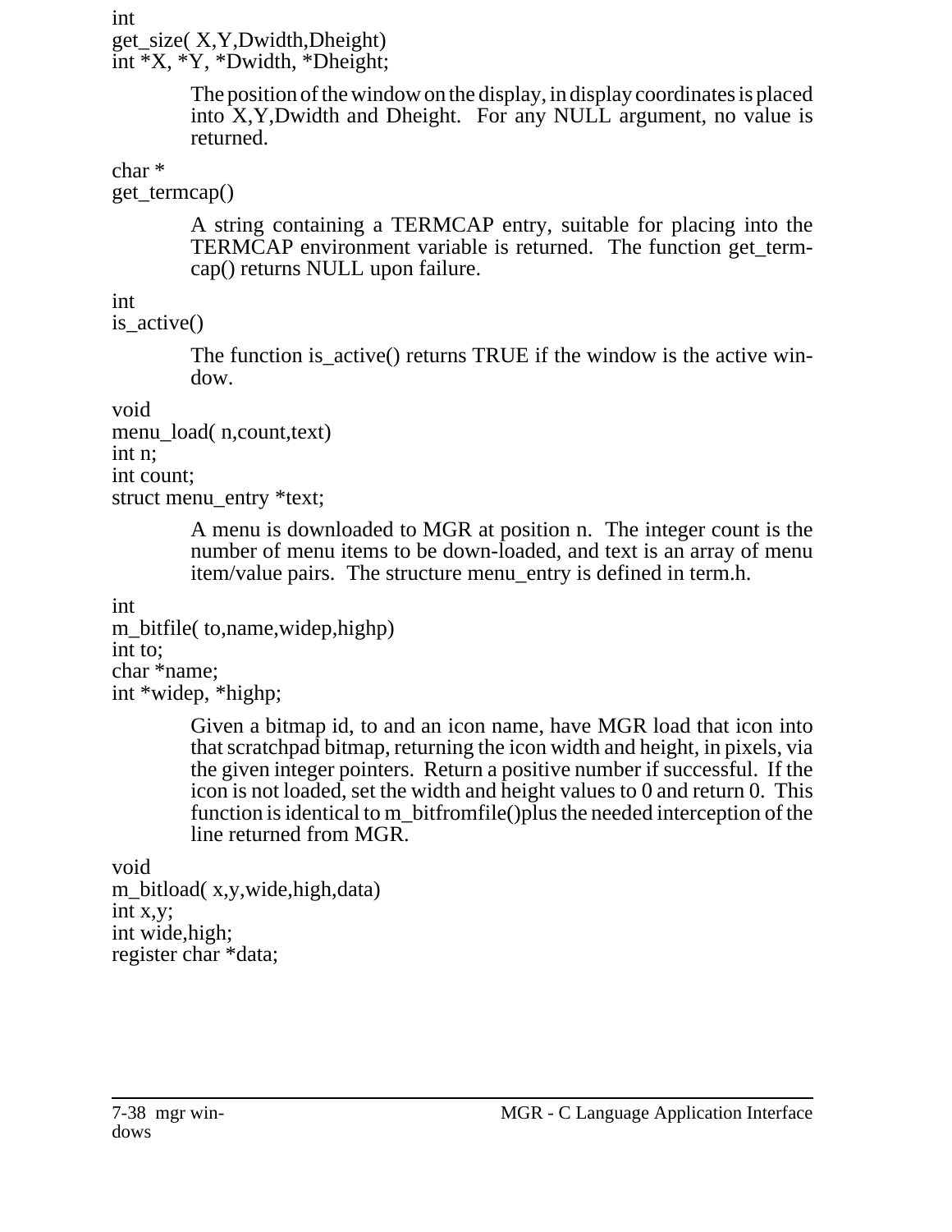```
int
get_size( X,Y,Dwidth,Dheight)
int *X, *Y, *Dwidth, *Dheight;
```

The position of the window on the display, in display coordinates is placed into X,Y,Dwidth and Dheight. For any NULL argument, no value is returned.

```
char *
get_termcap()
```

A string containing a TERMCAP entry, suitable for placing into the TERMCAP environment variable is returned. The function get_termcap() returns NULL upon failure.

```
int
is_active()
```

The function is_active() returns TRUE if the window is the active window.

```
void
menu_load( n,count,text)
int n;
int count;
struct menu_entry *text;
```

A menu is downloaded to MGR at position n. The integer count is the number of menu items to be down-loaded, and text is an array of menu item/value pairs. The structure menu_entry is defined in term.h.

```
int
m_bitfile( to,name,widep,highp)
int to;
char *name;
int *widep, *highp;
```

Given a bitmap id, to and an icon name, have MGR load that icon into that scratchpad bitmap, returning the icon width and height, in pixels, via the given integer pointers. Return a positive number if successful. If the icon is not loaded, set the width and height values to 0 and return 0. This function is identical to m_bitfromfile()plus the needed interception of the line returned from MGR.

```
void
m_bitload( x,y,wide,high,data)
int x,y;
int wide,high;
register char *data;
```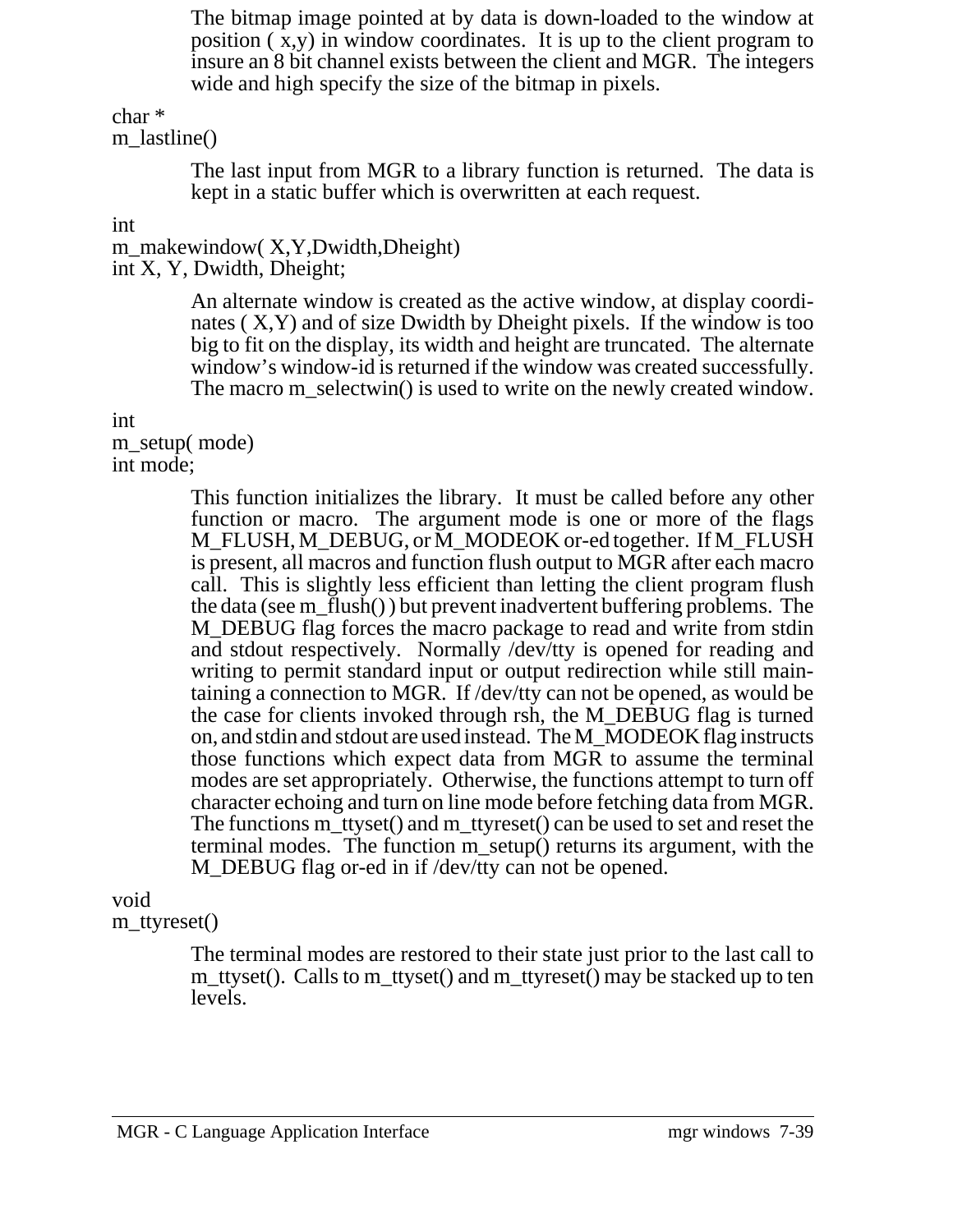The bitmap image pointed at by data is down-loaded to the window at position ( x,y) in window coordinates. It is up to the client program to insure an 8 bit channel exists between the client and MGR. The integers wide and high specify the size of the bitmap in pixels.

char *
m_lastline()

> The last input from MGR to a library function is returned. The data is kept in a static buffer which is overwritten at each request.

int
m_makewindow( X,Y,Dwidth,Dheight)
int X, Y, Dwidth, Dheight;

> An alternate window is created as the active window, at display coordinates ( X,Y) and of size Dwidth by Dheight pixels. If the window is too big to fit on the display, its width and height are truncated. The alternate window's window-id is returned if the window was created successfully. The macro m_selectwin() is used to write on the newly created window.

int
m_setup( mode)
int mode;

> This function initializes the library. It must be called before any other function or macro. The argument mode is one or more of the flags M_FLUSH, M_DEBUG, or M_MODEOK or-ed together. If M_FLUSH is present, all macros and function flush output to MGR after each macro call. This is slightly less efficient than letting the client program flush the data (see m_flush() ) but prevent inadvertent buffering problems. The M_DEBUG flag forces the macro package to read and write from stdin and stdout respectively. Normally /dev/tty is opened for reading and writing to permit standard input or output redirection while still maintaining a connection to MGR. If /dev/tty can not be opened, as would be the case for clients invoked through rsh, the M_DEBUG flag is turned on, and stdin and stdout are used instead. The M_MODEOK flag instructs those functions which expect data from MGR to assume the terminal modes are set appropriately. Otherwise, the functions attempt to turn off character echoing and turn on line mode before fetching data from MGR. The functions m_ttyset() and m_ttyreset() can be used to set and reset the terminal modes. The function m_setup() returns its argument, with the M_DEBUG flag or-ed in if /dev/tty can not be opened.

void
m_ttyreset()

> The terminal modes are restored to their state just prior to the last call to m_ttyset(). Calls to m_ttyset() and m_ttyreset() may be stacked up to ten levels.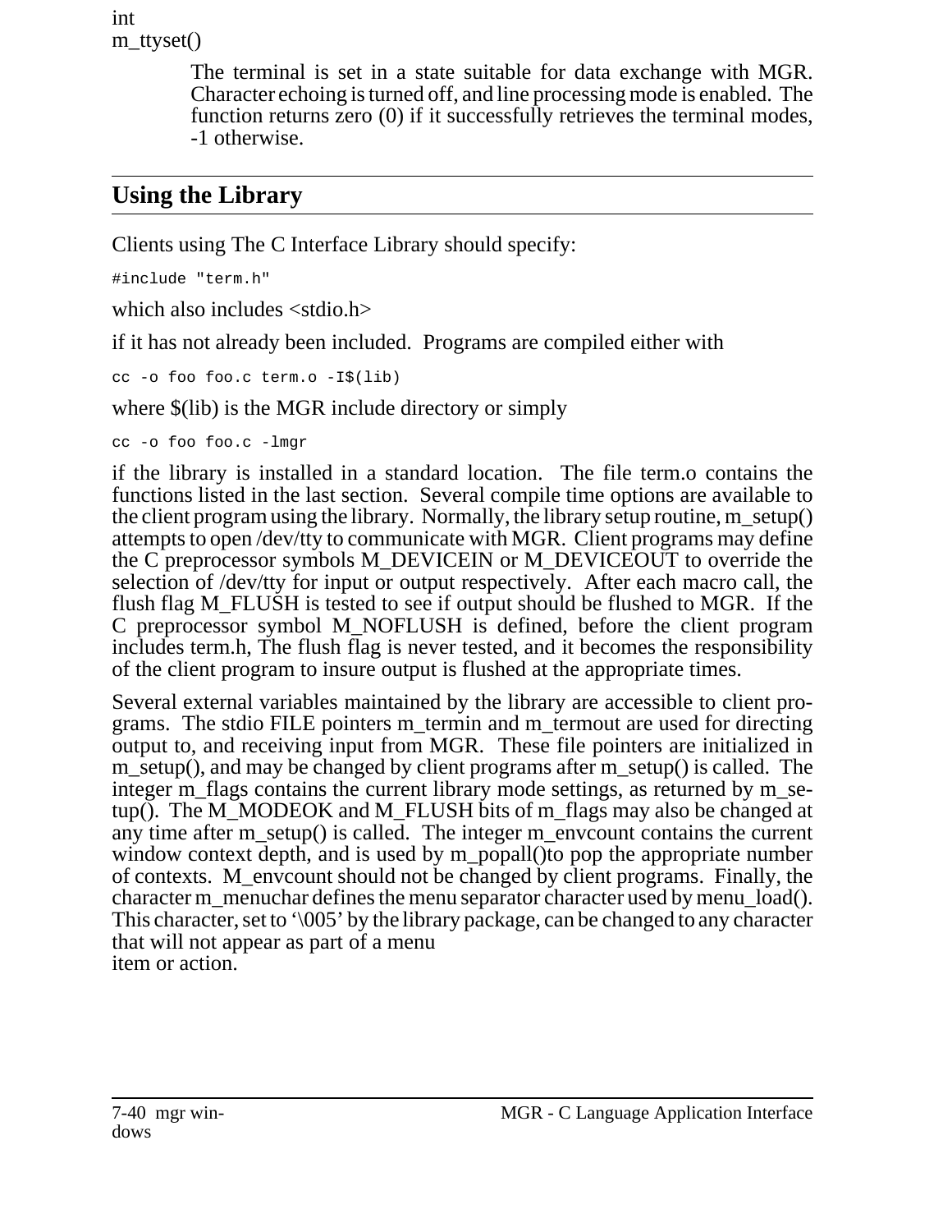int
m_ttyset()

The terminal is set in a state suitable for data exchange with MGR. Character echoing is turned off, and line processing mode is enabled. The function returns zero (0) if it successfully retrieves the terminal modes, -1 otherwise.

## Using the Library

Clients using The C Interface Library should specify:

```
#include "term.h"
```

which also includes <stdio.h>

if it has not already been included. Programs are compiled either with

```
cc -o foo foo.c term.o -I$(lib)
```

where $(lib) is the MGR include directory or simply

```
cc -o foo foo.c -lmgr
```

if the library is installed in a standard location. The file term.o contains the functions listed in the last section. Several compile time options are available to the client program using the library. Normally, the library setup routine, m_setup() attempts to open /dev/tty to communicate with MGR. Client programs may define the C preprocessor symbols M_DEVICEIN or M_DEVICEOUT to override the selection of /dev/tty for input or output respectively. After each macro call, the flush flag M_FLUSH is tested to see if output should be flushed to MGR. If the C preprocessor symbol M_NOFLUSH is defined, before the client program includes term.h, The flush flag is never tested, and it becomes the responsibility of the client program to insure output is flushed at the appropriate times.

Several external variables maintained by the library are accessible to client programs. The stdio FILE pointers m_termin and m_termout are used for directing output to, and receiving input from MGR. These file pointers are initialized in m_setup(), and may be changed by client programs after m_setup() is called. The integer m_flags contains the current library mode settings, as returned by m_setup(). The M_MODEOK and M_FLUSH bits of m_flags may also be changed at any time after m_setup() is called. The integer m_envcount contains the current window context depth, and is used by m_popall()to pop the appropriate number of contexts. M_envcount should not be changed by client programs. Finally, the character m_menuchar defines the menu separator character used by menu_load(). This character, set to '\005' by the library package, can be changed to any character that will not appear as part of a menu
item or action.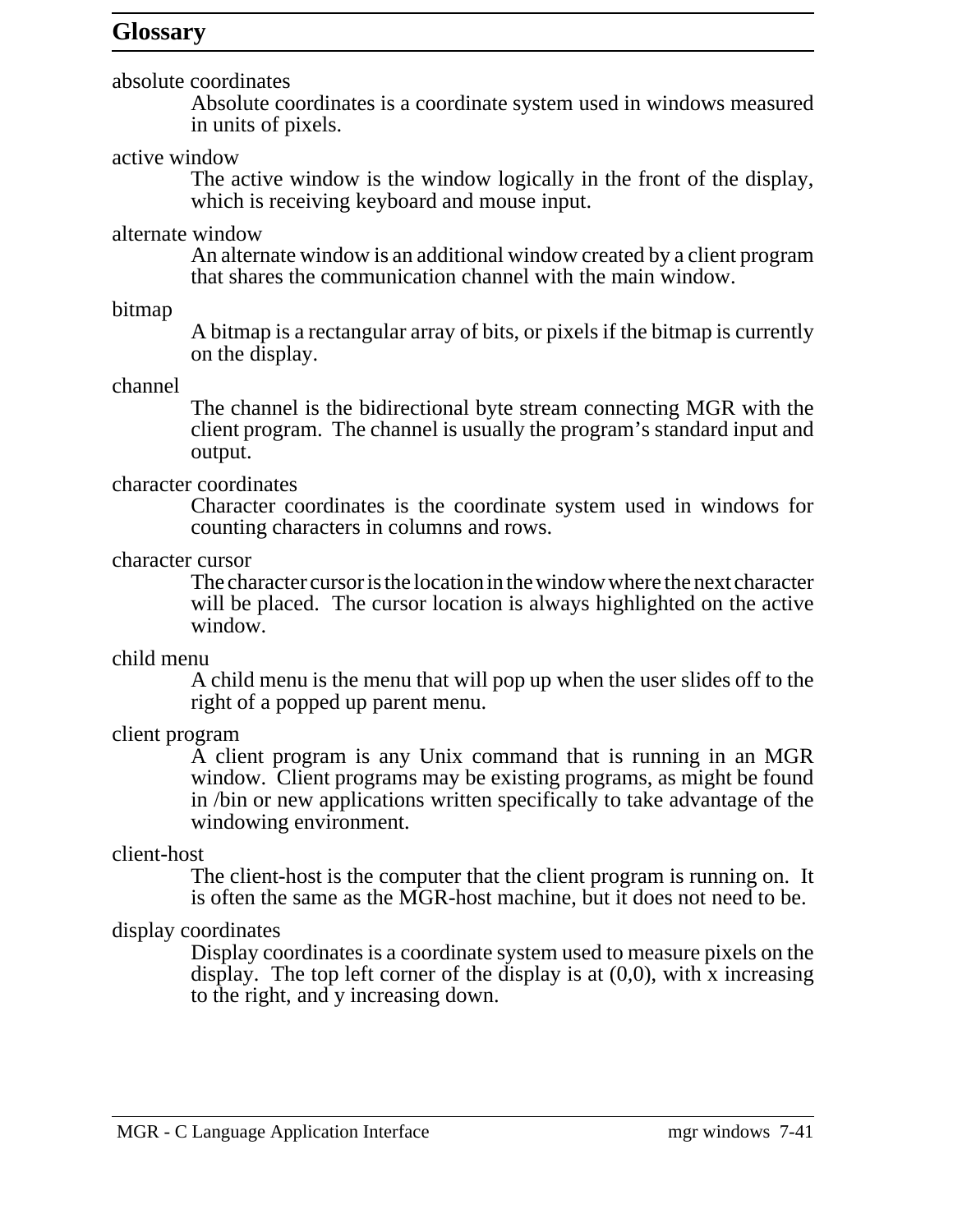## Glossary

absolute coordinates
: Absolute coordinates is a coordinate system used in windows measured in units of pixels.

active window
: The active window is the window logically in the front of the display, which is receiving keyboard and mouse input.

alternate window
: An alternate window is an additional window created by a client program that shares the communication channel with the main window.

bitmap
: A bitmap is a rectangular array of bits, or pixels if the bitmap is currently on the display.

channel
: The channel is the bidirectional byte stream connecting MGR with the client program. The channel is usually the program's standard input and output.

character coordinates
: Character coordinates is the coordinate system used in windows for counting characters in columns and rows.

character cursor
: The character cursor is the location in the window where the next character will be placed. The cursor location is always highlighted on the active window.

child menu
: A child menu is the menu that will pop up when the user slides off to the right of a popped up parent menu.

client program
: A client program is any Unix command that is running in an MGR window. Client programs may be existing programs, as might be found in /bin or new applications written specifically to take advantage of the windowing environment.

client-host
: The client-host is the computer that the client program is running on. It is often the same as the MGR-host machine, but it does not need to be.

display coordinates
: Display coordinates is a coordinate system used to measure pixels on the display. The top left corner of the display is at (0,0), with x increasing to the right, and y increasing down.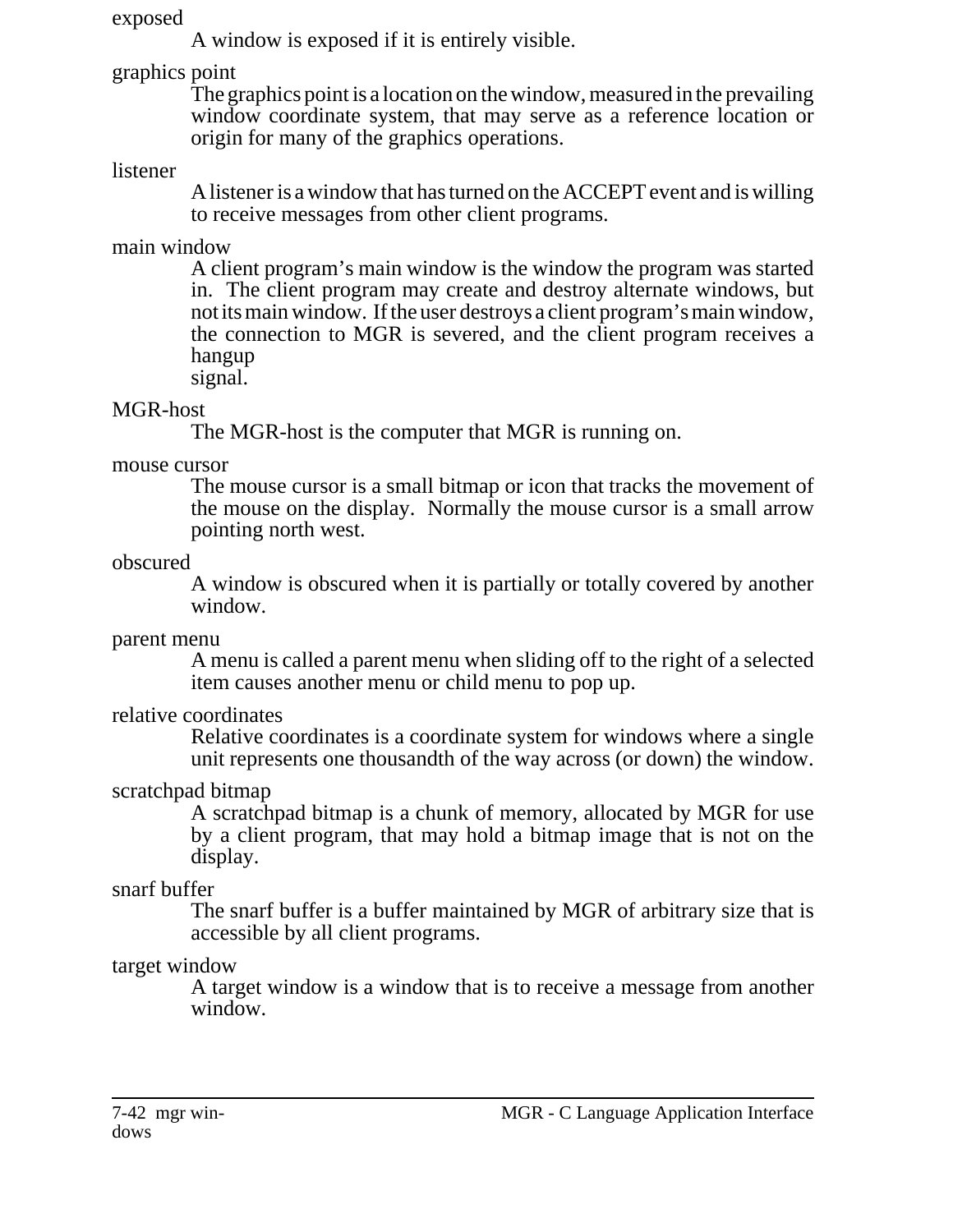exposed

A window is exposed if it is entirely visible.

graphics point

The graphics point is a location on the window, measured in the prevailing window coordinate system, that may serve as a reference location or origin for many of the graphics operations.

listener

A listener is a window that has turned on the ACCEPT event and is willing to receive messages from other client programs.

main window

A client program's main window is the window the program was started in. The client program may create and destroy alternate windows, but not its main window. If the user destroys a client program's main window, the connection to MGR is severed, and the client program receives a hangup signal.

MGR-host

The MGR-host is the computer that MGR is running on.

mouse cursor

The mouse cursor is a small bitmap or icon that tracks the movement of the mouse on the display. Normally the mouse cursor is a small arrow pointing north west.

obscured

A window is obscured when it is partially or totally covered by another window.

parent menu

A menu is called a parent menu when sliding off to the right of a selected item causes another menu or child menu to pop up.

relative coordinates

Relative coordinates is a coordinate system for windows where a single unit represents one thousandth of the way across (or down) the window.

scratchpad bitmap

A scratchpad bitmap is a chunk of memory, allocated by MGR for use by a client program, that may hold a bitmap image that is not on the display.

snarf buffer

The snarf buffer is a buffer maintained by MGR of arbitrary size that is accessible by all client programs.

target window

A target window is a window that is to receive a message from another window.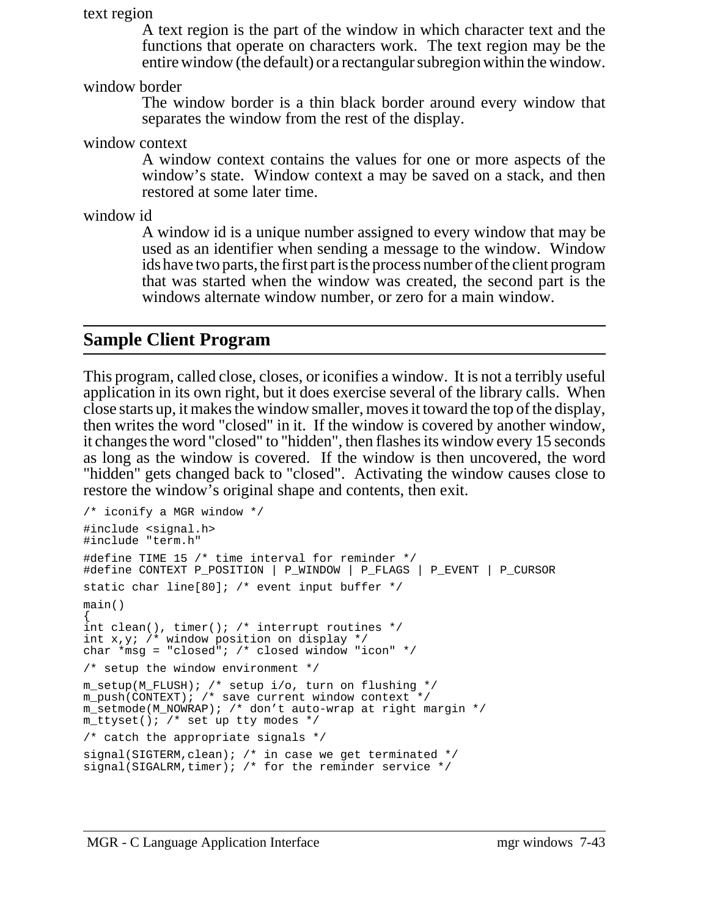text region

A text region is the part of the window in which character text and the functions that operate on characters work. The text region may be the entire window (the default) or a rectangular subregion within the window.

window border

The window border is a thin black border around every window that separates the window from the rest of the display.

window context

A window context contains the values for one or more aspects of the window's state. Window context a may be saved on a stack, and then restored at some later time.

window id

A window id is a unique number assigned to every window that may be used as an identifier when sending a message to the window. Window ids have two parts, the first part is the process number of the client program that was started when the window was created, the second part is the windows alternate window number, or zero for a main window.

## Sample Client Program

This program, called close, closes, or iconifies a window. It is not a terribly useful application in its own right, but it does exercise several of the library calls. When close starts up, it makes the window smaller, moves it toward the top of the display, then writes the word "closed" in it. If the window is covered by another window, it changes the word "closed" to "hidden", then flashes its window every 15 seconds as long as the window is covered. If the window is then uncovered, the word "hidden" gets changed back to "closed". Activating the window causes close to restore the window's original shape and contents, then exit.

```
/* iconify a MGR window */
#include <signal.h>
#include "term.h"
#define TIME 15 /* time interval for reminder */
#define CONTEXT P_POSITION | P_WINDOW | P_FLAGS | P_EVENT | P_CURSOR
static char line[80]; /* event input buffer */
main()
{
int clean(), timer(); /* interrupt routines */
int x,y; /* window position on display */
char *msg = "closed"; /* closed window "icon" */
/* setup the window environment */
m_setup(M_FLUSH); /* setup i/o, turn on flushing */
m_push(CONTEXT); /* save current window context */
m_setmode(M_NOWRAP); /* don't auto-wrap at right margin */
m_ttyset(); /* set up tty modes */
/* catch the appropriate signals */
signal(SIGTERM,clean); /* in case we get terminated */
signal(SIGALRM,timer); /* for the reminder service */
```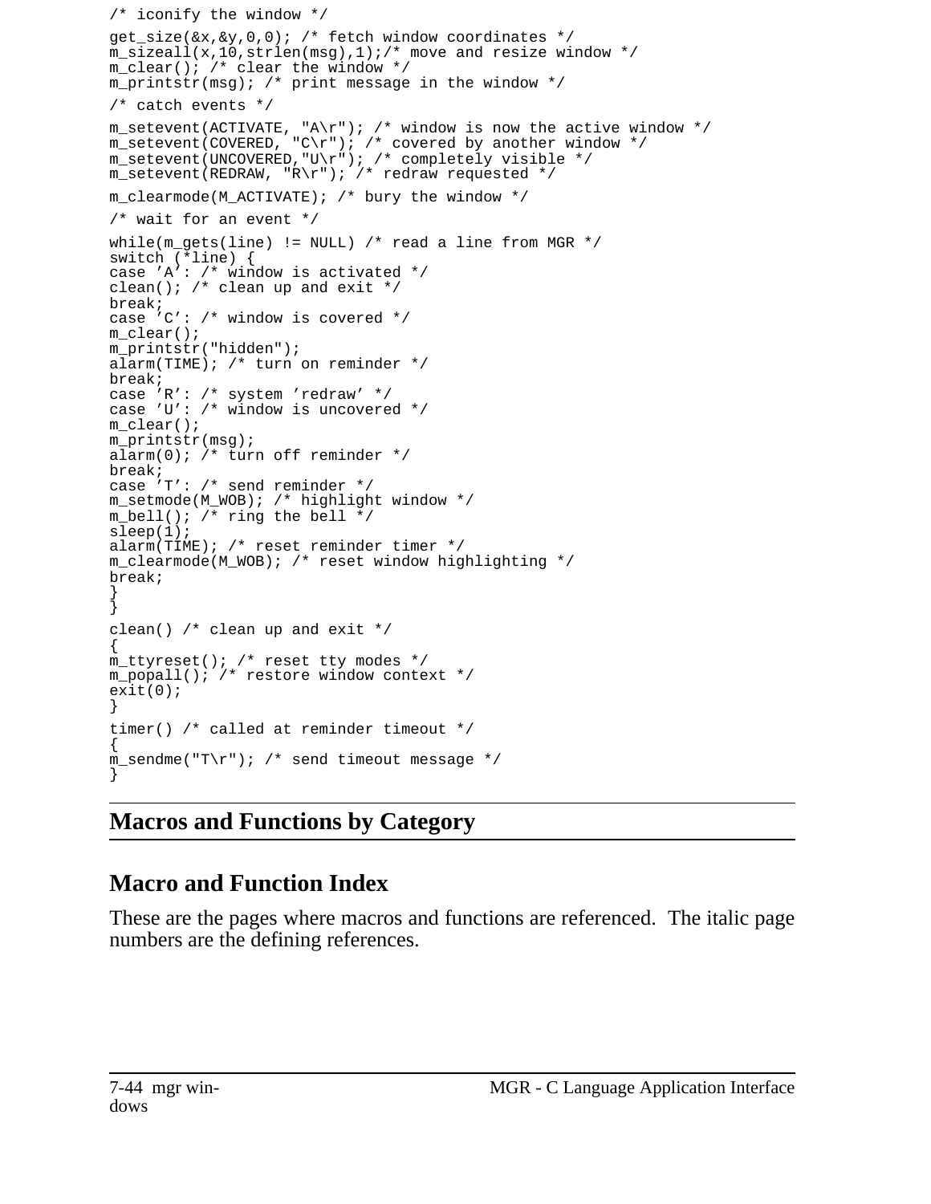```
/* iconify the window */
get_size(&x,&y,0,0); /* fetch window coordinates */
m_sizeall(x,10,strlen(msg),1);/* move and resize window */
m_clear(); /* clear the window */
m_printstr(msg); /* print message in the window */
/* catch events */
m_setevent(ACTIVATE, "A\r"); /* window is now the active window */
m_setevent(COVERED, "C\r"); /* covered by another window */
m_setevent(UNCOVERED,"U\r"); /* completely visible */
m_setevent(REDRAW, "R\r"); /* redraw requested */
m_clearmode(M_ACTIVATE); /* bury the window */
/* wait for an event */
while(m_gets(line) != NULL) /* read a line from MGR */
switch (*line) {
case 'A': /* window is activated */
clean(); /* clean up and exit */
break;
case 'C': /* window is covered */
m_clear();
m_printstr("hidden");
alarm(TIME); /* turn on reminder */
break;
case 'R': /* system 'redraw' */
case 'U': /* window is uncovered */
m_clear();
m_printstr(msg);
alarm(0); /* turn off reminder */
break;
case 'T': /* send reminder */
m_setmode(M_WOB); /* highlight window */
m_bell(); /* ring the bell */
sleep(1);
alarm(TIME); /* reset reminder timer */
m_clearmode(M_WOB); /* reset window highlighting */
break;
}
}
clean() /* clean up and exit */
{
m_ttyreset(); /* reset tty modes */
m_popall(); /* restore window context */
exit(0);
}
timer() /* called at reminder timeout */
{
m_sendme("T\r"); /* send timeout message */
}
```

## Macros and Functions by Category

## Macro and Function Index

These are the pages where macros and functions are referenced. The italic page numbers are the defining references.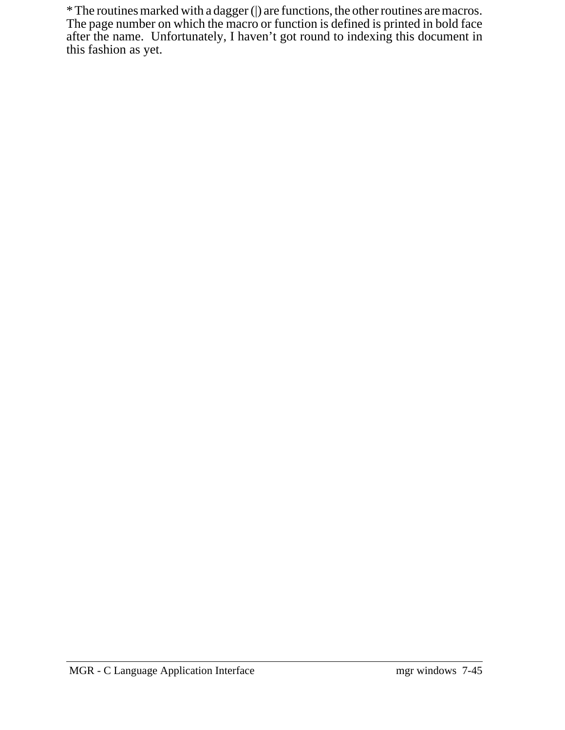* The routines marked with a dagger (|) are functions, the other routines are macros. The page number on which the macro or function is defined is printed in bold face after the name. Unfortunately, I haven't got round to indexing this document in this fashion as yet.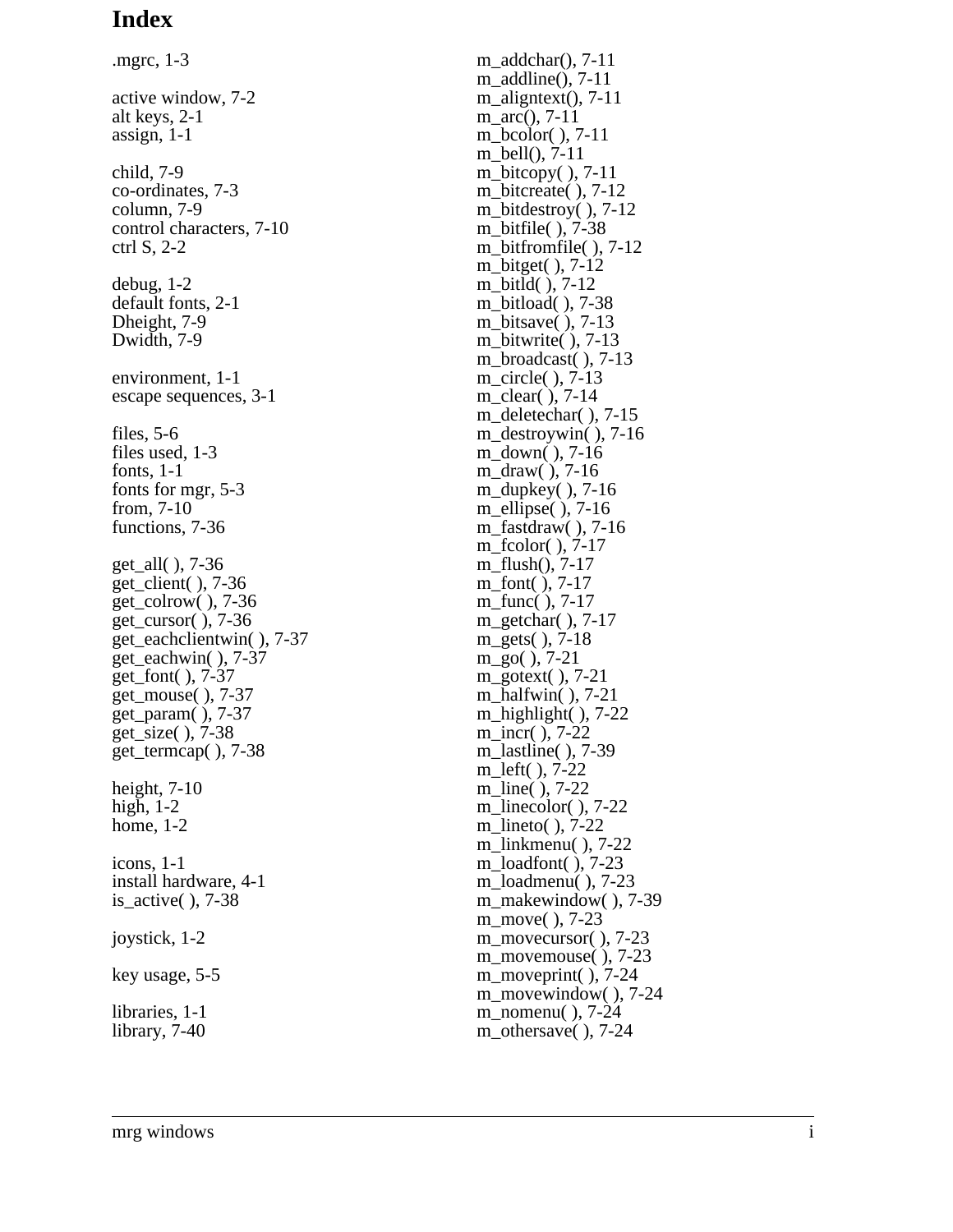# Index

.mgrc, 1-3

active window, 7-2
alt keys, 2-1
assign, 1-1

child, 7-9
co-ordinates, 7-3
column, 7-9
control characters, 7-10
ctrl S, 2-2

debug, 1-2
default fonts, 2-1
Dheight, 7-9
Dwidth, 7-9

environment, 1-1
escape sequences, 3-1

files, 5-6
files used, 1-3
fonts, 1-1
fonts for mgr, 5-3
from, 7-10
functions, 7-36

get_all( ), 7-36
get_client( ), 7-36
get_colrow( ), 7-36
get_cursor( ), 7-36
get_eachclientwin( ), 7-37
get_eachwin( ), 7-37
get_font( ), 7-37
get_mouse( ), 7-37
get_param( ), 7-37
get_size( ), 7-38
get_termcap( ), 7-38

height, 7-10
high, 1-2
home, 1-2

icons, 1-1
install hardware, 4-1
is_active( ), 7-38

joystick, 1-2

key usage, 5-5

libraries, 1-1
library, 7-40

m_addchar(), 7-11
m_addline(), 7-11
m_aligntext(), 7-11
m_arc(), 7-11
m_bcolor( ), 7-11
m_bell(), 7-11
m_bitcopy( ), 7-11
m_bitcreate( ), 7-12
m_bitdestroy( ), 7-12
m_bitfile( ), 7-38
m_bitfromfile( ), 7-12
m_bitget( ), 7-12
m_bitld( ), 7-12
m_bitload( ), 7-38
m_bitsave( ), 7-13
m_bitwrite( ), 7-13
m_broadcast( ), 7-13
m_circle( ), 7-13
m_clear( ), 7-14
m_deletechar( ), 7-15
m_destroywin( ), 7-16
m_down( ), 7-16
m_draw( ), 7-16
m_dupkey( ), 7-16
m_ellipse( ), 7-16
m_fastdraw( ), 7-16
m_fcolor( ), 7-17
m_flush(), 7-17
m_font( ), 7-17
m_func( ), 7-17
m_getchar( ), 7-17
m_gets( ), 7-18
m_go( ), 7-21
m_gotext( ), 7-21
m_halfwin( ), 7-21
m_highlight( ), 7-22
m_incr( ), 7-22
m_lastline( ), 7-39
m_left( ), 7-22
m_line( ), 7-22
m_linecolor( ), 7-22
m_lineto( ), 7-22
m_linkmenu( ), 7-22
m_loadfont( ), 7-23
m_loadmenu( ), 7-23
m_makewindow( ), 7-39
m_move( ), 7-23
m_movecursor( ), 7-23
m_movemouse( ), 7-23
m_moveprint( ), 7-24
m_movewindow( ), 7-24
m_nomenu( ), 7-24
m_othersave( ), 7-24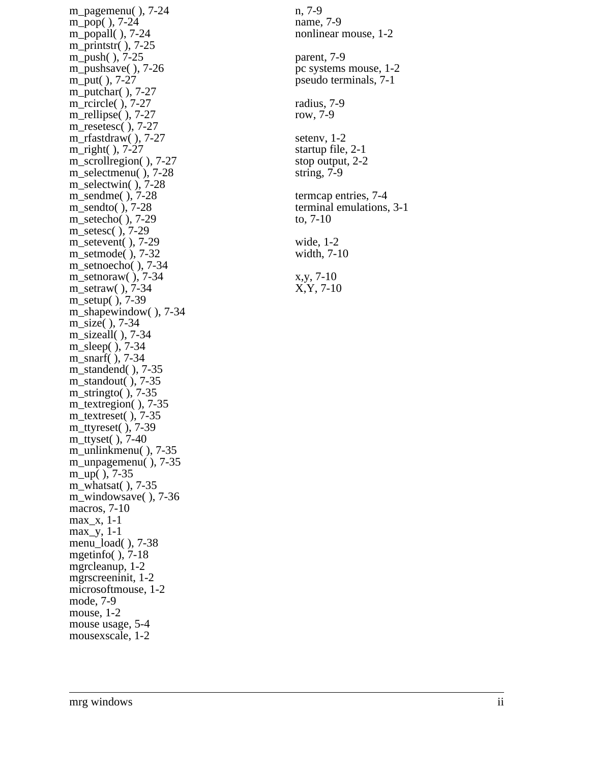m_pagemenu( ), 7-24
m_pop( ), 7-24
m_popall( ), 7-24
m_printstr( ), 7-25
m_push( ), 7-25
m_pushsave( ), 7-26
m_put( ), 7-27
m_putchar( ), 7-27
m_rcircle( ), 7-27
m_rellipse( ), 7-27
m_resetesc( ), 7-27
m_rfastdraw( ), 7-27
m_right( ), 7-27
m_scrollregion( ), 7-27
m_selectmenu( ), 7-28
m_selectwin( ), 7-28
m_sendme( ), 7-28
m_sendto( ), 7-28
m_setecho( ), 7-29
m_setesc( ), 7-29
m_setevent( ), 7-29
m_setmode( ), 7-32
m_setnoecho( ), 7-34
m_setnoraw( ), 7-34
m_setraw( ), 7-34
m_setup( ), 7-39
m_shapewindow( ), 7-34
m_size( ), 7-34
m_sizeall( ), 7-34
m_sleep( ), 7-34
m_snarf( ), 7-34
m_standend( ), 7-35
m_standout( ), 7-35
m_stringto( ), 7-35
m_textregion( ), 7-35
m_textreset( ), 7-35
m_ttyreset( ), 7-39
m_ttyset( ), 7-40
m_unlinkmenu( ), 7-35
m_unpagemenu( ), 7-35
m_up( ), 7-35
m_whatsat( ), 7-35
m_windowsave( ), 7-36
macros, 7-10
max_x, 1-1
max_y, 1-1
menu_load( ), 7-38
mgetinfo( ), 7-18
mgrcleanup, 1-2
mgrscreeninit, 1-2
microsoftmouse, 1-2
mode, 7-9
mouse, 1-2
mouse usage, 5-4
mousexscale, 1-2

n, 7-9
name, 7-9
nonlinear mouse, 1-2

parent, 7-9
pc systems mouse, 1-2
pseudo terminals, 7-1

radius, 7-9
row, 7-9

setenv, 1-2
startup file, 2-1
stop output, 2-2
string, 7-9

termcap entries, 7-4
terminal emulations, 3-1
to, 7-10

wide, 1-2
width, 7-10

x,y, 7-10
X,Y, 7-10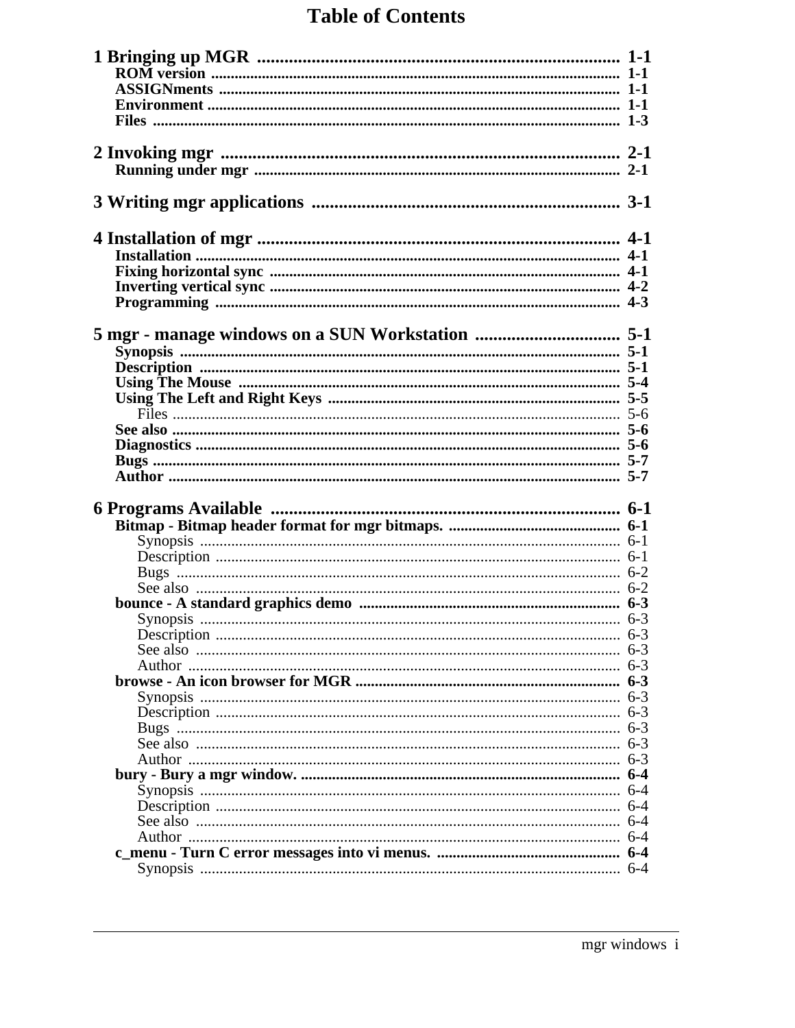# Table of Contents

**1 Bringing up MGR** ........ 1-1
- **ROM version** ........ 1-1
- **ASSIGNments** ........ 1-1
- **Environment** ........ 1-1
- **Files** ........ 1-3

**2 Invoking mgr** ........ 2-1
- **Running under mgr** ........ 2-1

**3 Writing mgr applications** ........ 3-1

**4 Installation of mgr** ........ 4-1
- **Installation** ........ 4-1
- **Fixing horizontal sync** ........ 4-1
- **Inverting vertical sync** ........ 4-2
- **Programming** ........ 4-3

**5 mgr - manage windows on a SUN Workstation** ........ 5-1
- **Synopsis** ........ 5-1
- **Description** ........ 5-1
- **Using The Mouse** ........ 5-4
- **Using The Left and Right Keys** ........ 5-5
  - Files ........ 5-6
- **See also** ........ 5-6
- **Diagnostics** ........ 5-6
- **Bugs** ........ 5-7
- **Author** ........ 5-7

**6 Programs Available** ........ 6-1
- **Bitmap - Bitmap header format for mgr bitmaps.** ........ 6-1
  - Synopsis ........ 6-1
  - Description ........ 6-1
  - Bugs ........ 6-2
  - See also ........ 6-2
- **bounce - A standard graphics demo** ........ 6-3
  - Synopsis ........ 6-3
  - Description ........ 6-3
  - See also ........ 6-3
  - Author ........ 6-3
- **browse - An icon browser for MGR** ........ 6-3
  - Synopsis ........ 6-3
  - Description ........ 6-3
  - Bugs ........ 6-3
  - See also ........ 6-3
  - Author ........ 6-3
- **bury - Bury a mgr window.** ........ 6-4
  - Synopsis ........ 6-4
  - Description ........ 6-4
  - See also ........ 6-4
  - Author ........ 6-4
- **c_menu - Turn C error messages into vi menus.** ........ 6-4
  - Synopsis ........ 6-4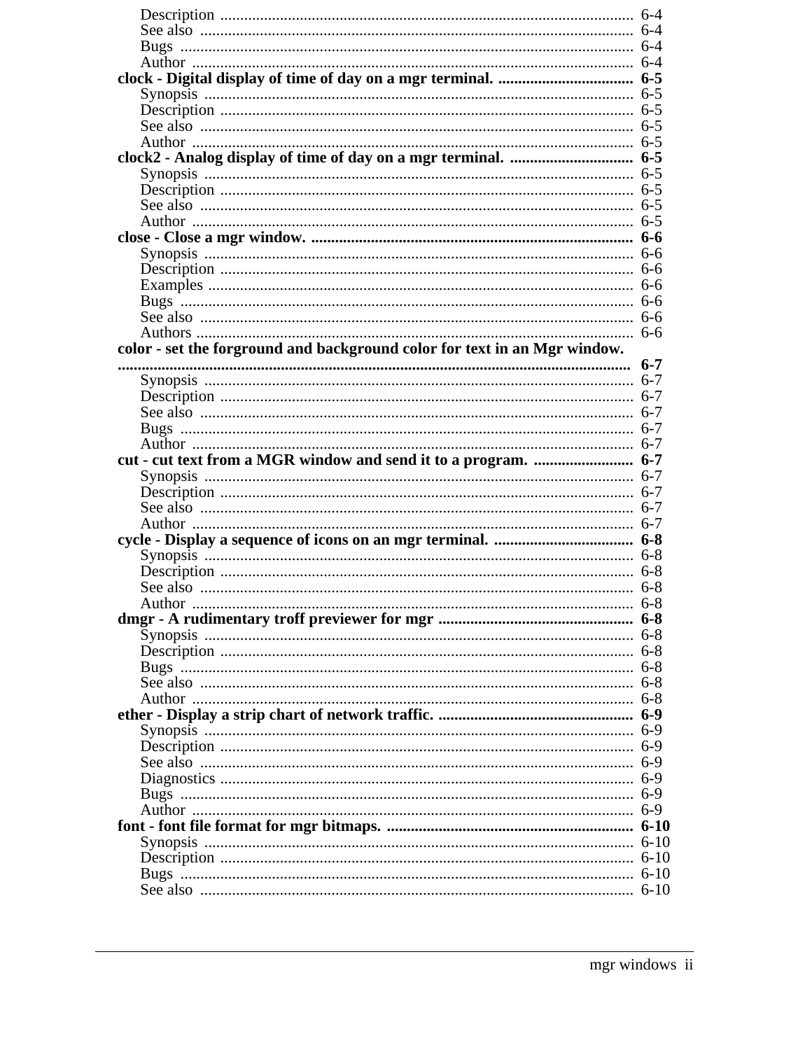Description ........................................................................................................ 6-4
See also ............................................................................................................. 6-4
Bugs .................................................................................................................. 6-4
Author ............................................................................................................... 6-4

**clock - Digital display of time of day on a mgr terminal. .................................. 6-5**

Synopsis ............................................................................................................ 6-5
Description ........................................................................................................ 6-5
See also ............................................................................................................. 6-5
Author ............................................................................................................... 6-5

**clock2 - Analog display of time of day on a mgr terminal. ............................... 6-5**

Synopsis ............................................................................................................ 6-5
Description ........................................................................................................ 6-5
See also ............................................................................................................. 6-5
Author ............................................................................................................... 6-5

**close - Close a mgr window. ................................................................................ 6-6**

Synopsis ............................................................................................................ 6-6
Description ........................................................................................................ 6-6
Examples ........................................................................................................... 6-6
Bugs .................................................................................................................. 6-6
See also ............................................................................................................. 6-6
Authors .............................................................................................................. 6-6

**color - set the forground and background color for text in an Mgr window. ................................................................................................................................ 6-7**

Synopsis ............................................................................................................ 6-7
Description ........................................................................................................ 6-7
See also ............................................................................................................. 6-7
Bugs .................................................................................................................. 6-7
Author ............................................................................................................... 6-7

**cut - cut text from a MGR window and send it to a program. ......................... 6-7**

Synopsis ............................................................................................................ 6-7
Description ........................................................................................................ 6-7
See also ............................................................................................................. 6-7
Author ............................................................................................................... 6-7

**cycle - Display a sequence of icons on an mgr terminal. ................................... 6-8**

Synopsis ............................................................................................................ 6-8
Description ........................................................................................................ 6-8
See also ............................................................................................................. 6-8
Author ............................................................................................................... 6-8

**dmgr - A rudimentary troff previewer for mgr ................................................. 6-8**

Synopsis ............................................................................................................ 6-8
Description ........................................................................................................ 6-8
Bugs .................................................................................................................. 6-8
See also ............................................................................................................. 6-8
Author ............................................................................................................... 6-8

**ether - Display a strip chart of network traffic. ................................................. 6-9**

Synopsis ............................................................................................................ 6-9
Description ........................................................................................................ 6-9
See also ............................................................................................................. 6-9
Diagnostics ........................................................................................................ 6-9
Bugs .................................................................................................................. 6-9
Author ............................................................................................................... 6-9

**font - font file format for mgr bitmaps. ............................................................. 6-10**

Synopsis ............................................................................................................ 6-10
Description ........................................................................................................ 6-10
Bugs .................................................................................................................. 6-10
See also ............................................................................................................. 6-10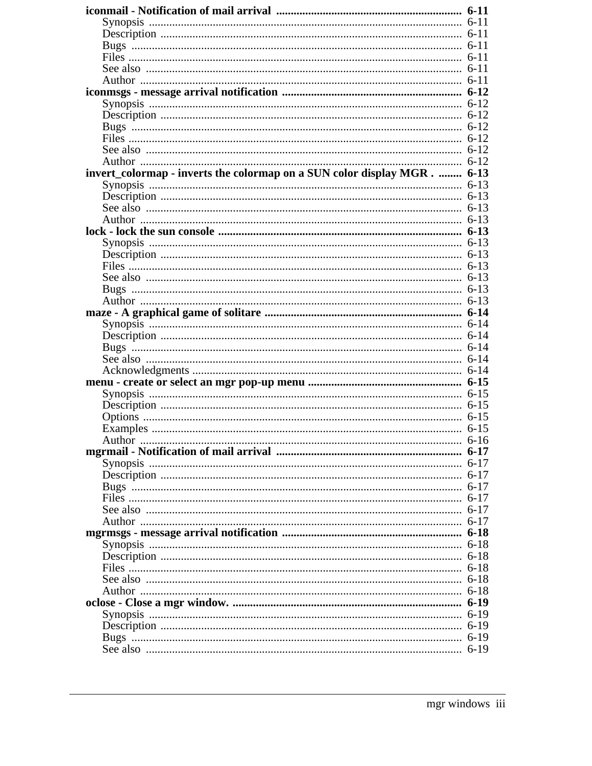**iconmail - Notification of mail arrival** ........................................................ **6-11**

- Synopsis ........................................................................................ 6-11
- Description .................................................................................... 6-11
- Bugs .............................................................................................. 6-11
- Files ............................................................................................... 6-11
- See also ......................................................................................... 6-11
- Author ........................................................................................... 6-11

**iconmsgs - message arrival notification** ...................................................... **6-12**

- Synopsis ........................................................................................ 6-12
- Description .................................................................................... 6-12
- Bugs .............................................................................................. 6-12
- Files ............................................................................................... 6-12
- See also ......................................................................................... 6-12
- Author ........................................................................................... 6-12

**invert_colormap - inverts the colormap on a SUN color display MGR .** ........ **6-13**

- Synopsis ........................................................................................ 6-13
- Description .................................................................................... 6-13
- See also ......................................................................................... 6-13
- Author ........................................................................................... 6-13

**lock - lock the sun console** ........................................................................... **6-13**

- Synopsis ........................................................................................ 6-13
- Description .................................................................................... 6-13
- Files ............................................................................................... 6-13
- See also ......................................................................................... 6-13
- Bugs .............................................................................................. 6-13
- Author ........................................................................................... 6-13

**maze - A graphical game of solitare** ............................................................. **6-14**

- Synopsis ........................................................................................ 6-14
- Description .................................................................................... 6-14
- Bugs .............................................................................................. 6-14
- See also ......................................................................................... 6-14
- Acknowledgments ......................................................................... 6-14

**menu - create or select an mgr pop-up menu** ............................................... **6-15**

- Synopsis ........................................................................................ 6-15
- Description .................................................................................... 6-15
- Options .......................................................................................... 6-15
- Examples ....................................................................................... 6-15
- Author ........................................................................................... 6-16

**mgrmail - Notification of mail arrival** .......................................................... **6-17**

- Synopsis ........................................................................................ 6-17
- Description .................................................................................... 6-17
- Bugs .............................................................................................. 6-17
- Files ............................................................................................... 6-17
- See also ......................................................................................... 6-17
- Author ........................................................................................... 6-17

**mgrmsgs - message arrival notification** ....................................................... **6-18**

- Synopsis ........................................................................................ 6-18
- Description .................................................................................... 6-18
- Files ............................................................................................... 6-18
- See also ......................................................................................... 6-18
- Author ........................................................................................... 6-18

**oclose - Close a mgr window.** ...................................................................... **6-19**

- Synopsis ........................................................................................ 6-19
- Description .................................................................................... 6-19
- Bugs .............................................................................................. 6-19
- See also ......................................................................................... 6-19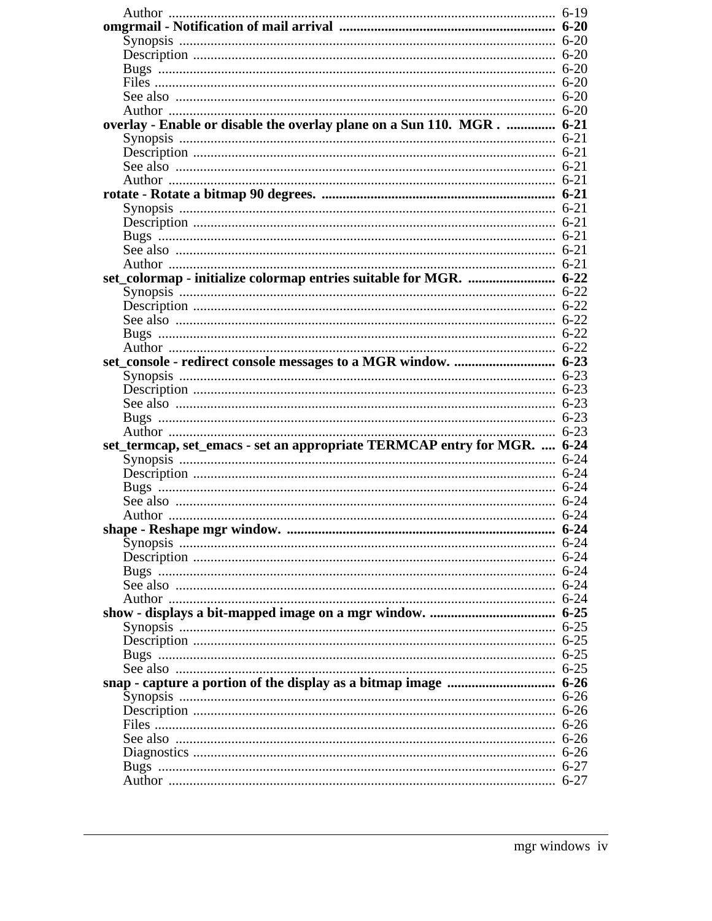Author ........................................................................................................ 6-19

**omgrmail - Notification of mail arrival ............................................................ 6-20**

Synopsis ..................................................................................................... 6-20
Description ................................................................................................. 6-20
Bugs ........................................................................................................... 6-20
Files ............................................................................................................ 6-20
See also ...................................................................................................... 6-20
Author ........................................................................................................ 6-20

**overlay - Enable or disable the overlay plane on a Sun 110. MGR . ............. 6-21**

Synopsis ..................................................................................................... 6-21
Description ................................................................................................. 6-21
See also ...................................................................................................... 6-21
Author ........................................................................................................ 6-21

**rotate - Rotate a bitmap 90 degrees. ................................................................. 6-21**

Synopsis ..................................................................................................... 6-21
Description ................................................................................................. 6-21
Bugs ........................................................................................................... 6-21
See also ...................................................................................................... 6-21
Author ........................................................................................................ 6-21

**set_colormap - initialize colormap entries suitable for MGR. ........................ 6-22**

Synopsis ..................................................................................................... 6-22
Description ................................................................................................. 6-22
See also ...................................................................................................... 6-22
Bugs ........................................................................................................... 6-22
Author ........................................................................................................ 6-22

**set_console - redirect console messages to a MGR window. ............................ 6-23**

Synopsis ..................................................................................................... 6-23
Description ................................................................................................. 6-23
See also ...................................................................................................... 6-23
Bugs ........................................................................................................... 6-23
Author ........................................................................................................ 6-23

**set_termcap, set_emacs - set an appropriate TERMCAP entry for MGR. .... 6-24**

Synopsis ..................................................................................................... 6-24
Description ................................................................................................. 6-24
Bugs ........................................................................................................... 6-24
See also ...................................................................................................... 6-24
Author ........................................................................................................ 6-24

**shape - Reshape mgr window. ........................................................................... 6-24**

Synopsis ..................................................................................................... 6-24
Description ................................................................................................. 6-24
Bugs ........................................................................................................... 6-24
See also ...................................................................................................... 6-24
Author ........................................................................................................ 6-24

**show - displays a bit-mapped image on a mgr window. .................................. 6-25**

Synopsis ..................................................................................................... 6-25
Description ................................................................................................. 6-25
Bugs ........................................................................................................... 6-25
See also ...................................................................................................... 6-25

**snap - capture a portion of the display as a bitmap image .............................. 6-26**

Synopsis ..................................................................................................... 6-26
Description ................................................................................................. 6-26
Files ............................................................................................................ 6-26
See also ...................................................................................................... 6-26
Diagnostics ................................................................................................. 6-26
Bugs ........................................................................................................... 6-27
Author ........................................................................................................ 6-27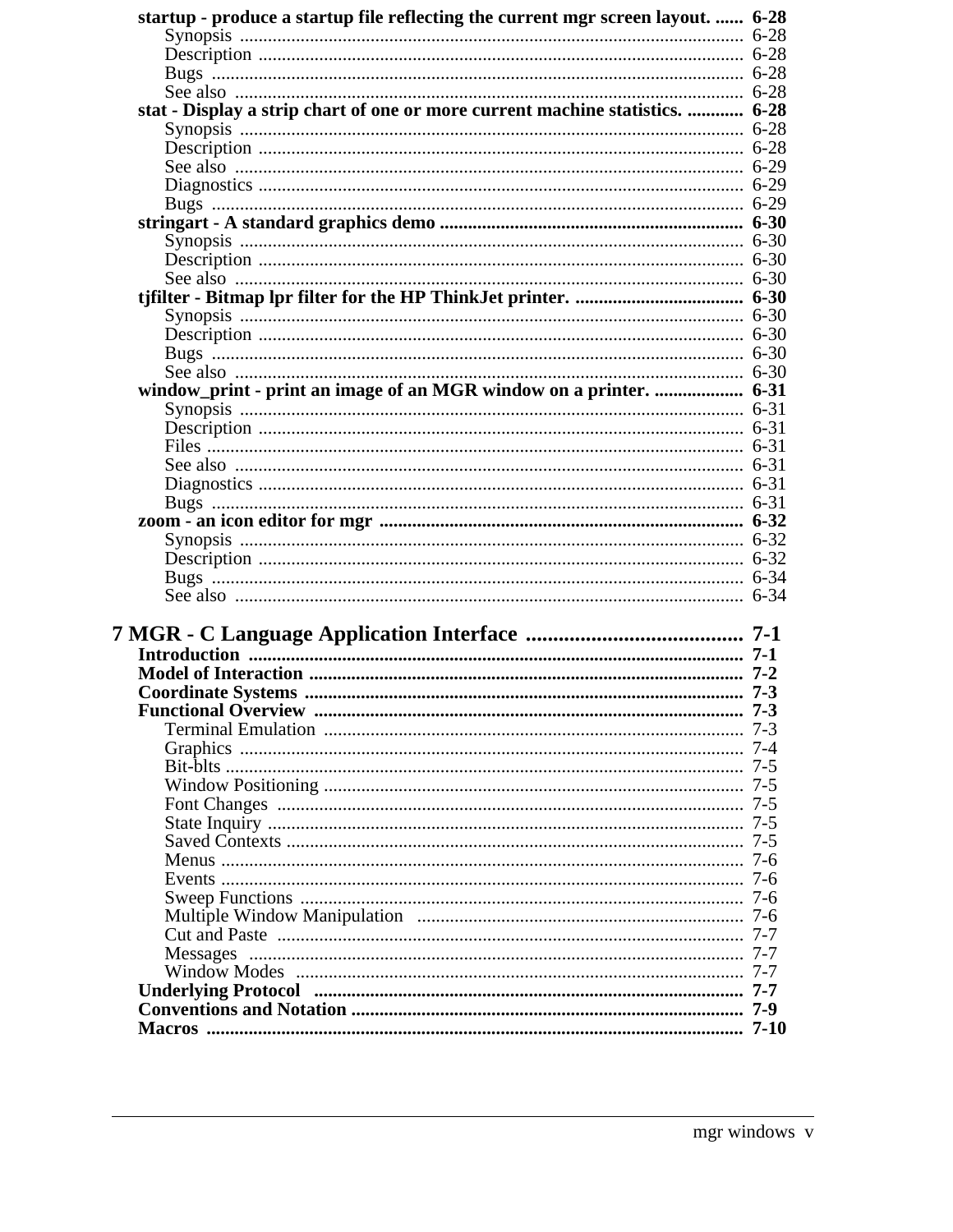**startup - produce a startup file reflecting the current mgr screen layout. ...... 6-28**
- Synopsis ........................................................................................... 6-28
- Description ....................................................................................... 6-28
- Bugs ................................................................................................. 6-28
- See also ............................................................................................ 6-28

**stat - Display a strip chart of one or more current machine statistics. ............ 6-28**
- Synopsis ........................................................................................... 6-28
- Description ....................................................................................... 6-28
- See also ............................................................................................ 6-29
- Diagnostics ....................................................................................... 6-29
- Bugs ................................................................................................. 6-29

**stringart - A standard graphics demo ................................................................ 6-30**
- Synopsis ........................................................................................... 6-30
- Description ....................................................................................... 6-30
- See also ............................................................................................ 6-30

**tjfilter - Bitmap lpr filter for the HP ThinkJet printer. .................................... 6-30**
- Synopsis ........................................................................................... 6-30
- Description ....................................................................................... 6-30
- Bugs ................................................................................................. 6-30
- See also ............................................................................................ 6-30

**window_print - print an image of an MGR window on a printer. .................. 6-31**
- Synopsis ........................................................................................... 6-31
- Description ....................................................................................... 6-31
- Files .................................................................................................. 6-31
- See also ............................................................................................ 6-31
- Diagnostics ....................................................................................... 6-31
- Bugs ................................................................................................. 6-31

**zoom - an icon editor for mgr ............................................................................ 6-32**
- Synopsis ........................................................................................... 6-32
- Description ....................................................................................... 6-32
- Bugs ................................................................................................. 6-34
- See also ............................................................................................ 6-34

# 7 MGR - C Language Application Interface ........................................ 7-1

**Introduction ......................................................................................................... 7-1**

**Model of Interaction ............................................................................................ 7-2**

**Coordinate Systems ............................................................................................. 7-3**

**Functional Overview ........................................................................................... 7-3**
- Terminal Emulation .......................................................................... 7-3
- Graphics ............................................................................................ 7-4
- Bit-blts .............................................................................................. 7-5
- Window Positioning .......................................................................... 7-5
- Font Changes .................................................................................... 7-5
- State Inquiry ...................................................................................... 7-5
- Saved Contexts .................................................................................. 7-5
- Menus ................................................................................................ 7-6
- Events ................................................................................................ 7-6
- Sweep Functions ............................................................................... 7-6
- Multiple Window Manipulation ....................................................... 7-6
- Cut and Paste .................................................................................... 7-7
- Messages ........................................................................................... 7-7
- Window Modes ................................................................................. 7-7

**Underlying Protocol ............................................................................................ 7-7**

**Conventions and Notation ................................................................................... 7-9**

**Macros .................................................................................................................. 7-10**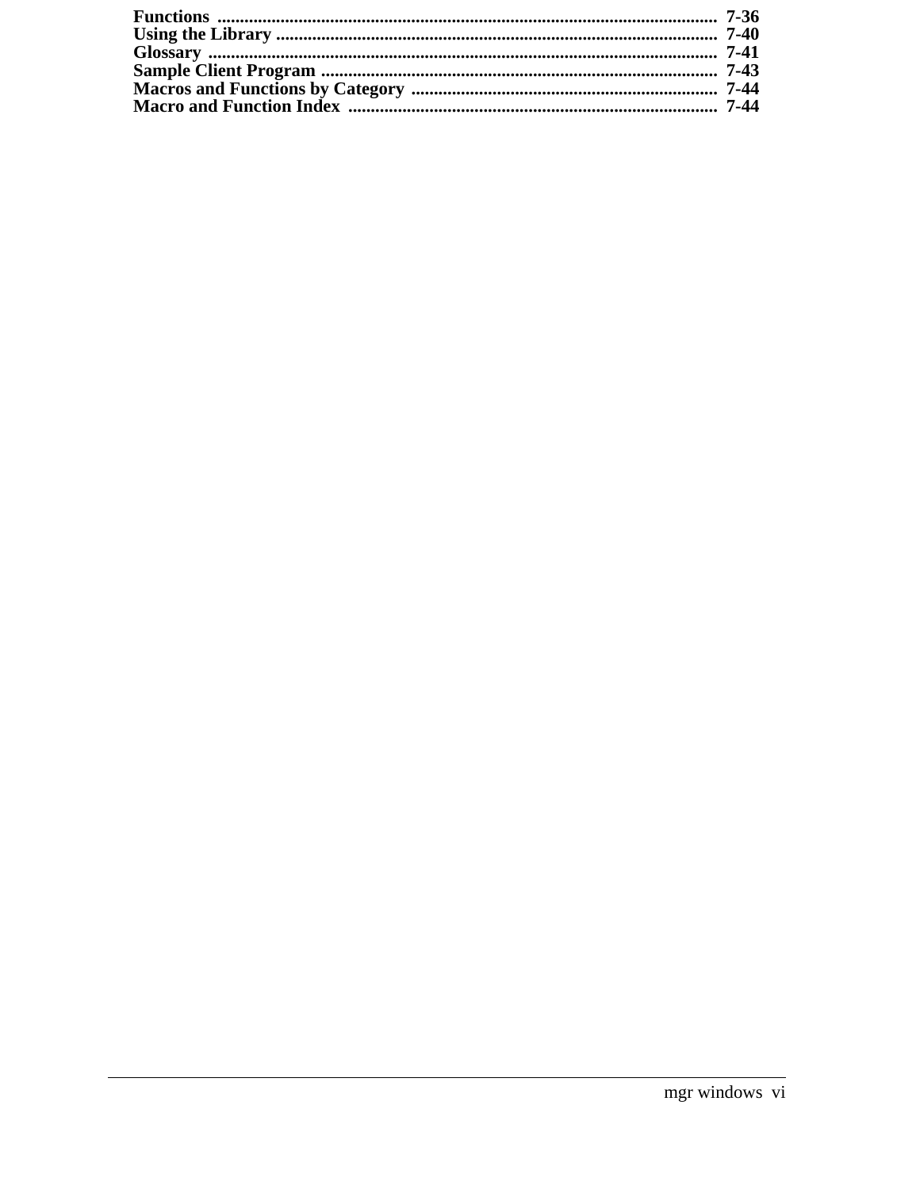**Functions** ............................................................................................................ **7-36**
**Using the Library** ................................................................................................. **7-40**
**Glossary** ................................................................................................................ **7-41**
**Sample Client Program** ........................................................................................ **7-43**
**Macros and Functions by Category** .................................................................... **7-44**
**Macro and Function Index** .................................................................................. **7-44**